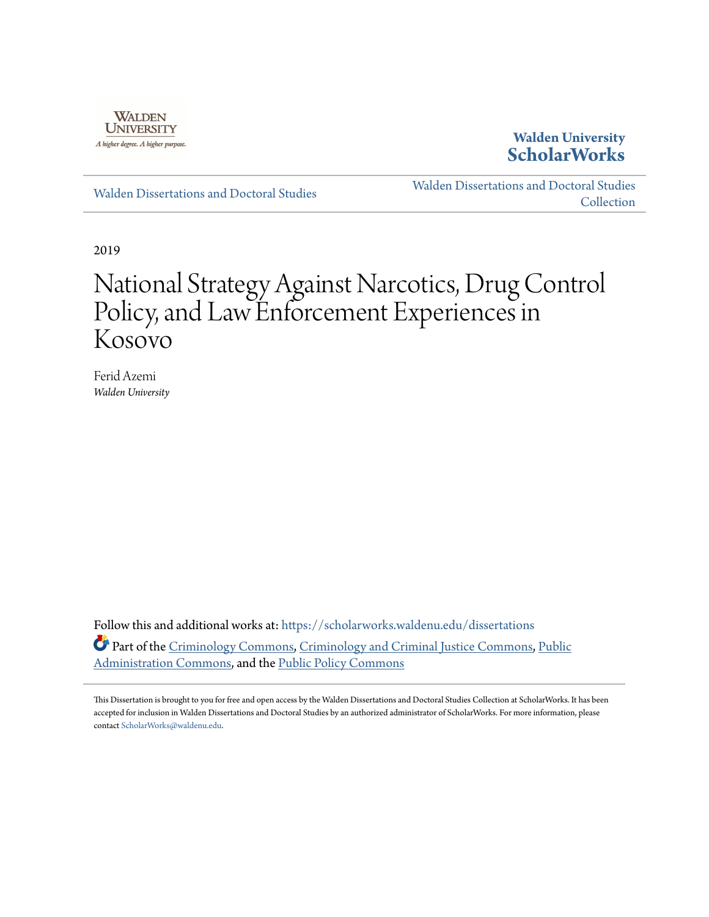Walden University

A higher degree. A higher purpose.

**Walden University ScholarWorks**

Walden Dissertations and Doctoral Studies

Walden Dissertations and Doctoral Studies Collection

2019

# National Strategy Against Narcotics, Drug Control Policy, and Law Enforcement Experiences in Kosovo

Ferid Azemi

*Walden University*

Follow this and additional works at: https://scholarworks.waldenu.edu/dissertations

Part of the Criminology Commons, Criminology and Criminal Justice Commons, Public Administration Commons, and the Public Policy Commons

This Dissertation is brought to you for free and open access by the Walden Dissertations and Doctoral Studies Collection at ScholarWorks. It has been accepted for inclusion in Walden Dissertations and Doctoral Studies by an authorized administrator of ScholarWorks. For more information, please contact ScholarWorks@waldenu.edu.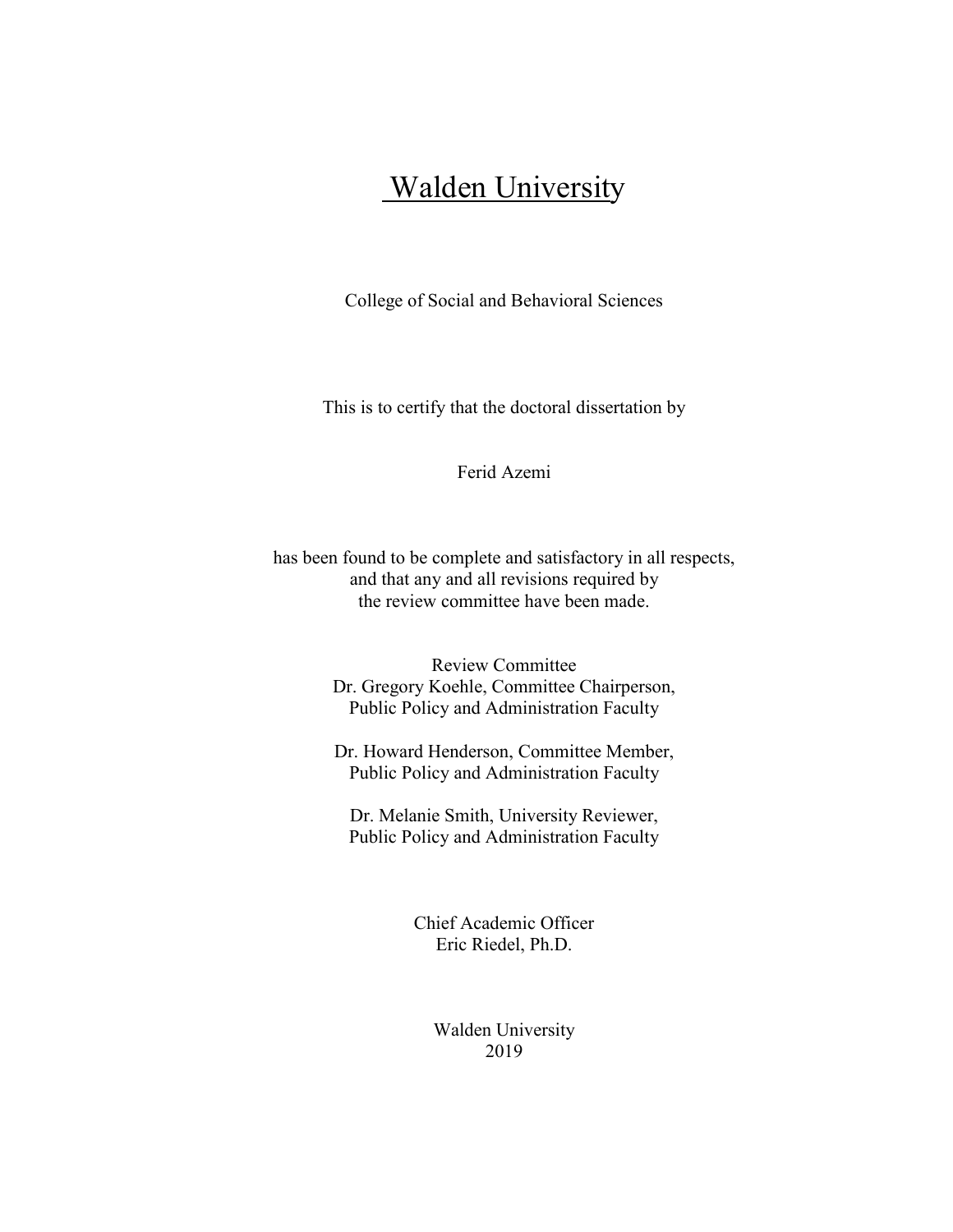# Walden University

College of Social and Behavioral Sciences

This is to certify that the doctoral dissertation by

Ferid Azemi

has been found to be complete and satisfactory in all respects,
and that any and all revisions required by
the review committee have been made.

Review Committee
Dr. Gregory Koehle, Committee Chairperson,
Public Policy and Administration Faculty

Dr. Howard Henderson, Committee Member,
Public Policy and Administration Faculty

Dr. Melanie Smith, University Reviewer,
Public Policy and Administration Faculty

Chief Academic Officer
Eric Riedel, Ph.D.

Walden University
2019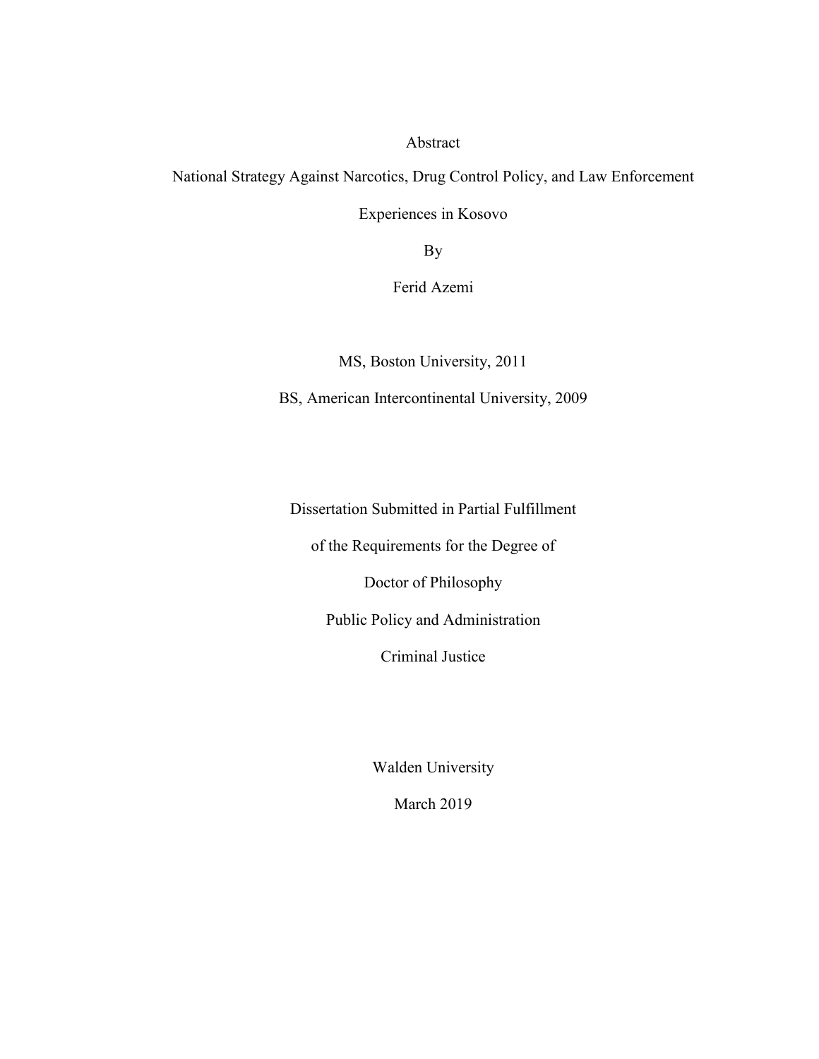Abstract

National Strategy Against Narcotics, Drug Control Policy, and Law Enforcement Experiences in Kosovo

By

Ferid Azemi

MS, Boston University, 2011

BS, American Intercontinental University, 2009

Dissertation Submitted in Partial Fulfillment

of the Requirements for the Degree of

Doctor of Philosophy

Public Policy and Administration

Criminal Justice

Walden University

March 2019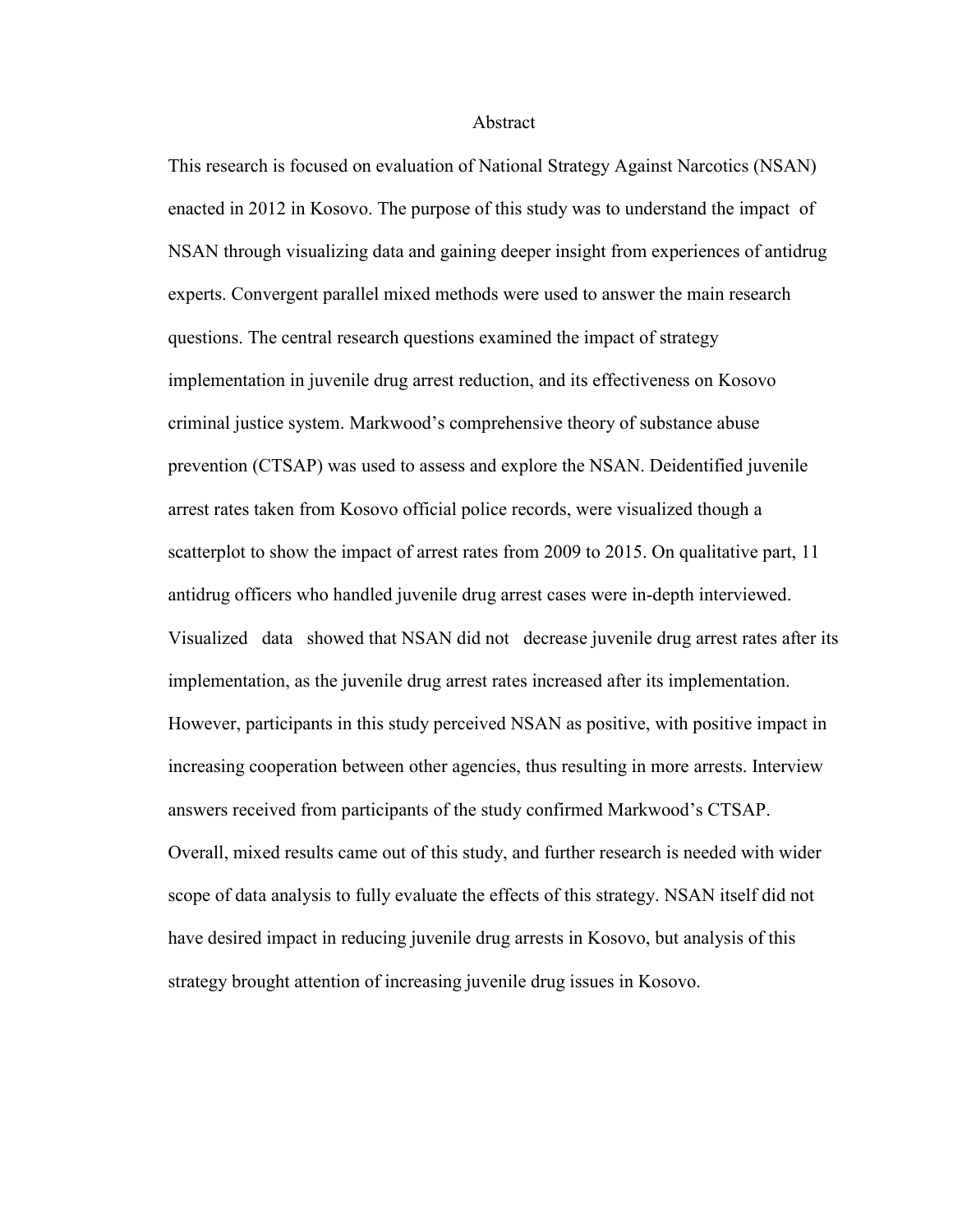# Abstract

This research is focused on evaluation of National Strategy Against Narcotics (NSAN) enacted in 2012 in Kosovo. The purpose of this study was to understand the impact of NSAN through visualizing data and gaining deeper insight from experiences of antidrug experts. Convergent parallel mixed methods were used to answer the main research questions. The central research questions examined the impact of strategy implementation in juvenile drug arrest reduction, and its effectiveness on Kosovo criminal justice system. Markwood's comprehensive theory of substance abuse prevention (CTSAP) was used to assess and explore the NSAN. Deidentified juvenile arrest rates taken from Kosovo official police records, were visualized though a scatterplot to show the impact of arrest rates from 2009 to 2015. On qualitative part, 11 antidrug officers who handled juvenile drug arrest cases were in-depth interviewed. Visualized data showed that NSAN did not decrease juvenile drug arrest rates after its implementation, as the juvenile drug arrest rates increased after its implementation. However, participants in this study perceived NSAN as positive, with positive impact in increasing cooperation between other agencies, thus resulting in more arrests. Interview answers received from participants of the study confirmed Markwood's CTSAP. Overall, mixed results came out of this study, and further research is needed with wider scope of data analysis to fully evaluate the effects of this strategy. NSAN itself did not have desired impact in reducing juvenile drug arrests in Kosovo, but analysis of this strategy brought attention of increasing juvenile drug issues in Kosovo.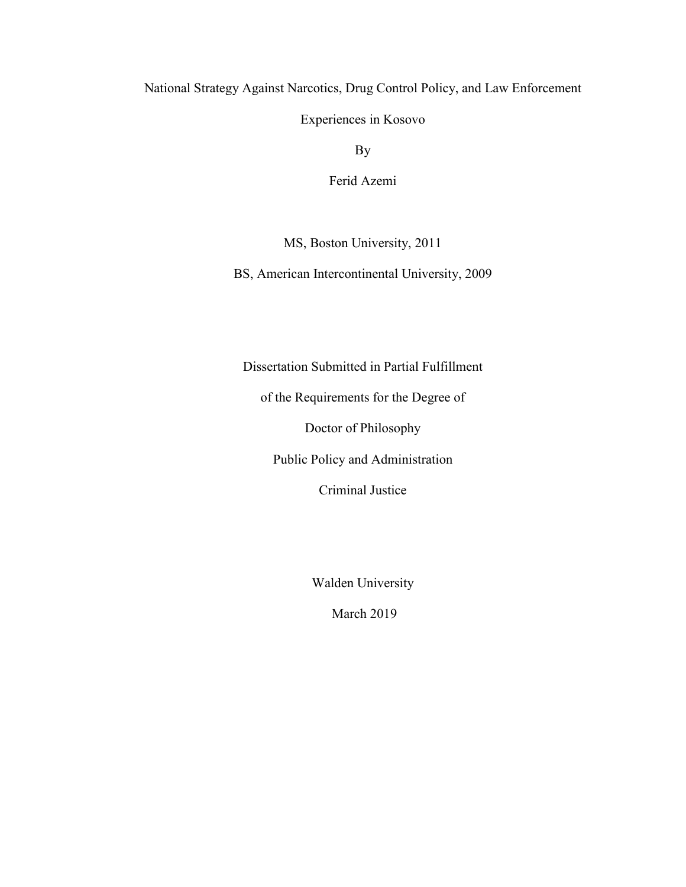# National Strategy Against Narcotics, Drug Control Policy, and Law Enforcement Experiences in Kosovo

By

Ferid Azemi

MS, Boston University, 2011

BS, American Intercontinental University, 2009

Dissertation Submitted in Partial Fulfillment

of the Requirements for the Degree of

Doctor of Philosophy

Public Policy and Administration

Criminal Justice

Walden University

March 2019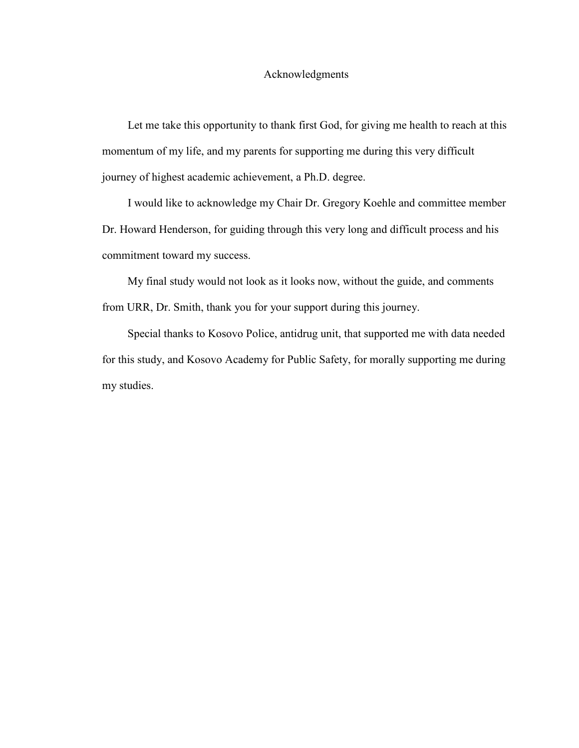# Acknowledgments

Let me take this opportunity to thank first God, for giving me health to reach at this momentum of my life, and my parents for supporting me during this very difficult journey of highest academic achievement, a Ph.D. degree.

I would like to acknowledge my Chair Dr. Gregory Koehle and committee member Dr. Howard Henderson, for guiding through this very long and difficult process and his commitment toward my success.

My final study would not look as it looks now, without the guide, and comments from URR, Dr. Smith, thank you for your support during this journey.

Special thanks to Kosovo Police, antidrug unit, that supported me with data needed for this study, and Kosovo Academy for Public Safety, for morally supporting me during my studies.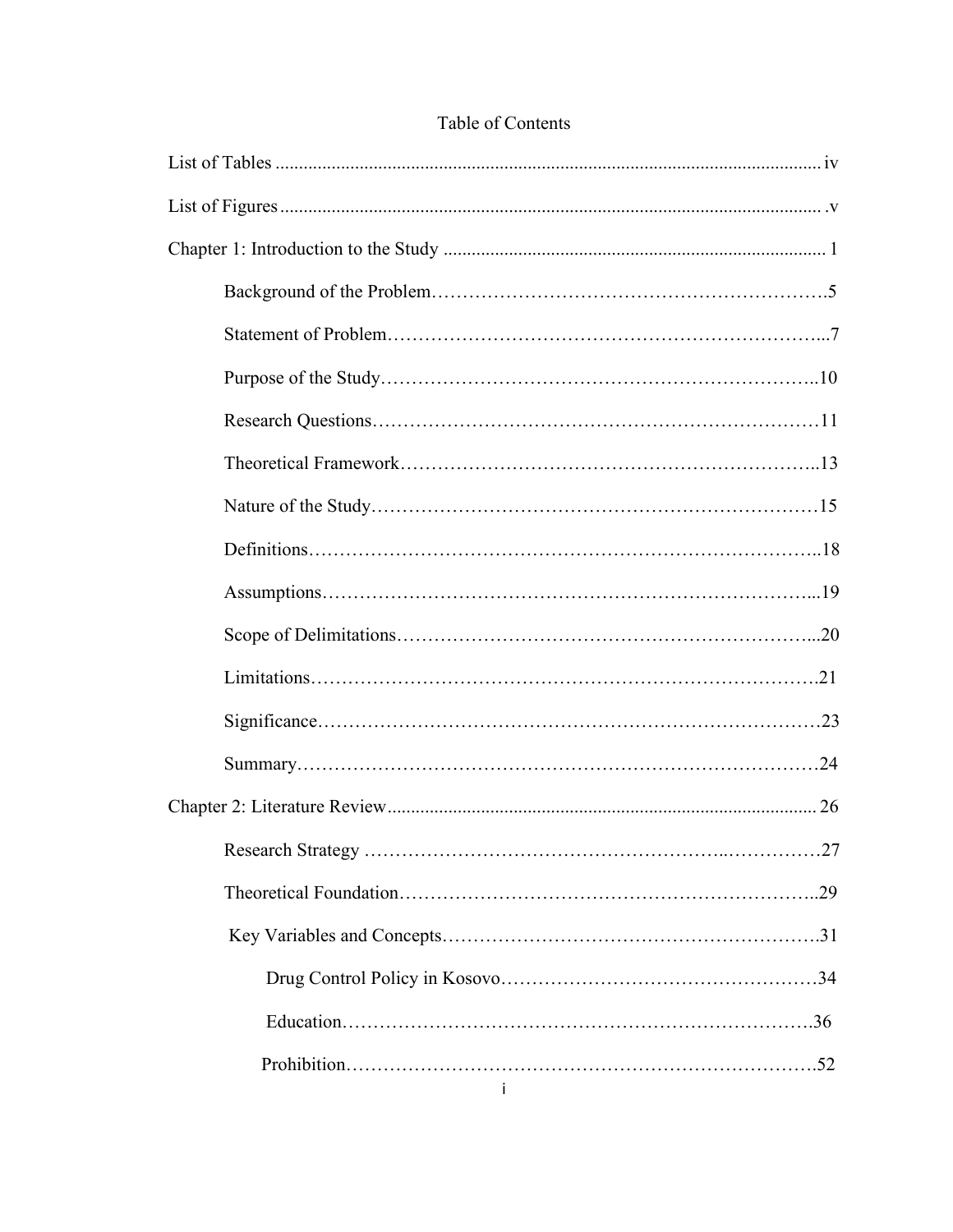Table of Contents

List of Tables .................................................................................................................... iv

List of Figures .................................................................................................................... v

Chapter 1: Introduction to the Study ................................................................................. 1

Background of the Problem……………………………………………………….5

Statement of Problem………………………………………………………….....7

Purpose of the Study……………………………………………………………..10

Research Questions………………………………………………………………11

Theoretical Framework…………………………………………………………..13

Nature of the Study………………………………………………………………15

Definitions………………………………………………………………………..18

Assumptions……………………………………………………………………...19

Scope of Delimitations…………………………………………………………...20

Limitations……………………………………………………………………….21

Significance………………………………………………………………………23

Summary…………………………………………………………………………24

Chapter 2: Literature Review........................................................................................... 26

Research Strategy ………………………………………………………………27

Theoretical Foundation…………………………………………………………..29

Key Variables and Concepts…………………………………………………….31

Drug Control Policy in Kosovo……………………………………………34

Education…………………………………………………………………36

Prohibition………………………………………………………………….52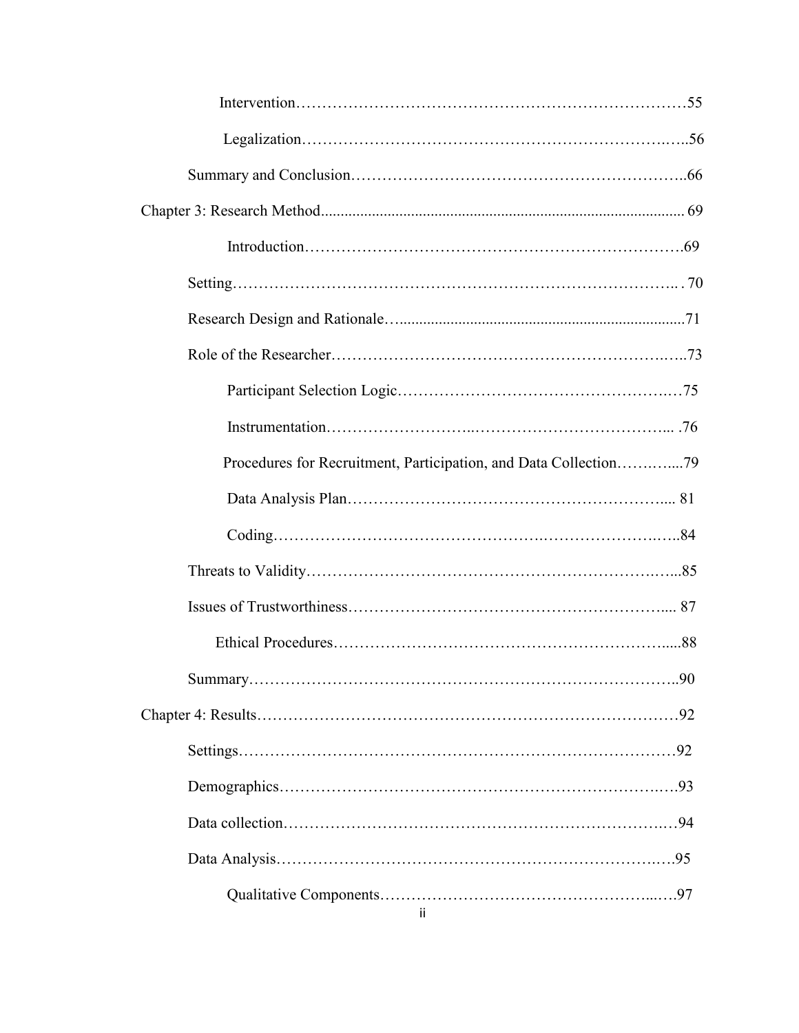Intervention……………………………………………………………………55

Legalization…………………………………………………………………56

Summary and Conclusion……………………………………………………66

Chapter 3: Research Method........................................................................................ 69

Introduction……………………………………………………………………69

Setting…………………………………………………………………………. 70

Research Design and Rationale….......................................................................71

Role of the Researcher……………………………………………………………73

Participant Selection Logic……………………………………………………75

Instrumentation………………………………………………………………... .76

Procedures for Recruitment, Participation, and Data Collection……….....79

Data Analysis Plan……………………………………………………... 81

Coding…………………………………………………………………..84

Threats to Validity………………………………………………………………...85

Issues of Trustworthiness………………………………………………….... 87

Ethical Procedures………………………………………………………....88

Summary…………………………………………………………………………..90

Chapter 4: Results…………………………………………………………………………92

Settings…………………………………………………………………………92

Demographics…………………………………………………………………93

Data collection…………………………………………………………………94

Data Analysis……………………………………………………………….95

Qualitative Components……………………………………………...….97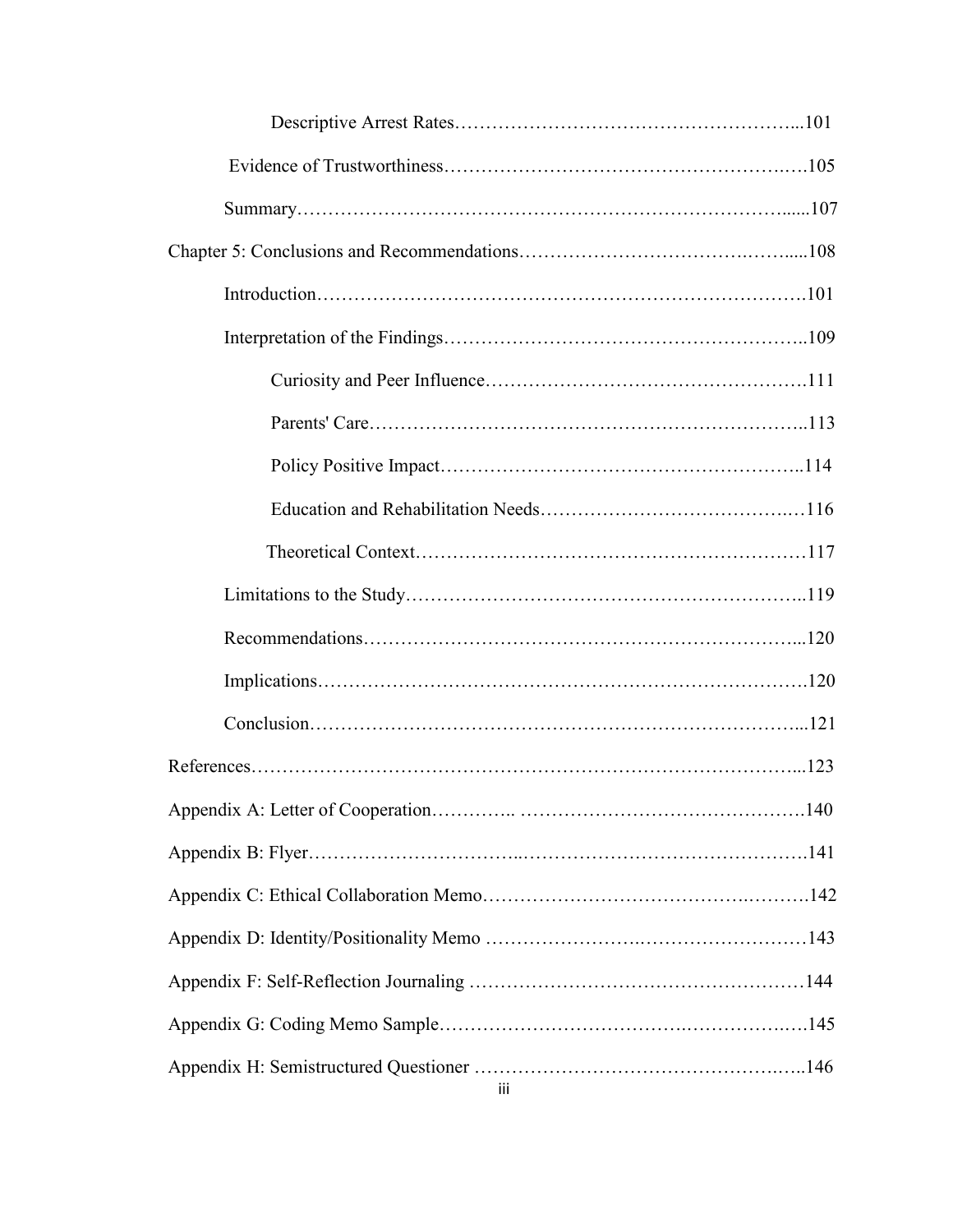Descriptive Arrest Rates……………………………………………………...101

Evidence of Trustworthiness……………………………………………….….105

Summary……………………………………………………………………......107

Chapter 5: Conclusions and Recommendations…………………………….……......108

Introduction………………………………………………………………….101

Interpretation of the Findings………………………………………………..109

Curiosity and Peer Influence………………………………………….111

Parents' Care…………………………………………………………..113

Policy Positive Impact………………………………………………..114

Education and Rehabilitation Needs…………………………….…116

Theoretical Context……………………………………………………117

Limitations to the Study……………………………………………………..119

Recommendations…………………………………………………………...120

Implications………………………………………………………………….120

Conclusion…………………………………………………………………...121

References…………………………………………………………………………...123

Appendix A: Letter of Cooperation………….. ……………………………………….140

Appendix B: Flyer…………………………..……………………………………….141

Appendix C: Ethical Collaboration Memo…………………………………….……….142

Appendix D: Identity/Positionality Memo ……………………….………………………143

Appendix F: Self-Reflection Journaling ……………………………………………144

Appendix G: Coding Memo Sample………………………………….…………….….145

Appendix H: Semistructured Questioner …………………………………………….…..146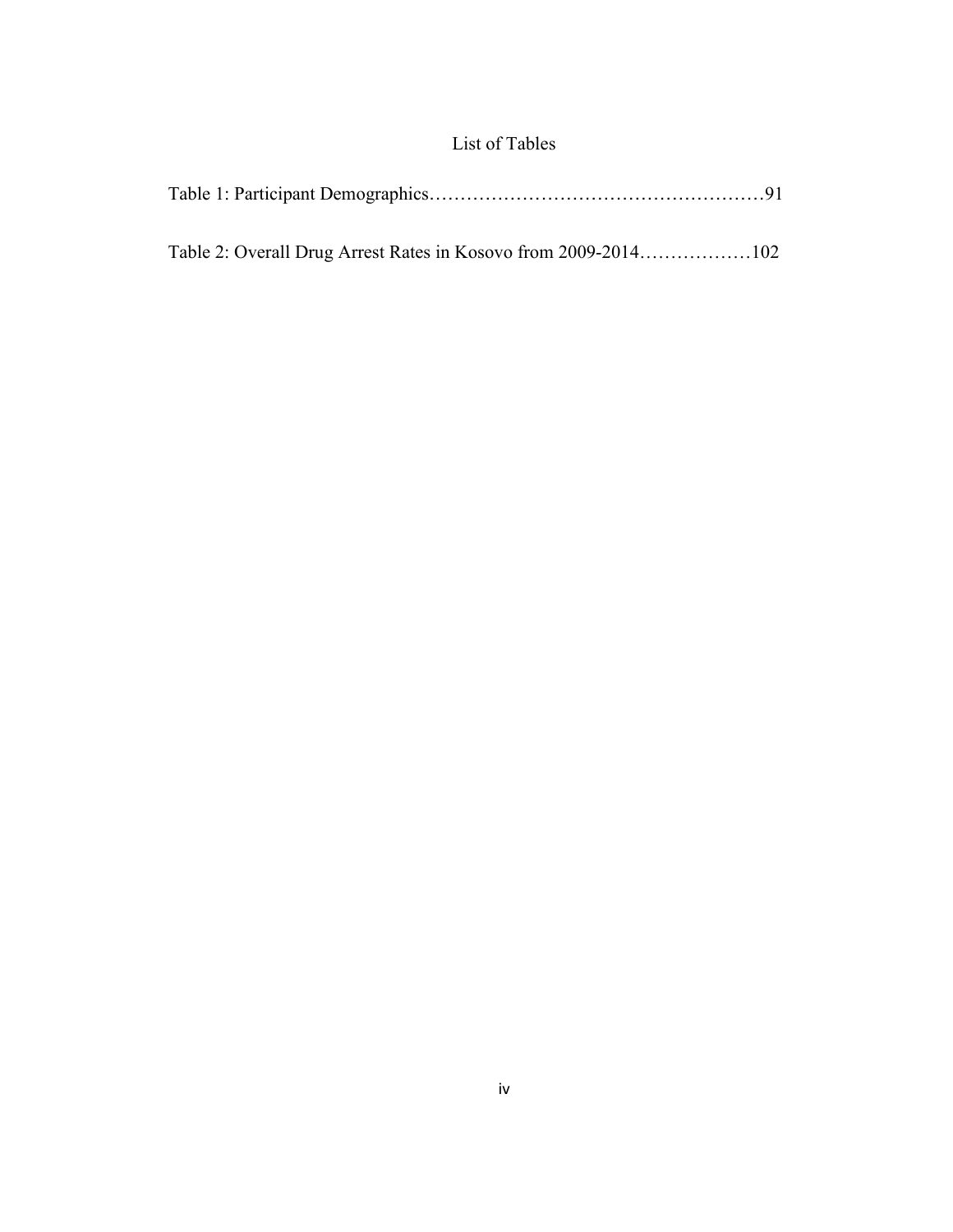# List of Tables

Table 1: Participant Demographics……………………………………………91

Table 2: Overall Drug Arrest Rates in Kosovo from 2009-2014………………102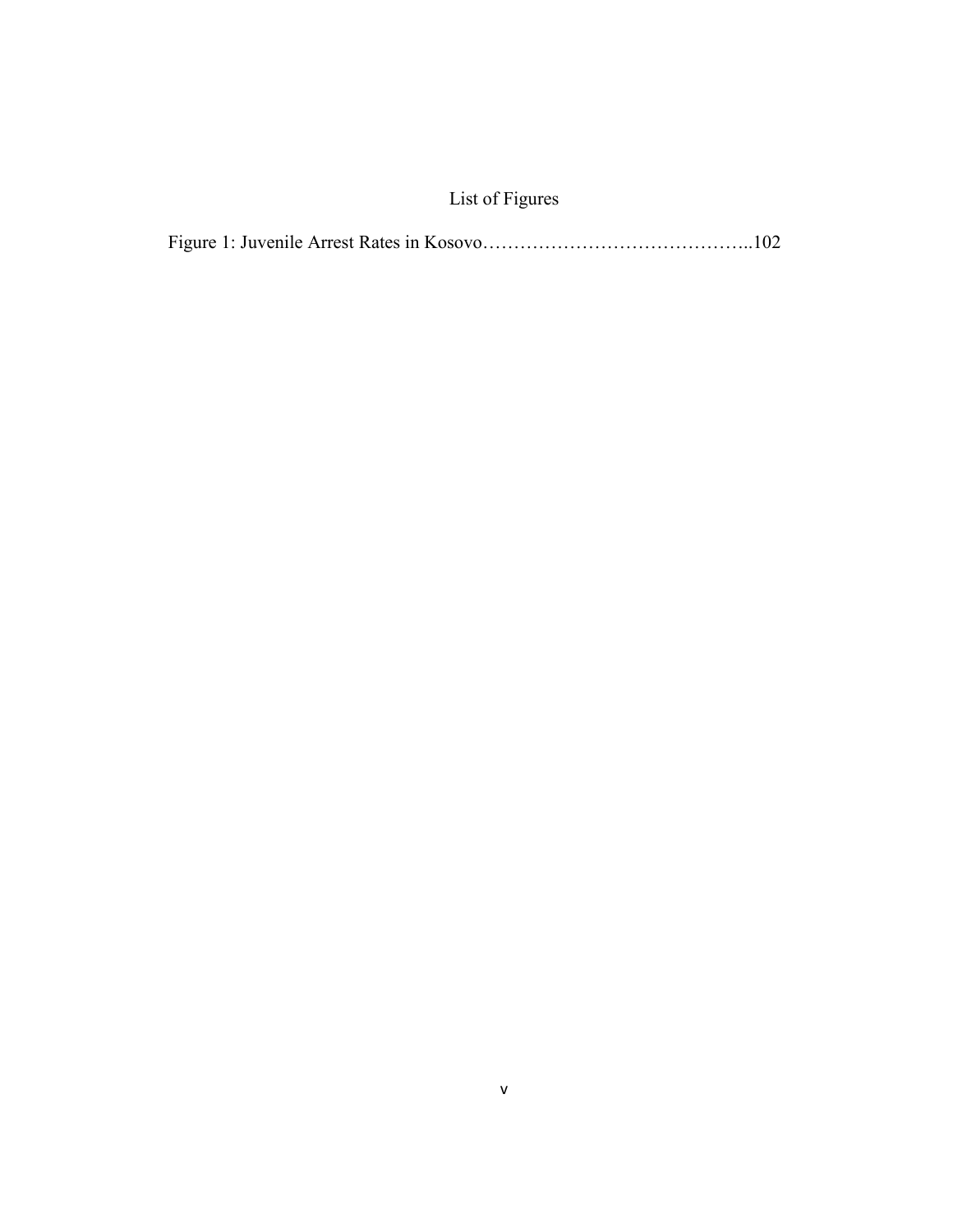# List of Figures

Figure 1: Juvenile Arrest Rates in Kosovo……………………………………..102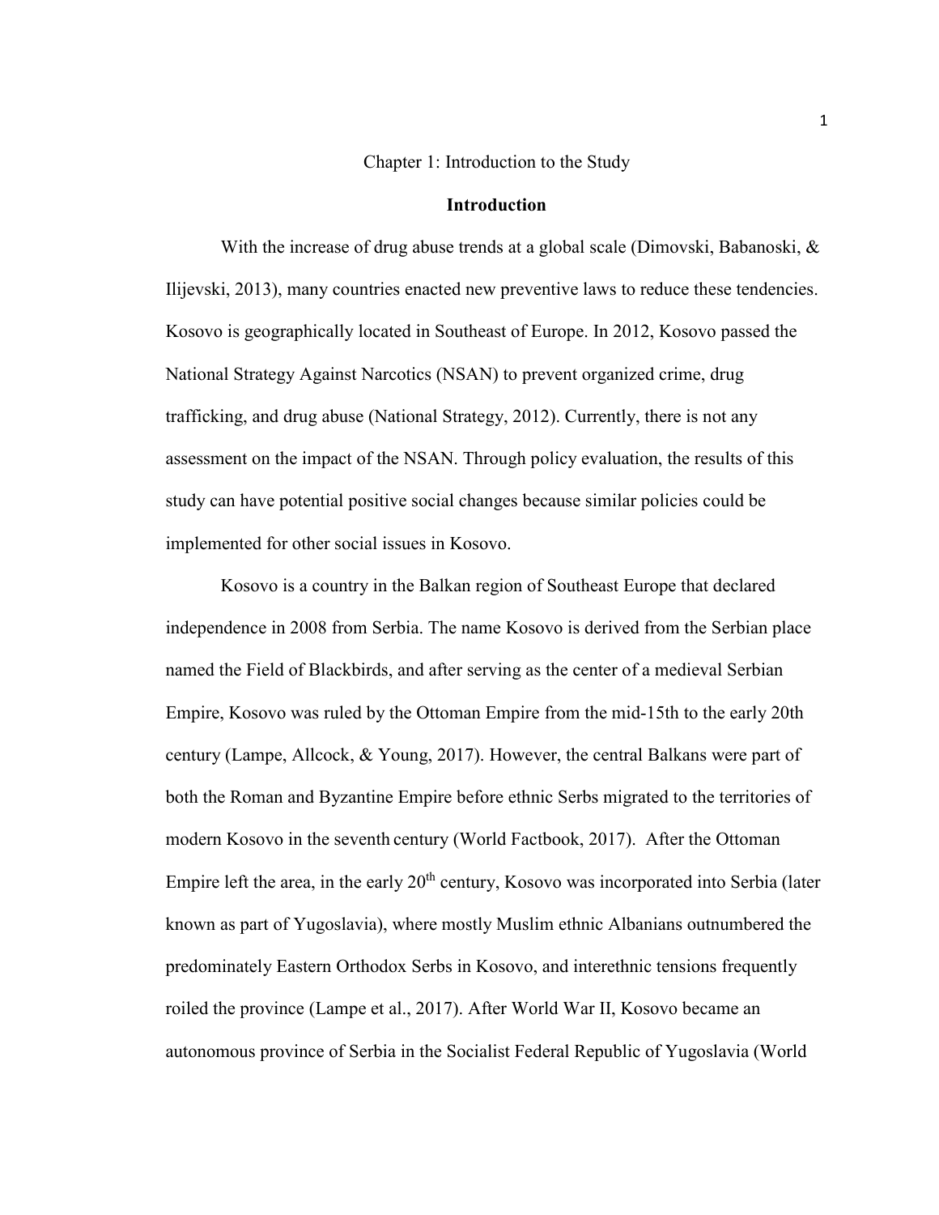# Chapter 1: Introduction to the Study

## Introduction

With the increase of drug abuse trends at a global scale (Dimovski, Babanoski, & Ilijevski, 2013), many countries enacted new preventive laws to reduce these tendencies. Kosovo is geographically located in Southeast of Europe. In 2012, Kosovo passed the National Strategy Against Narcotics (NSAN) to prevent organized crime, drug trafficking, and drug abuse (National Strategy, 2012). Currently, there is not any assessment on the impact of the NSAN. Through policy evaluation, the results of this study can have potential positive social changes because similar policies could be implemented for other social issues in Kosovo.

Kosovo is a country in the Balkan region of Southeast Europe that declared independence in 2008 from Serbia. The name Kosovo is derived from the Serbian place named the Field of Blackbirds, and after serving as the center of a medieval Serbian Empire, Kosovo was ruled by the Ottoman Empire from the mid-15th to the early 20th century (Lampe, Allcock, & Young, 2017). However, the central Balkans were part of both the Roman and Byzantine Empire before ethnic Serbs migrated to the territories of modern Kosovo in the seventh century (World Factbook, 2017). After the Ottoman Empire left the area, in the early 20th century, Kosovo was incorporated into Serbia (later known as part of Yugoslavia), where mostly Muslim ethnic Albanians outnumbered the predominately Eastern Orthodox Serbs in Kosovo, and interethnic tensions frequently roiled the province (Lampe et al., 2017). After World War II, Kosovo became an autonomous province of Serbia in the Socialist Federal Republic of Yugoslavia (World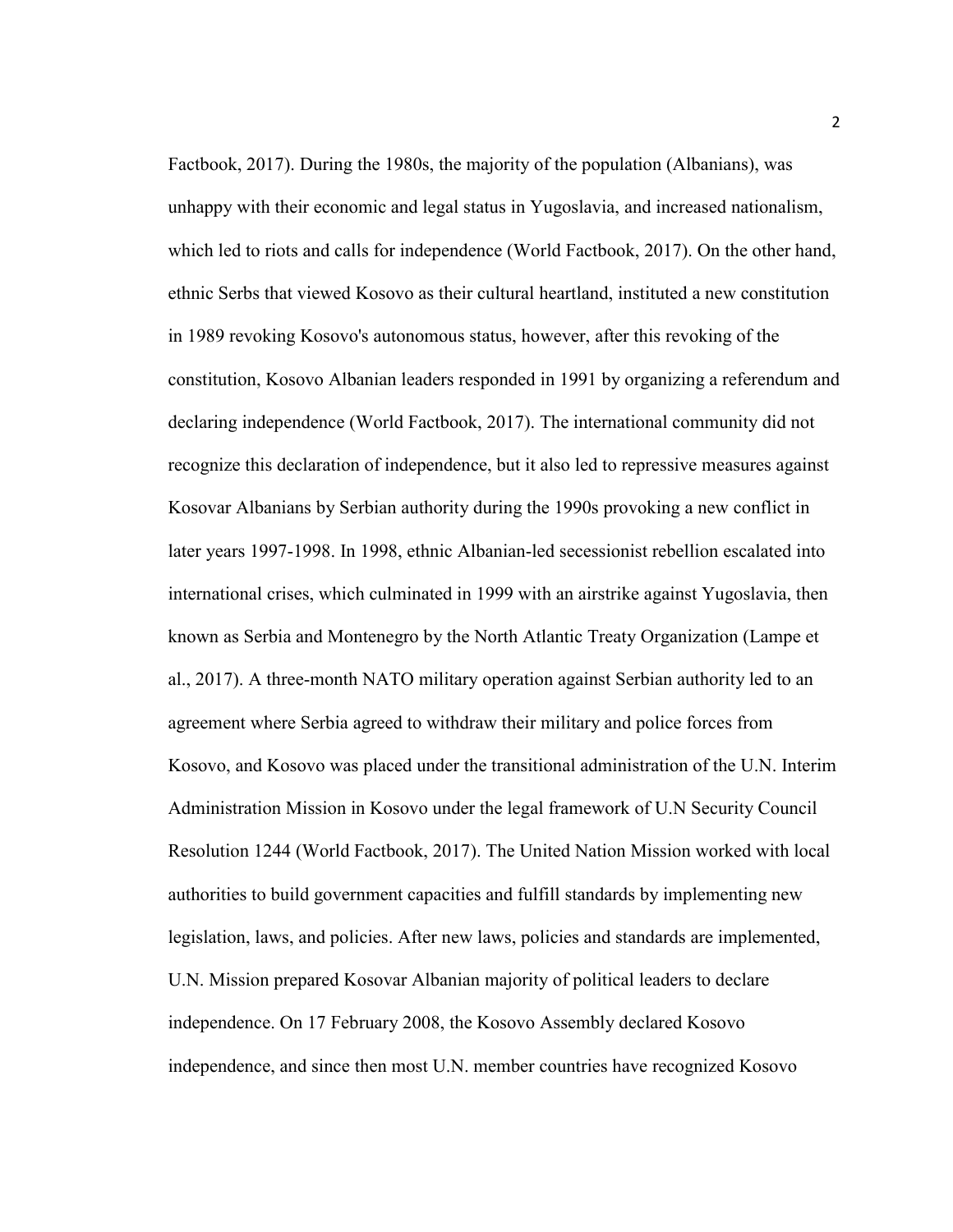Factbook, 2017). During the 1980s, the majority of the population (Albanians), was unhappy with their economic and legal status in Yugoslavia, and increased nationalism, which led to riots and calls for independence (World Factbook, 2017). On the other hand, ethnic Serbs that viewed Kosovo as their cultural heartland, instituted a new constitution in 1989 revoking Kosovo's autonomous status, however, after this revoking of the constitution, Kosovo Albanian leaders responded in 1991 by organizing a referendum and declaring independence (World Factbook, 2017). The international community did not recognize this declaration of independence, but it also led to repressive measures against Kosovar Albanians by Serbian authority during the 1990s provoking a new conflict in later years 1997-1998. In 1998, ethnic Albanian-led secessionist rebellion escalated into international crises, which culminated in 1999 with an airstrike against Yugoslavia, then known as Serbia and Montenegro by the North Atlantic Treaty Organization (Lampe et al., 2017). A three-month NATO military operation against Serbian authority led to an agreement where Serbia agreed to withdraw their military and police forces from Kosovo, and Kosovo was placed under the transitional administration of the U.N. Interim Administration Mission in Kosovo under the legal framework of U.N Security Council Resolution 1244 (World Factbook, 2017). The United Nation Mission worked with local authorities to build government capacities and fulfill standards by implementing new legislation, laws, and policies. After new laws, policies and standards are implemented, U.N. Mission prepared Kosovar Albanian majority of political leaders to declare independence. On 17 February 2008, the Kosovo Assembly declared Kosovo independence, and since then most U.N. member countries have recognized Kosovo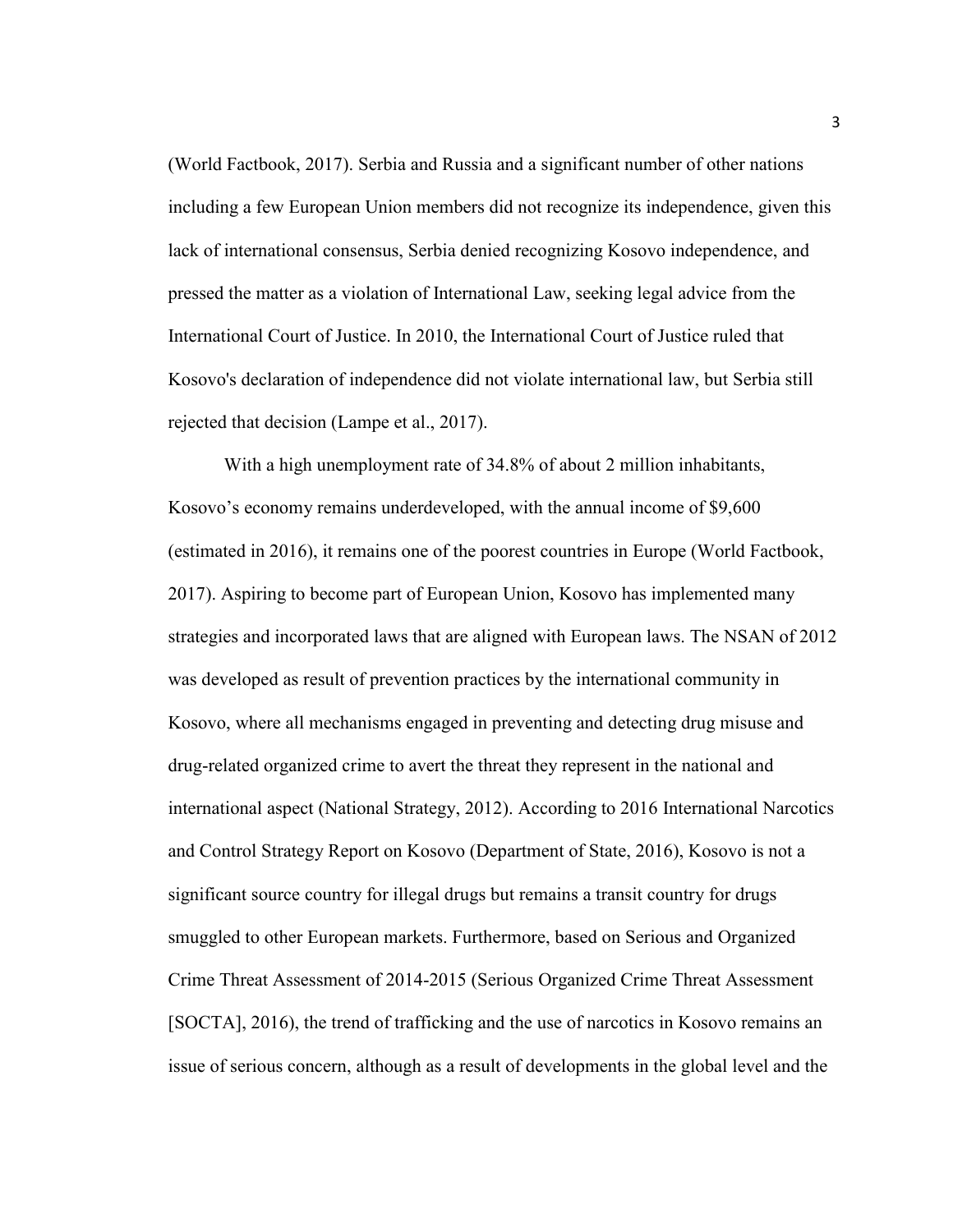(World Factbook, 2017). Serbia and Russia and a significant number of other nations including a few European Union members did not recognize its independence, given this lack of international consensus, Serbia denied recognizing Kosovo independence, and pressed the matter as a violation of International Law, seeking legal advice from the International Court of Justice. In 2010, the International Court of Justice ruled that Kosovo's declaration of independence did not violate international law, but Serbia still rejected that decision (Lampe et al., 2017).

With a high unemployment rate of 34.8% of about 2 million inhabitants, Kosovo's economy remains underdeveloped, with the annual income of $9,600 (estimated in 2016), it remains one of the poorest countries in Europe (World Factbook, 2017). Aspiring to become part of European Union, Kosovo has implemented many strategies and incorporated laws that are aligned with European laws. The NSAN of 2012 was developed as result of prevention practices by the international community in Kosovo, where all mechanisms engaged in preventing and detecting drug misuse and drug-related organized crime to avert the threat they represent in the national and international aspect (National Strategy, 2012). According to 2016 International Narcotics and Control Strategy Report on Kosovo (Department of State, 2016), Kosovo is not a significant source country for illegal drugs but remains a transit country for drugs smuggled to other European markets. Furthermore, based on Serious and Organized Crime Threat Assessment of 2014-2015 (Serious Organized Crime Threat Assessment [SOCTA], 2016), the trend of trafficking and the use of narcotics in Kosovo remains an issue of serious concern, although as a result of developments in the global level and the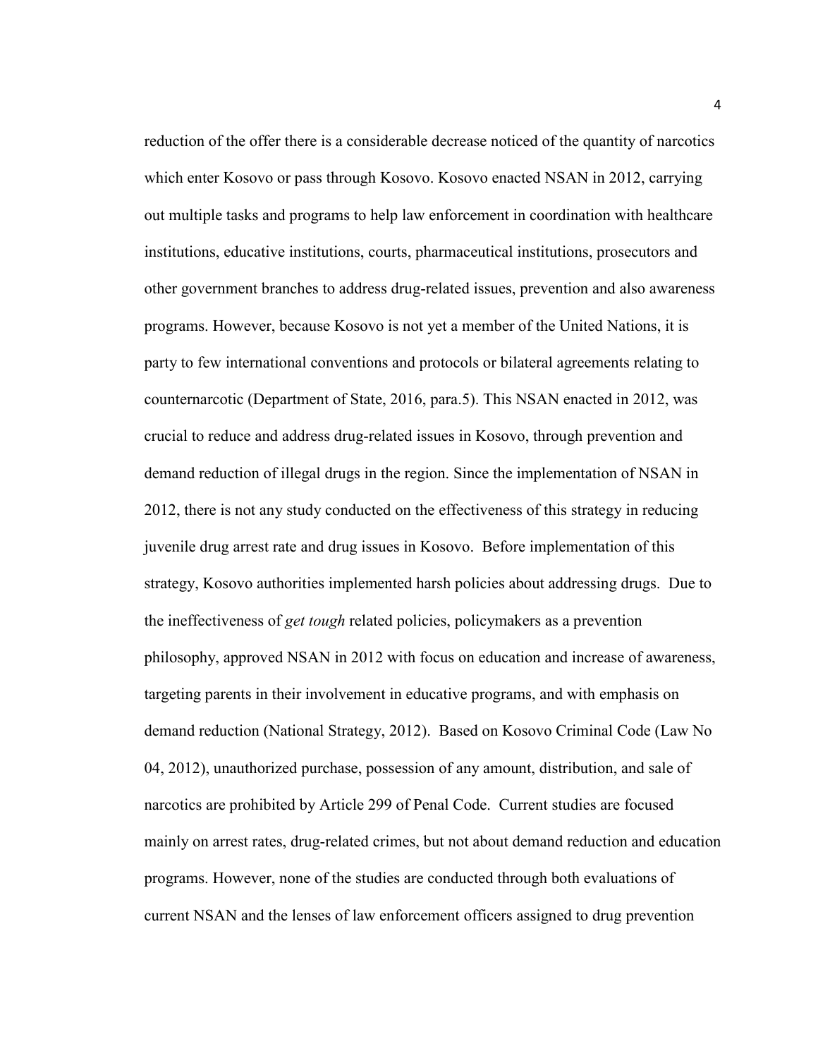reduction of the offer there is a considerable decrease noticed of the quantity of narcotics which enter Kosovo or pass through Kosovo. Kosovo enacted NSAN in 2012, carrying out multiple tasks and programs to help law enforcement in coordination with healthcare institutions, educative institutions, courts, pharmaceutical institutions, prosecutors and other government branches to address drug-related issues, prevention and also awareness programs. However, because Kosovo is not yet a member of the United Nations, it is party to few international conventions and protocols or bilateral agreements relating to counternarcotic (Department of State, 2016, para.5). This NSAN enacted in 2012, was crucial to reduce and address drug-related issues in Kosovo, through prevention and demand reduction of illegal drugs in the region. Since the implementation of NSAN in 2012, there is not any study conducted on the effectiveness of this strategy in reducing juvenile drug arrest rate and drug issues in Kosovo. Before implementation of this strategy, Kosovo authorities implemented harsh policies about addressing drugs. Due to the ineffectiveness of *get tough* related policies, policymakers as a prevention philosophy, approved NSAN in 2012 with focus on education and increase of awareness, targeting parents in their involvement in educative programs, and with emphasis on demand reduction (National Strategy, 2012). Based on Kosovo Criminal Code (Law No 04, 2012), unauthorized purchase, possession of any amount, distribution, and sale of narcotics are prohibited by Article 299 of Penal Code. Current studies are focused mainly on arrest rates, drug-related crimes, but not about demand reduction and education programs. However, none of the studies are conducted through both evaluations of current NSAN and the lenses of law enforcement officers assigned to drug prevention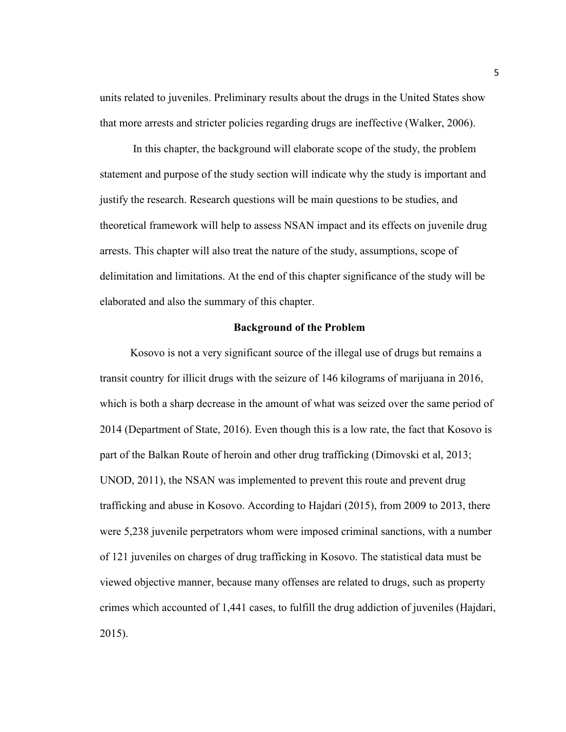units related to juveniles. Preliminary results about the drugs in the United States show that more arrests and stricter policies regarding drugs are ineffective (Walker, 2006).

In this chapter, the background will elaborate scope of the study, the problem statement and purpose of the study section will indicate why the study is important and justify the research. Research questions will be main questions to be studies, and theoretical framework will help to assess NSAN impact and its effects on juvenile drug arrests. This chapter will also treat the nature of the study, assumptions, scope of delimitation and limitations. At the end of this chapter significance of the study will be elaborated and also the summary of this chapter.

## Background of the Problem

Kosovo is not a very significant source of the illegal use of drugs but remains a transit country for illicit drugs with the seizure of 146 kilograms of marijuana in 2016, which is both a sharp decrease in the amount of what was seized over the same period of 2014 (Department of State, 2016). Even though this is a low rate, the fact that Kosovo is part of the Balkan Route of heroin and other drug trafficking (Dimovski et al, 2013; UNOD, 2011), the NSAN was implemented to prevent this route and prevent drug trafficking and abuse in Kosovo. According to Hajdari (2015), from 2009 to 2013, there were 5,238 juvenile perpetrators whom were imposed criminal sanctions, with a number of 121 juveniles on charges of drug trafficking in Kosovo. The statistical data must be viewed objective manner, because many offenses are related to drugs, such as property crimes which accounted of 1,441 cases, to fulfill the drug addiction of juveniles (Hajdari, 2015).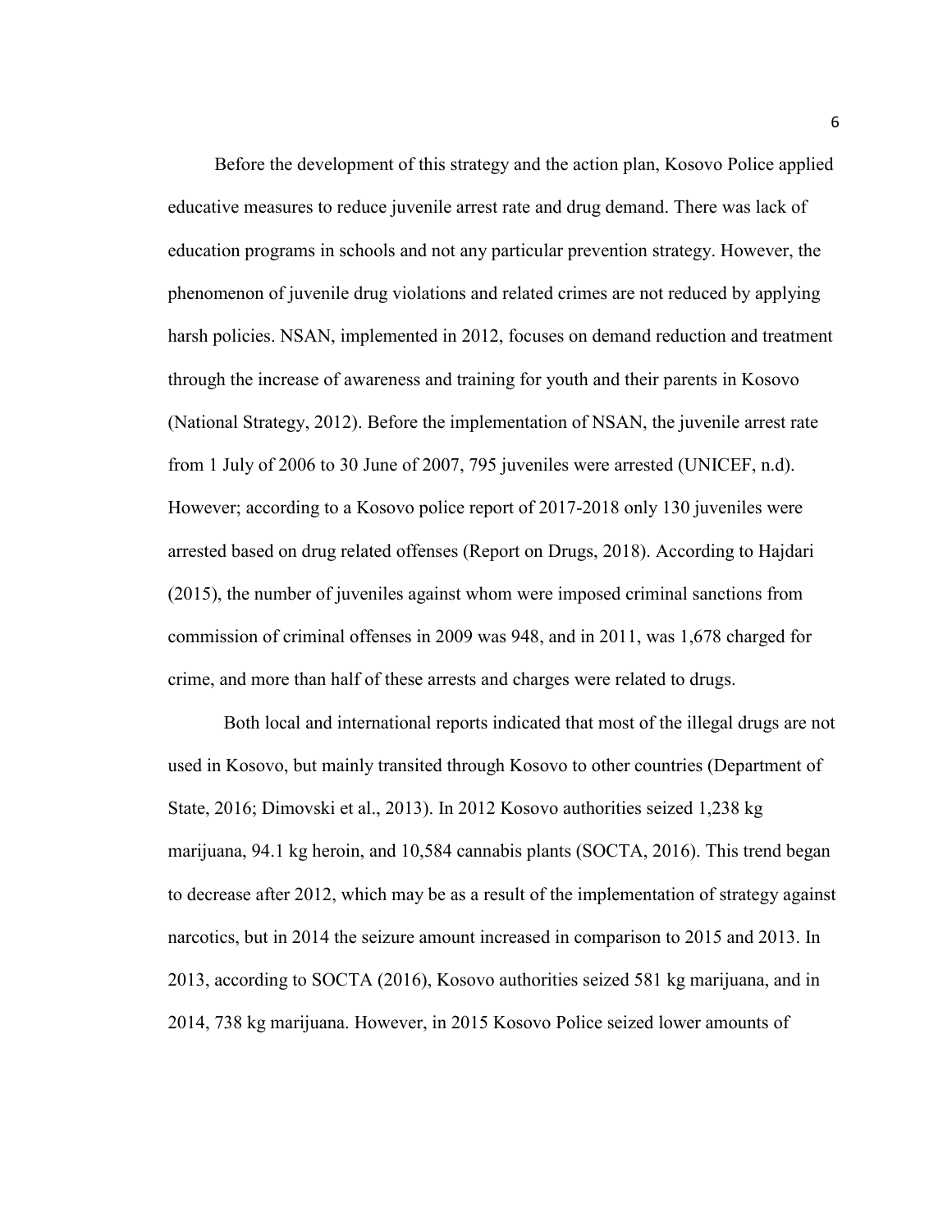Before the development of this strategy and the action plan, Kosovo Police applied educative measures to reduce juvenile arrest rate and drug demand. There was lack of education programs in schools and not any particular prevention strategy. However, the phenomenon of juvenile drug violations and related crimes are not reduced by applying harsh policies. NSAN, implemented in 2012, focuses on demand reduction and treatment through the increase of awareness and training for youth and their parents in Kosovo (National Strategy, 2012). Before the implementation of NSAN, the juvenile arrest rate from 1 July of 2006 to 30 June of 2007, 795 juveniles were arrested (UNICEF, n.d). However; according to a Kosovo police report of 2017-2018 only 130 juveniles were arrested based on drug related offenses (Report on Drugs, 2018). According to Hajdari (2015), the number of juveniles against whom were imposed criminal sanctions from commission of criminal offenses in 2009 was 948, and in 2011, was 1,678 charged for crime, and more than half of these arrests and charges were related to drugs.

Both local and international reports indicated that most of the illegal drugs are not used in Kosovo, but mainly transited through Kosovo to other countries (Department of State, 2016; Dimovski et al., 2013). In 2012 Kosovo authorities seized 1,238 kg marijuana, 94.1 kg heroin, and 10,584 cannabis plants (SOCTA, 2016). This trend began to decrease after 2012, which may be as a result of the implementation of strategy against narcotics, but in 2014 the seizure amount increased in comparison to 2015 and 2013. In 2013, according to SOCTA (2016), Kosovo authorities seized 581 kg marijuana, and in 2014, 738 kg marijuana. However, in 2015 Kosovo Police seized lower amounts of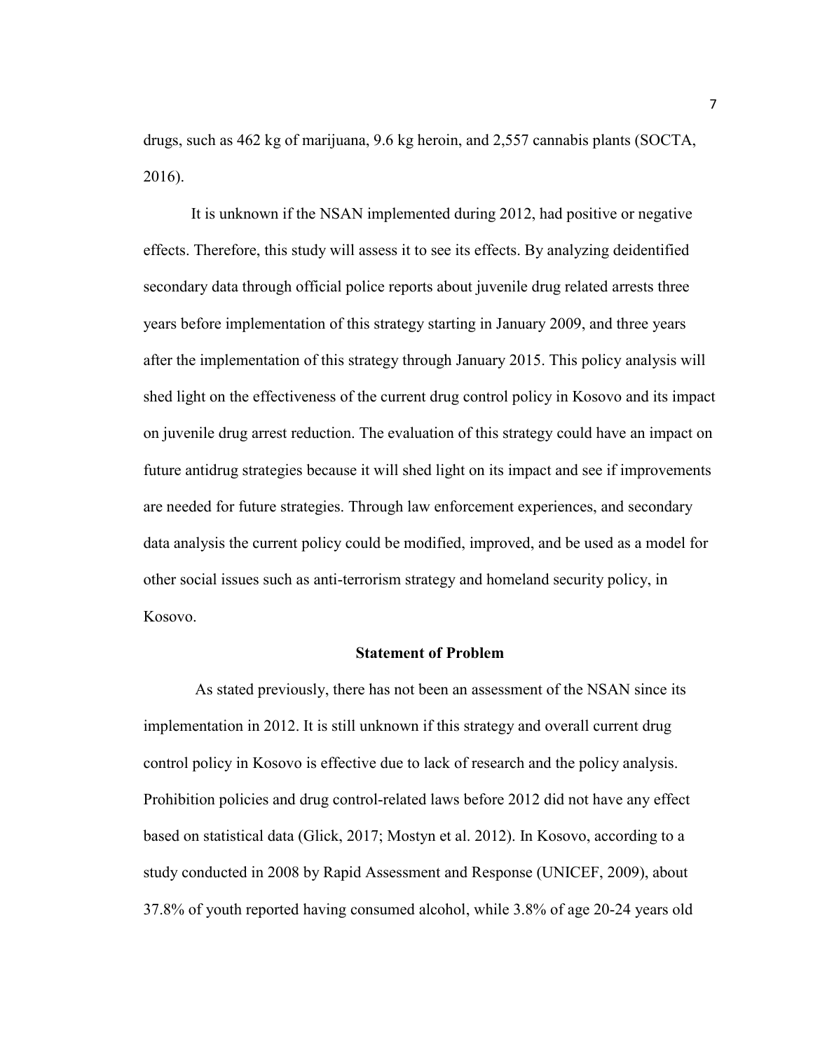drugs, such as 462 kg of marijuana, 9.6 kg heroin, and 2,557 cannabis plants (SOCTA, 2016).

It is unknown if the NSAN implemented during 2012, had positive or negative effects. Therefore, this study will assess it to see its effects. By analyzing deidentified secondary data through official police reports about juvenile drug related arrests three years before implementation of this strategy starting in January 2009, and three years after the implementation of this strategy through January 2015. This policy analysis will shed light on the effectiveness of the current drug control policy in Kosovo and its impact on juvenile drug arrest reduction. The evaluation of this strategy could have an impact on future antidrug strategies because it will shed light on its impact and see if improvements are needed for future strategies. Through law enforcement experiences, and secondary data analysis the current policy could be modified, improved, and be used as a model for other social issues such as anti-terrorism strategy and homeland security policy, in Kosovo.

## Statement of Problem

As stated previously, there has not been an assessment of the NSAN since its implementation in 2012. It is still unknown if this strategy and overall current drug control policy in Kosovo is effective due to lack of research and the policy analysis. Prohibition policies and drug control-related laws before 2012 did not have any effect based on statistical data (Glick, 2017; Mostyn et al. 2012). In Kosovo, according to a study conducted in 2008 by Rapid Assessment and Response (UNICEF, 2009), about 37.8% of youth reported having consumed alcohol, while 3.8% of age 20-24 years old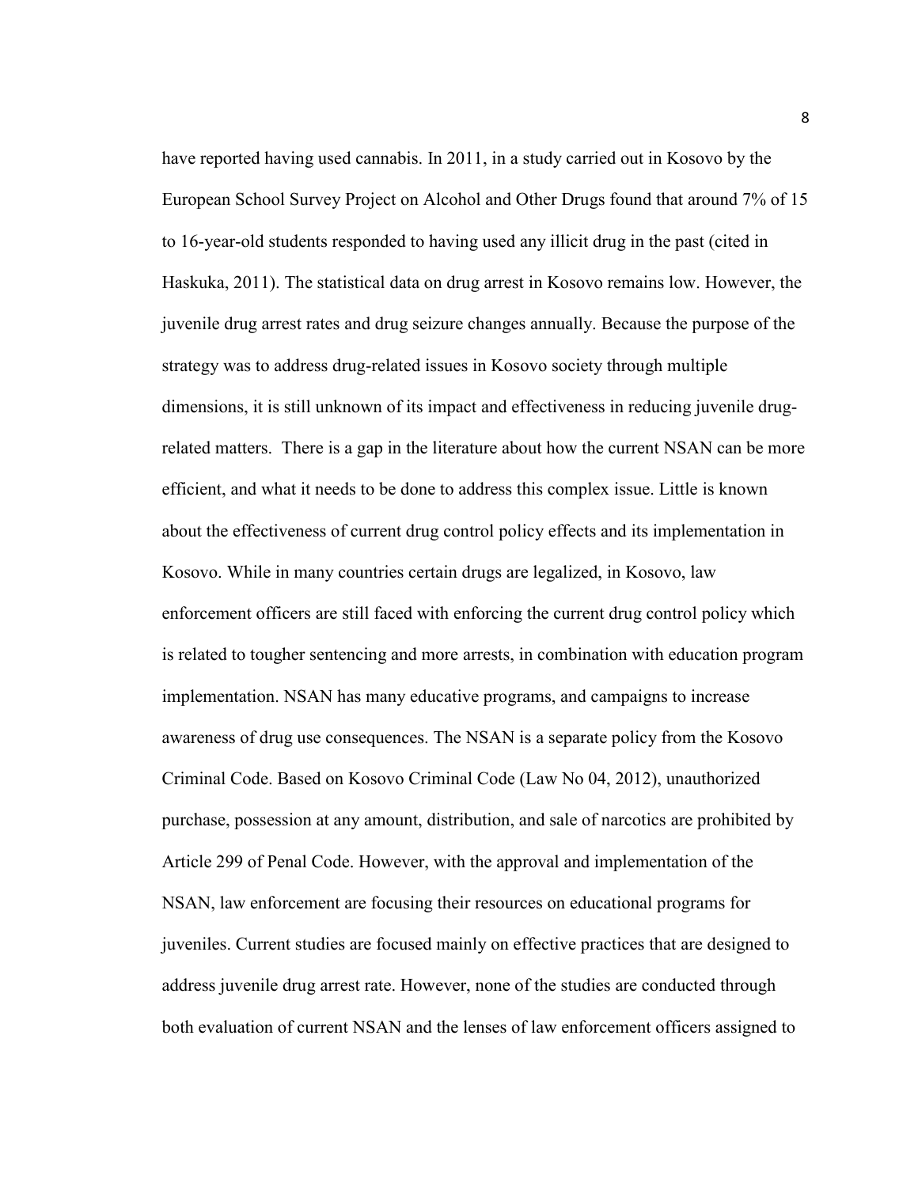have reported having used cannabis. In 2011, in a study carried out in Kosovo by the European School Survey Project on Alcohol and Other Drugs found that around 7% of 15 to 16-year-old students responded to having used any illicit drug in the past (cited in Haskuka, 2011). The statistical data on drug arrest in Kosovo remains low. However, the juvenile drug arrest rates and drug seizure changes annually. Because the purpose of the strategy was to address drug-related issues in Kosovo society through multiple dimensions, it is still unknown of its impact and effectiveness in reducing juvenile drug-related matters. There is a gap in the literature about how the current NSAN can be more efficient, and what it needs to be done to address this complex issue. Little is known about the effectiveness of current drug control policy effects and its implementation in Kosovo. While in many countries certain drugs are legalized, in Kosovo, law enforcement officers are still faced with enforcing the current drug control policy which is related to tougher sentencing and more arrests, in combination with education program implementation. NSAN has many educative programs, and campaigns to increase awareness of drug use consequences. The NSAN is a separate policy from the Kosovo Criminal Code. Based on Kosovo Criminal Code (Law No 04, 2012), unauthorized purchase, possession at any amount, distribution, and sale of narcotics are prohibited by Article 299 of Penal Code. However, with the approval and implementation of the NSAN, law enforcement are focusing their resources on educational programs for juveniles. Current studies are focused mainly on effective practices that are designed to address juvenile drug arrest rate. However, none of the studies are conducted through both evaluation of current NSAN and the lenses of law enforcement officers assigned to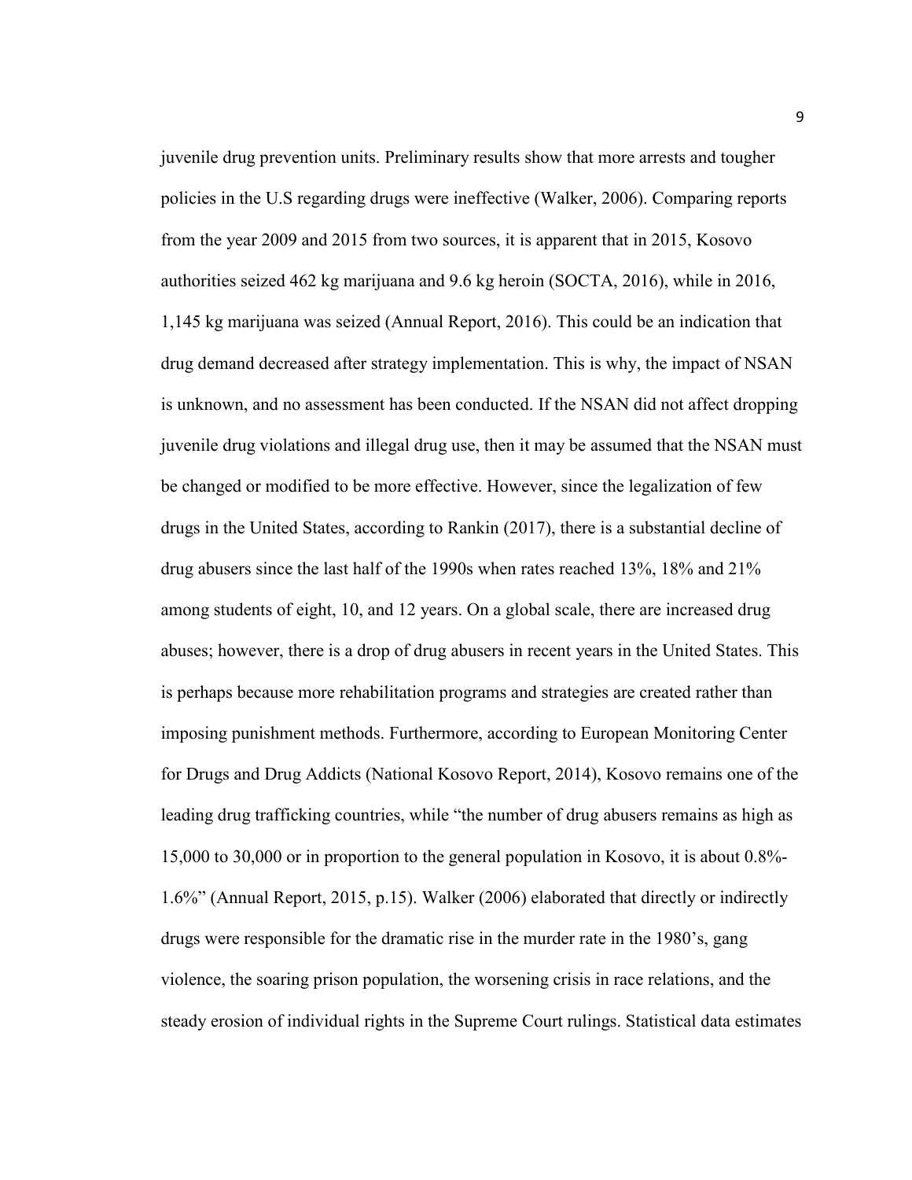juvenile drug prevention units. Preliminary results show that more arrests and tougher policies in the U.S regarding drugs were ineffective (Walker, 2006). Comparing reports from the year 2009 and 2015 from two sources, it is apparent that in 2015, Kosovo authorities seized 462 kg marijuana and 9.6 kg heroin (SOCTA, 2016), while in 2016, 1,145 kg marijuana was seized (Annual Report, 2016). This could be an indication that drug demand decreased after strategy implementation. This is why, the impact of NSAN is unknown, and no assessment has been conducted. If the NSAN did not affect dropping juvenile drug violations and illegal drug use, then it may be assumed that the NSAN must be changed or modified to be more effective. However, since the legalization of few drugs in the United States, according to Rankin (2017), there is a substantial decline of drug abusers since the last half of the 1990s when rates reached 13%, 18% and 21% among students of eight, 10, and 12 years. On a global scale, there are increased drug abuses; however, there is a drop of drug abusers in recent years in the United States. This is perhaps because more rehabilitation programs and strategies are created rather than imposing punishment methods. Furthermore, according to European Monitoring Center for Drugs and Drug Addicts (National Kosovo Report, 2014), Kosovo remains one of the leading drug trafficking countries, while "the number of drug abusers remains as high as 15,000 to 30,000 or in proportion to the general population in Kosovo, it is about 0.8%-1.6%" (Annual Report, 2015, p.15). Walker (2006) elaborated that directly or indirectly drugs were responsible for the dramatic rise in the murder rate in the 1980's, gang violence, the soaring prison population, the worsening crisis in race relations, and the steady erosion of individual rights in the Supreme Court rulings. Statistical data estimates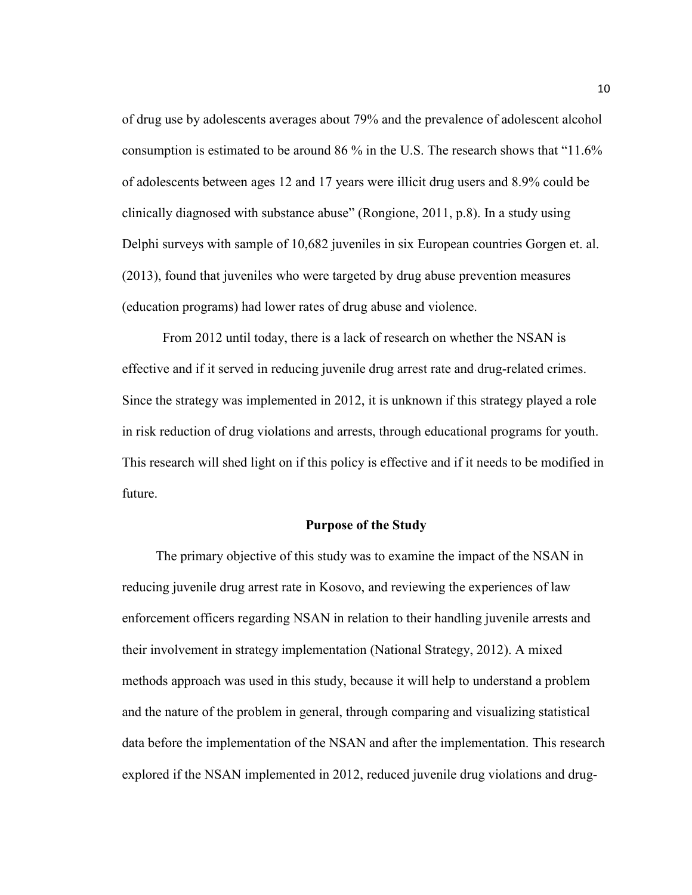of drug use by adolescents averages about 79% and the prevalence of adolescent alcohol consumption is estimated to be around 86 % in the U.S. The research shows that "11.6% of adolescents between ages 12 and 17 years were illicit drug users and 8.9% could be clinically diagnosed with substance abuse" (Rongione, 2011, p.8). In a study using Delphi surveys with sample of 10,682 juveniles in six European countries Gorgen et. al. (2013), found that juveniles who were targeted by drug abuse prevention measures (education programs) had lower rates of drug abuse and violence.

From 2012 until today, there is a lack of research on whether the NSAN is effective and if it served in reducing juvenile drug arrest rate and drug-related crimes. Since the strategy was implemented in 2012, it is unknown if this strategy played a role in risk reduction of drug violations and arrests, through educational programs for youth. This research will shed light on if this policy is effective and if it needs to be modified in future.

## Purpose of the Study

The primary objective of this study was to examine the impact of the NSAN in reducing juvenile drug arrest rate in Kosovo, and reviewing the experiences of law enforcement officers regarding NSAN in relation to their handling juvenile arrests and their involvement in strategy implementation (National Strategy, 2012). A mixed methods approach was used in this study, because it will help to understand a problem and the nature of the problem in general, through comparing and visualizing statistical data before the implementation of the NSAN and after the implementation. This research explored if the NSAN implemented in 2012, reduced juvenile drug violations and drug-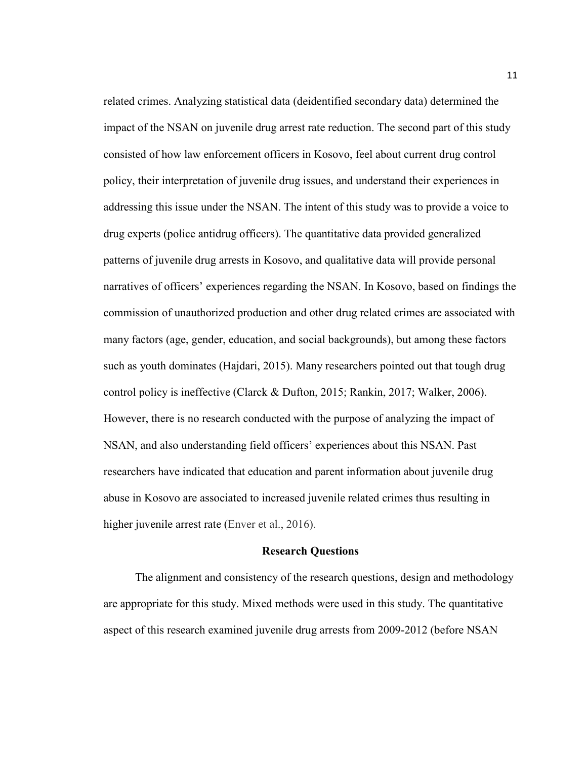related crimes. Analyzing statistical data (deidentified secondary data) determined the impact of the NSAN on juvenile drug arrest rate reduction. The second part of this study consisted of how law enforcement officers in Kosovo, feel about current drug control policy, their interpretation of juvenile drug issues, and understand their experiences in addressing this issue under the NSAN. The intent of this study was to provide a voice to drug experts (police antidrug officers). The quantitative data provided generalized patterns of juvenile drug arrests in Kosovo, and qualitative data will provide personal narratives of officers' experiences regarding the NSAN. In Kosovo, based on findings the commission of unauthorized production and other drug related crimes are associated with many factors (age, gender, education, and social backgrounds), but among these factors such as youth dominates (Hajdari, 2015). Many researchers pointed out that tough drug control policy is ineffective (Clarck & Dufton, 2015; Rankin, 2017; Walker, 2006). However, there is no research conducted with the purpose of analyzing the impact of NSAN, and also understanding field officers' experiences about this NSAN. Past researchers have indicated that education and parent information about juvenile drug abuse in Kosovo are associated to increased juvenile related crimes thus resulting in higher juvenile arrest rate (Enver et al., 2016).

## Research Questions

The alignment and consistency of the research questions, design and methodology are appropriate for this study. Mixed methods were used in this study. The quantitative aspect of this research examined juvenile drug arrests from 2009-2012 (before NSAN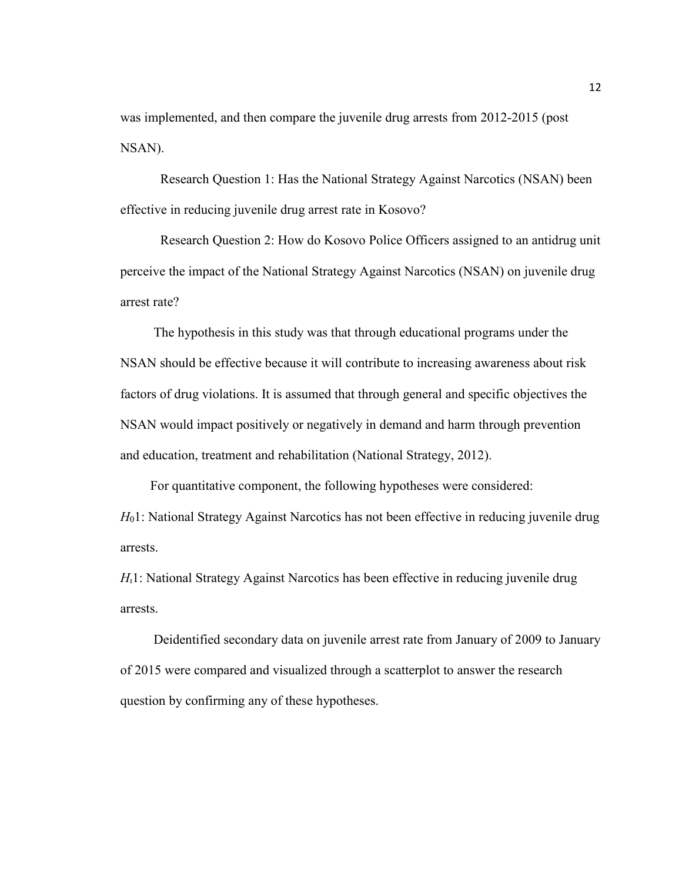was implemented, and then compare the juvenile drug arrests from 2012-2015 (post NSAN).

Research Question 1: Has the National Strategy Against Narcotics (NSAN) been effective in reducing juvenile drug arrest rate in Kosovo?

Research Question 2: How do Kosovo Police Officers assigned to an antidrug unit perceive the impact of the National Strategy Against Narcotics (NSAN) on juvenile drug arrest rate?

The hypothesis in this study was that through educational programs under the NSAN should be effective because it will contribute to increasing awareness about risk factors of drug violations. It is assumed that through general and specific objectives the NSAN would impact positively or negatively in demand and harm through prevention and education, treatment and rehabilitation (National Strategy, 2012).

For quantitative component, the following hypotheses were considered:

$H_0 1$: National Strategy Against Narcotics has not been effective in reducing juvenile drug arrests.

$H_1 1$: National Strategy Against Narcotics has been effective in reducing juvenile drug arrests.

Deidentified secondary data on juvenile arrest rate from January of 2009 to January of 2015 were compared and visualized through a scatterplot to answer the research question by confirming any of these hypotheses.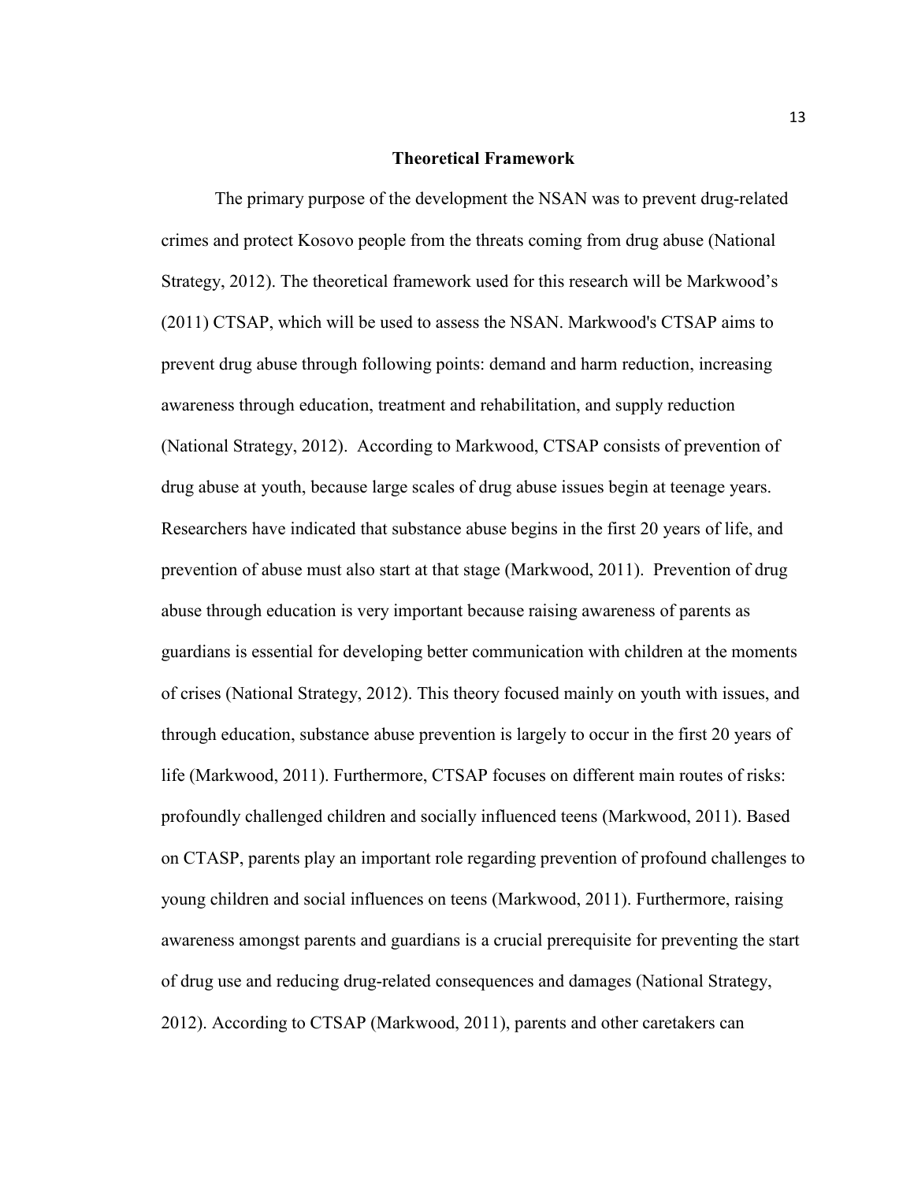## Theoretical Framework

The primary purpose of the development the NSAN was to prevent drug-related crimes and protect Kosovo people from the threats coming from drug abuse (National Strategy, 2012). The theoretical framework used for this research will be Markwood's (2011) CTSAP, which will be used to assess the NSAN. Markwood's CTSAP aims to prevent drug abuse through following points: demand and harm reduction, increasing awareness through education, treatment and rehabilitation, and supply reduction (National Strategy, 2012). According to Markwood, CTSAP consists of prevention of drug abuse at youth, because large scales of drug abuse issues begin at teenage years. Researchers have indicated that substance abuse begins in the first 20 years of life, and prevention of abuse must also start at that stage (Markwood, 2011). Prevention of drug abuse through education is very important because raising awareness of parents as guardians is essential for developing better communication with children at the moments of crises (National Strategy, 2012). This theory focused mainly on youth with issues, and through education, substance abuse prevention is largely to occur in the first 20 years of life (Markwood, 2011). Furthermore, CTSAP focuses on different main routes of risks: profoundly challenged children and socially influenced teens (Markwood, 2011). Based on CTASP, parents play an important role regarding prevention of profound challenges to young children and social influences on teens (Markwood, 2011). Furthermore, raising awareness amongst parents and guardians is a crucial prerequisite for preventing the start of drug use and reducing drug-related consequences and damages (National Strategy, 2012). According to CTSAP (Markwood, 2011), parents and other caretakers can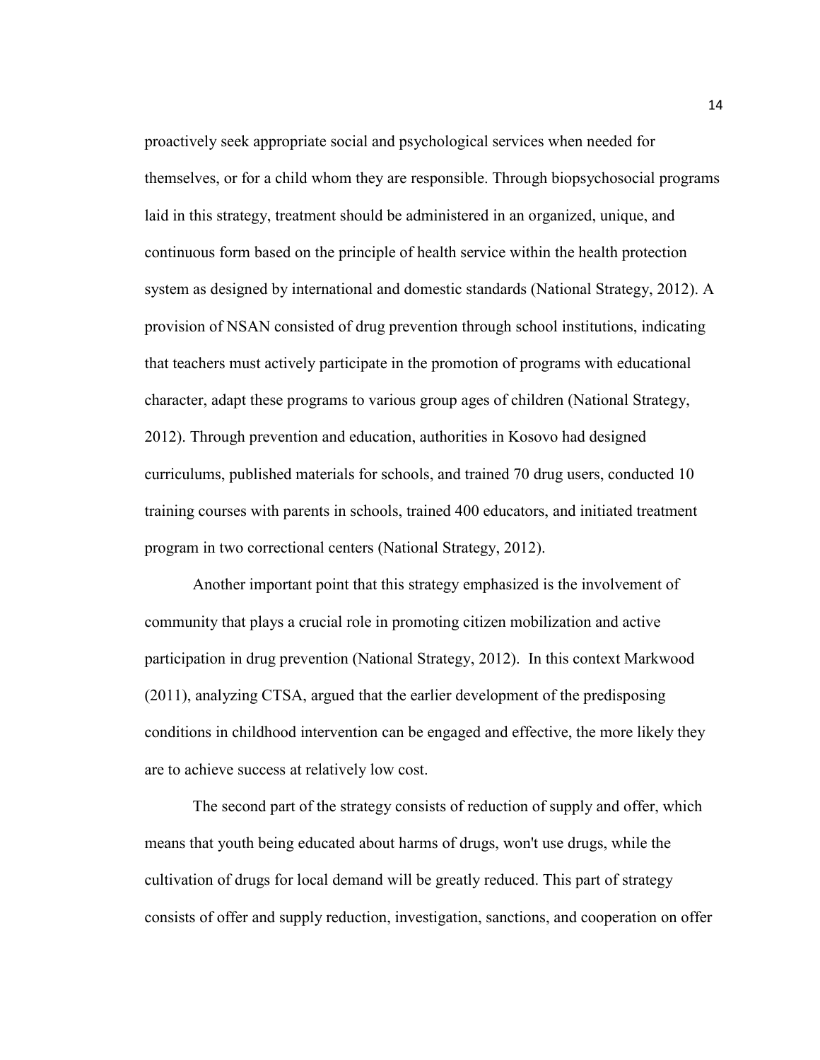proactively seek appropriate social and psychological services when needed for themselves, or for a child whom they are responsible. Through biopsychosocial programs laid in this strategy, treatment should be administered in an organized, unique, and continuous form based on the principle of health service within the health protection system as designed by international and domestic standards (National Strategy, 2012). A provision of NSAN consisted of drug prevention through school institutions, indicating that teachers must actively participate in the promotion of programs with educational character, adapt these programs to various group ages of children (National Strategy, 2012). Through prevention and education, authorities in Kosovo had designed curriculums, published materials for schools, and trained 70 drug users, conducted 10 training courses with parents in schools, trained 400 educators, and initiated treatment program in two correctional centers (National Strategy, 2012).

Another important point that this strategy emphasized is the involvement of community that plays a crucial role in promoting citizen mobilization and active participation in drug prevention (National Strategy, 2012). In this context Markwood (2011), analyzing CTSA, argued that the earlier development of the predisposing conditions in childhood intervention can be engaged and effective, the more likely they are to achieve success at relatively low cost.

The second part of the strategy consists of reduction of supply and offer, which means that youth being educated about harms of drugs, won't use drugs, while the cultivation of drugs for local demand will be greatly reduced. This part of strategy consists of offer and supply reduction, investigation, sanctions, and cooperation on offer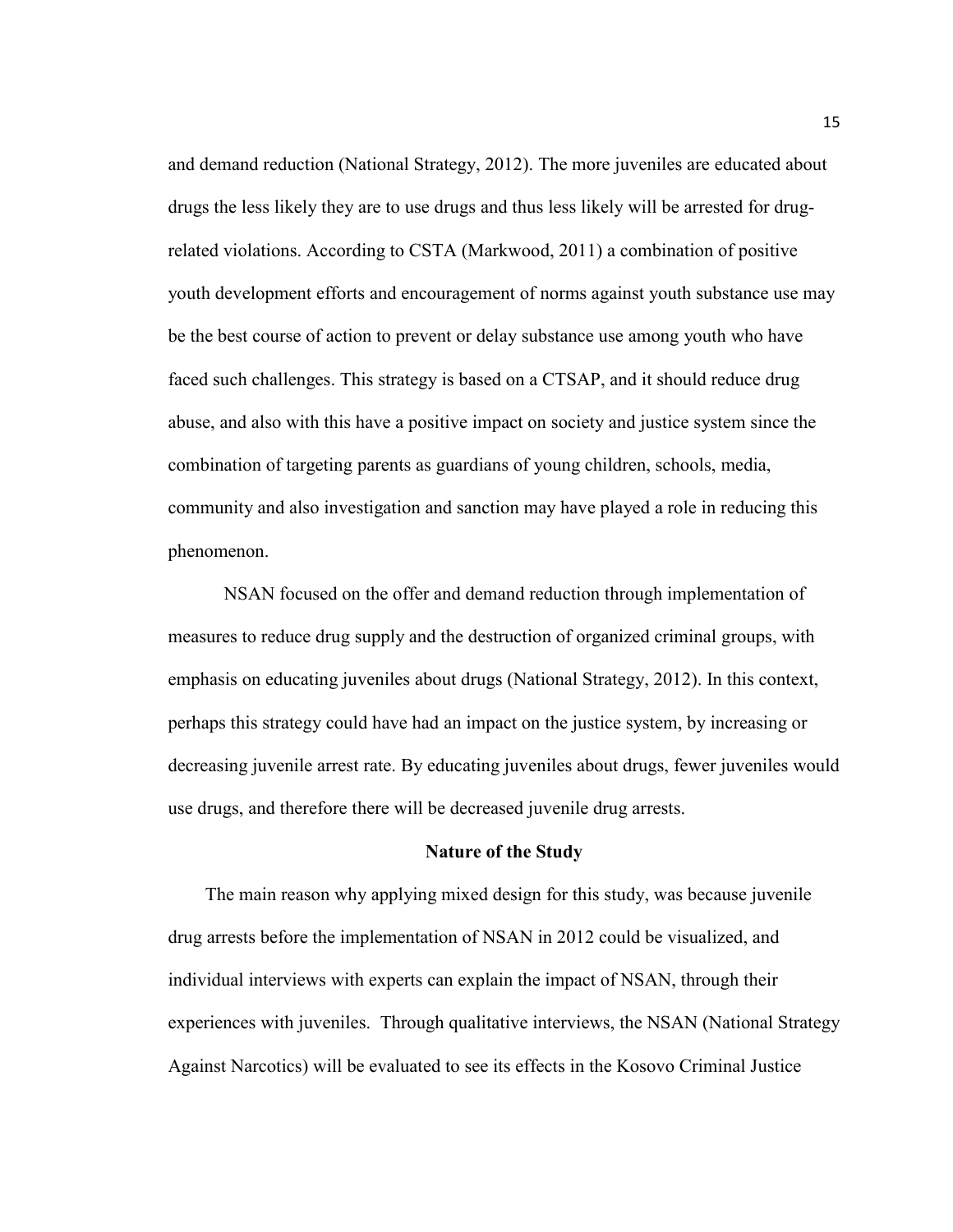and demand reduction (National Strategy, 2012). The more juveniles are educated about drugs the less likely they are to use drugs and thus less likely will be arrested for drug-related violations. According to CSTA (Markwood, 2011) a combination of positive youth development efforts and encouragement of norms against youth substance use may be the best course of action to prevent or delay substance use among youth who have faced such challenges. This strategy is based on a CTSAP, and it should reduce drug abuse, and also with this have a positive impact on society and justice system since the combination of targeting parents as guardians of young children, schools, media, community and also investigation and sanction may have played a role in reducing this phenomenon.

NSAN focused on the offer and demand reduction through implementation of measures to reduce drug supply and the destruction of organized criminal groups, with emphasis on educating juveniles about drugs (National Strategy, 2012). In this context, perhaps this strategy could have had an impact on the justice system, by increasing or decreasing juvenile arrest rate. By educating juveniles about drugs, fewer juveniles would use drugs, and therefore there will be decreased juvenile drug arrests.

## Nature of the Study

The main reason why applying mixed design for this study, was because juvenile drug arrests before the implementation of NSAN in 2012 could be visualized, and individual interviews with experts can explain the impact of NSAN, through their experiences with juveniles. Through qualitative interviews, the NSAN (National Strategy Against Narcotics) will be evaluated to see its effects in the Kosovo Criminal Justice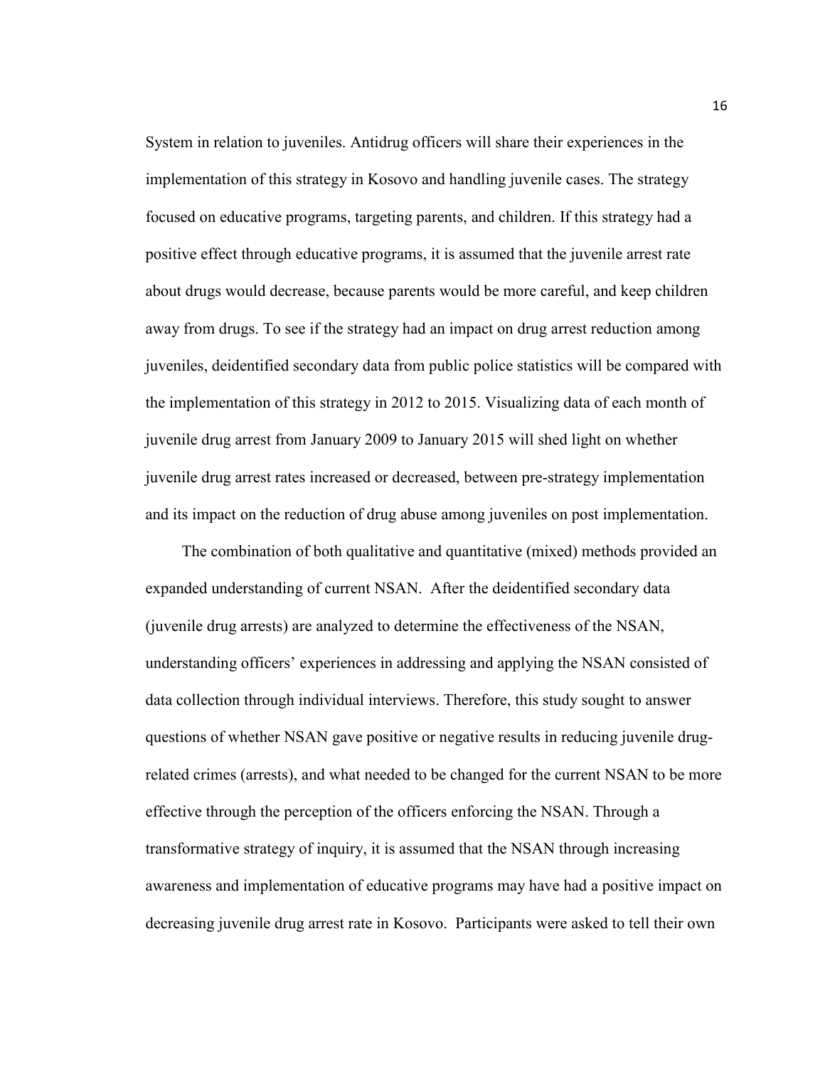System in relation to juveniles. Antidrug officers will share their experiences in the implementation of this strategy in Kosovo and handling juvenile cases. The strategy focused on educative programs, targeting parents, and children. If this strategy had a positive effect through educative programs, it is assumed that the juvenile arrest rate about drugs would decrease, because parents would be more careful, and keep children away from drugs. To see if the strategy had an impact on drug arrest reduction among juveniles, deidentified secondary data from public police statistics will be compared with the implementation of this strategy in 2012 to 2015. Visualizing data of each month of juvenile drug arrest from January 2009 to January 2015 will shed light on whether juvenile drug arrest rates increased or decreased, between pre-strategy implementation and its impact on the reduction of drug abuse among juveniles on post implementation.

The combination of both qualitative and quantitative (mixed) methods provided an expanded understanding of current NSAN. After the deidentified secondary data (juvenile drug arrests) are analyzed to determine the effectiveness of the NSAN, understanding officers' experiences in addressing and applying the NSAN consisted of data collection through individual interviews. Therefore, this study sought to answer questions of whether NSAN gave positive or negative results in reducing juvenile drug-related crimes (arrests), and what needed to be changed for the current NSAN to be more effective through the perception of the officers enforcing the NSAN. Through a transformative strategy of inquiry, it is assumed that the NSAN through increasing awareness and implementation of educative programs may have had a positive impact on decreasing juvenile drug arrest rate in Kosovo. Participants were asked to tell their own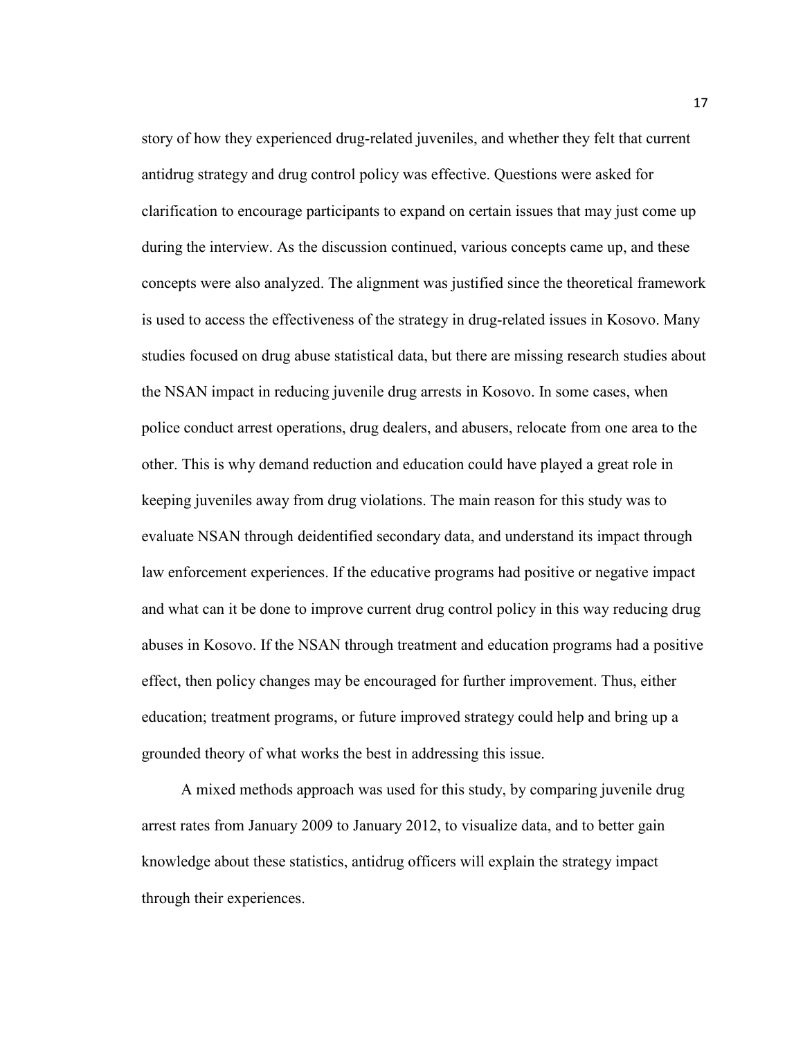story of how they experienced drug-related juveniles, and whether they felt that current antidrug strategy and drug control policy was effective. Questions were asked for clarification to encourage participants to expand on certain issues that may just come up during the interview. As the discussion continued, various concepts came up, and these concepts were also analyzed. The alignment was justified since the theoretical framework is used to access the effectiveness of the strategy in drug-related issues in Kosovo. Many studies focused on drug abuse statistical data, but there are missing research studies about the NSAN impact in reducing juvenile drug arrests in Kosovo. In some cases, when police conduct arrest operations, drug dealers, and abusers, relocate from one area to the other. This is why demand reduction and education could have played a great role in keeping juveniles away from drug violations. The main reason for this study was to evaluate NSAN through deidentified secondary data, and understand its impact through law enforcement experiences. If the educative programs had positive or negative impact and what can it be done to improve current drug control policy in this way reducing drug abuses in Kosovo. If the NSAN through treatment and education programs had a positive effect, then policy changes may be encouraged for further improvement. Thus, either education; treatment programs, or future improved strategy could help and bring up a grounded theory of what works the best in addressing this issue.

A mixed methods approach was used for this study, by comparing juvenile drug arrest rates from January 2009 to January 2012, to visualize data, and to better gain knowledge about these statistics, antidrug officers will explain the strategy impact through their experiences.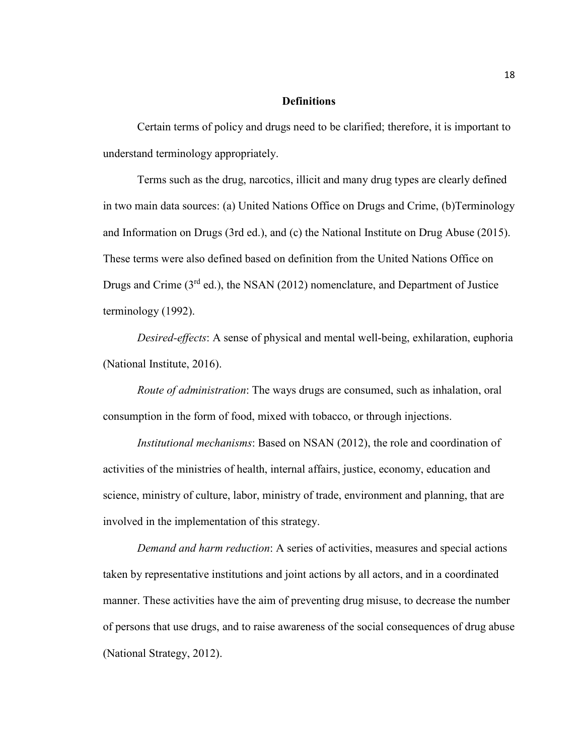## Definitions

Certain terms of policy and drugs need to be clarified; therefore, it is important to understand terminology appropriately.

Terms such as the drug, narcotics, illicit and many drug types are clearly defined in two main data sources: (a) United Nations Office on Drugs and Crime, (b)Terminology and Information on Drugs (3rd ed.), and (c) the National Institute on Drug Abuse (2015). These terms were also defined based on definition from the United Nations Office on Drugs and Crime (3rd ed.), the NSAN (2012) nomenclature, and Department of Justice terminology (1992).

*Desired-effects*: A sense of physical and mental well-being, exhilaration, euphoria (National Institute, 2016).

*Route of administration*: The ways drugs are consumed, such as inhalation, oral consumption in the form of food, mixed with tobacco, or through injections.

*Institutional mechanisms*: Based on NSAN (2012), the role and coordination of activities of the ministries of health, internal affairs, justice, economy, education and science, ministry of culture, labor, ministry of trade, environment and planning, that are involved in the implementation of this strategy.

*Demand and harm reduction*: A series of activities, measures and special actions taken by representative institutions and joint actions by all actors, and in a coordinated manner. These activities have the aim of preventing drug misuse, to decrease the number of persons that use drugs, and to raise awareness of the social consequences of drug abuse (National Strategy, 2012).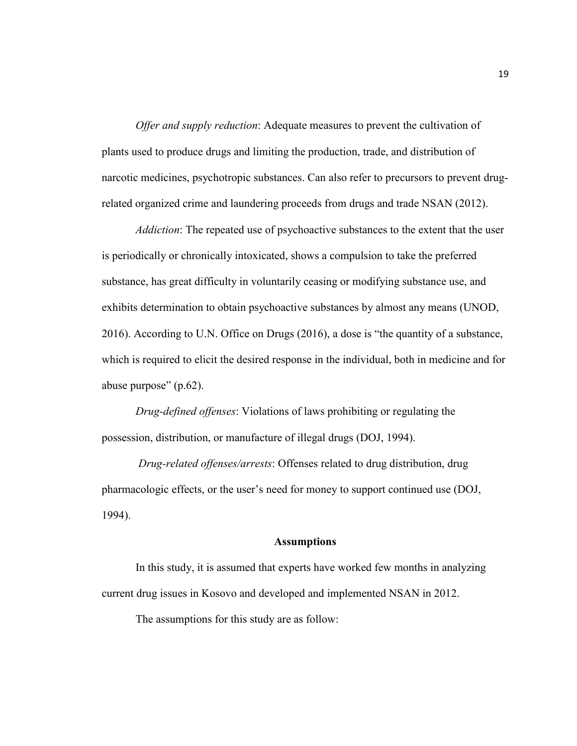*Offer and supply reduction*: Adequate measures to prevent the cultivation of plants used to produce drugs and limiting the production, trade, and distribution of narcotic medicines, psychotropic substances. Can also refer to precursors to prevent drug-related organized crime and laundering proceeds from drugs and trade NSAN (2012).

*Addiction*: The repeated use of psychoactive substances to the extent that the user is periodically or chronically intoxicated, shows a compulsion to take the preferred substance, has great difficulty in voluntarily ceasing or modifying substance use, and exhibits determination to obtain psychoactive substances by almost any means (UNOD, 2016). According to U.N. Office on Drugs (2016), a dose is "the quantity of a substance, which is required to elicit the desired response in the individual, both in medicine and for abuse purpose" (p.62).

*Drug-defined offenses*: Violations of laws prohibiting or regulating the possession, distribution, or manufacture of illegal drugs (DOJ, 1994).

*Drug-related offenses/arrests*: Offenses related to drug distribution, drug pharmacologic effects, or the user's need for money to support continued use (DOJ, 1994).

## Assumptions

In this study, it is assumed that experts have worked few months in analyzing current drug issues in Kosovo and developed and implemented NSAN in 2012.

The assumptions for this study are as follow: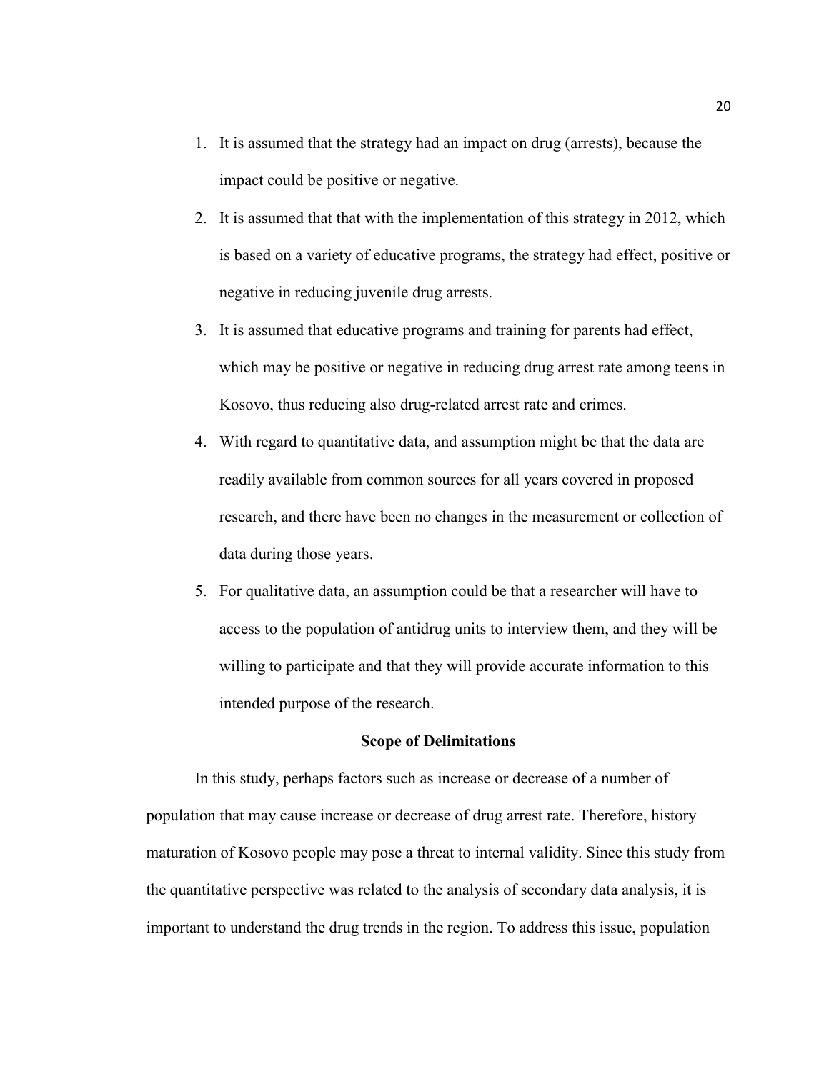1. It is assumed that the strategy had an impact on drug (arrests), because the impact could be positive or negative.
2. It is assumed that that with the implementation of this strategy in 2012, which is based on a variety of educative programs, the strategy had effect, positive or negative in reducing juvenile drug arrests.
3. It is assumed that educative programs and training for parents had effect, which may be positive or negative in reducing drug arrest rate among teens in Kosovo, thus reducing also drug-related arrest rate and crimes.
4. With regard to quantitative data, and assumption might be that the data are readily available from common sources for all years covered in proposed research, and there have been no changes in the measurement or collection of data during those years.
5. For qualitative data, an assumption could be that a researcher will have to access to the population of antidrug units to interview them, and they will be willing to participate and that they will provide accurate information to this intended purpose of the research.

## Scope of Delimitations

In this study, perhaps factors such as increase or decrease of a number of population that may cause increase or decrease of drug arrest rate. Therefore, history maturation of Kosovo people may pose a threat to internal validity. Since this study from the quantitative perspective was related to the analysis of secondary data analysis, it is important to understand the drug trends in the region. To address this issue, population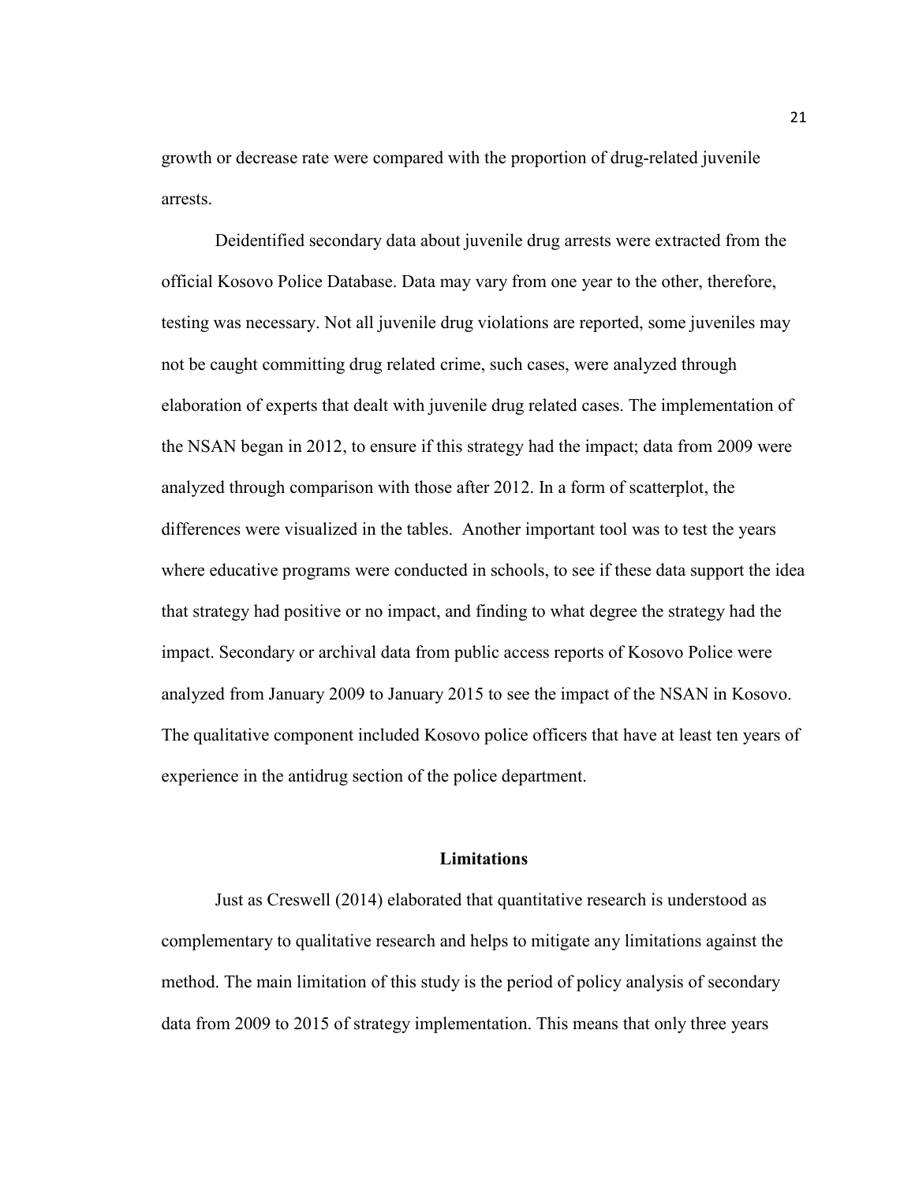growth or decrease rate were compared with the proportion of drug-related juvenile arrests.

Deidentified secondary data about juvenile drug arrests were extracted from the official Kosovo Police Database. Data may vary from one year to the other, therefore, testing was necessary. Not all juvenile drug violations are reported, some juveniles may not be caught committing drug related crime, such cases, were analyzed through elaboration of experts that dealt with juvenile drug related cases. The implementation of the NSAN began in 2012, to ensure if this strategy had the impact; data from 2009 were analyzed through comparison with those after 2012. In a form of scatterplot, the differences were visualized in the tables. Another important tool was to test the years where educative programs were conducted in schools, to see if these data support the idea that strategy had positive or no impact, and finding to what degree the strategy had the impact. Secondary or archival data from public access reports of Kosovo Police were analyzed from January 2009 to January 2015 to see the impact of the NSAN in Kosovo. The qualitative component included Kosovo police officers that have at least ten years of experience in the antidrug section of the police department.

## Limitations

Just as Creswell (2014) elaborated that quantitative research is understood as complementary to qualitative research and helps to mitigate any limitations against the method. The main limitation of this study is the period of policy analysis of secondary data from 2009 to 2015 of strategy implementation. This means that only three years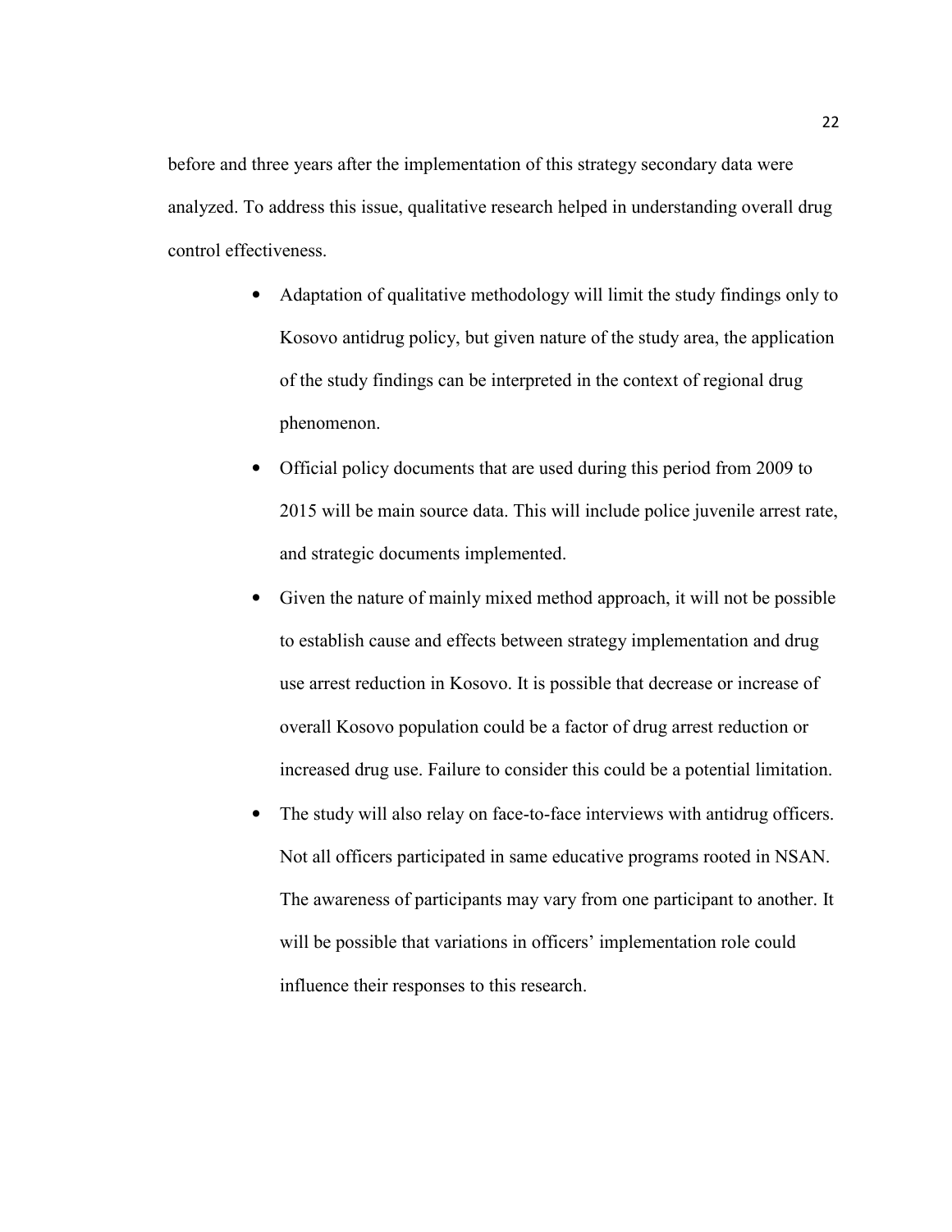before and three years after the implementation of this strategy secondary data were analyzed. To address this issue, qualitative research helped in understanding overall drug control effectiveness.

- Adaptation of qualitative methodology will limit the study findings only to Kosovo antidrug policy, but given nature of the study area, the application of the study findings can be interpreted in the context of regional drug phenomenon.
- Official policy documents that are used during this period from 2009 to 2015 will be main source data. This will include police juvenile arrest rate, and strategic documents implemented.
- Given the nature of mainly mixed method approach, it will not be possible to establish cause and effects between strategy implementation and drug use arrest reduction in Kosovo. It is possible that decrease or increase of overall Kosovo population could be a factor of drug arrest reduction or increased drug use. Failure to consider this could be a potential limitation.
- The study will also relay on face-to-face interviews with antidrug officers. Not all officers participated in same educative programs rooted in NSAN. The awareness of participants may vary from one participant to another. It will be possible that variations in officers' implementation role could influence their responses to this research.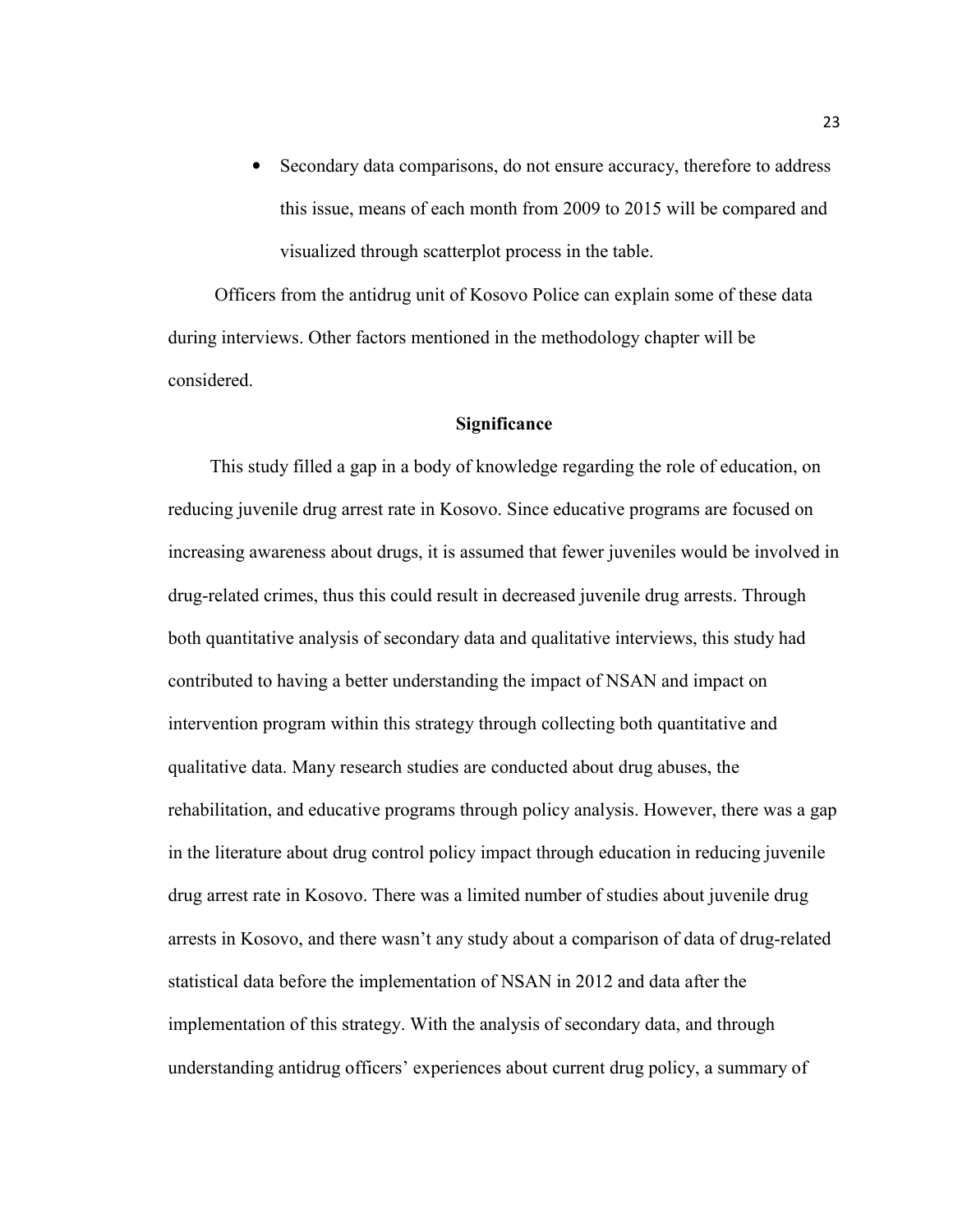- Secondary data comparisons, do not ensure accuracy, therefore to address this issue, means of each month from 2009 to 2015 will be compared and visualized through scatterplot process in the table.

Officers from the antidrug unit of Kosovo Police can explain some of these data during interviews. Other factors mentioned in the methodology chapter will be considered.

## Significance

This study filled a gap in a body of knowledge regarding the role of education, on reducing juvenile drug arrest rate in Kosovo. Since educative programs are focused on increasing awareness about drugs, it is assumed that fewer juveniles would be involved in drug-related crimes, thus this could result in decreased juvenile drug arrests. Through both quantitative analysis of secondary data and qualitative interviews, this study had contributed to having a better understanding the impact of NSAN and impact on intervention program within this strategy through collecting both quantitative and qualitative data. Many research studies are conducted about drug abuses, the rehabilitation, and educative programs through policy analysis. However, there was a gap in the literature about drug control policy impact through education in reducing juvenile drug arrest rate in Kosovo. There was a limited number of studies about juvenile drug arrests in Kosovo, and there wasn't any study about a comparison of data of drug-related statistical data before the implementation of NSAN in 2012 and data after the implementation of this strategy. With the analysis of secondary data, and through understanding antidrug officers' experiences about current drug policy, a summary of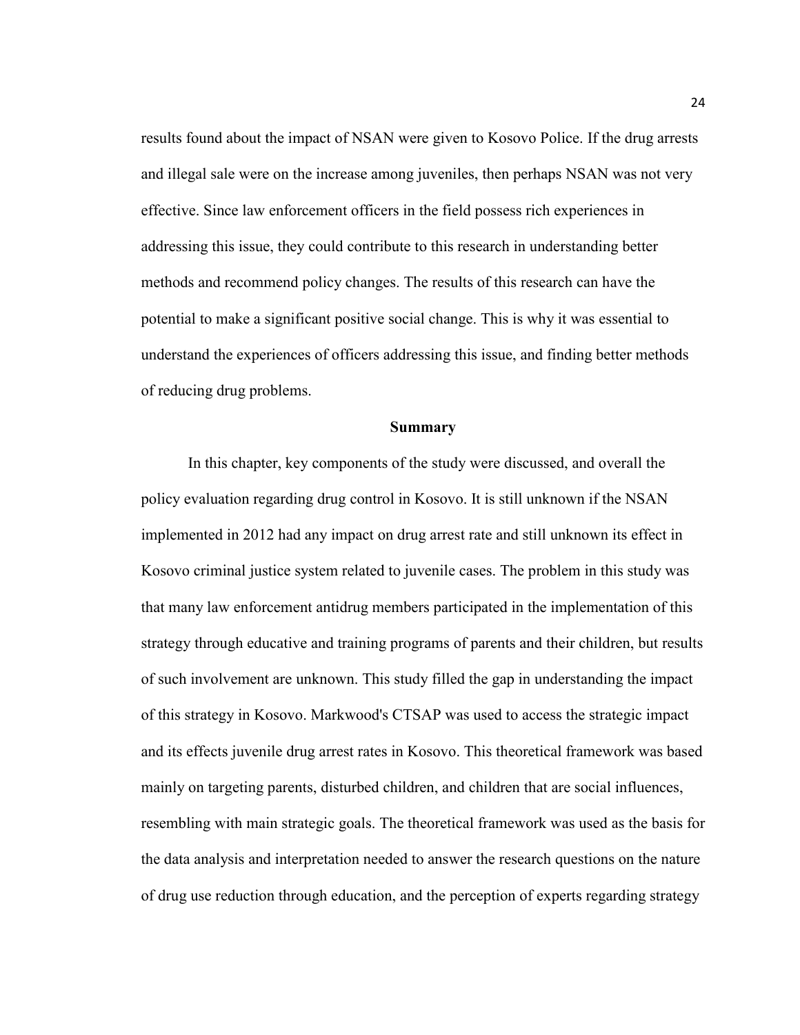results found about the impact of NSAN were given to Kosovo Police. If the drug arrests and illegal sale were on the increase among juveniles, then perhaps NSAN was not very effective. Since law enforcement officers in the field possess rich experiences in addressing this issue, they could contribute to this research in understanding better methods and recommend policy changes. The results of this research can have the potential to make a significant positive social change. This is why it was essential to understand the experiences of officers addressing this issue, and finding better methods of reducing drug problems.

## Summary

In this chapter, key components of the study were discussed, and overall the policy evaluation regarding drug control in Kosovo. It is still unknown if the NSAN implemented in 2012 had any impact on drug arrest rate and still unknown its effect in Kosovo criminal justice system related to juvenile cases. The problem in this study was that many law enforcement antidrug members participated in the implementation of this strategy through educative and training programs of parents and their children, but results of such involvement are unknown. This study filled the gap in understanding the impact of this strategy in Kosovo. Markwood's CTSAP was used to access the strategic impact and its effects juvenile drug arrest rates in Kosovo. This theoretical framework was based mainly on targeting parents, disturbed children, and children that are social influences, resembling with main strategic goals. The theoretical framework was used as the basis for the data analysis and interpretation needed to answer the research questions on the nature of drug use reduction through education, and the perception of experts regarding strategy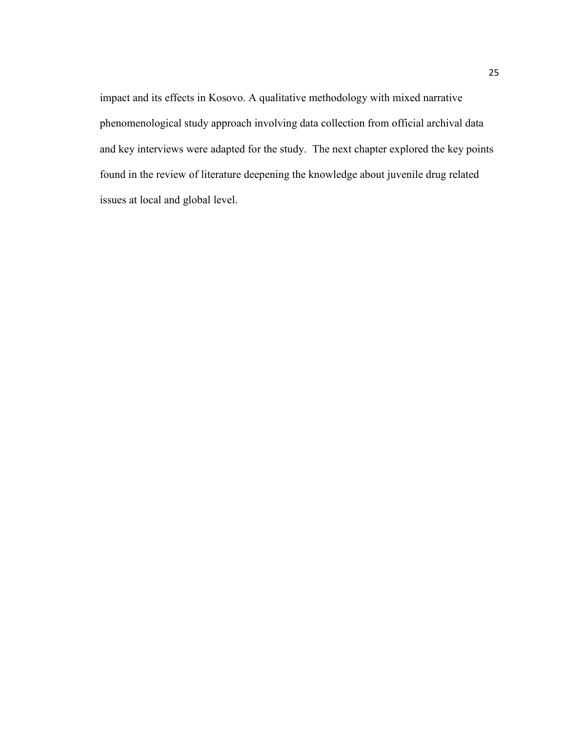impact and its effects in Kosovo. A qualitative methodology with mixed narrative phenomenological study approach involving data collection from official archival data and key interviews were adapted for the study. The next chapter explored the key points found in the review of literature deepening the knowledge about juvenile drug related issues at local and global level.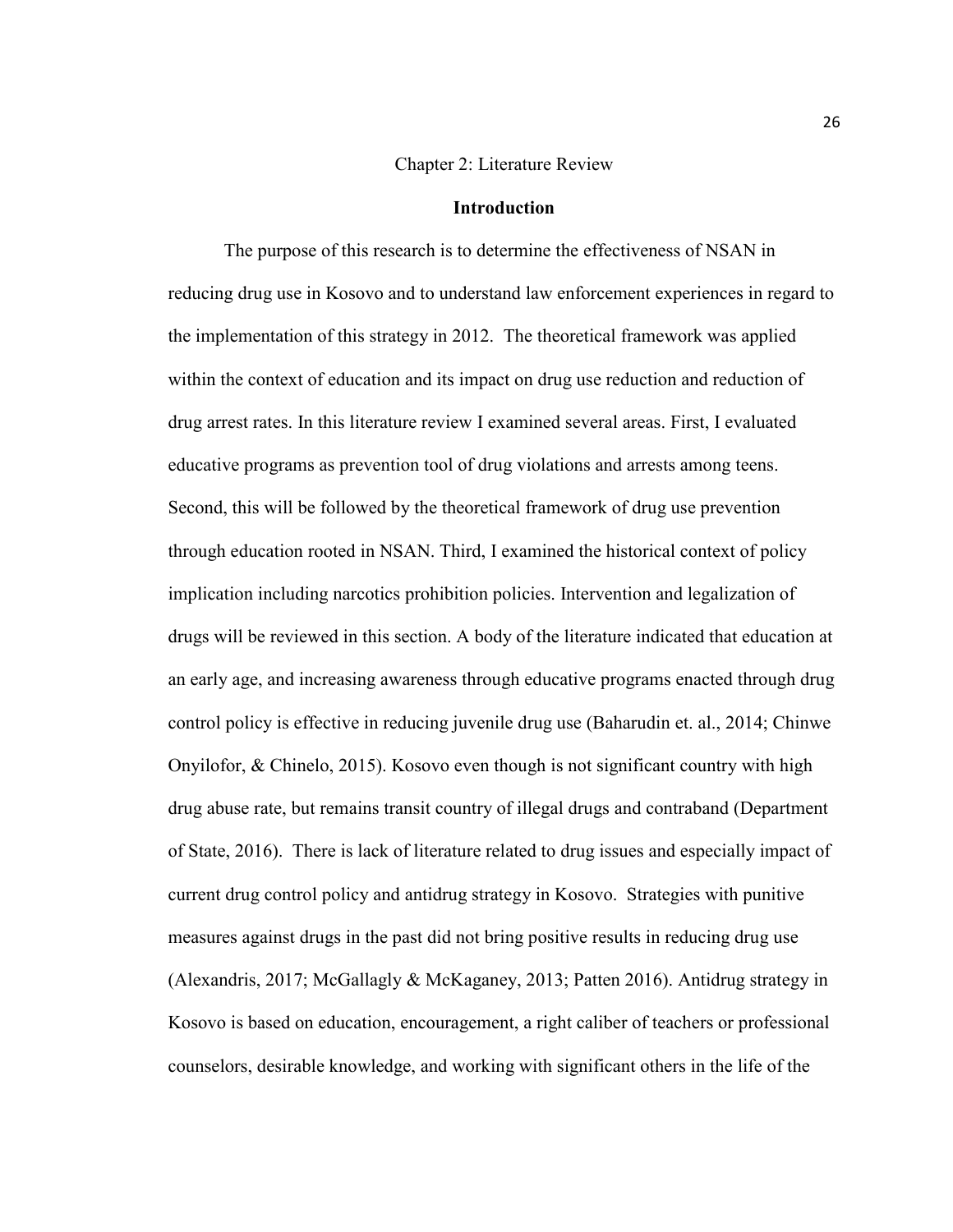# Chapter 2: Literature Review

## Introduction

The purpose of this research is to determine the effectiveness of NSAN in reducing drug use in Kosovo and to understand law enforcement experiences in regard to the implementation of this strategy in 2012. The theoretical framework was applied within the context of education and its impact on drug use reduction and reduction of drug arrest rates. In this literature review I examined several areas. First, I evaluated educative programs as prevention tool of drug violations and arrests among teens. Second, this will be followed by the theoretical framework of drug use prevention through education rooted in NSAN. Third, I examined the historical context of policy implication including narcotics prohibition policies. Intervention and legalization of drugs will be reviewed in this section. A body of the literature indicated that education at an early age, and increasing awareness through educative programs enacted through drug control policy is effective in reducing juvenile drug use (Baharudin et. al., 2014; Chinwe Onyilofor, & Chinelo, 2015). Kosovo even though is not significant country with high drug abuse rate, but remains transit country of illegal drugs and contraband (Department of State, 2016). There is lack of literature related to drug issues and especially impact of current drug control policy and antidrug strategy in Kosovo. Strategies with punitive measures against drugs in the past did not bring positive results in reducing drug use (Alexandris, 2017; McGallagly & McKaganey, 2013; Patten 2016). Antidrug strategy in Kosovo is based on education, encouragement, a right caliber of teachers or professional counselors, desirable knowledge, and working with significant others in the life of the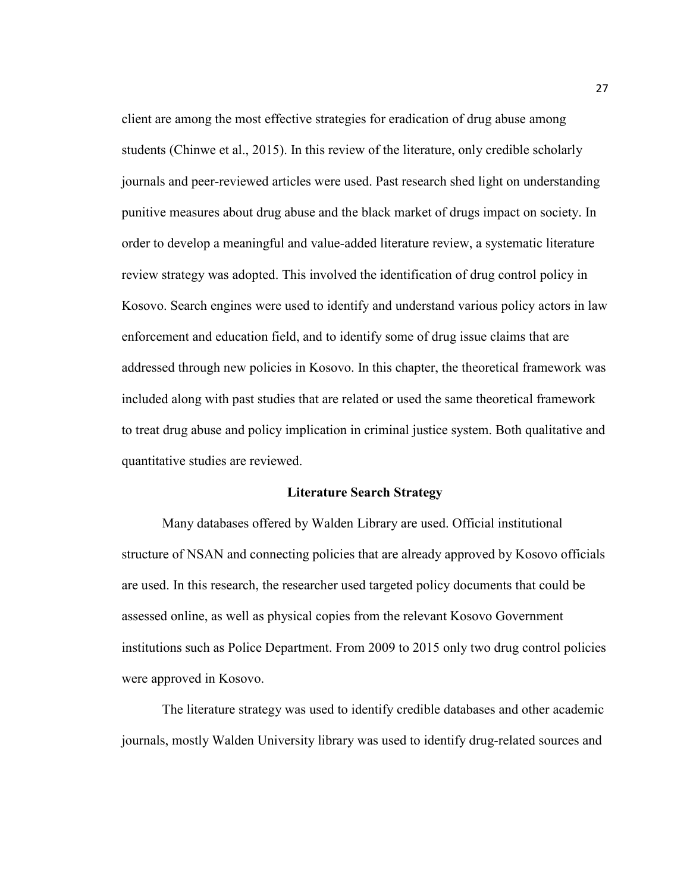client are among the most effective strategies for eradication of drug abuse among students (Chinwe et al., 2015). In this review of the literature, only credible scholarly journals and peer-reviewed articles were used. Past research shed light on understanding punitive measures about drug abuse and the black market of drugs impact on society. In order to develop a meaningful and value-added literature review, a systematic literature review strategy was adopted. This involved the identification of drug control policy in Kosovo. Search engines were used to identify and understand various policy actors in law enforcement and education field, and to identify some of drug issue claims that are addressed through new policies in Kosovo. In this chapter, the theoretical framework was included along with past studies that are related or used the same theoretical framework to treat drug abuse and policy implication in criminal justice system. Both qualitative and quantitative studies are reviewed.

## Literature Search Strategy

Many databases offered by Walden Library are used. Official institutional structure of NSAN and connecting policies that are already approved by Kosovo officials are used. In this research, the researcher used targeted policy documents that could be assessed online, as well as physical copies from the relevant Kosovo Government institutions such as Police Department. From 2009 to 2015 only two drug control policies were approved in Kosovo.

The literature strategy was used to identify credible databases and other academic journals, mostly Walden University library was used to identify drug-related sources and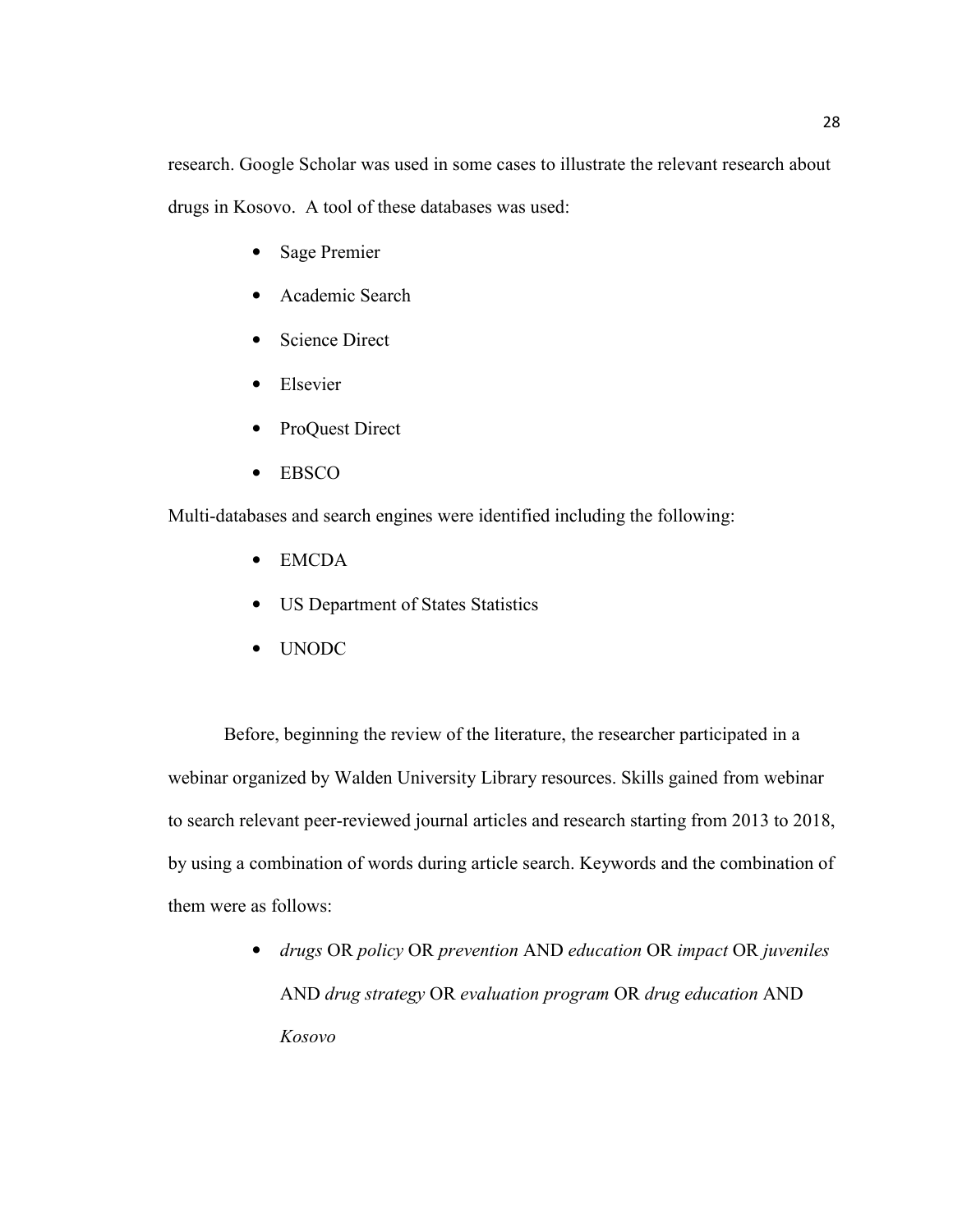research. Google Scholar was used in some cases to illustrate the relevant research about drugs in Kosovo. A tool of these databases was used:

- Sage Premier
- Academic Search
- Science Direct
- Elsevier
- ProQuest Direct
- EBSCO

Multi-databases and search engines were identified including the following:

- EMCDA
- US Department of States Statistics
- UNODC

Before, beginning the review of the literature, the researcher participated in a webinar organized by Walden University Library resources. Skills gained from webinar to search relevant peer-reviewed journal articles and research starting from 2013 to 2018, by using a combination of words during article search. Keywords and the combination of them were as follows:

- *drugs* OR *policy* OR *prevention* AND *education* OR *impact* OR *juveniles* AND *drug strategy* OR *evaluation program* OR *drug education* AND *Kosovo*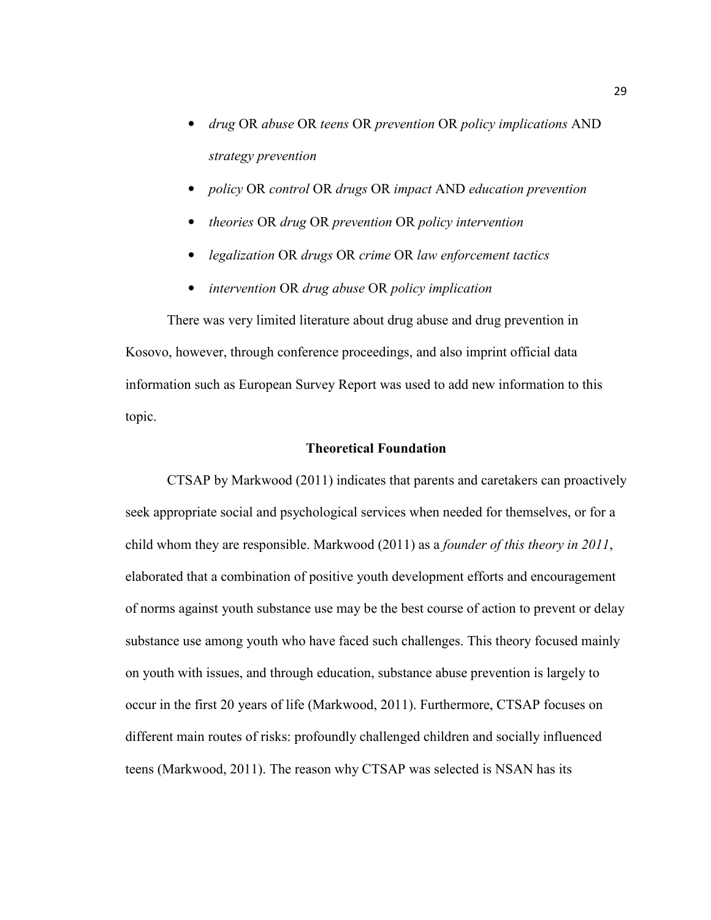- *drug* OR *abuse* OR *teens* OR *prevention* OR *policy implications* AND *strategy prevention*
- *policy* OR *control* OR *drugs* OR *impact* AND *education prevention*
- *theories* OR *drug* OR *prevention* OR *policy intervention*
- *legalization* OR *drugs* OR *crime* OR *law enforcement tactics*
- *intervention* OR *drug abuse* OR *policy implication*

There was very limited literature about drug abuse and drug prevention in Kosovo, however, through conference proceedings, and also imprint official data information such as European Survey Report was used to add new information to this topic.

**Theoretical Foundation**

CTSAP by Markwood (2011) indicates that parents and caretakers can proactively seek appropriate social and psychological services when needed for themselves, or for a child whom they are responsible. Markwood (2011) as a *founder of this theory in 2011*, elaborated that a combination of positive youth development efforts and encouragement of norms against youth substance use may be the best course of action to prevent or delay substance use among youth who have faced such challenges. This theory focused mainly on youth with issues, and through education, substance abuse prevention is largely to occur in the first 20 years of life (Markwood, 2011). Furthermore, CTSAP focuses on different main routes of risks: profoundly challenged children and socially influenced teens (Markwood, 2011). The reason why CTSAP was selected is NSAN has its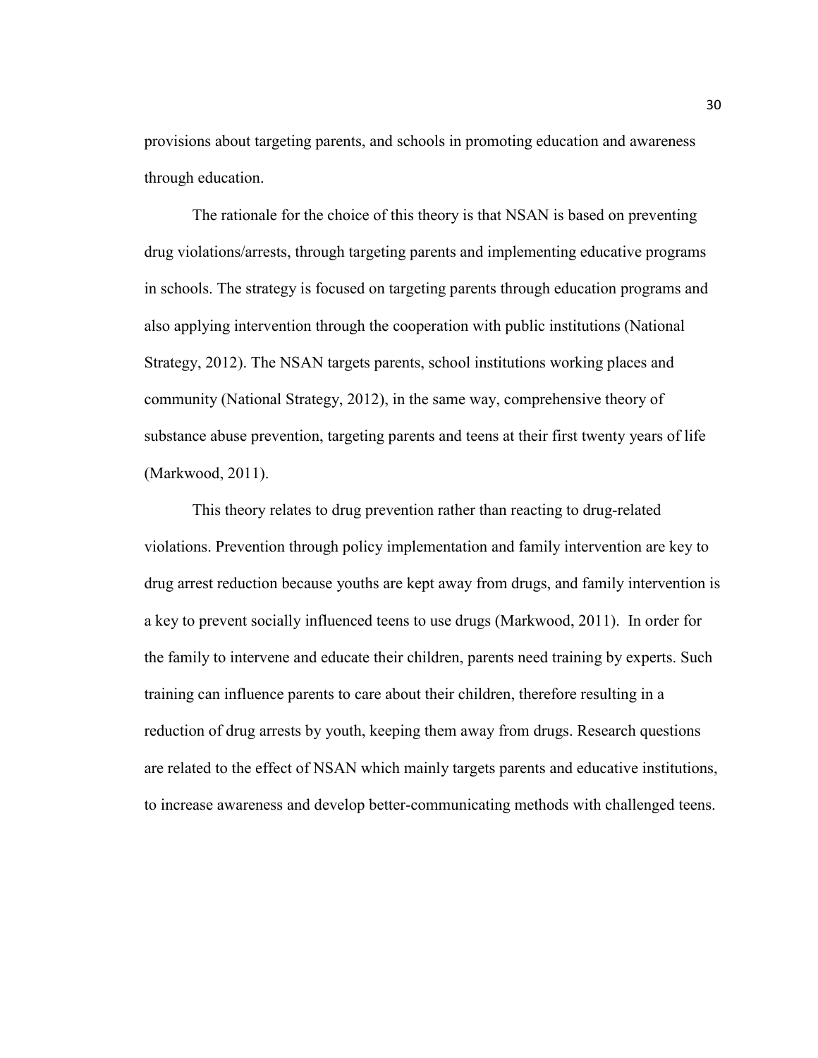provisions about targeting parents, and schools in promoting education and awareness through education.

The rationale for the choice of this theory is that NSAN is based on preventing drug violations/arrests, through targeting parents and implementing educative programs in schools. The strategy is focused on targeting parents through education programs and also applying intervention through the cooperation with public institutions (National Strategy, 2012). The NSAN targets parents, school institutions working places and community (National Strategy, 2012), in the same way, comprehensive theory of substance abuse prevention, targeting parents and teens at their first twenty years of life (Markwood, 2011).

This theory relates to drug prevention rather than reacting to drug-related violations. Prevention through policy implementation and family intervention are key to drug arrest reduction because youths are kept away from drugs, and family intervention is a key to prevent socially influenced teens to use drugs (Markwood, 2011). In order for the family to intervene and educate their children, parents need training by experts. Such training can influence parents to care about their children, therefore resulting in a reduction of drug arrests by youth, keeping them away from drugs. Research questions are related to the effect of NSAN which mainly targets parents and educative institutions, to increase awareness and develop better-communicating methods with challenged teens.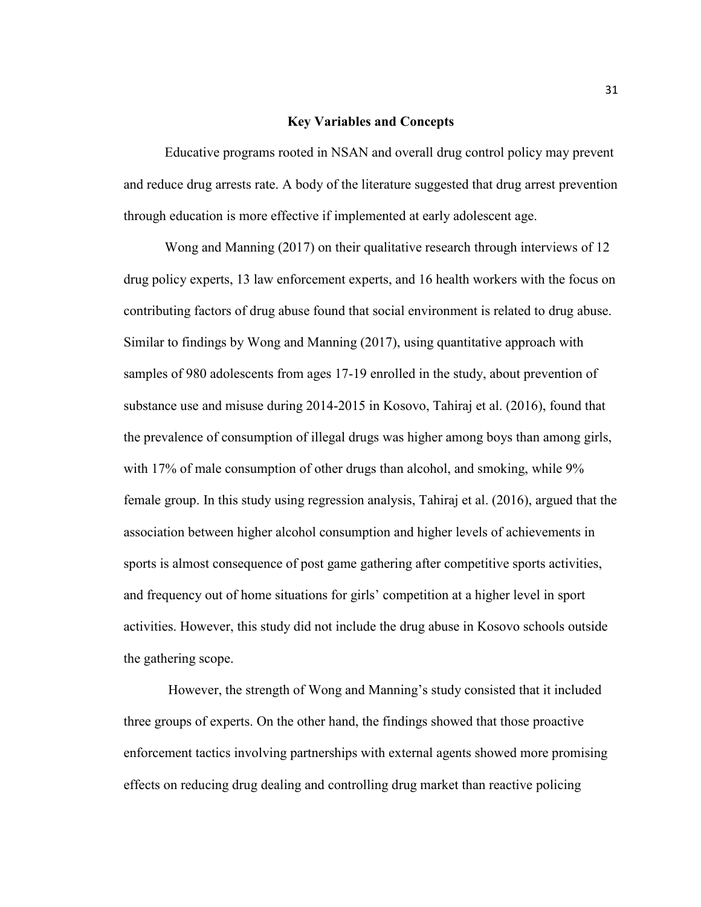## Key Variables and Concepts

Educative programs rooted in NSAN and overall drug control policy may prevent and reduce drug arrests rate. A body of the literature suggested that drug arrest prevention through education is more effective if implemented at early adolescent age.

Wong and Manning (2017) on their qualitative research through interviews of 12 drug policy experts, 13 law enforcement experts, and 16 health workers with the focus on contributing factors of drug abuse found that social environment is related to drug abuse. Similar to findings by Wong and Manning (2017), using quantitative approach with samples of 980 adolescents from ages 17-19 enrolled in the study, about prevention of substance use and misuse during 2014-2015 in Kosovo, Tahiraj et al. (2016), found that the prevalence of consumption of illegal drugs was higher among boys than among girls, with 17% of male consumption of other drugs than alcohol, and smoking, while 9% female group. In this study using regression analysis, Tahiraj et al. (2016), argued that the association between higher alcohol consumption and higher levels of achievements in sports is almost consequence of post game gathering after competitive sports activities, and frequency out of home situations for girls' competition at a higher level in sport activities. However, this study did not include the drug abuse in Kosovo schools outside the gathering scope.

However, the strength of Wong and Manning's study consisted that it included three groups of experts. On the other hand, the findings showed that those proactive enforcement tactics involving partnerships with external agents showed more promising effects on reducing drug dealing and controlling drug market than reactive policing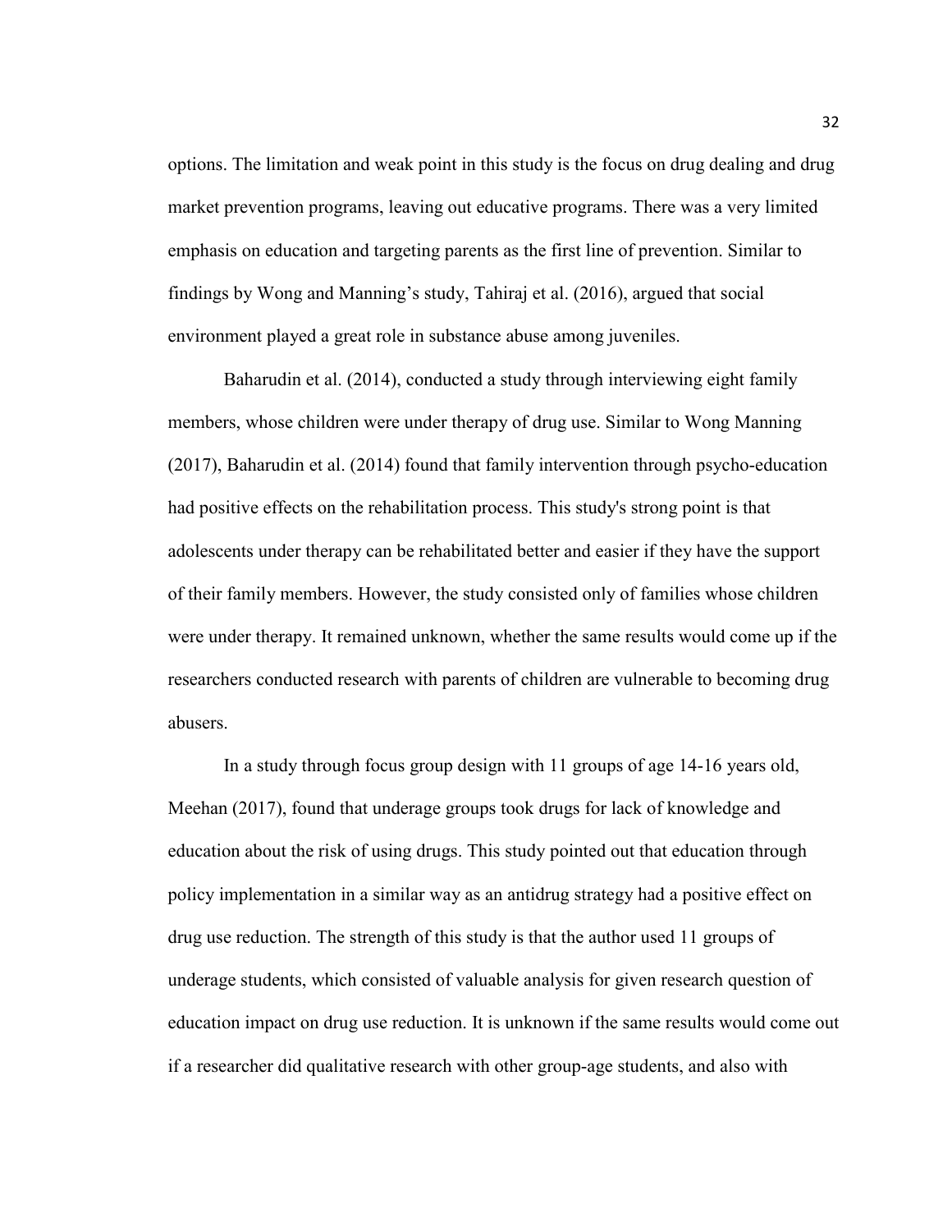options. The limitation and weak point in this study is the focus on drug dealing and drug market prevention programs, leaving out educative programs. There was a very limited emphasis on education and targeting parents as the first line of prevention. Similar to findings by Wong and Manning's study, Tahiraj et al. (2016), argued that social environment played a great role in substance abuse among juveniles.

Baharudin et al. (2014), conducted a study through interviewing eight family members, whose children were under therapy of drug use. Similar to Wong Manning (2017), Baharudin et al. (2014) found that family intervention through psycho-education had positive effects on the rehabilitation process. This study's strong point is that adolescents under therapy can be rehabilitated better and easier if they have the support of their family members. However, the study consisted only of families whose children were under therapy. It remained unknown, whether the same results would come up if the researchers conducted research with parents of children are vulnerable to becoming drug abusers.

In a study through focus group design with 11 groups of age 14-16 years old, Meehan (2017), found that underage groups took drugs for lack of knowledge and education about the risk of using drugs. This study pointed out that education through policy implementation in a similar way as an antidrug strategy had a positive effect on drug use reduction. The strength of this study is that the author used 11 groups of underage students, which consisted of valuable analysis for given research question of education impact on drug use reduction. It is unknown if the same results would come out if a researcher did qualitative research with other group-age students, and also with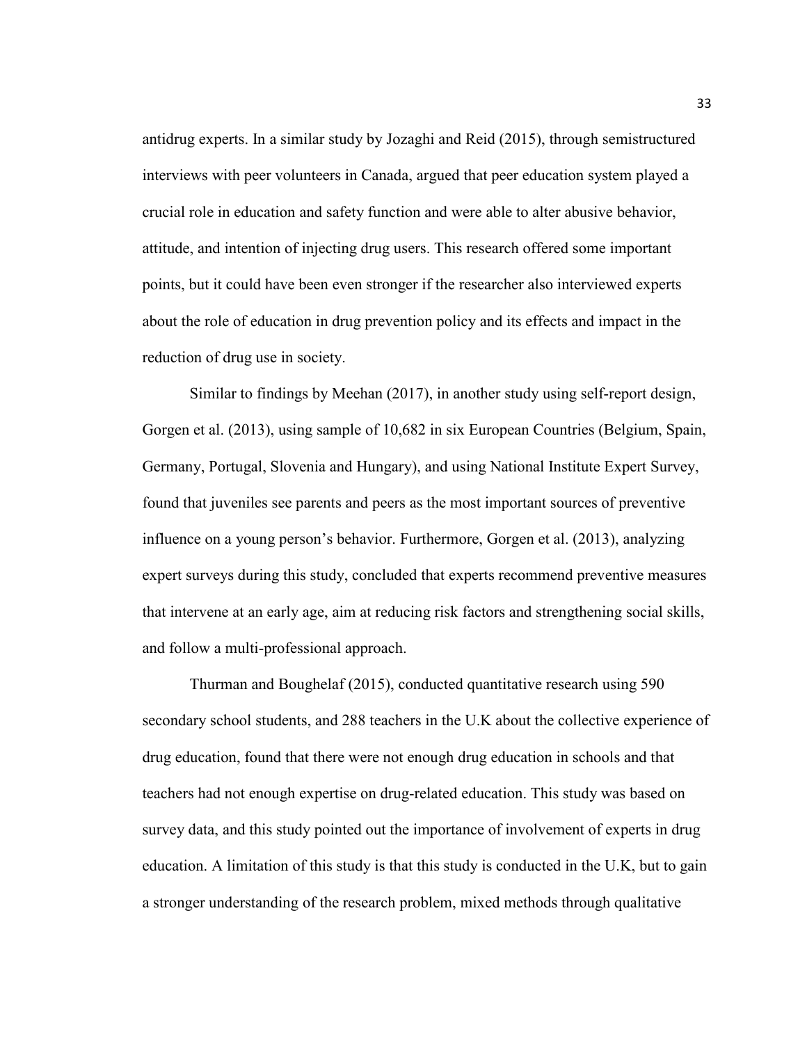antidrug experts. In a similar study by Jozaghi and Reid (2015), through semistructured interviews with peer volunteers in Canada, argued that peer education system played a crucial role in education and safety function and were able to alter abusive behavior, attitude, and intention of injecting drug users. This research offered some important points, but it could have been even stronger if the researcher also interviewed experts about the role of education in drug prevention policy and its effects and impact in the reduction of drug use in society.

Similar to findings by Meehan (2017), in another study using self-report design, Gorgen et al. (2013), using sample of 10,682 in six European Countries (Belgium, Spain, Germany, Portugal, Slovenia and Hungary), and using National Institute Expert Survey, found that juveniles see parents and peers as the most important sources of preventive influence on a young person's behavior. Furthermore, Gorgen et al. (2013), analyzing expert surveys during this study, concluded that experts recommend preventive measures that intervene at an early age, aim at reducing risk factors and strengthening social skills, and follow a multi-professional approach.

Thurman and Boughelaf (2015), conducted quantitative research using 590 secondary school students, and 288 teachers in the U.K about the collective experience of drug education, found that there were not enough drug education in schools and that teachers had not enough expertise on drug-related education. This study was based on survey data, and this study pointed out the importance of involvement of experts in drug education. A limitation of this study is that this study is conducted in the U.K, but to gain a stronger understanding of the research problem, mixed methods through qualitative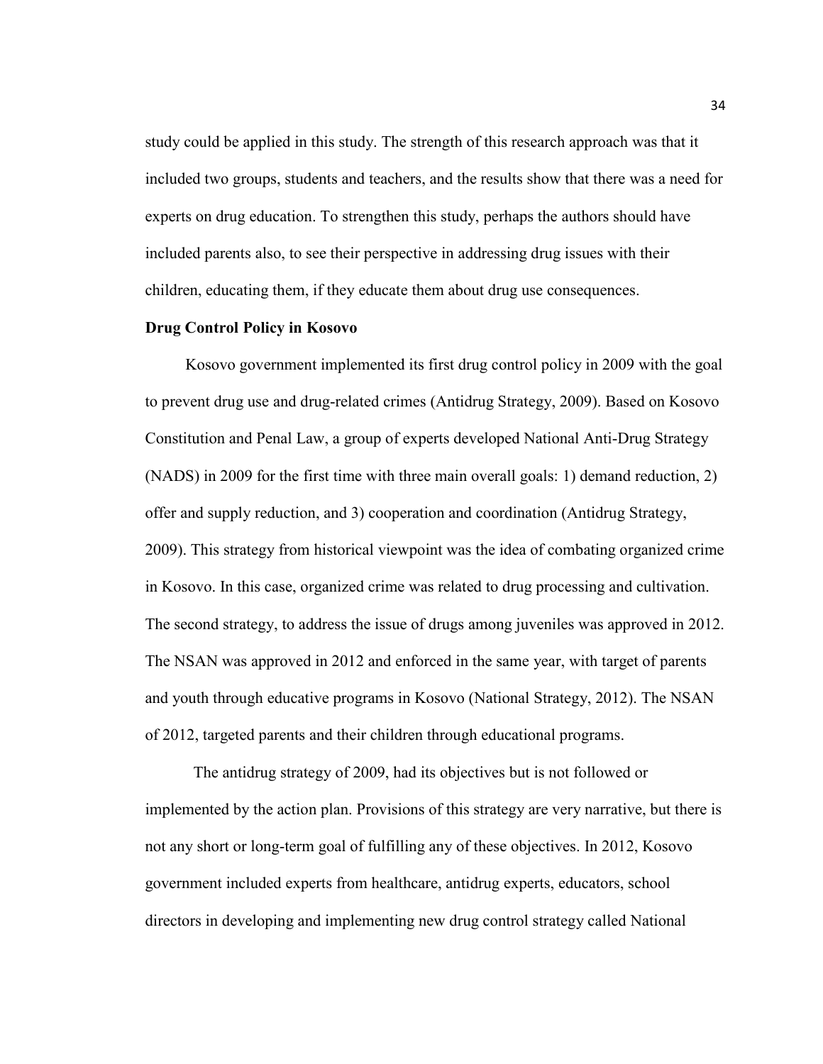study could be applied in this study. The strength of this research approach was that it included two groups, students and teachers, and the results show that there was a need for experts on drug education. To strengthen this study, perhaps the authors should have included parents also, to see their perspective in addressing drug issues with their children, educating them, if they educate them about drug use consequences.

**Drug Control Policy in Kosovo**

Kosovo government implemented its first drug control policy in 2009 with the goal to prevent drug use and drug-related crimes (Antidrug Strategy, 2009). Based on Kosovo Constitution and Penal Law, a group of experts developed National Anti-Drug Strategy (NADS) in 2009 for the first time with three main overall goals: 1) demand reduction, 2) offer and supply reduction, and 3) cooperation and coordination (Antidrug Strategy, 2009). This strategy from historical viewpoint was the idea of combating organized crime in Kosovo. In this case, organized crime was related to drug processing and cultivation. The second strategy, to address the issue of drugs among juveniles was approved in 2012. The NSAN was approved in 2012 and enforced in the same year, with target of parents and youth through educative programs in Kosovo (National Strategy, 2012). The NSAN of 2012, targeted parents and their children through educational programs.

The antidrug strategy of 2009, had its objectives but is not followed or implemented by the action plan. Provisions of this strategy are very narrative, but there is not any short or long-term goal of fulfilling any of these objectives. In 2012, Kosovo government included experts from healthcare, antidrug experts, educators, school directors in developing and implementing new drug control strategy called National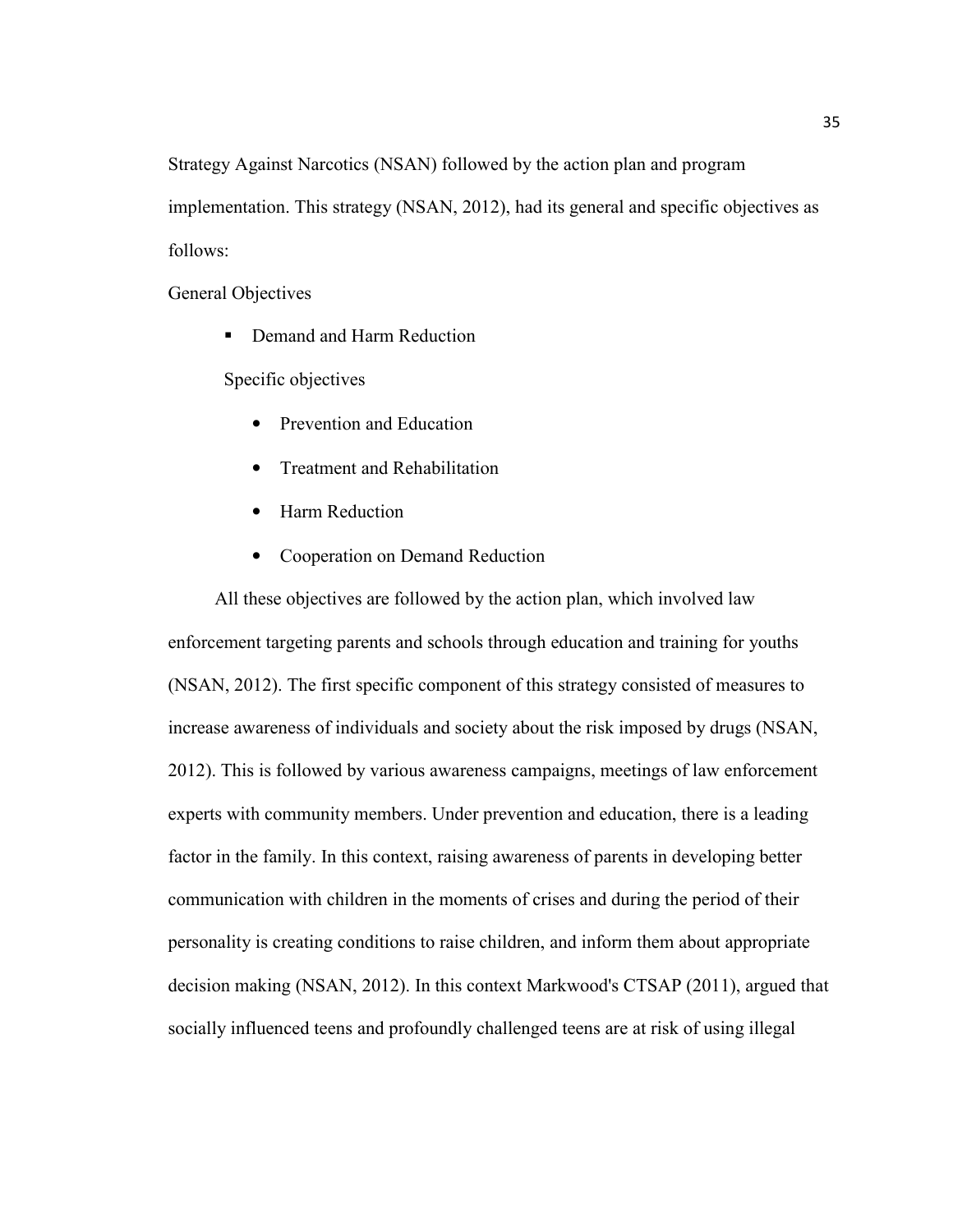Strategy Against Narcotics (NSAN) followed by the action plan and program implementation. This strategy (NSAN, 2012), had its general and specific objectives as follows:

General Objectives

- Demand and Harm Reduction

Specific objectives

- Prevention and Education
- Treatment and Rehabilitation
- Harm Reduction
- Cooperation on Demand Reduction

All these objectives are followed by the action plan, which involved law enforcement targeting parents and schools through education and training for youths (NSAN, 2012). The first specific component of this strategy consisted of measures to increase awareness of individuals and society about the risk imposed by drugs (NSAN, 2012). This is followed by various awareness campaigns, meetings of law enforcement experts with community members. Under prevention and education, there is a leading factor in the family. In this context, raising awareness of parents in developing better communication with children in the moments of crises and during the period of their personality is creating conditions to raise children, and inform them about appropriate decision making (NSAN, 2012). In this context Markwood's CTSAP (2011), argued that socially influenced teens and profoundly challenged teens are at risk of using illegal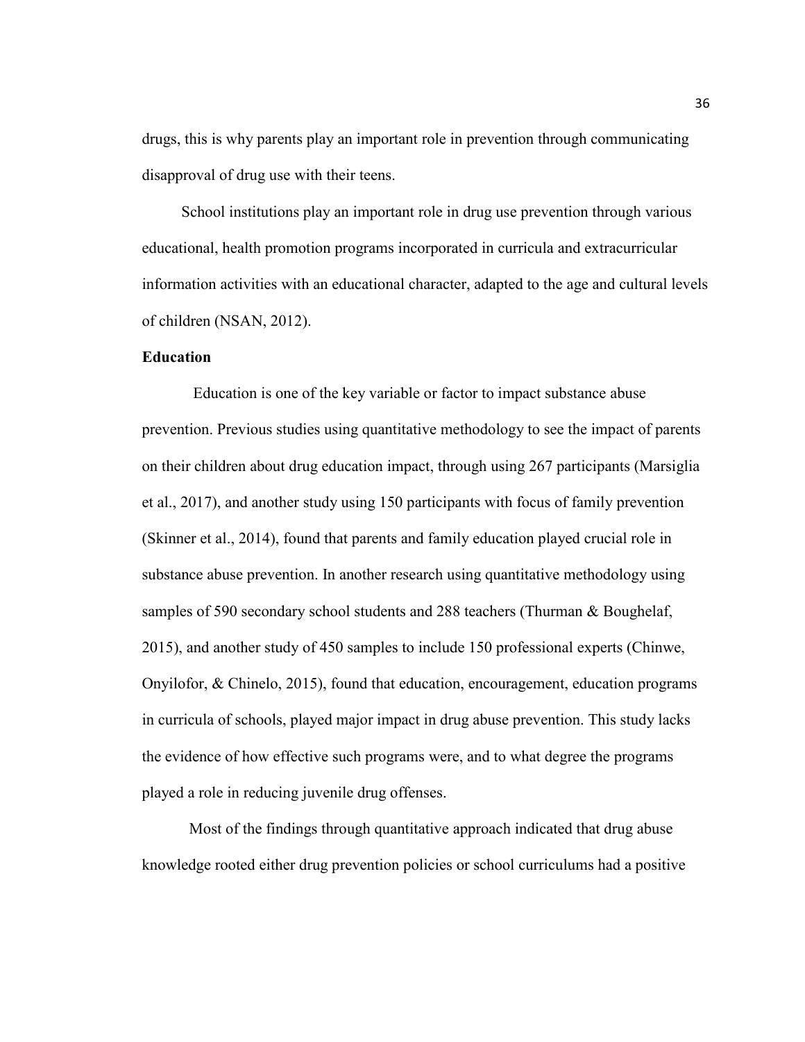drugs, this is why parents play an important role in prevention through communicating disapproval of drug use with their teens.

School institutions play an important role in drug use prevention through various educational, health promotion programs incorporated in curricula and extracurricular information activities with an educational character, adapted to the age and cultural levels of children (NSAN, 2012).

**Education**

Education is one of the key variable or factor to impact substance abuse prevention. Previous studies using quantitative methodology to see the impact of parents on their children about drug education impact, through using 267 participants (Marsiglia et al., 2017), and another study using 150 participants with focus of family prevention (Skinner et al., 2014), found that parents and family education played crucial role in substance abuse prevention. In another research using quantitative methodology using samples of 590 secondary school students and 288 teachers (Thurman & Boughelaf, 2015), and another study of 450 samples to include 150 professional experts (Chinwe, Onyilofor, & Chinelo, 2015), found that education, encouragement, education programs in curricula of schools, played major impact in drug abuse prevention. This study lacks the evidence of how effective such programs were, and to what degree the programs played a role in reducing juvenile drug offenses.

Most of the findings through quantitative approach indicated that drug abuse knowledge rooted either drug prevention policies or school curriculums had a positive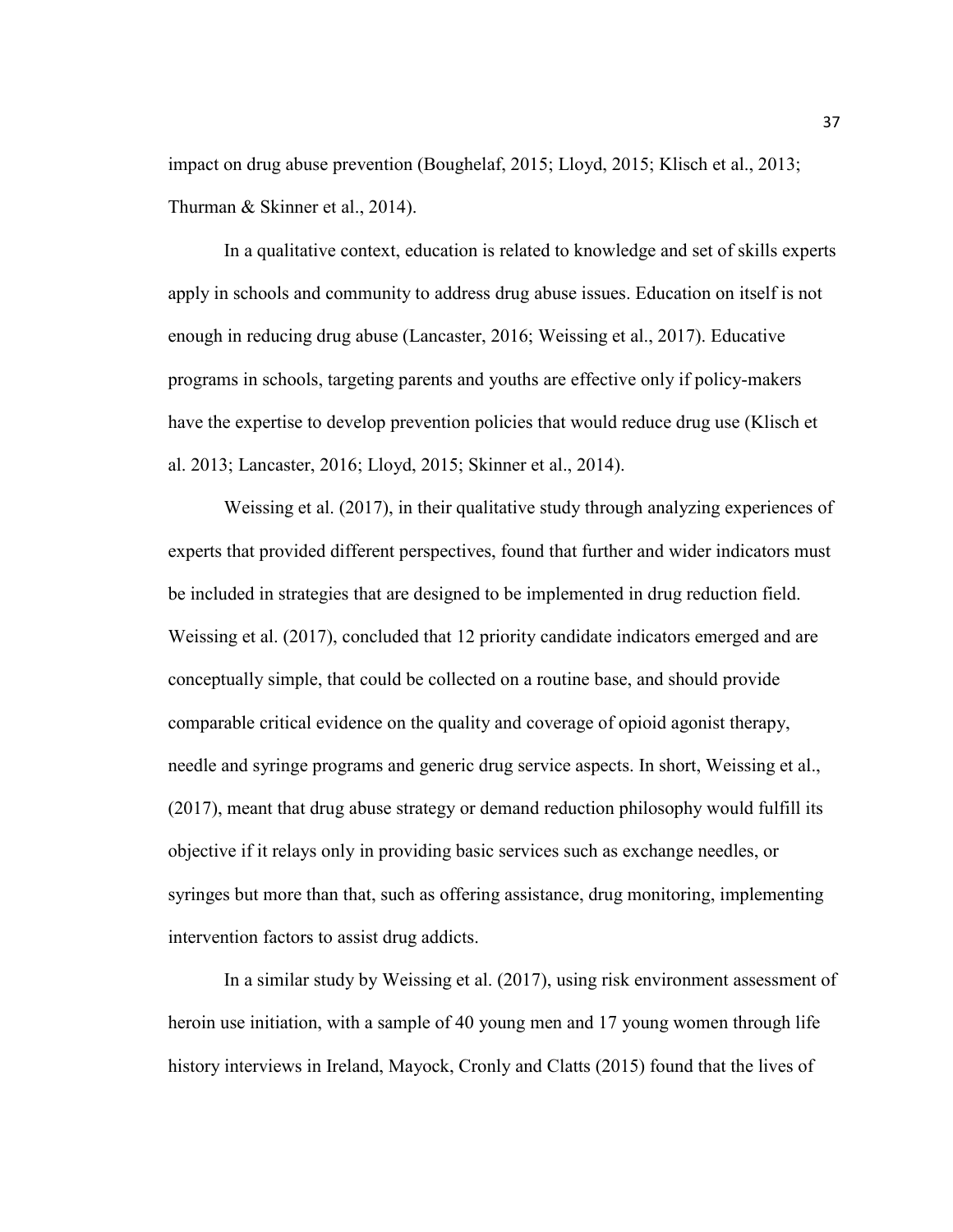impact on drug abuse prevention (Boughelaf, 2015; Lloyd, 2015; Klisch et al., 2013; Thurman & Skinner et al., 2014).

In a qualitative context, education is related to knowledge and set of skills experts apply in schools and community to address drug abuse issues. Education on itself is not enough in reducing drug abuse (Lancaster, 2016; Weissing et al., 2017). Educative programs in schools, targeting parents and youths are effective only if policy-makers have the expertise to develop prevention policies that would reduce drug use (Klisch et al. 2013; Lancaster, 2016; Lloyd, 2015; Skinner et al., 2014).

Weissing et al. (2017), in their qualitative study through analyzing experiences of experts that provided different perspectives, found that further and wider indicators must be included in strategies that are designed to be implemented in drug reduction field. Weissing et al. (2017), concluded that 12 priority candidate indicators emerged and are conceptually simple, that could be collected on a routine base, and should provide comparable critical evidence on the quality and coverage of opioid agonist therapy, needle and syringe programs and generic drug service aspects. In short, Weissing et al., (2017), meant that drug abuse strategy or demand reduction philosophy would fulfill its objective if it relays only in providing basic services such as exchange needles, or syringes but more than that, such as offering assistance, drug monitoring, implementing intervention factors to assist drug addicts.

In a similar study by Weissing et al. (2017), using risk environment assessment of heroin use initiation, with a sample of 40 young men and 17 young women through life history interviews in Ireland, Mayock, Cronly and Clatts (2015) found that the lives of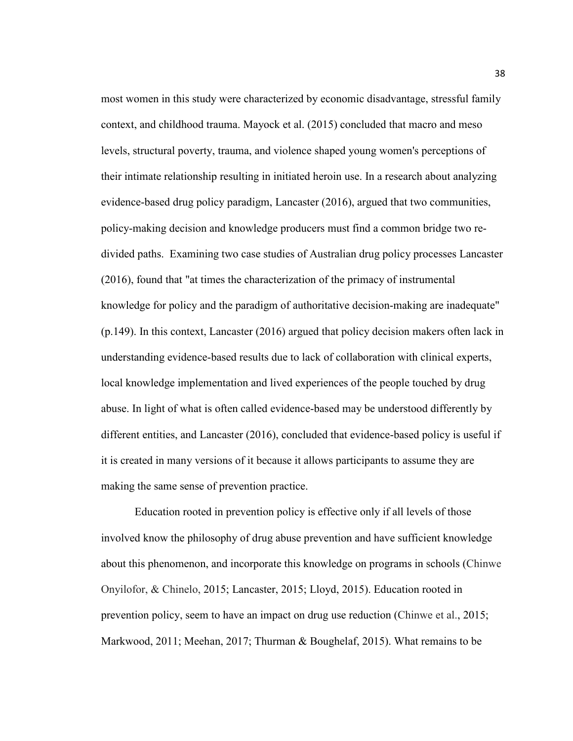most women in this study were characterized by economic disadvantage, stressful family context, and childhood trauma. Mayock et al. (2015) concluded that macro and meso levels, structural poverty, trauma, and violence shaped young women's perceptions of their intimate relationship resulting in initiated heroin use. In a research about analyzing evidence-based drug policy paradigm, Lancaster (2016), argued that two communities, policy-making decision and knowledge producers must find a common bridge two re-divided paths. Examining two case studies of Australian drug policy processes Lancaster (2016), found that "at times the characterization of the primacy of instrumental knowledge for policy and the paradigm of authoritative decision-making are inadequate" (p.149). In this context, Lancaster (2016) argued that policy decision makers often lack in understanding evidence-based results due to lack of collaboration with clinical experts, local knowledge implementation and lived experiences of the people touched by drug abuse. In light of what is often called evidence-based may be understood differently by different entities, and Lancaster (2016), concluded that evidence-based policy is useful if it is created in many versions of it because it allows participants to assume they are making the same sense of prevention practice.

Education rooted in prevention policy is effective only if all levels of those involved know the philosophy of drug abuse prevention and have sufficient knowledge about this phenomenon, and incorporate this knowledge on programs in schools (Chinwe Onyilofor, & Chinelo, 2015; Lancaster, 2015; Lloyd, 2015). Education rooted in prevention policy, seem to have an impact on drug use reduction (Chinwe et al., 2015; Markwood, 2011; Meehan, 2017; Thurman & Boughelaf, 2015). What remains to be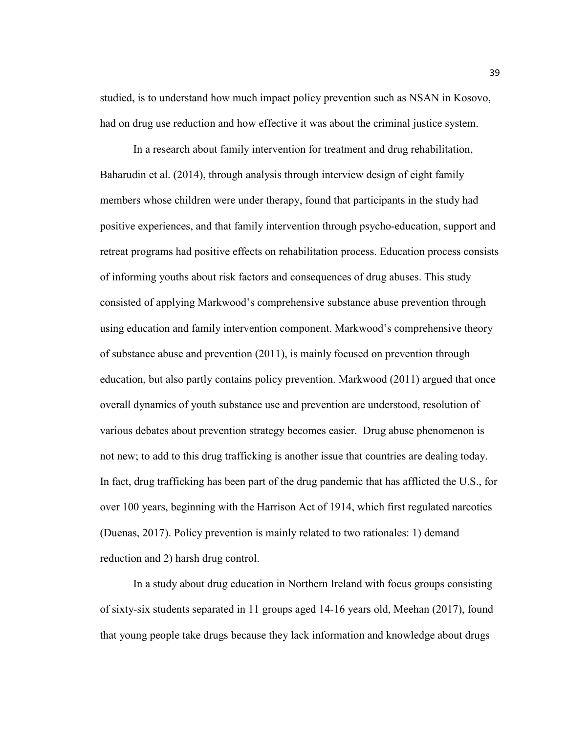studied, is to understand how much impact policy prevention such as NSAN in Kosovo, had on drug use reduction and how effective it was about the criminal justice system.

In a research about family intervention for treatment and drug rehabilitation, Baharudin et al. (2014), through analysis through interview design of eight family members whose children were under therapy, found that participants in the study had positive experiences, and that family intervention through psycho-education, support and retreat programs had positive effects on rehabilitation process. Education process consists of informing youths about risk factors and consequences of drug abuses. This study consisted of applying Markwood's comprehensive substance abuse prevention through using education and family intervention component. Markwood's comprehensive theory of substance abuse and prevention (2011), is mainly focused on prevention through education, but also partly contains policy prevention. Markwood (2011) argued that once overall dynamics of youth substance use and prevention are understood, resolution of various debates about prevention strategy becomes easier. Drug abuse phenomenon is not new; to add to this drug trafficking is another issue that countries are dealing today. In fact, drug trafficking has been part of the drug pandemic that has afflicted the U.S., for over 100 years, beginning with the Harrison Act of 1914, which first regulated narcotics (Duenas, 2017). Policy prevention is mainly related to two rationales: 1) demand reduction and 2) harsh drug control.

In a study about drug education in Northern Ireland with focus groups consisting of sixty-six students separated in 11 groups aged 14-16 years old, Meehan (2017), found that young people take drugs because they lack information and knowledge about drugs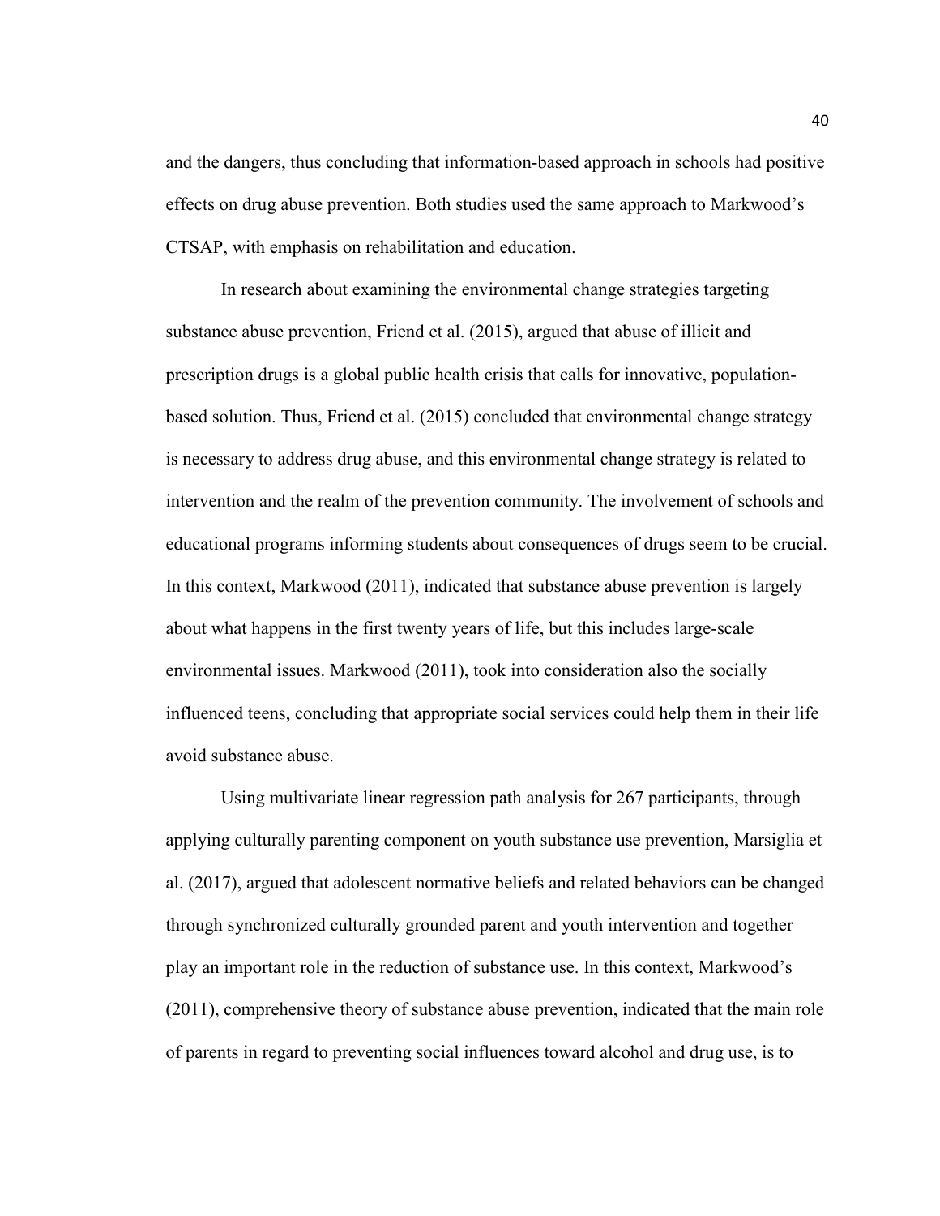and the dangers, thus concluding that information-based approach in schools had positive effects on drug abuse prevention. Both studies used the same approach to Markwood's CTSAP, with emphasis on rehabilitation and education.

In research about examining the environmental change strategies targeting substance abuse prevention, Friend et al. (2015), argued that abuse of illicit and prescription drugs is a global public health crisis that calls for innovative, population-based solution. Thus, Friend et al. (2015) concluded that environmental change strategy is necessary to address drug abuse, and this environmental change strategy is related to intervention and the realm of the prevention community. The involvement of schools and educational programs informing students about consequences of drugs seem to be crucial. In this context, Markwood (2011), indicated that substance abuse prevention is largely about what happens in the first twenty years of life, but this includes large-scale environmental issues. Markwood (2011), took into consideration also the socially influenced teens, concluding that appropriate social services could help them in their life avoid substance abuse.

Using multivariate linear regression path analysis for 267 participants, through applying culturally parenting component on youth substance use prevention, Marsiglia et al. (2017), argued that adolescent normative beliefs and related behaviors can be changed through synchronized culturally grounded parent and youth intervention and together play an important role in the reduction of substance use. In this context, Markwood's (2011), comprehensive theory of substance abuse prevention, indicated that the main role of parents in regard to preventing social influences toward alcohol and drug use, is to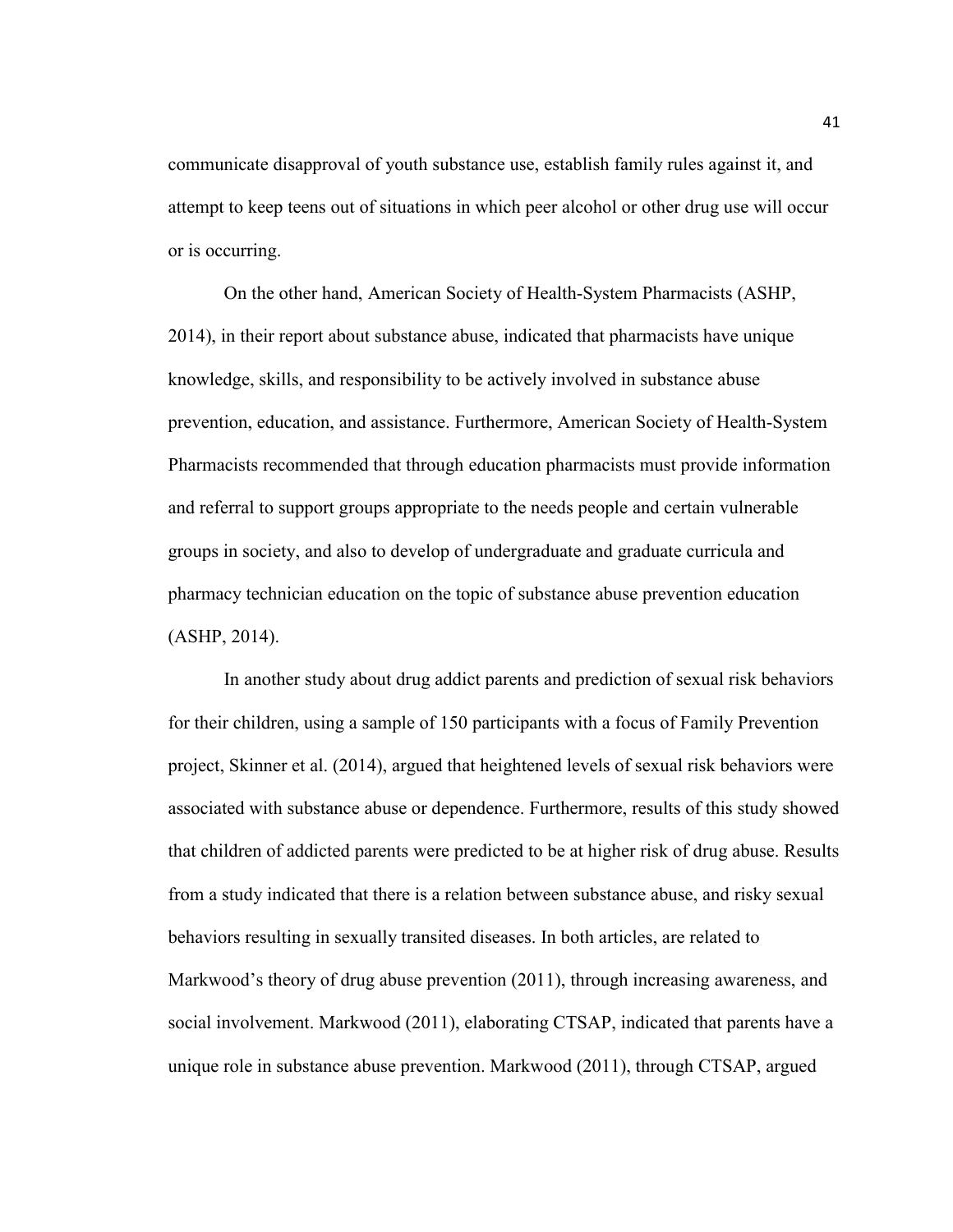communicate disapproval of youth substance use, establish family rules against it, and attempt to keep teens out of situations in which peer alcohol or other drug use will occur or is occurring.

On the other hand, American Society of Health-System Pharmacists (ASHP, 2014), in their report about substance abuse, indicated that pharmacists have unique knowledge, skills, and responsibility to be actively involved in substance abuse prevention, education, and assistance. Furthermore, American Society of Health-System Pharmacists recommended that through education pharmacists must provide information and referral to support groups appropriate to the needs people and certain vulnerable groups in society, and also to develop of undergraduate and graduate curricula and pharmacy technician education on the topic of substance abuse prevention education (ASHP, 2014).

In another study about drug addict parents and prediction of sexual risk behaviors for their children, using a sample of 150 participants with a focus of Family Prevention project, Skinner et al. (2014), argued that heightened levels of sexual risk behaviors were associated with substance abuse or dependence. Furthermore, results of this study showed that children of addicted parents were predicted to be at higher risk of drug abuse. Results from a study indicated that there is a relation between substance abuse, and risky sexual behaviors resulting in sexually transited diseases. In both articles, are related to Markwood's theory of drug abuse prevention (2011), through increasing awareness, and social involvement. Markwood (2011), elaborating CTSAP, indicated that parents have a unique role in substance abuse prevention. Markwood (2011), through CTSAP, argued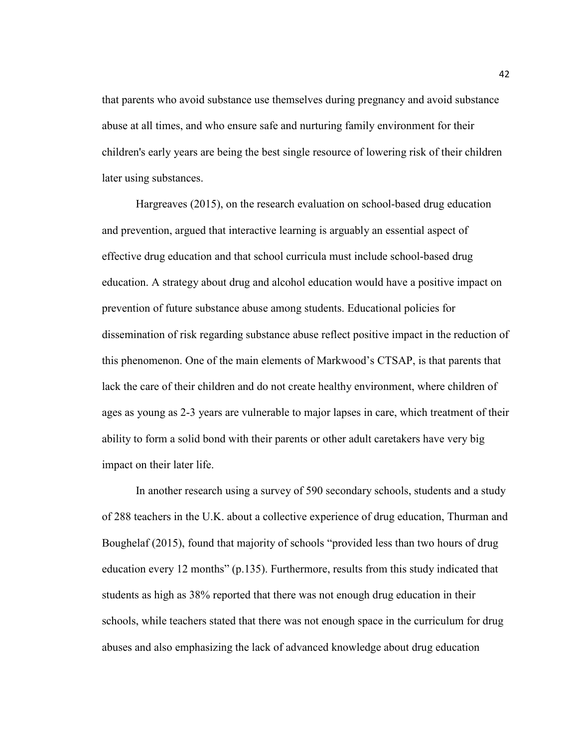that parents who avoid substance use themselves during pregnancy and avoid substance abuse at all times, and who ensure safe and nurturing family environment for their children's early years are being the best single resource of lowering risk of their children later using substances.

Hargreaves (2015), on the research evaluation on school-based drug education and prevention, argued that interactive learning is arguably an essential aspect of effective drug education and that school curricula must include school-based drug education. A strategy about drug and alcohol education would have a positive impact on prevention of future substance abuse among students. Educational policies for dissemination of risk regarding substance abuse reflect positive impact in the reduction of this phenomenon. One of the main elements of Markwood's CTSAP, is that parents that lack the care of their children and do not create healthy environment, where children of ages as young as 2-3 years are vulnerable to major lapses in care, which treatment of their ability to form a solid bond with their parents or other adult caretakers have very big impact on their later life.

In another research using a survey of 590 secondary schools, students and a study of 288 teachers in the U.K. about a collective experience of drug education, Thurman and Boughelaf (2015), found that majority of schools "provided less than two hours of drug education every 12 months" (p.135). Furthermore, results from this study indicated that students as high as 38% reported that there was not enough drug education in their schools, while teachers stated that there was not enough space in the curriculum for drug abuses and also emphasizing the lack of advanced knowledge about drug education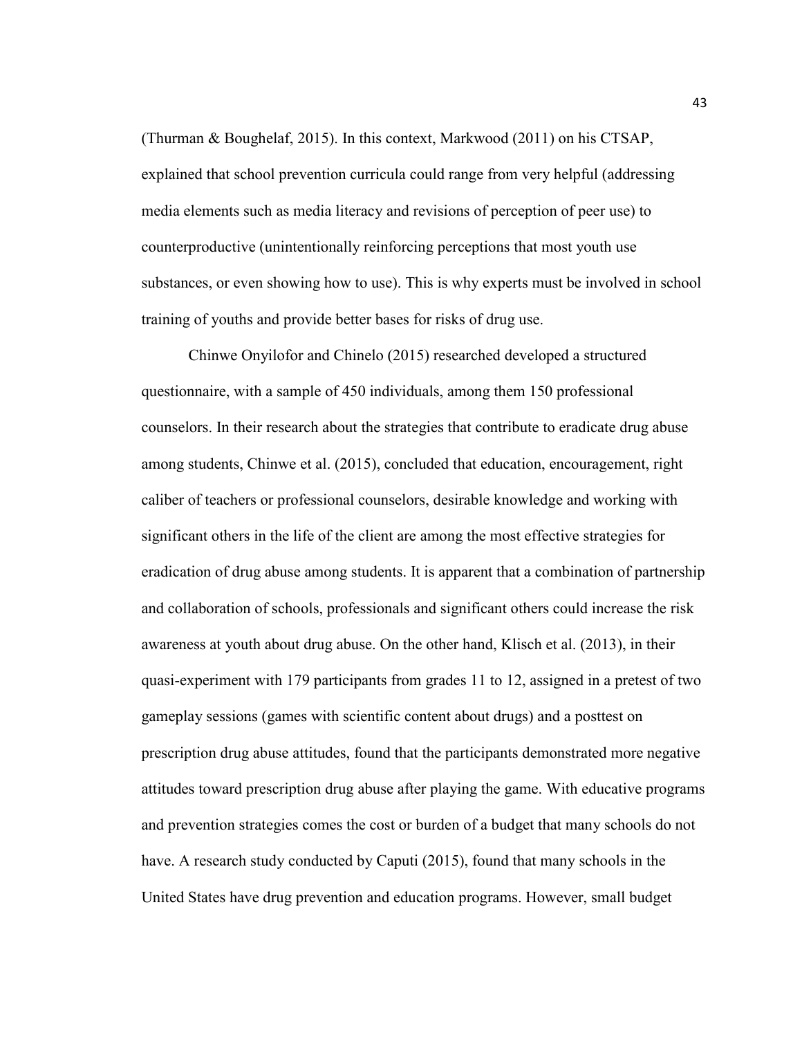(Thurman & Boughelaf, 2015). In this context, Markwood (2011) on his CTSAP, explained that school prevention curricula could range from very helpful (addressing media elements such as media literacy and revisions of perception of peer use) to counterproductive (unintentionally reinforcing perceptions that most youth use substances, or even showing how to use). This is why experts must be involved in school training of youths and provide better bases for risks of drug use.

Chinwe Onyilofor and Chinelo (2015) researched developed a structured questionnaire, with a sample of 450 individuals, among them 150 professional counselors. In their research about the strategies that contribute to eradicate drug abuse among students, Chinwe et al. (2015), concluded that education, encouragement, right caliber of teachers or professional counselors, desirable knowledge and working with significant others in the life of the client are among the most effective strategies for eradication of drug abuse among students. It is apparent that a combination of partnership and collaboration of schools, professionals and significant others could increase the risk awareness at youth about drug abuse. On the other hand, Klisch et al. (2013), in their quasi-experiment with 179 participants from grades 11 to 12, assigned in a pretest of two gameplay sessions (games with scientific content about drugs) and a posttest on prescription drug abuse attitudes, found that the participants demonstrated more negative attitudes toward prescription drug abuse after playing the game. With educative programs and prevention strategies comes the cost or burden of a budget that many schools do not have. A research study conducted by Caputi (2015), found that many schools in the United States have drug prevention and education programs. However, small budget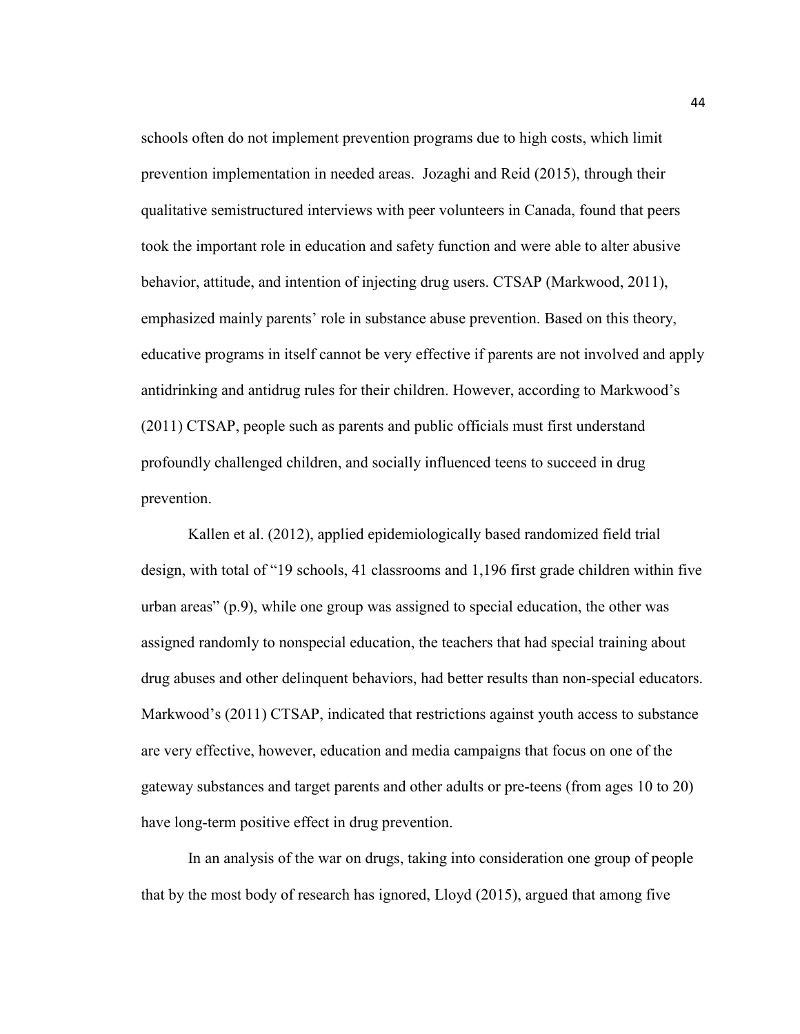schools often do not implement prevention programs due to high costs, which limit prevention implementation in needed areas. Jozaghi and Reid (2015), through their qualitative semistructured interviews with peer volunteers in Canada, found that peers took the important role in education and safety function and were able to alter abusive behavior, attitude, and intention of injecting drug users. CTSAP (Markwood, 2011), emphasized mainly parents' role in substance abuse prevention. Based on this theory, educative programs in itself cannot be very effective if parents are not involved and apply antidrinking and antidrug rules for their children. However, according to Markwood's (2011) CTSAP, people such as parents and public officials must first understand profoundly challenged children, and socially influenced teens to succeed in drug prevention.

Kallen et al. (2012), applied epidemiologically based randomized field trial design, with total of "19 schools, 41 classrooms and 1,196 first grade children within five urban areas" (p.9), while one group was assigned to special education, the other was assigned randomly to nonspecial education, the teachers that had special training about drug abuses and other delinquent behaviors, had better results than non-special educators. Markwood's (2011) CTSAP, indicated that restrictions against youth access to substance are very effective, however, education and media campaigns that focus on one of the gateway substances and target parents and other adults or pre-teens (from ages 10 to 20) have long-term positive effect in drug prevention.

In an analysis of the war on drugs, taking into consideration one group of people that by the most body of research has ignored, Lloyd (2015), argued that among five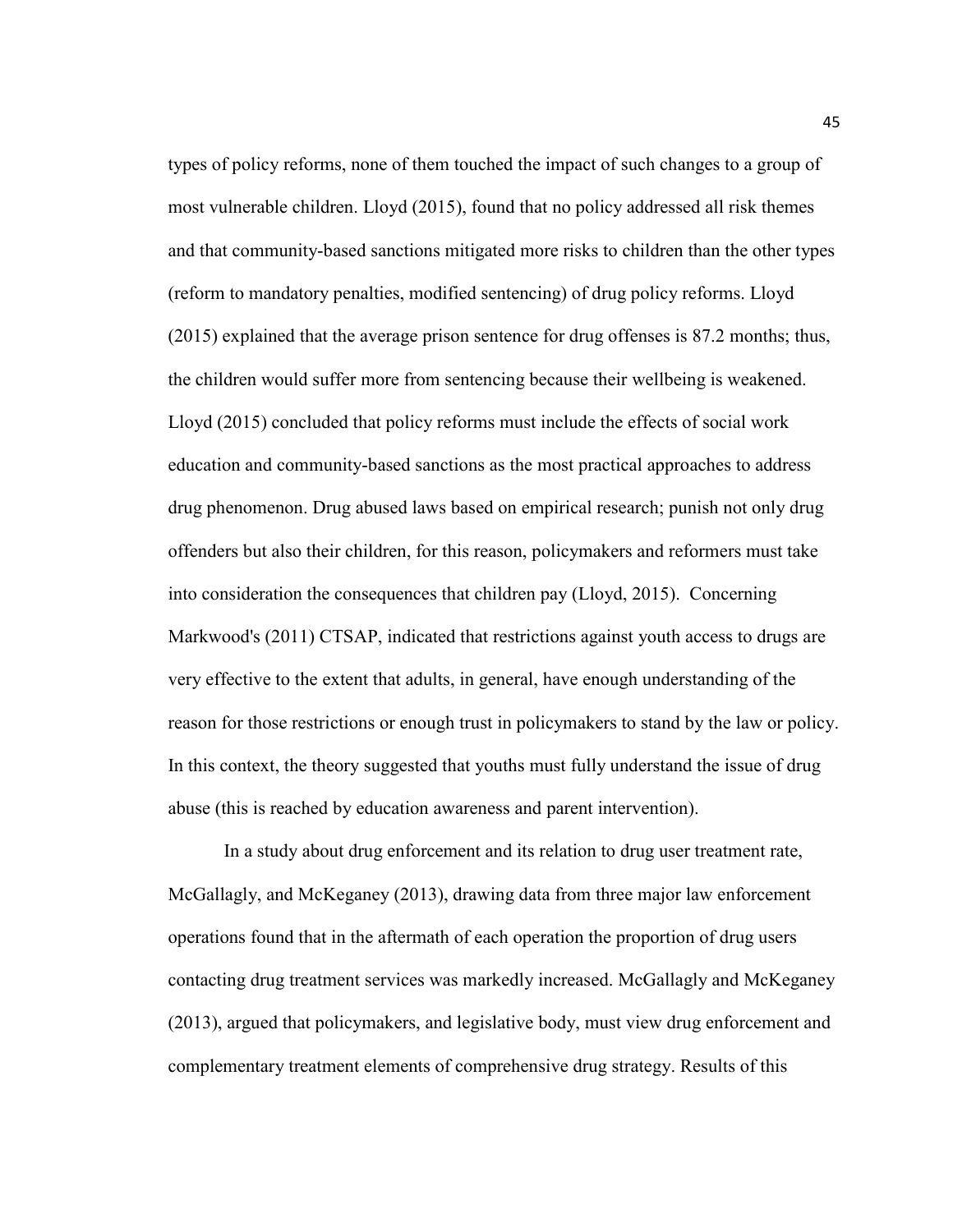types of policy reforms, none of them touched the impact of such changes to a group of most vulnerable children. Lloyd (2015), found that no policy addressed all risk themes and that community-based sanctions mitigated more risks to children than the other types (reform to mandatory penalties, modified sentencing) of drug policy reforms. Lloyd (2015) explained that the average prison sentence for drug offenses is 87.2 months; thus, the children would suffer more from sentencing because their wellbeing is weakened. Lloyd (2015) concluded that policy reforms must include the effects of social work education and community-based sanctions as the most practical approaches to address drug phenomenon. Drug abused laws based on empirical research; punish not only drug offenders but also their children, for this reason, policymakers and reformers must take into consideration the consequences that children pay (Lloyd, 2015). Concerning Markwood's (2011) CTSAP, indicated that restrictions against youth access to drugs are very effective to the extent that adults, in general, have enough understanding of the reason for those restrictions or enough trust in policymakers to stand by the law or policy. In this context, the theory suggested that youths must fully understand the issue of drug abuse (this is reached by education awareness and parent intervention).

In a study about drug enforcement and its relation to drug user treatment rate, McGallagly, and McKeganey (2013), drawing data from three major law enforcement operations found that in the aftermath of each operation the proportion of drug users contacting drug treatment services was markedly increased. McGallagly and McKeganey (2013), argued that policymakers, and legislative body, must view drug enforcement and complementary treatment elements of comprehensive drug strategy. Results of this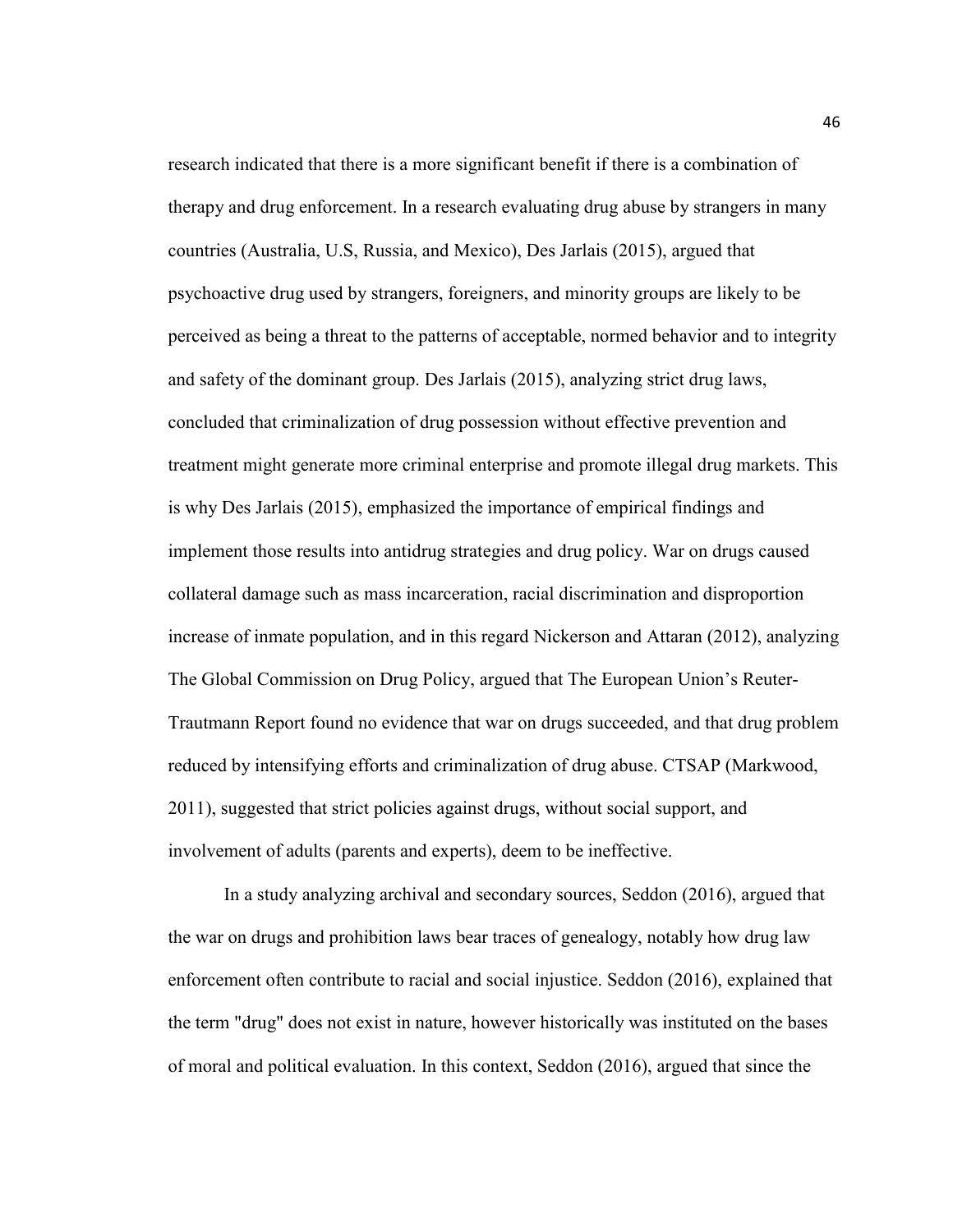research indicated that there is a more significant benefit if there is a combination of therapy and drug enforcement. In a research evaluating drug abuse by strangers in many countries (Australia, U.S, Russia, and Mexico), Des Jarlais (2015), argued that psychoactive drug used by strangers, foreigners, and minority groups are likely to be perceived as being a threat to the patterns of acceptable, normed behavior and to integrity and safety of the dominant group. Des Jarlais (2015), analyzing strict drug laws, concluded that criminalization of drug possession without effective prevention and treatment might generate more criminal enterprise and promote illegal drug markets. This is why Des Jarlais (2015), emphasized the importance of empirical findings and implement those results into antidrug strategies and drug policy. War on drugs caused collateral damage such as mass incarceration, racial discrimination and disproportion increase of inmate population, and in this regard Nickerson and Attaran (2012), analyzing The Global Commission on Drug Policy, argued that The European Union's Reuter-Trautmann Report found no evidence that war on drugs succeeded, and that drug problem reduced by intensifying efforts and criminalization of drug abuse. CTSAP (Markwood, 2011), suggested that strict policies against drugs, without social support, and involvement of adults (parents and experts), deem to be ineffective.

In a study analyzing archival and secondary sources, Seddon (2016), argued that the war on drugs and prohibition laws bear traces of genealogy, notably how drug law enforcement often contribute to racial and social injustice. Seddon (2016), explained that the term "drug" does not exist in nature, however historically was instituted on the bases of moral and political evaluation. In this context, Seddon (2016), argued that since the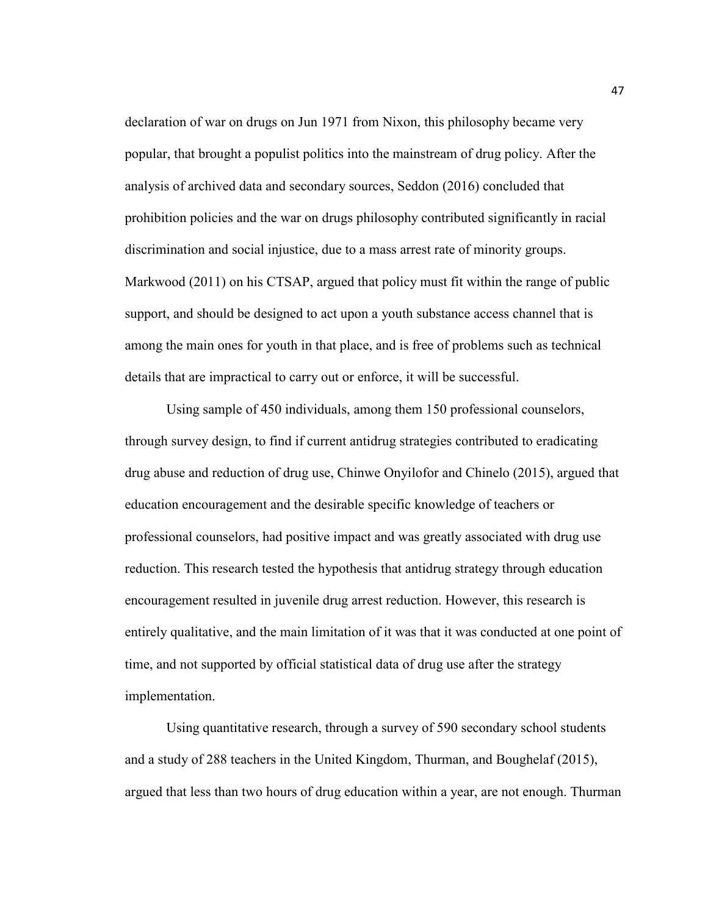declaration of war on drugs on Jun 1971 from Nixon, this philosophy became very popular, that brought a populist politics into the mainstream of drug policy. After the analysis of archived data and secondary sources, Seddon (2016) concluded that prohibition policies and the war on drugs philosophy contributed significantly in racial discrimination and social injustice, due to a mass arrest rate of minority groups. Markwood (2011) on his CTSAP, argued that policy must fit within the range of public support, and should be designed to act upon a youth substance access channel that is among the main ones for youth in that place, and is free of problems such as technical details that are impractical to carry out or enforce, it will be successful.

Using sample of 450 individuals, among them 150 professional counselors, through survey design, to find if current antidrug strategies contributed to eradicating drug abuse and reduction of drug use, Chinwe Onyilofor and Chinelo (2015), argued that education encouragement and the desirable specific knowledge of teachers or professional counselors, had positive impact and was greatly associated with drug use reduction. This research tested the hypothesis that antidrug strategy through education encouragement resulted in juvenile drug arrest reduction. However, this research is entirely qualitative, and the main limitation of it was that it was conducted at one point of time, and not supported by official statistical data of drug use after the strategy implementation.

Using quantitative research, through a survey of 590 secondary school students and a study of 288 teachers in the United Kingdom, Thurman, and Boughelaf (2015), argued that less than two hours of drug education within a year, are not enough. Thurman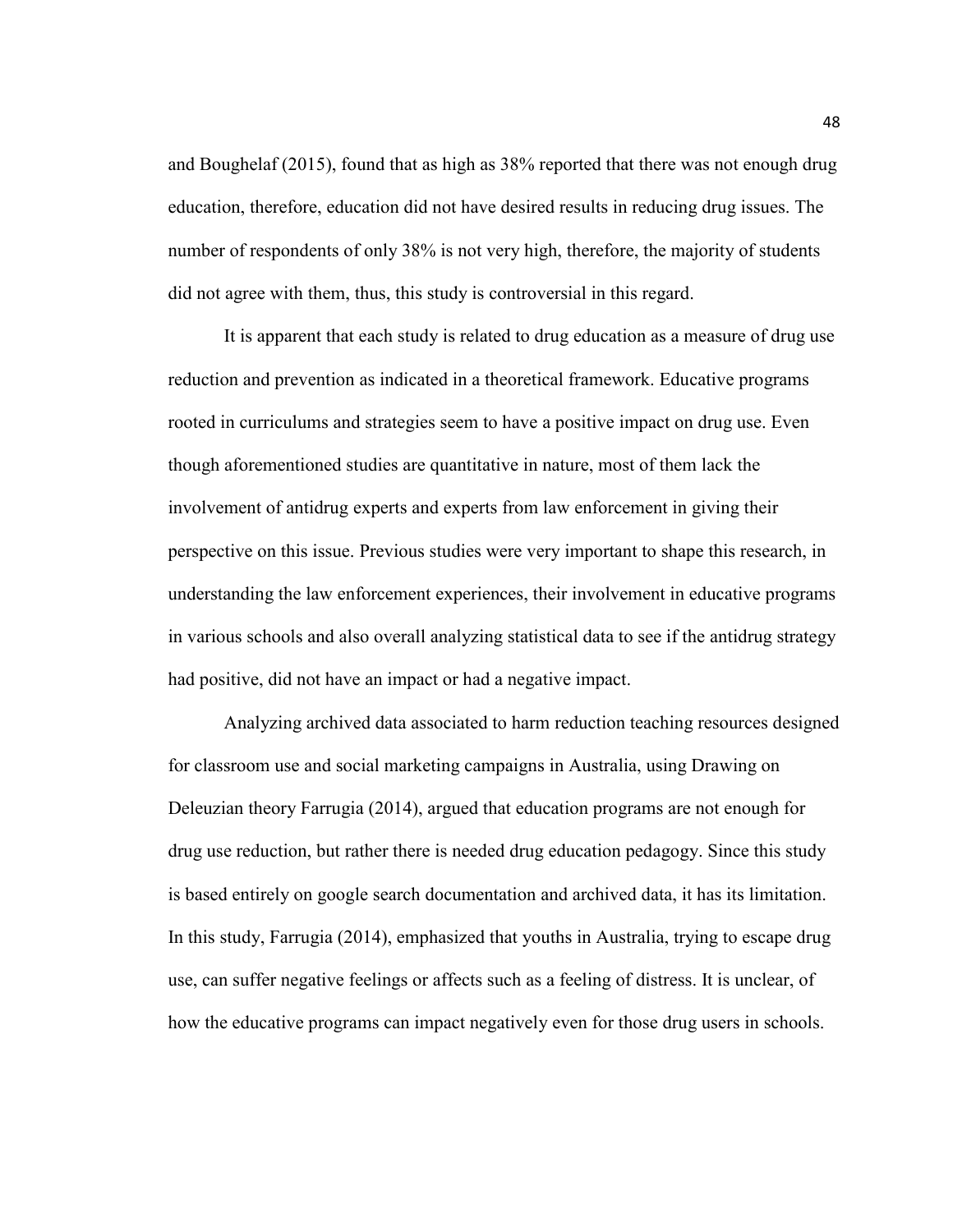and Boughelaf (2015), found that as high as 38% reported that there was not enough drug education, therefore, education did not have desired results in reducing drug issues. The number of respondents of only 38% is not very high, therefore, the majority of students did not agree with them, thus, this study is controversial in this regard.

It is apparent that each study is related to drug education as a measure of drug use reduction and prevention as indicated in a theoretical framework. Educative programs rooted in curriculums and strategies seem to have a positive impact on drug use. Even though aforementioned studies are quantitative in nature, most of them lack the involvement of antidrug experts and experts from law enforcement in giving their perspective on this issue. Previous studies were very important to shape this research, in understanding the law enforcement experiences, their involvement in educative programs in various schools and also overall analyzing statistical data to see if the antidrug strategy had positive, did not have an impact or had a negative impact.

Analyzing archived data associated to harm reduction teaching resources designed for classroom use and social marketing campaigns in Australia, using Drawing on Deleuzian theory Farrugia (2014), argued that education programs are not enough for drug use reduction, but rather there is needed drug education pedagogy. Since this study is based entirely on google search documentation and archived data, it has its limitation. In this study, Farrugia (2014), emphasized that youths in Australia, trying to escape drug use, can suffer negative feelings or affects such as a feeling of distress. It is unclear, of how the educative programs can impact negatively even for those drug users in schools.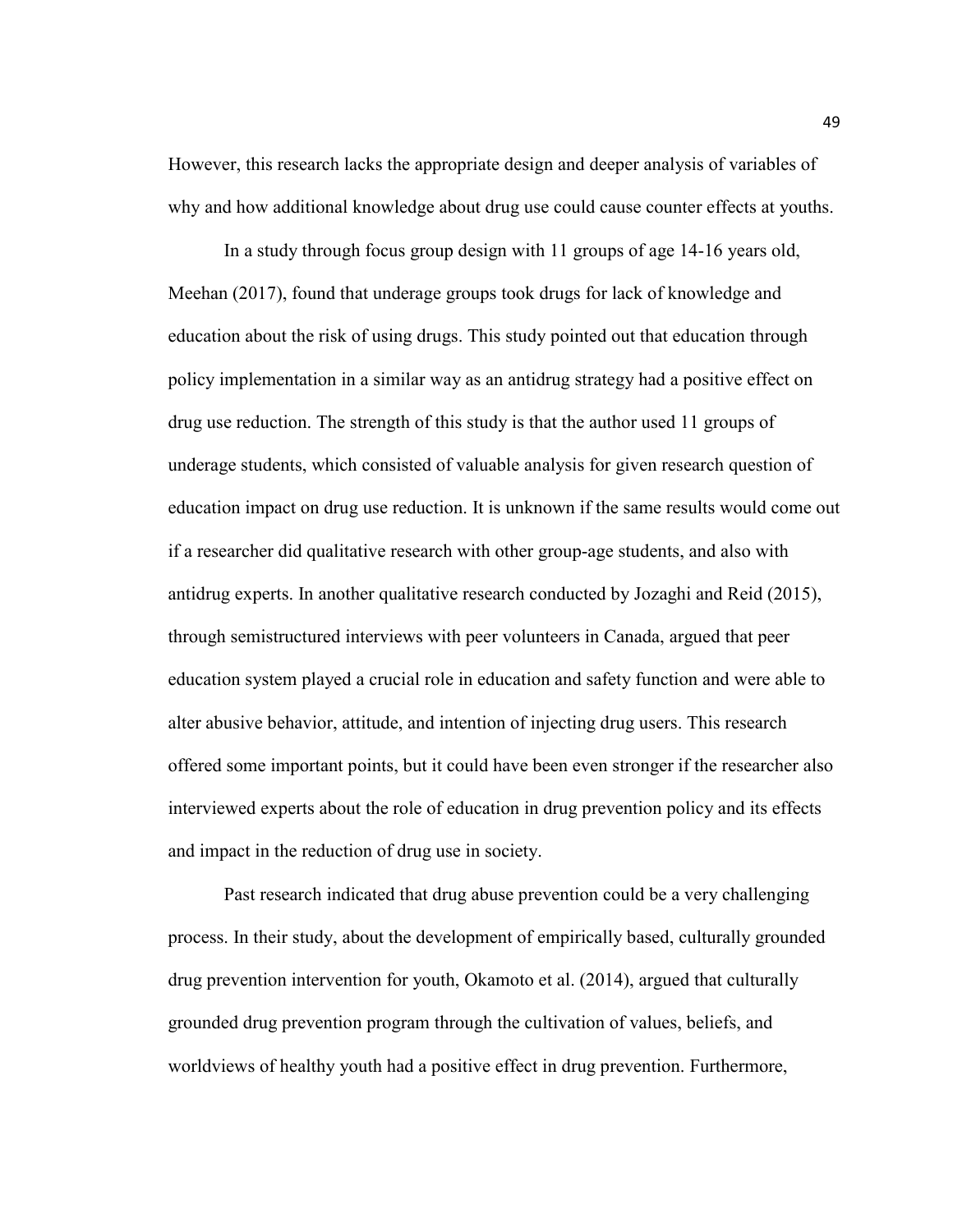However, this research lacks the appropriate design and deeper analysis of variables of why and how additional knowledge about drug use could cause counter effects at youths.

In a study through focus group design with 11 groups of age 14-16 years old, Meehan (2017), found that underage groups took drugs for lack of knowledge and education about the risk of using drugs. This study pointed out that education through policy implementation in a similar way as an antidrug strategy had a positive effect on drug use reduction. The strength of this study is that the author used 11 groups of underage students, which consisted of valuable analysis for given research question of education impact on drug use reduction. It is unknown if the same results would come out if a researcher did qualitative research with other group-age students, and also with antidrug experts. In another qualitative research conducted by Jozaghi and Reid (2015), through semistructured interviews with peer volunteers in Canada, argued that peer education system played a crucial role in education and safety function and were able to alter abusive behavior, attitude, and intention of injecting drug users. This research offered some important points, but it could have been even stronger if the researcher also interviewed experts about the role of education in drug prevention policy and its effects and impact in the reduction of drug use in society.

Past research indicated that drug abuse prevention could be a very challenging process. In their study, about the development of empirically based, culturally grounded drug prevention intervention for youth, Okamoto et al. (2014), argued that culturally grounded drug prevention program through the cultivation of values, beliefs, and worldviews of healthy youth had a positive effect in drug prevention. Furthermore,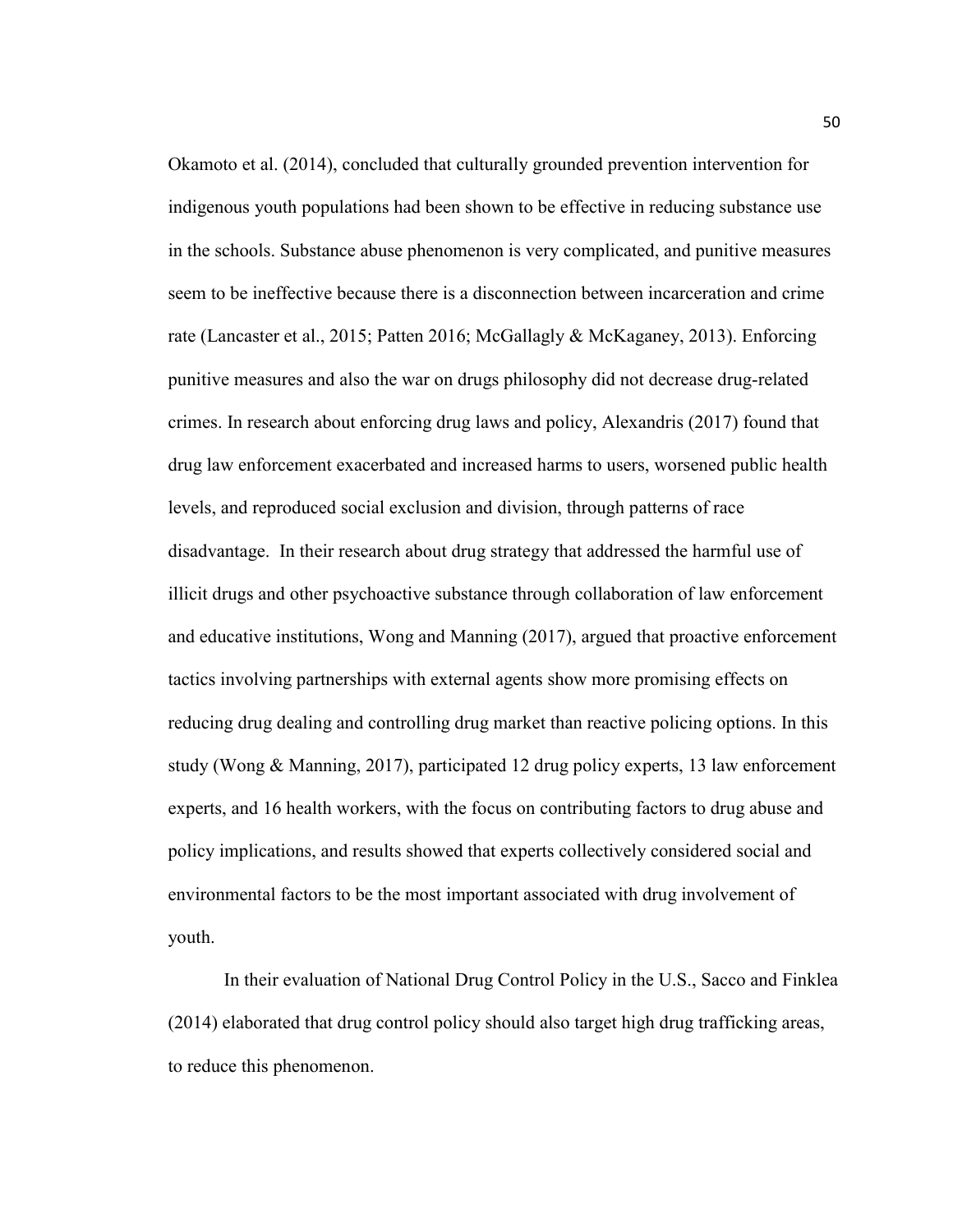Okamoto et al. (2014), concluded that culturally grounded prevention intervention for indigenous youth populations had been shown to be effective in reducing substance use in the schools. Substance abuse phenomenon is very complicated, and punitive measures seem to be ineffective because there is a disconnection between incarceration and crime rate (Lancaster et al., 2015; Patten 2016; McGallagly & McKaganey, 2013). Enforcing punitive measures and also the war on drugs philosophy did not decrease drug-related crimes. In research about enforcing drug laws and policy, Alexandris (2017) found that drug law enforcement exacerbated and increased harms to users, worsened public health levels, and reproduced social exclusion and division, through patterns of race disadvantage. In their research about drug strategy that addressed the harmful use of illicit drugs and other psychoactive substance through collaboration of law enforcement and educative institutions, Wong and Manning (2017), argued that proactive enforcement tactics involving partnerships with external agents show more promising effects on reducing drug dealing and controlling drug market than reactive policing options. In this study (Wong & Manning, 2017), participated 12 drug policy experts, 13 law enforcement experts, and 16 health workers, with the focus on contributing factors to drug abuse and policy implications, and results showed that experts collectively considered social and environmental factors to be the most important associated with drug involvement of youth.

In their evaluation of National Drug Control Policy in the U.S., Sacco and Finklea (2014) elaborated that drug control policy should also target high drug trafficking areas, to reduce this phenomenon.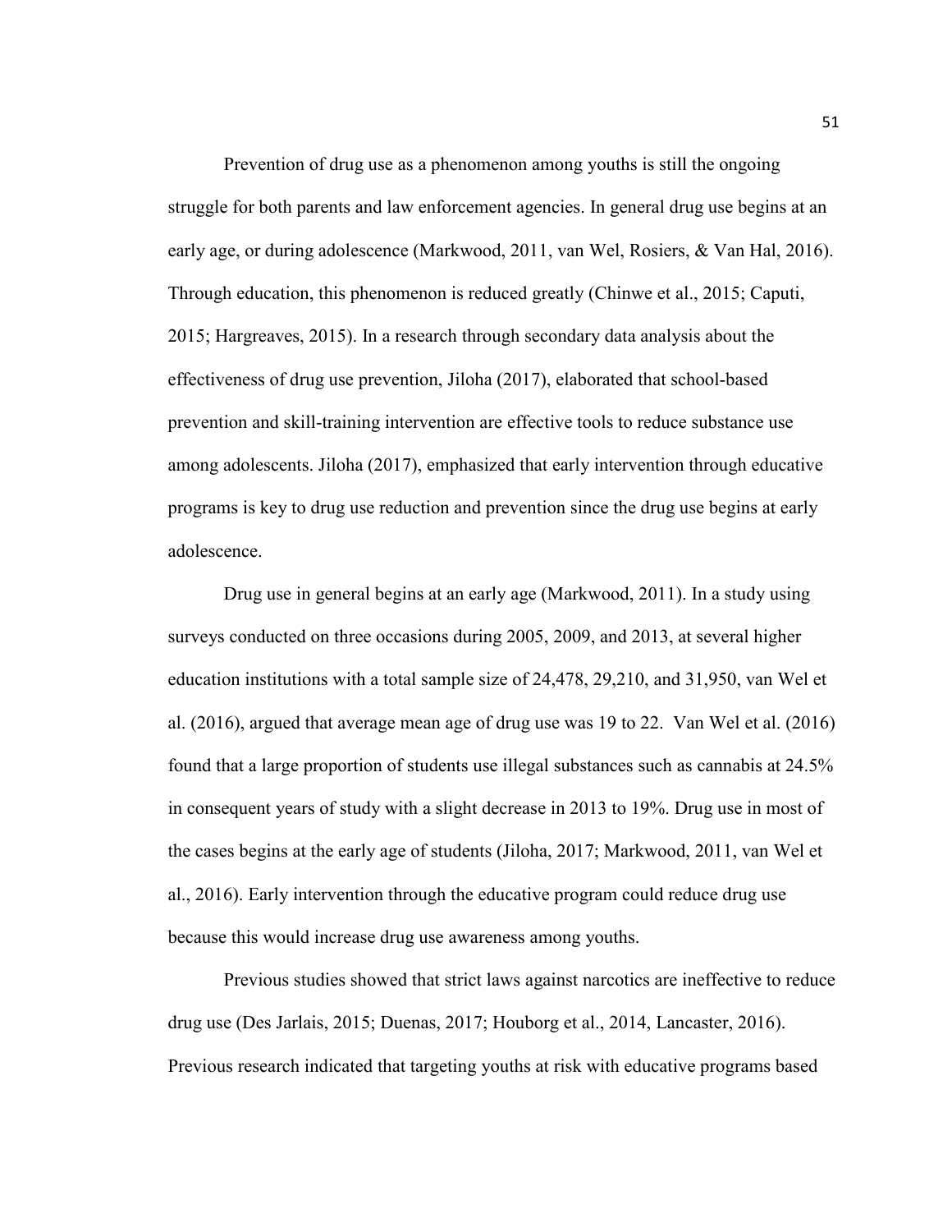Prevention of drug use as a phenomenon among youths is still the ongoing struggle for both parents and law enforcement agencies. In general drug use begins at an early age, or during adolescence (Markwood, 2011, van Wel, Rosiers, & Van Hal, 2016). Through education, this phenomenon is reduced greatly (Chinwe et al., 2015; Caputi, 2015; Hargreaves, 2015). In a research through secondary data analysis about the effectiveness of drug use prevention, Jiloha (2017), elaborated that school-based prevention and skill-training intervention are effective tools to reduce substance use among adolescents. Jiloha (2017), emphasized that early intervention through educative programs is key to drug use reduction and prevention since the drug use begins at early adolescence.

Drug use in general begins at an early age (Markwood, 2011). In a study using surveys conducted on three occasions during 2005, 2009, and 2013, at several higher education institutions with a total sample size of 24,478, 29,210, and 31,950, van Wel et al. (2016), argued that average mean age of drug use was 19 to 22. Van Wel et al. (2016) found that a large proportion of students use illegal substances such as cannabis at 24.5% in consequent years of study with a slight decrease in 2013 to 19%. Drug use in most of the cases begins at the early age of students (Jiloha, 2017; Markwood, 2011, van Wel et al., 2016). Early intervention through the educative program could reduce drug use because this would increase drug use awareness among youths.

Previous studies showed that strict laws against narcotics are ineffective to reduce drug use (Des Jarlais, 2015; Duenas, 2017; Houborg et al., 2014, Lancaster, 2016). Previous research indicated that targeting youths at risk with educative programs based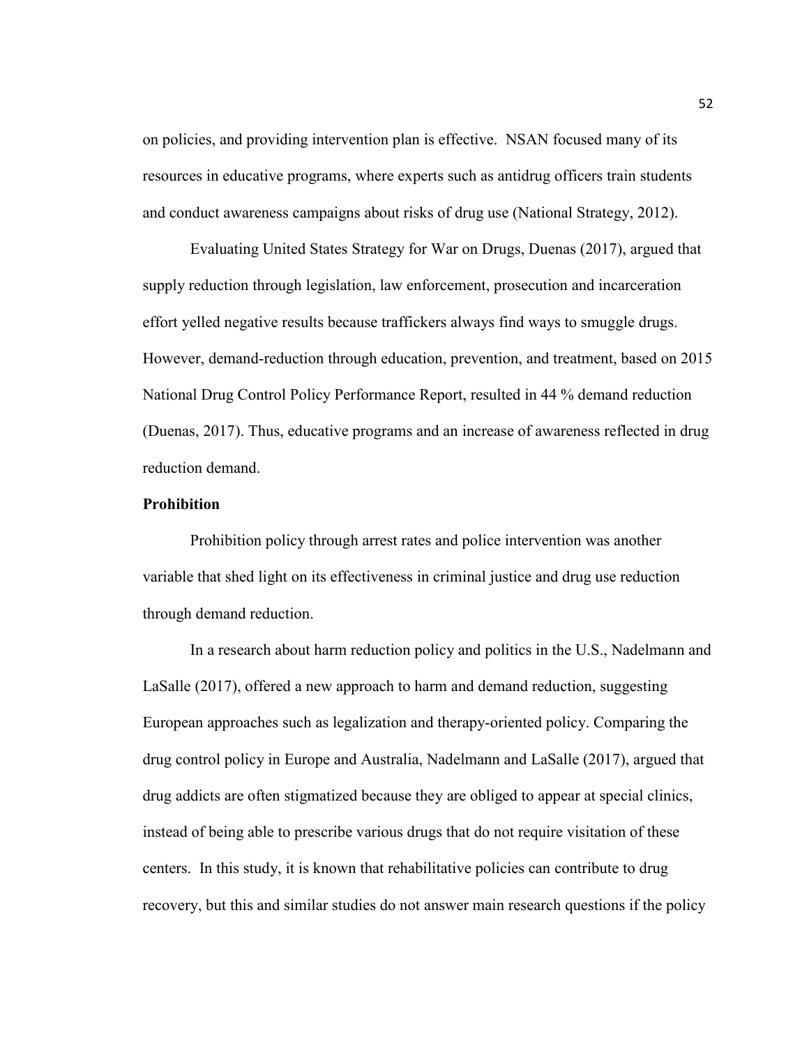on policies, and providing intervention plan is effective. NSAN focused many of its resources in educative programs, where experts such as antidrug officers train students and conduct awareness campaigns about risks of drug use (National Strategy, 2012).

Evaluating United States Strategy for War on Drugs, Duenas (2017), argued that supply reduction through legislation, law enforcement, prosecution and incarceration effort yelled negative results because traffickers always find ways to smuggle drugs. However, demand-reduction through education, prevention, and treatment, based on 2015 National Drug Control Policy Performance Report, resulted in 44 % demand reduction (Duenas, 2017). Thus, educative programs and an increase of awareness reflected in drug reduction demand.

**Prohibition**

Prohibition policy through arrest rates and police intervention was another variable that shed light on its effectiveness in criminal justice and drug use reduction through demand reduction.

In a research about harm reduction policy and politics in the U.S., Nadelmann and LaSalle (2017), offered a new approach to harm and demand reduction, suggesting European approaches such as legalization and therapy-oriented policy. Comparing the drug control policy in Europe and Australia, Nadelmann and LaSalle (2017), argued that drug addicts are often stigmatized because they are obliged to appear at special clinics, instead of being able to prescribe various drugs that do not require visitation of these centers. In this study, it is known that rehabilitative policies can contribute to drug recovery, but this and similar studies do not answer main research questions if the policy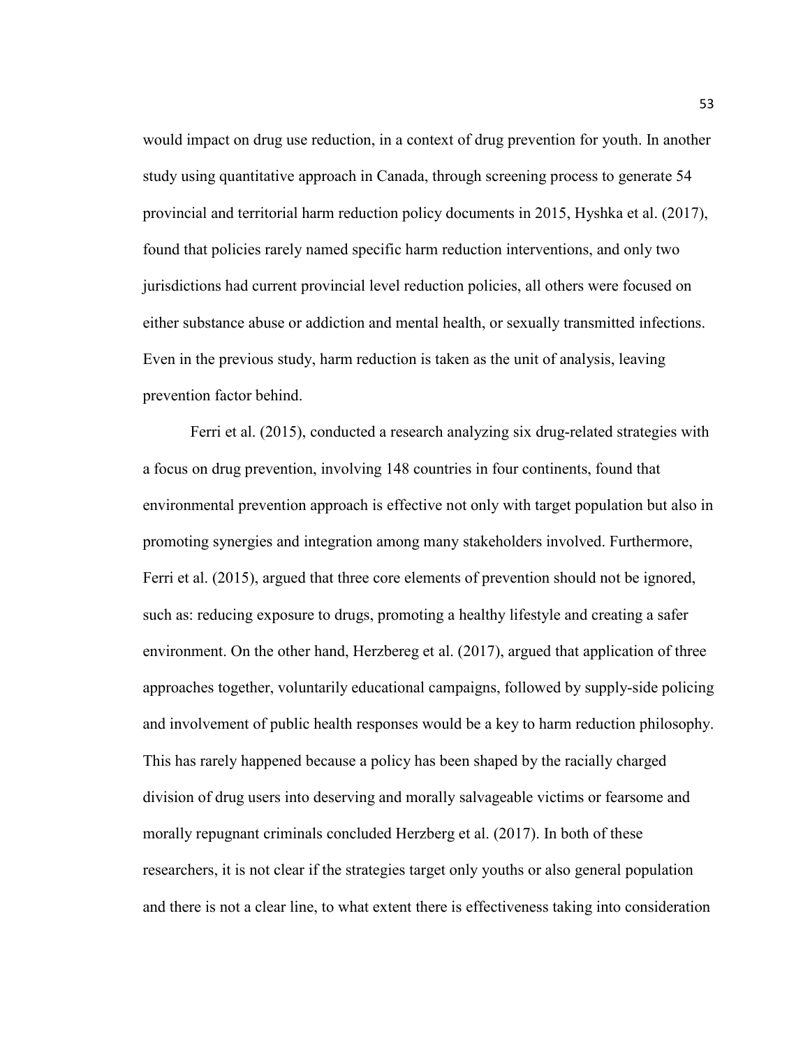would impact on drug use reduction, in a context of drug prevention for youth. In another study using quantitative approach in Canada, through screening process to generate 54 provincial and territorial harm reduction policy documents in 2015, Hyshka et al. (2017), found that policies rarely named specific harm reduction interventions, and only two jurisdictions had current provincial level reduction policies, all others were focused on either substance abuse or addiction and mental health, or sexually transmitted infections. Even in the previous study, harm reduction is taken as the unit of analysis, leaving prevention factor behind.

Ferri et al. (2015), conducted a research analyzing six drug-related strategies with a focus on drug prevention, involving 148 countries in four continents, found that environmental prevention approach is effective not only with target population but also in promoting synergies and integration among many stakeholders involved. Furthermore, Ferri et al. (2015), argued that three core elements of prevention should not be ignored, such as: reducing exposure to drugs, promoting a healthy lifestyle and creating a safer environment. On the other hand, Herzbereg et al. (2017), argued that application of three approaches together, voluntarily educational campaigns, followed by supply-side policing and involvement of public health responses would be a key to harm reduction philosophy. This has rarely happened because a policy has been shaped by the racially charged division of drug users into deserving and morally salvageable victims or fearsome and morally repugnant criminals concluded Herzberg et al. (2017). In both of these researchers, it is not clear if the strategies target only youths or also general population and there is not a clear line, to what extent there is effectiveness taking into consideration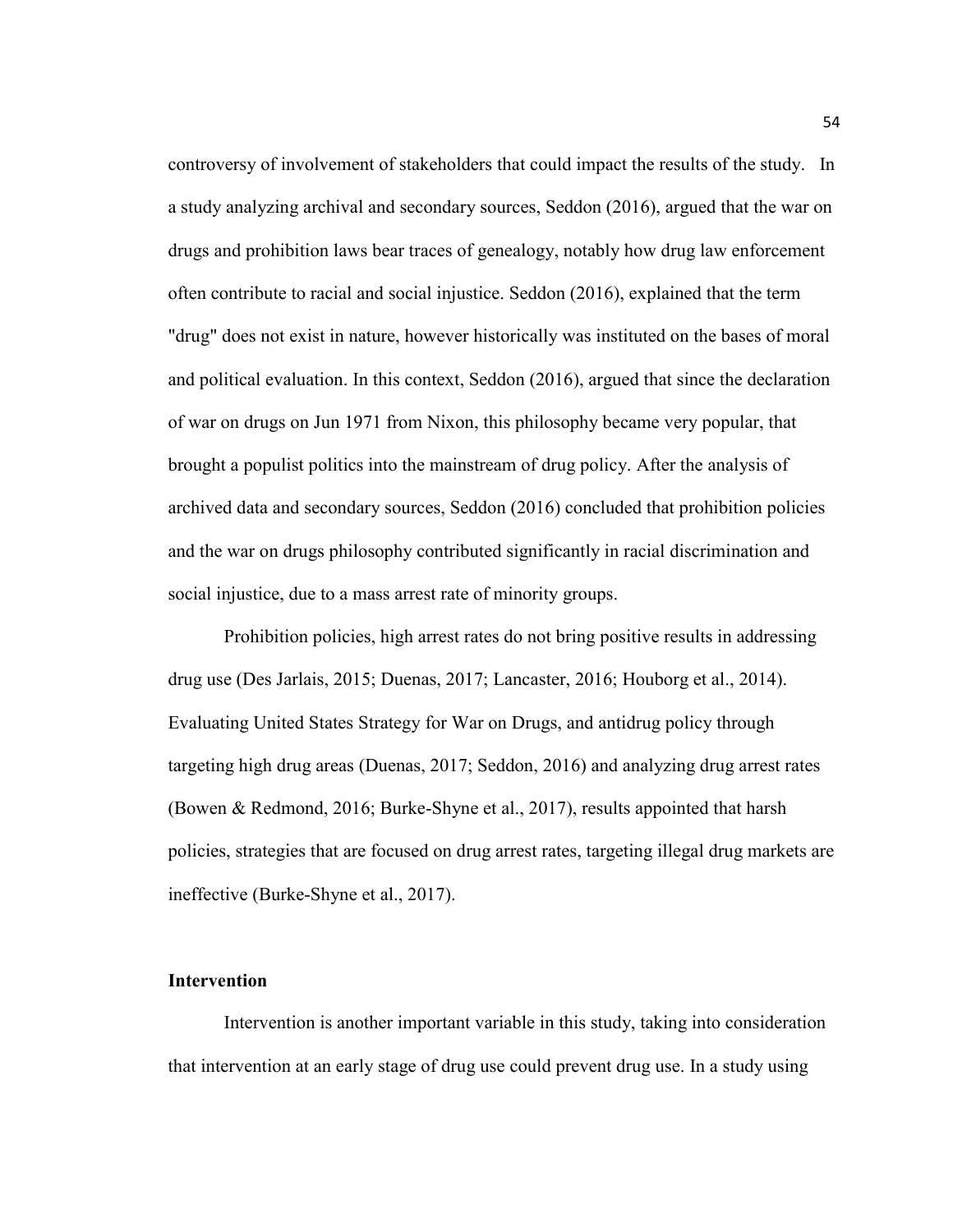controversy of involvement of stakeholders that could impact the results of the study. In a study analyzing archival and secondary sources, Seddon (2016), argued that the war on drugs and prohibition laws bear traces of genealogy, notably how drug law enforcement often contribute to racial and social injustice. Seddon (2016), explained that the term "drug" does not exist in nature, however historically was instituted on the bases of moral and political evaluation. In this context, Seddon (2016), argued that since the declaration of war on drugs on Jun 1971 from Nixon, this philosophy became very popular, that brought a populist politics into the mainstream of drug policy. After the analysis of archived data and secondary sources, Seddon (2016) concluded that prohibition policies and the war on drugs philosophy contributed significantly in racial discrimination and social injustice, due to a mass arrest rate of minority groups.

Prohibition policies, high arrest rates do not bring positive results in addressing drug use (Des Jarlais, 2015; Duenas, 2017; Lancaster, 2016; Houborg et al., 2014). Evaluating United States Strategy for War on Drugs, and antidrug policy through targeting high drug areas (Duenas, 2017; Seddon, 2016) and analyzing drug arrest rates (Bowen & Redmond, 2016; Burke-Shyne et al., 2017), results appointed that harsh policies, strategies that are focused on drug arrest rates, targeting illegal drug markets are ineffective (Burke-Shyne et al., 2017).

## Intervention

Intervention is another important variable in this study, taking into consideration that intervention at an early stage of drug use could prevent drug use. In a study using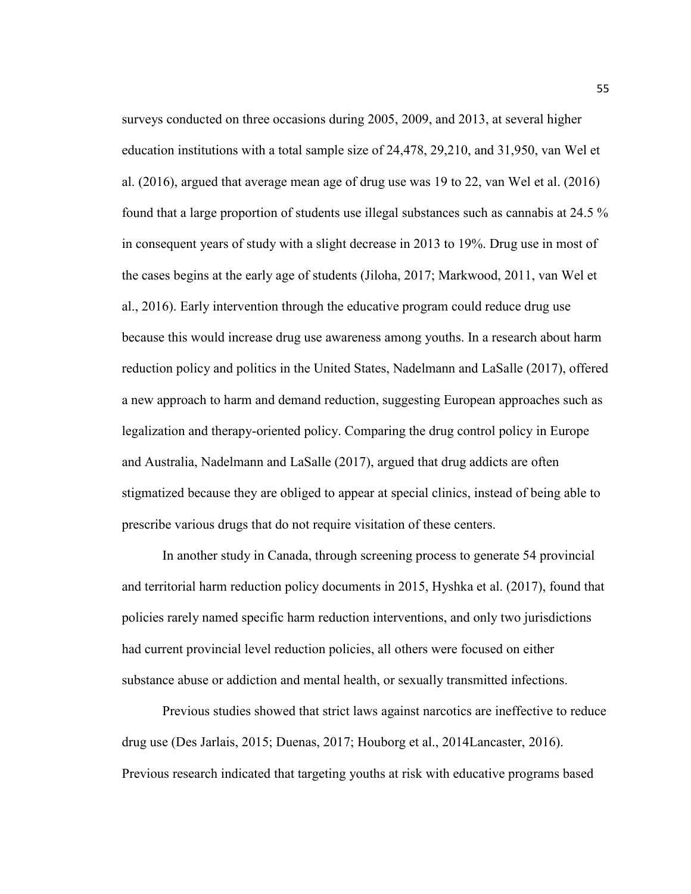surveys conducted on three occasions during 2005, 2009, and 2013, at several higher education institutions with a total sample size of 24,478, 29,210, and 31,950, van Wel et al. (2016), argued that average mean age of drug use was 19 to 22, van Wel et al. (2016) found that a large proportion of students use illegal substances such as cannabis at 24.5 % in consequent years of study with a slight decrease in 2013 to 19%. Drug use in most of the cases begins at the early age of students (Jiloha, 2017; Markwood, 2011, van Wel et al., 2016). Early intervention through the educative program could reduce drug use because this would increase drug use awareness among youths. In a research about harm reduction policy and politics in the United States, Nadelmann and LaSalle (2017), offered a new approach to harm and demand reduction, suggesting European approaches such as legalization and therapy-oriented policy. Comparing the drug control policy in Europe and Australia, Nadelmann and LaSalle (2017), argued that drug addicts are often stigmatized because they are obliged to appear at special clinics, instead of being able to prescribe various drugs that do not require visitation of these centers.

In another study in Canada, through screening process to generate 54 provincial and territorial harm reduction policy documents in 2015, Hyshka et al. (2017), found that policies rarely named specific harm reduction interventions, and only two jurisdictions had current provincial level reduction policies, all others were focused on either substance abuse or addiction and mental health, or sexually transmitted infections.

Previous studies showed that strict laws against narcotics are ineffective to reduce drug use (Des Jarlais, 2015; Duenas, 2017; Houborg et al., 2014Lancaster, 2016). Previous research indicated that targeting youths at risk with educative programs based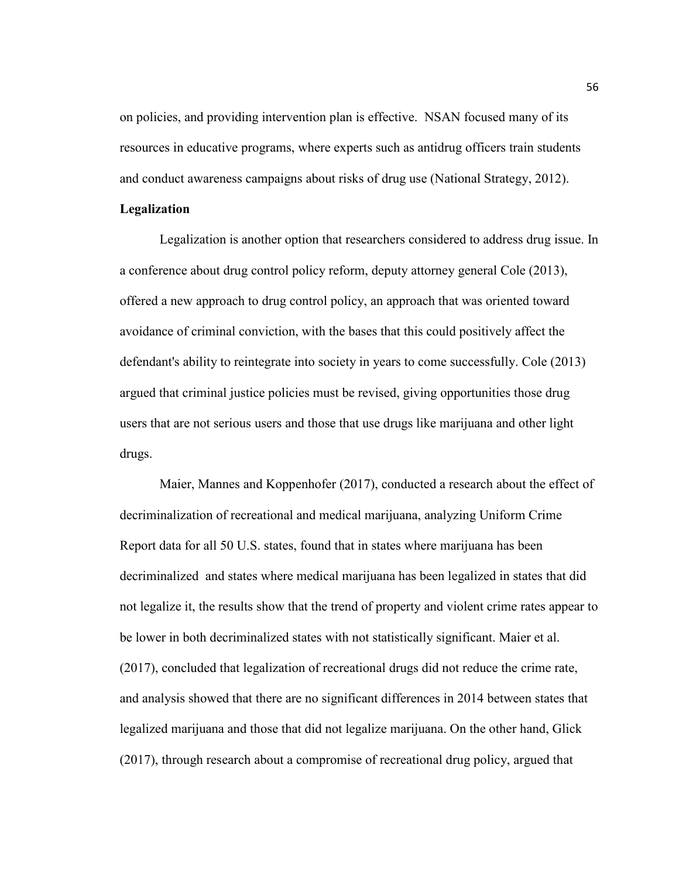on policies, and providing intervention plan is effective. NSAN focused many of its resources in educative programs, where experts such as antidrug officers train students and conduct awareness campaigns about risks of drug use (National Strategy, 2012).

**Legalization**

Legalization is another option that researchers considered to address drug issue. In a conference about drug control policy reform, deputy attorney general Cole (2013), offered a new approach to drug control policy, an approach that was oriented toward avoidance of criminal conviction, with the bases that this could positively affect the defendant's ability to reintegrate into society in years to come successfully. Cole (2013) argued that criminal justice policies must be revised, giving opportunities those drug users that are not serious users and those that use drugs like marijuana and other light drugs.

Maier, Mannes and Koppenhofer (2017), conducted a research about the effect of decriminalization of recreational and medical marijuana, analyzing Uniform Crime Report data for all 50 U.S. states, found that in states where marijuana has been decriminalized and states where medical marijuana has been legalized in states that did not legalize it, the results show that the trend of property and violent crime rates appear to be lower in both decriminalized states with not statistically significant. Maier et al. (2017), concluded that legalization of recreational drugs did not reduce the crime rate, and analysis showed that there are no significant differences in 2014 between states that legalized marijuana and those that did not legalize marijuana. On the other hand, Glick (2017), through research about a compromise of recreational drug policy, argued that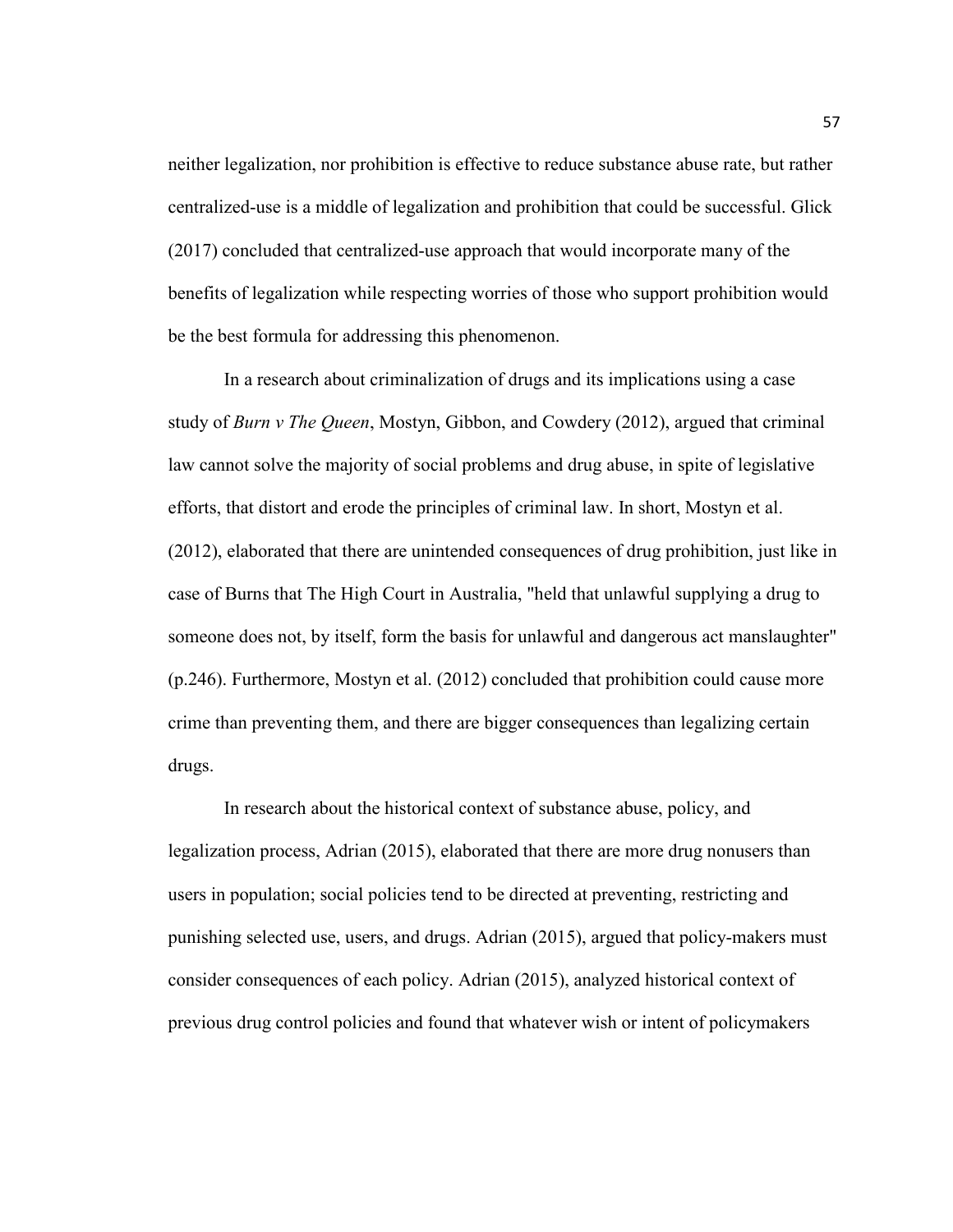neither legalization, nor prohibition is effective to reduce substance abuse rate, but rather centralized-use is a middle of legalization and prohibition that could be successful. Glick (2017) concluded that centralized-use approach that would incorporate many of the benefits of legalization while respecting worries of those who support prohibition would be the best formula for addressing this phenomenon.

In a research about criminalization of drugs and its implications using a case study of *Burn v The Queen*, Mostyn, Gibbon, and Cowdery (2012), argued that criminal law cannot solve the majority of social problems and drug abuse, in spite of legislative efforts, that distort and erode the principles of criminal law. In short, Mostyn et al. (2012), elaborated that there are unintended consequences of drug prohibition, just like in case of Burns that The High Court in Australia, "held that unlawful supplying a drug to someone does not, by itself, form the basis for unlawful and dangerous act manslaughter" (p.246). Furthermore, Mostyn et al. (2012) concluded that prohibition could cause more crime than preventing them, and there are bigger consequences than legalizing certain drugs.

In research about the historical context of substance abuse, policy, and legalization process, Adrian (2015), elaborated that there are more drug nonusers than users in population; social policies tend to be directed at preventing, restricting and punishing selected use, users, and drugs. Adrian (2015), argued that policy-makers must consider consequences of each policy. Adrian (2015), analyzed historical context of previous drug control policies and found that whatever wish or intent of policymakers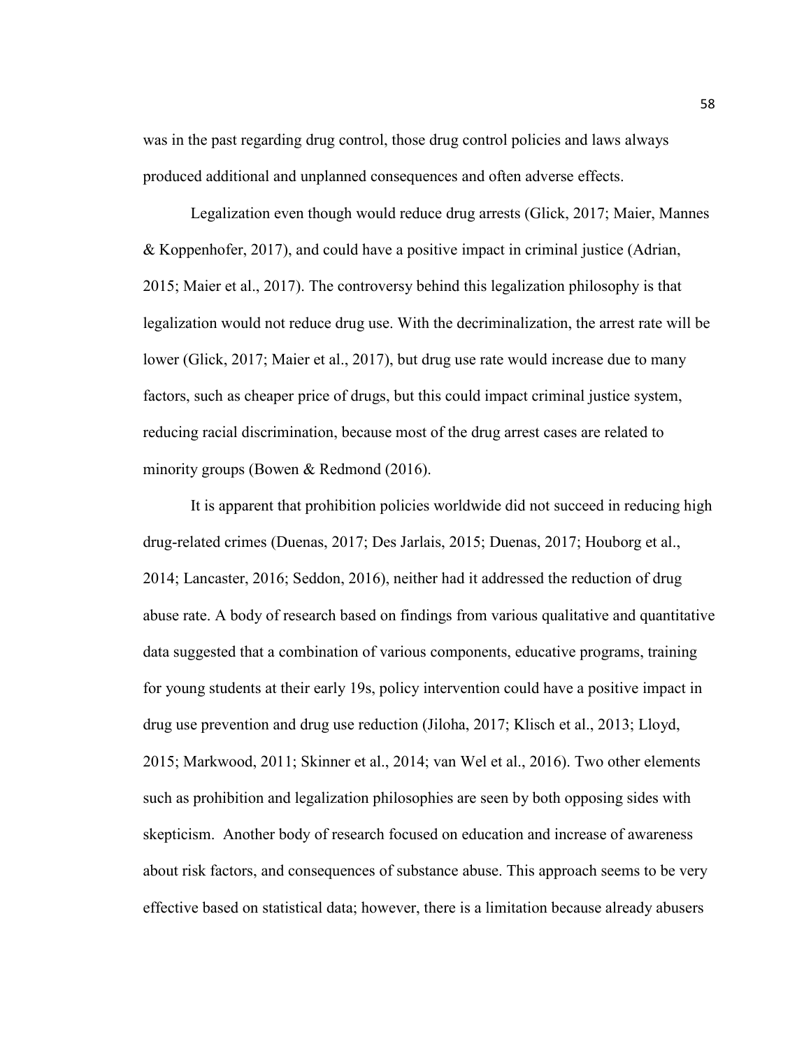was in the past regarding drug control, those drug control policies and laws always produced additional and unplanned consequences and often adverse effects.

Legalization even though would reduce drug arrests (Glick, 2017; Maier, Mannes & Koppenhofer, 2017), and could have a positive impact in criminal justice (Adrian, 2015; Maier et al., 2017). The controversy behind this legalization philosophy is that legalization would not reduce drug use. With the decriminalization, the arrest rate will be lower (Glick, 2017; Maier et al., 2017), but drug use rate would increase due to many factors, such as cheaper price of drugs, but this could impact criminal justice system, reducing racial discrimination, because most of the drug arrest cases are related to minority groups (Bowen & Redmond (2016).

It is apparent that prohibition policies worldwide did not succeed in reducing high drug-related crimes (Duenas, 2017; Des Jarlais, 2015; Duenas, 2017; Houborg et al., 2014; Lancaster, 2016; Seddon, 2016), neither had it addressed the reduction of drug abuse rate. A body of research based on findings from various qualitative and quantitative data suggested that a combination of various components, educative programs, training for young students at their early 19s, policy intervention could have a positive impact in drug use prevention and drug use reduction (Jiloha, 2017; Klisch et al., 2013; Lloyd, 2015; Markwood, 2011; Skinner et al., 2014; van Wel et al., 2016). Two other elements such as prohibition and legalization philosophies are seen by both opposing sides with skepticism. Another body of research focused on education and increase of awareness about risk factors, and consequences of substance abuse. This approach seems to be very effective based on statistical data; however, there is a limitation because already abusers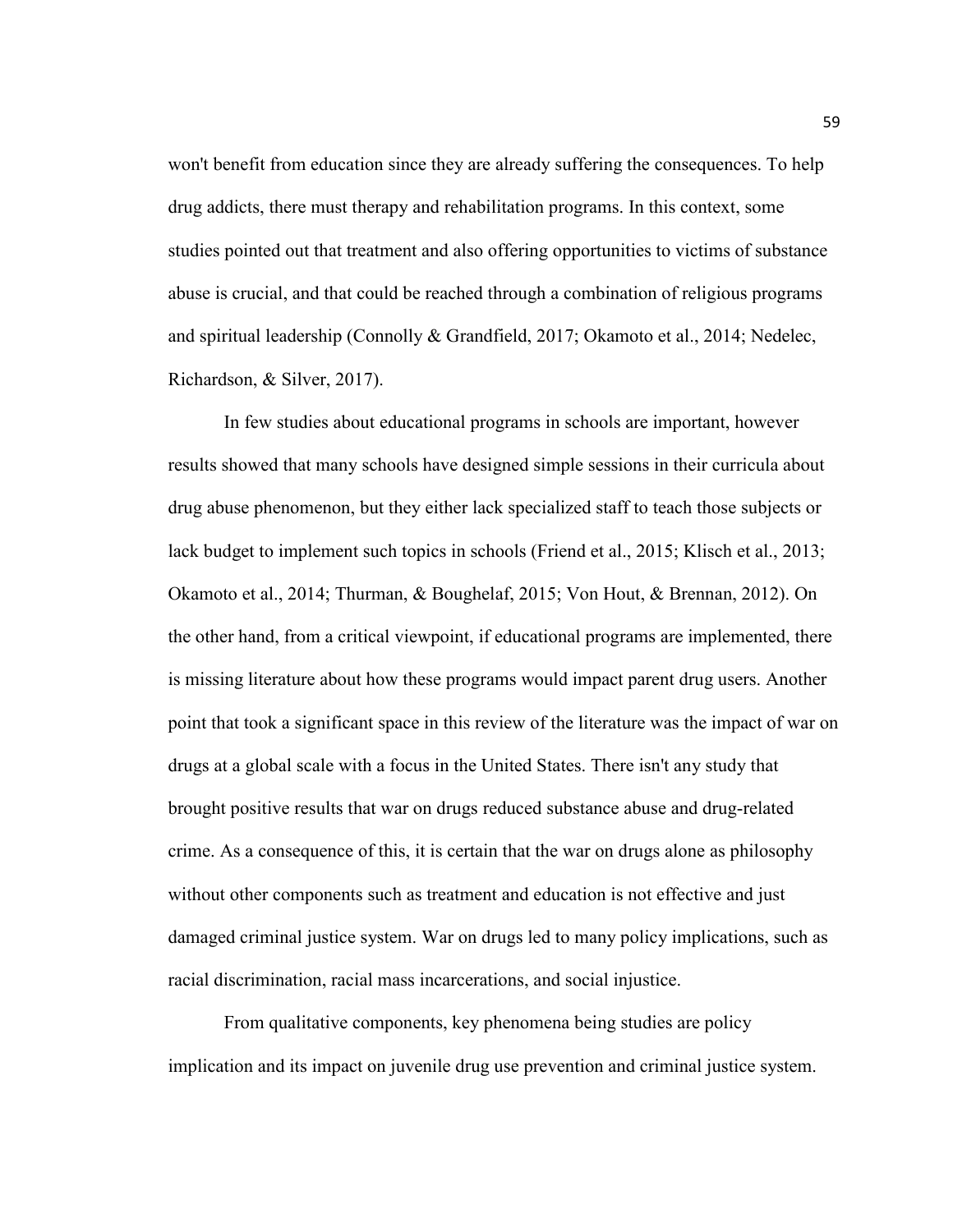won't benefit from education since they are already suffering the consequences. To help drug addicts, there must therapy and rehabilitation programs. In this context, some studies pointed out that treatment and also offering opportunities to victims of substance abuse is crucial, and that could be reached through a combination of religious programs and spiritual leadership (Connolly & Grandfield, 2017; Okamoto et al., 2014; Nedelec, Richardson, & Silver, 2017).

In few studies about educational programs in schools are important, however results showed that many schools have designed simple sessions in their curricula about drug abuse phenomenon, but they either lack specialized staff to teach those subjects or lack budget to implement such topics in schools (Friend et al., 2015; Klisch et al., 2013; Okamoto et al., 2014; Thurman, & Boughelaf, 2015; Von Hout, & Brennan, 2012). On the other hand, from a critical viewpoint, if educational programs are implemented, there is missing literature about how these programs would impact parent drug users. Another point that took a significant space in this review of the literature was the impact of war on drugs at a global scale with a focus in the United States. There isn't any study that brought positive results that war on drugs reduced substance abuse and drug-related crime. As a consequence of this, it is certain that the war on drugs alone as philosophy without other components such as treatment and education is not effective and just damaged criminal justice system. War on drugs led to many policy implications, such as racial discrimination, racial mass incarcerations, and social injustice.

From qualitative components, key phenomena being studies are policy implication and its impact on juvenile drug use prevention and criminal justice system.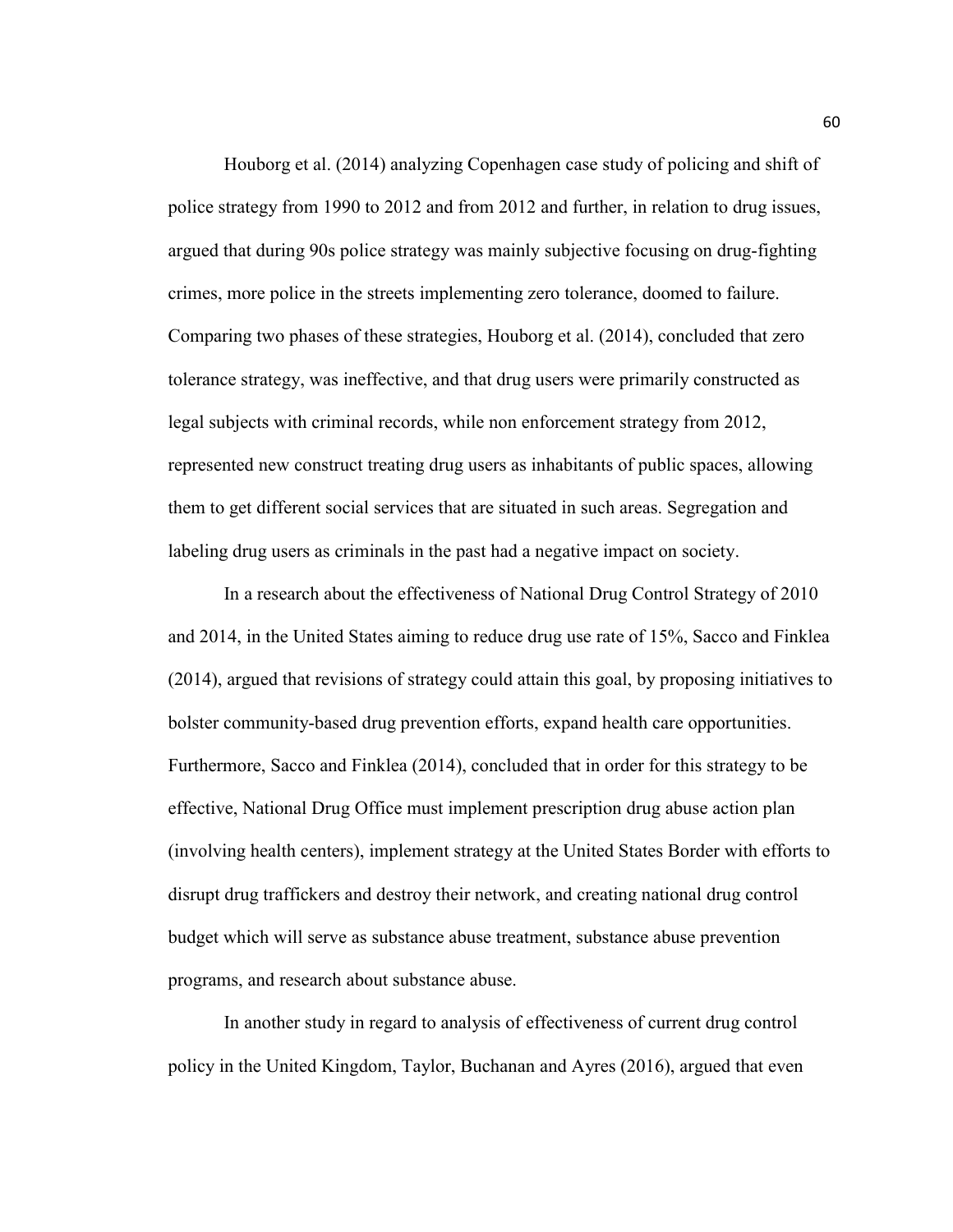Houborg et al. (2014) analyzing Copenhagen case study of policing and shift of police strategy from 1990 to 2012 and from 2012 and further, in relation to drug issues, argued that during 90s police strategy was mainly subjective focusing on drug-fighting crimes, more police in the streets implementing zero tolerance, doomed to failure. Comparing two phases of these strategies, Houborg et al. (2014), concluded that zero tolerance strategy, was ineffective, and that drug users were primarily constructed as legal subjects with criminal records, while non enforcement strategy from 2012, represented new construct treating drug users as inhabitants of public spaces, allowing them to get different social services that are situated in such areas. Segregation and labeling drug users as criminals in the past had a negative impact on society.

In a research about the effectiveness of National Drug Control Strategy of 2010 and 2014, in the United States aiming to reduce drug use rate of 15%, Sacco and Finklea (2014), argued that revisions of strategy could attain this goal, by proposing initiatives to bolster community-based drug prevention efforts, expand health care opportunities. Furthermore, Sacco and Finklea (2014), concluded that in order for this strategy to be effective, National Drug Office must implement prescription drug abuse action plan (involving health centers), implement strategy at the United States Border with efforts to disrupt drug traffickers and destroy their network, and creating national drug control budget which will serve as substance abuse treatment, substance abuse prevention programs, and research about substance abuse.

In another study in regard to analysis of effectiveness of current drug control policy in the United Kingdom, Taylor, Buchanan and Ayres (2016), argued that even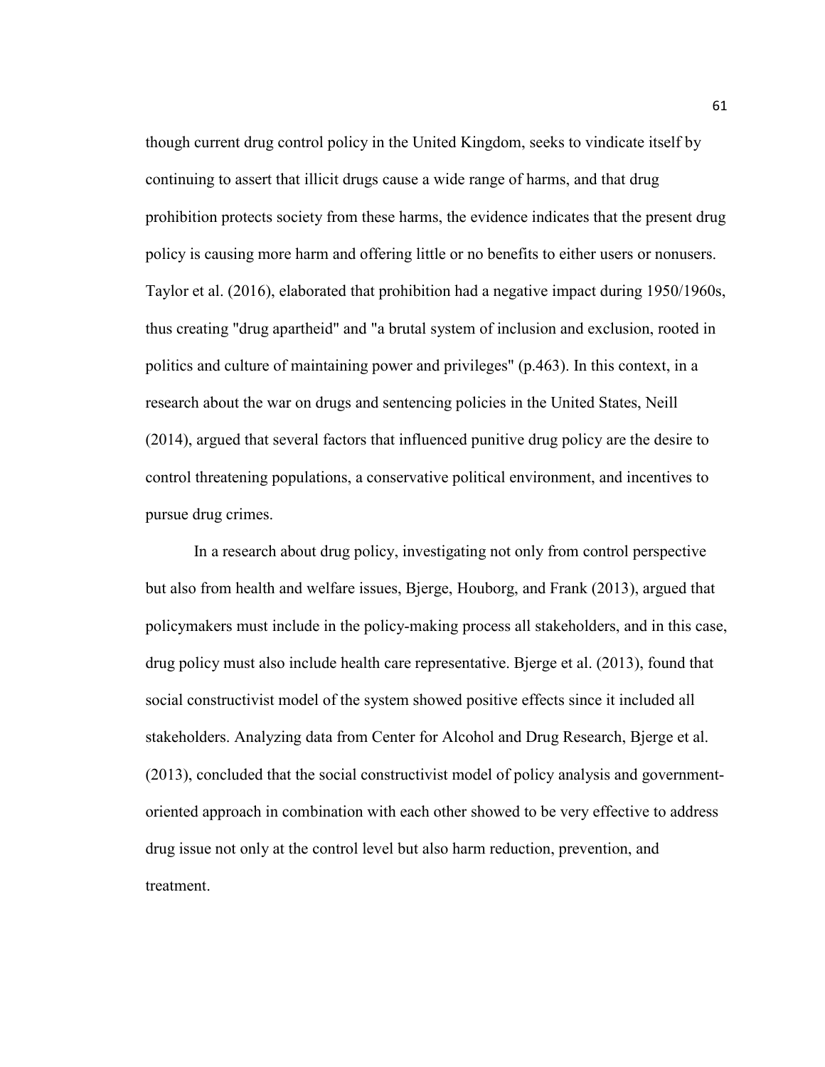though current drug control policy in the United Kingdom, seeks to vindicate itself by continuing to assert that illicit drugs cause a wide range of harms, and that drug prohibition protects society from these harms, the evidence indicates that the present drug policy is causing more harm and offering little or no benefits to either users or nonusers. Taylor et al. (2016), elaborated that prohibition had a negative impact during 1950/1960s, thus creating "drug apartheid" and "a brutal system of inclusion and exclusion, rooted in politics and culture of maintaining power and privileges" (p.463). In this context, in a research about the war on drugs and sentencing policies in the United States, Neill (2014), argued that several factors that influenced punitive drug policy are the desire to control threatening populations, a conservative political environment, and incentives to pursue drug crimes.

In a research about drug policy, investigating not only from control perspective but also from health and welfare issues, Bjerge, Houborg, and Frank (2013), argued that policymakers must include in the policy-making process all stakeholders, and in this case, drug policy must also include health care representative. Bjerge et al. (2013), found that social constructivist model of the system showed positive effects since it included all stakeholders. Analyzing data from Center for Alcohol and Drug Research, Bjerge et al. (2013), concluded that the social constructivist model of policy analysis and government-oriented approach in combination with each other showed to be very effective to address drug issue not only at the control level but also harm reduction, prevention, and treatment.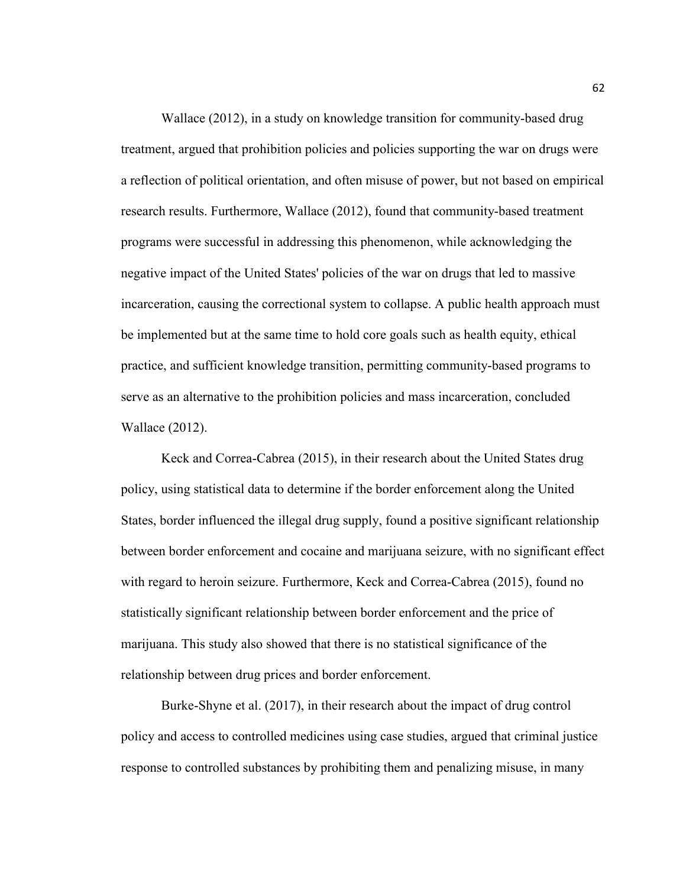Wallace (2012), in a study on knowledge transition for community-based drug treatment, argued that prohibition policies and policies supporting the war on drugs were a reflection of political orientation, and often misuse of power, but not based on empirical research results. Furthermore, Wallace (2012), found that community-based treatment programs were successful in addressing this phenomenon, while acknowledging the negative impact of the United States' policies of the war on drugs that led to massive incarceration, causing the correctional system to collapse. A public health approach must be implemented but at the same time to hold core goals such as health equity, ethical practice, and sufficient knowledge transition, permitting community-based programs to serve as an alternative to the prohibition policies and mass incarceration, concluded Wallace (2012).

Keck and Correa-Cabrea (2015), in their research about the United States drug policy, using statistical data to determine if the border enforcement along the United States, border influenced the illegal drug supply, found a positive significant relationship between border enforcement and cocaine and marijuana seizure, with no significant effect with regard to heroin seizure. Furthermore, Keck and Correa-Cabrea (2015), found no statistically significant relationship between border enforcement and the price of marijuana. This study also showed that there is no statistical significance of the relationship between drug prices and border enforcement.

Burke-Shyne et al. (2017), in their research about the impact of drug control policy and access to controlled medicines using case studies, argued that criminal justice response to controlled substances by prohibiting them and penalizing misuse, in many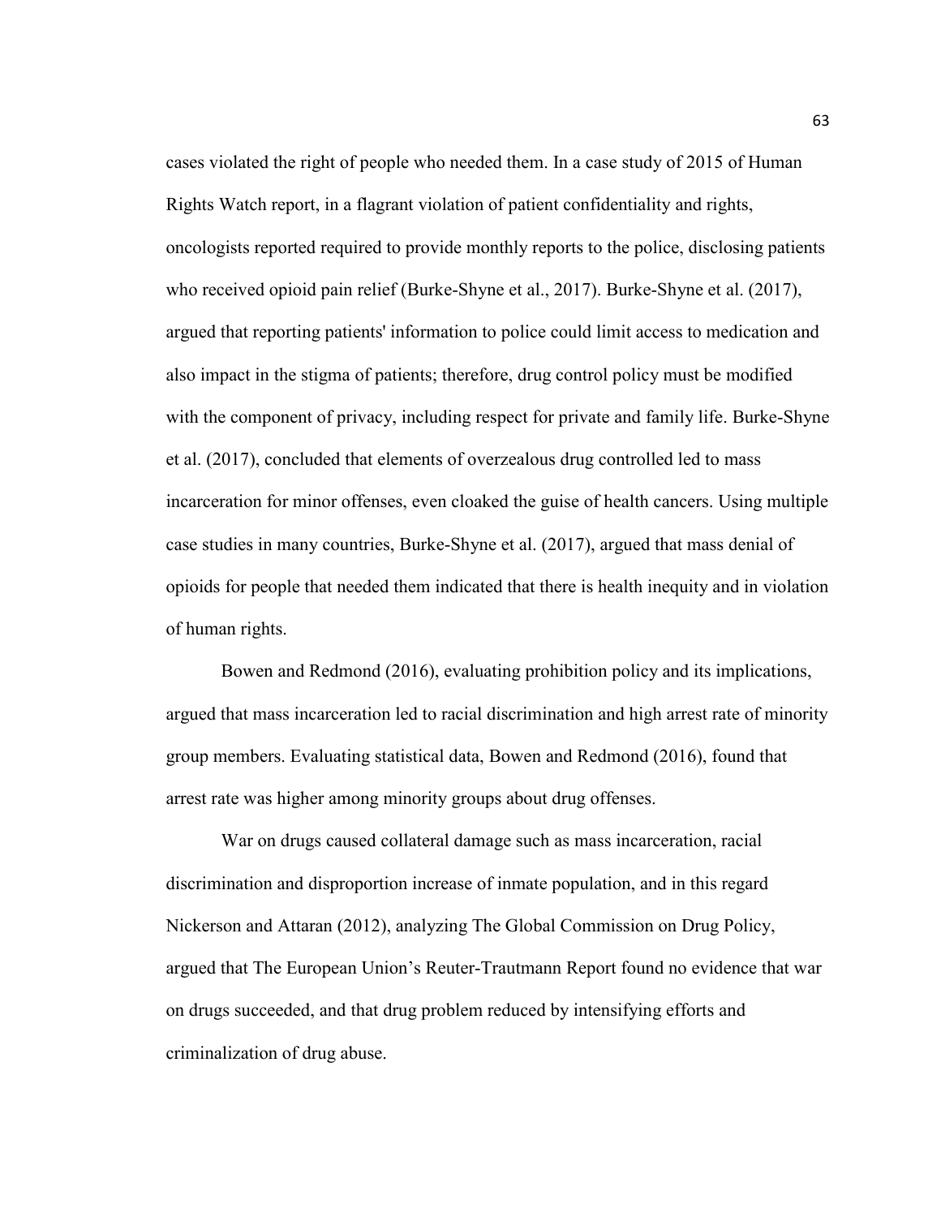cases violated the right of people who needed them. In a case study of 2015 of Human Rights Watch report, in a flagrant violation of patient confidentiality and rights, oncologists reported required to provide monthly reports to the police, disclosing patients who received opioid pain relief (Burke-Shyne et al., 2017). Burke-Shyne et al. (2017), argued that reporting patients' information to police could limit access to medication and also impact in the stigma of patients; therefore, drug control policy must be modified with the component of privacy, including respect for private and family life. Burke-Shyne et al. (2017), concluded that elements of overzealous drug controlled led to mass incarceration for minor offenses, even cloaked the guise of health cancers. Using multiple case studies in many countries, Burke-Shyne et al. (2017), argued that mass denial of opioids for people that needed them indicated that there is health inequity and in violation of human rights.

Bowen and Redmond (2016), evaluating prohibition policy and its implications, argued that mass incarceration led to racial discrimination and high arrest rate of minority group members. Evaluating statistical data, Bowen and Redmond (2016), found that arrest rate was higher among minority groups about drug offenses.

War on drugs caused collateral damage such as mass incarceration, racial discrimination and disproportion increase of inmate population, and in this regard Nickerson and Attaran (2012), analyzing The Global Commission on Drug Policy, argued that The European Union's Reuter-Trautmann Report found no evidence that war on drugs succeeded, and that drug problem reduced by intensifying efforts and criminalization of drug abuse.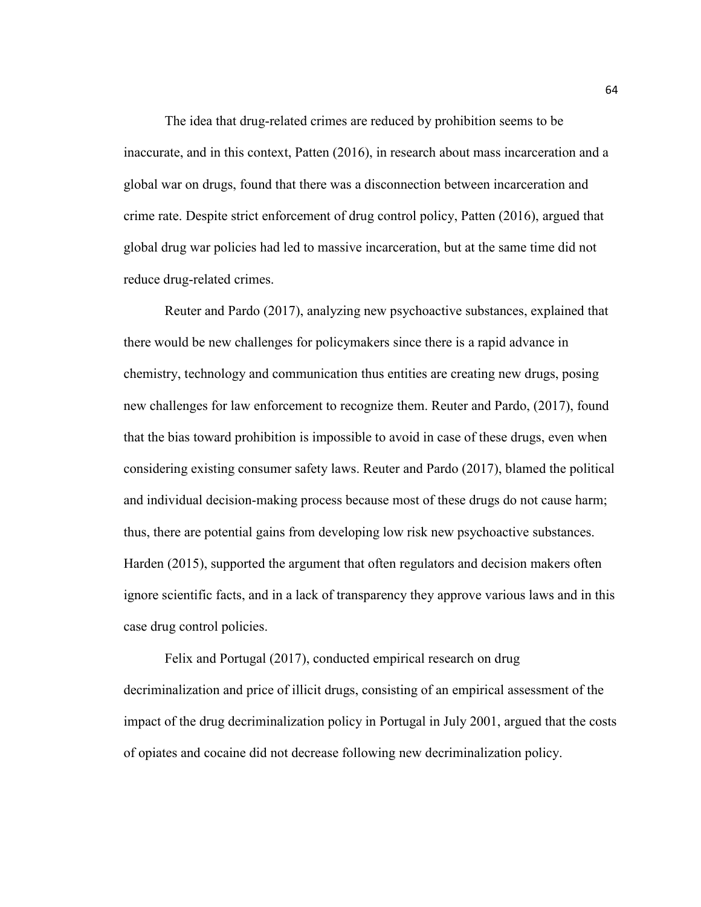The idea that drug-related crimes are reduced by prohibition seems to be inaccurate, and in this context, Patten (2016), in research about mass incarceration and a global war on drugs, found that there was a disconnection between incarceration and crime rate. Despite strict enforcement of drug control policy, Patten (2016), argued that global drug war policies had led to massive incarceration, but at the same time did not reduce drug-related crimes.

Reuter and Pardo (2017), analyzing new psychoactive substances, explained that there would be new challenges for policymakers since there is a rapid advance in chemistry, technology and communication thus entities are creating new drugs, posing new challenges for law enforcement to recognize them. Reuter and Pardo, (2017), found that the bias toward prohibition is impossible to avoid in case of these drugs, even when considering existing consumer safety laws. Reuter and Pardo (2017), blamed the political and individual decision-making process because most of these drugs do not cause harm; thus, there are potential gains from developing low risk new psychoactive substances. Harden (2015), supported the argument that often regulators and decision makers often ignore scientific facts, and in a lack of transparency they approve various laws and in this case drug control policies.

Felix and Portugal (2017), conducted empirical research on drug decriminalization and price of illicit drugs, consisting of an empirical assessment of the impact of the drug decriminalization policy in Portugal in July 2001, argued that the costs of opiates and cocaine did not decrease following new decriminalization policy.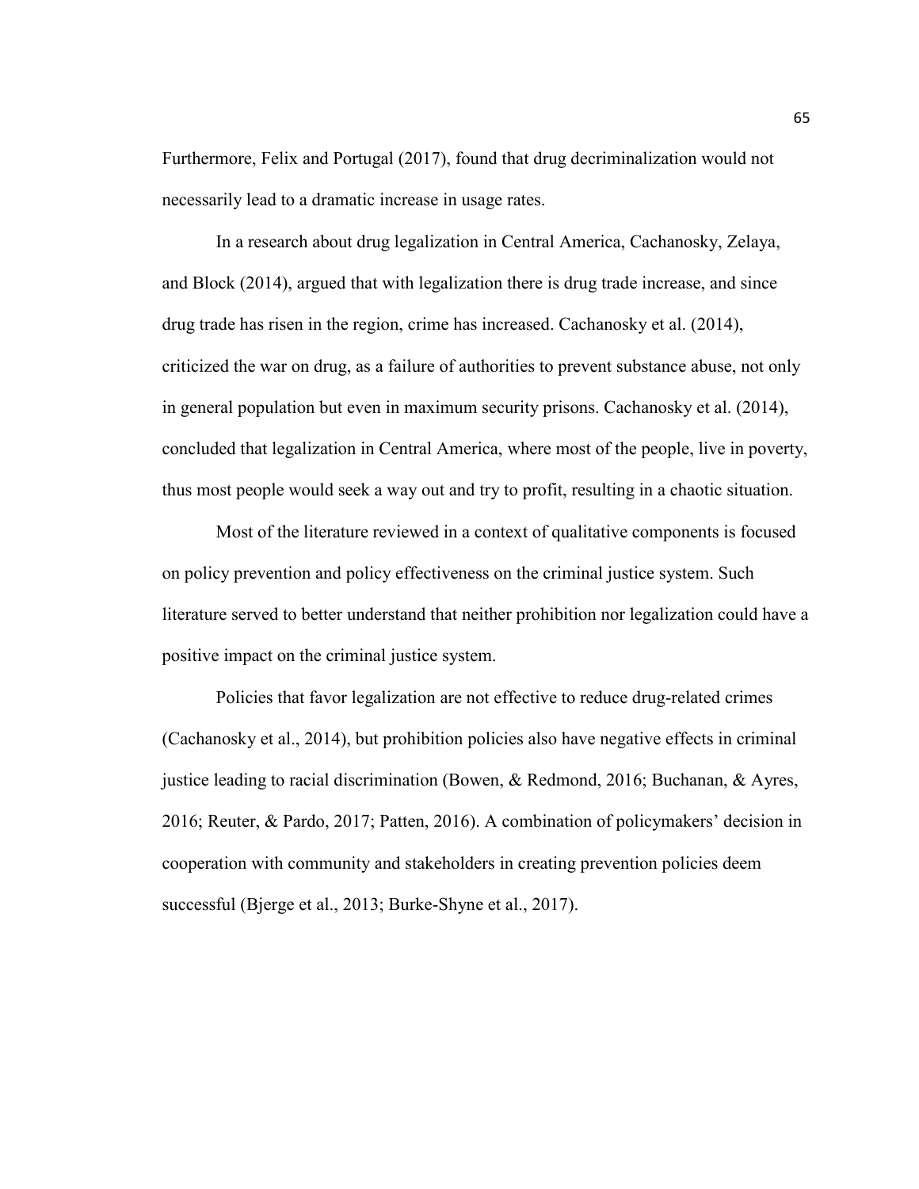Furthermore, Felix and Portugal (2017), found that drug decriminalization would not necessarily lead to a dramatic increase in usage rates.

In a research about drug legalization in Central America, Cachanosky, Zelaya, and Block (2014), argued that with legalization there is drug trade increase, and since drug trade has risen in the region, crime has increased. Cachanosky et al. (2014), criticized the war on drug, as a failure of authorities to prevent substance abuse, not only in general population but even in maximum security prisons. Cachanosky et al. (2014), concluded that legalization in Central America, where most of the people, live in poverty, thus most people would seek a way out and try to profit, resulting in a chaotic situation.

Most of the literature reviewed in a context of qualitative components is focused on policy prevention and policy effectiveness on the criminal justice system. Such literature served to better understand that neither prohibition nor legalization could have a positive impact on the criminal justice system.

Policies that favor legalization are not effective to reduce drug-related crimes (Cachanosky et al., 2014), but prohibition policies also have negative effects in criminal justice leading to racial discrimination (Bowen, & Redmond, 2016; Buchanan, & Ayres, 2016; Reuter, & Pardo, 2017; Patten, 2016). A combination of policymakers' decision in cooperation with community and stakeholders in creating prevention policies deem successful (Bjerge et al., 2013; Burke-Shyne et al., 2017).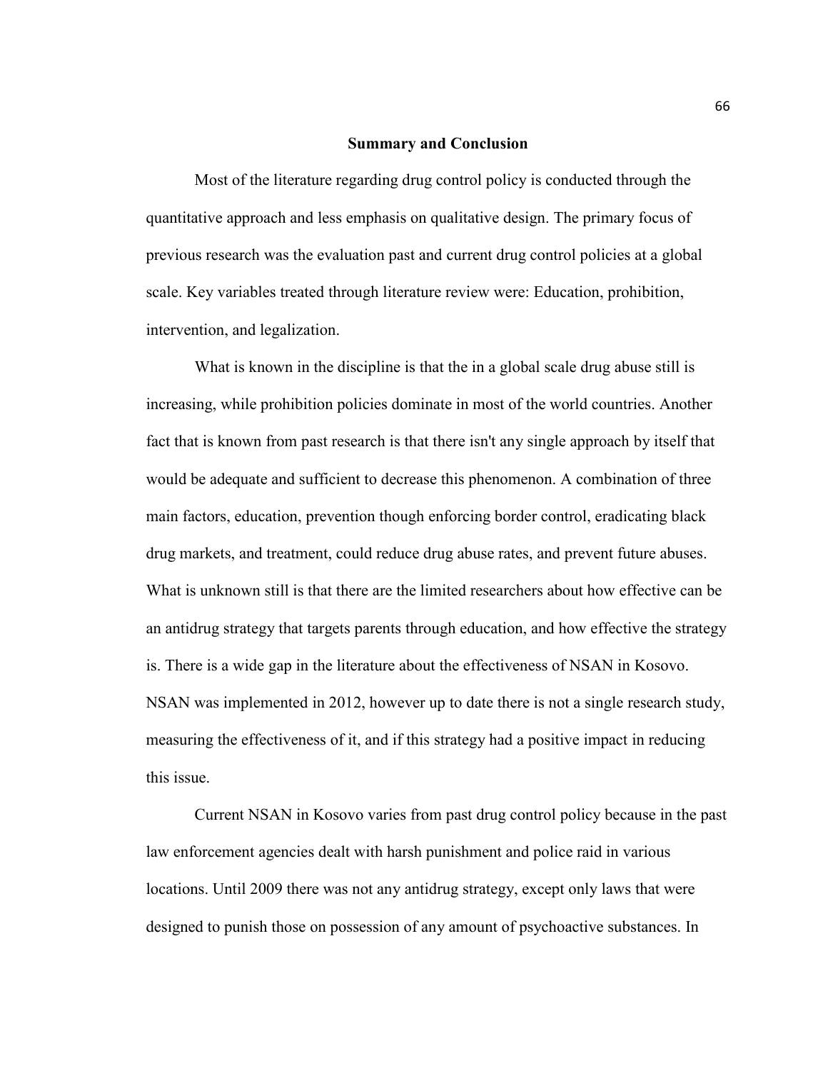## Summary and Conclusion

Most of the literature regarding drug control policy is conducted through the quantitative approach and less emphasis on qualitative design. The primary focus of previous research was the evaluation past and current drug control policies at a global scale. Key variables treated through literature review were: Education, prohibition, intervention, and legalization.

What is known in the discipline is that the in a global scale drug abuse still is increasing, while prohibition policies dominate in most of the world countries. Another fact that is known from past research is that there isn't any single approach by itself that would be adequate and sufficient to decrease this phenomenon. A combination of three main factors, education, prevention though enforcing border control, eradicating black drug markets, and treatment, could reduce drug abuse rates, and prevent future abuses. What is unknown still is that there are the limited researchers about how effective can be an antidrug strategy that targets parents through education, and how effective the strategy is. There is a wide gap in the literature about the effectiveness of NSAN in Kosovo. NSAN was implemented in 2012, however up to date there is not a single research study, measuring the effectiveness of it, and if this strategy had a positive impact in reducing this issue.

Current NSAN in Kosovo varies from past drug control policy because in the past law enforcement agencies dealt with harsh punishment and police raid in various locations. Until 2009 there was not any antidrug strategy, except only laws that were designed to punish those on possession of any amount of psychoactive substances. In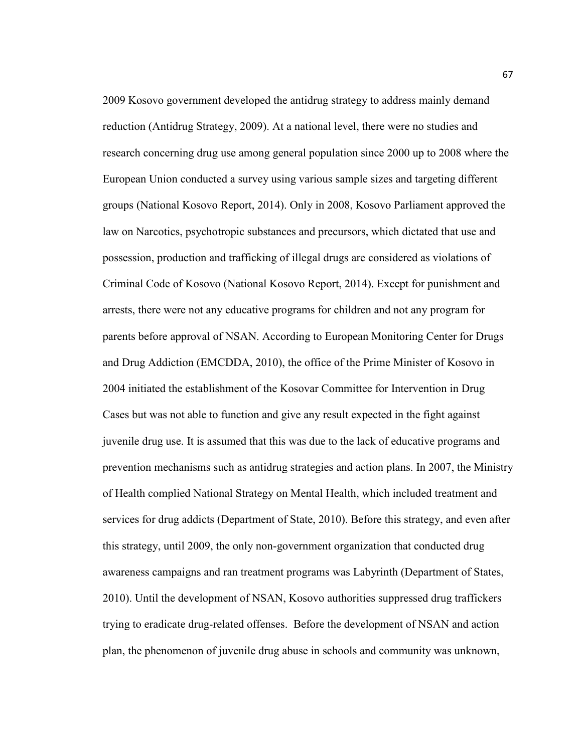2009 Kosovo government developed the antidrug strategy to address mainly demand reduction (Antidrug Strategy, 2009). At a national level, there were no studies and research concerning drug use among general population since 2000 up to 2008 where the European Union conducted a survey using various sample sizes and targeting different groups (National Kosovo Report, 2014). Only in 2008, Kosovo Parliament approved the law on Narcotics, psychotropic substances and precursors, which dictated that use and possession, production and trafficking of illegal drugs are considered as violations of Criminal Code of Kosovo (National Kosovo Report, 2014). Except for punishment and arrests, there were not any educative programs for children and not any program for parents before approval of NSAN. According to European Monitoring Center for Drugs and Drug Addiction (EMCDDA, 2010), the office of the Prime Minister of Kosovo in 2004 initiated the establishment of the Kosovar Committee for Intervention in Drug Cases but was not able to function and give any result expected in the fight against juvenile drug use. It is assumed that this was due to the lack of educative programs and prevention mechanisms such as antidrug strategies and action plans. In 2007, the Ministry of Health complied National Strategy on Mental Health, which included treatment and services for drug addicts (Department of State, 2010). Before this strategy, and even after this strategy, until 2009, the only non-government organization that conducted drug awareness campaigns and ran treatment programs was Labyrinth (Department of States, 2010). Until the development of NSAN, Kosovo authorities suppressed drug traffickers trying to eradicate drug-related offenses. Before the development of NSAN and action plan, the phenomenon of juvenile drug abuse in schools and community was unknown,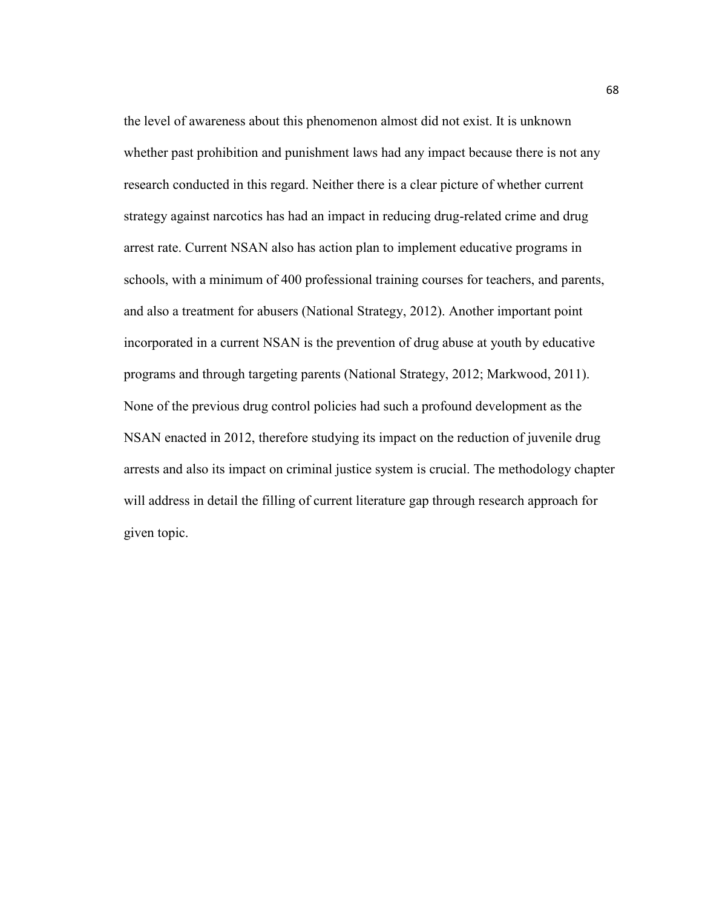the level of awareness about this phenomenon almost did not exist. It is unknown whether past prohibition and punishment laws had any impact because there is not any research conducted in this regard. Neither there is a clear picture of whether current strategy against narcotics has had an impact in reducing drug-related crime and drug arrest rate. Current NSAN also has action plan to implement educative programs in schools, with a minimum of 400 professional training courses for teachers, and parents, and also a treatment for abusers (National Strategy, 2012). Another important point incorporated in a current NSAN is the prevention of drug abuse at youth by educative programs and through targeting parents (National Strategy, 2012; Markwood, 2011). None of the previous drug control policies had such a profound development as the NSAN enacted in 2012, therefore studying its impact on the reduction of juvenile drug arrests and also its impact on criminal justice system is crucial. The methodology chapter will address in detail the filling of current literature gap through research approach for given topic.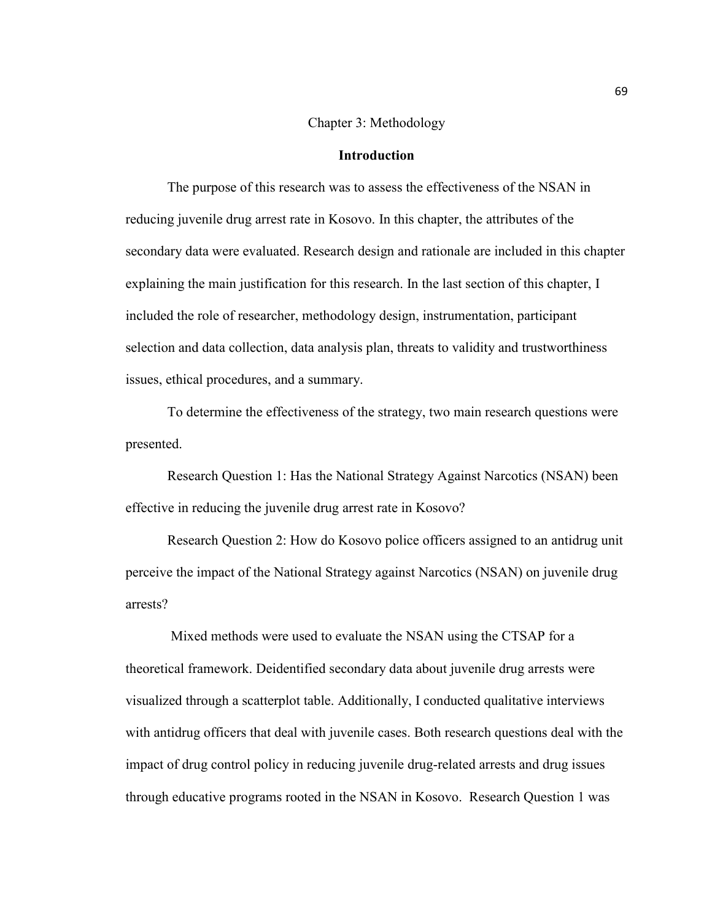# Chapter 3: Methodology

## Introduction

The purpose of this research was to assess the effectiveness of the NSAN in reducing juvenile drug arrest rate in Kosovo. In this chapter, the attributes of the secondary data were evaluated. Research design and rationale are included in this chapter explaining the main justification for this research. In the last section of this chapter, I included the role of researcher, methodology design, instrumentation, participant selection and data collection, data analysis plan, threats to validity and trustworthiness issues, ethical procedures, and a summary.

To determine the effectiveness of the strategy, two main research questions were presented.

Research Question 1: Has the National Strategy Against Narcotics (NSAN) been effective in reducing the juvenile drug arrest rate in Kosovo?

Research Question 2: How do Kosovo police officers assigned to an antidrug unit perceive the impact of the National Strategy against Narcotics (NSAN) on juvenile drug arrests?

Mixed methods were used to evaluate the NSAN using the CTSAP for a theoretical framework. Deidentified secondary data about juvenile drug arrests were visualized through a scatterplot table. Additionally, I conducted qualitative interviews with antidrug officers that deal with juvenile cases. Both research questions deal with the impact of drug control policy in reducing juvenile drug-related arrests and drug issues through educative programs rooted in the NSAN in Kosovo. Research Question 1 was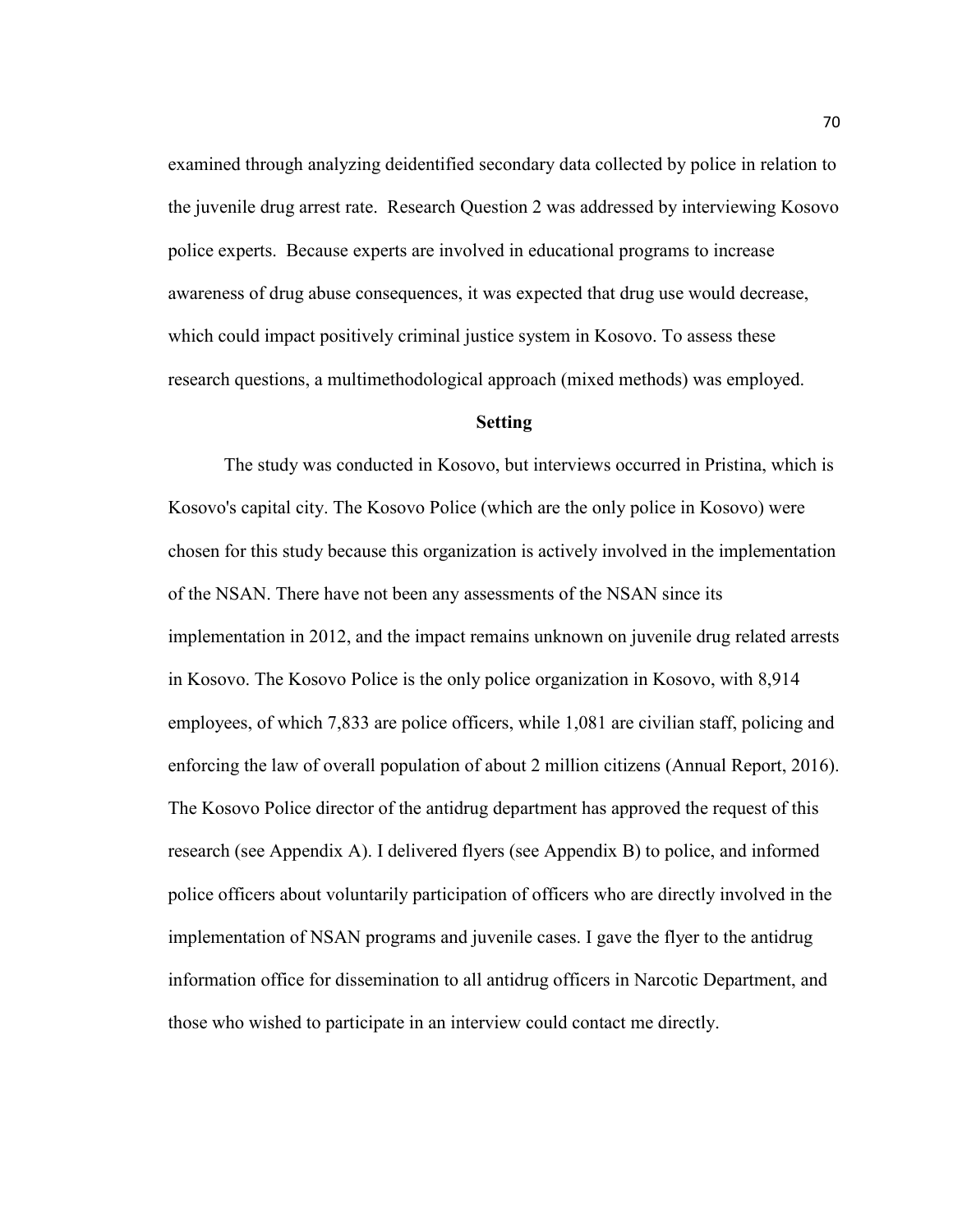examined through analyzing deidentified secondary data collected by police in relation to the juvenile drug arrest rate. Research Question 2 was addressed by interviewing Kosovo police experts. Because experts are involved in educational programs to increase awareness of drug abuse consequences, it was expected that drug use would decrease, which could impact positively criminal justice system in Kosovo. To assess these research questions, a multimethodological approach (mixed methods) was employed.

## Setting

The study was conducted in Kosovo, but interviews occurred in Pristina, which is Kosovo's capital city. The Kosovo Police (which are the only police in Kosovo) were chosen for this study because this organization is actively involved in the implementation of the NSAN. There have not been any assessments of the NSAN since its implementation in 2012, and the impact remains unknown on juvenile drug related arrests in Kosovo. The Kosovo Police is the only police organization in Kosovo, with 8,914 employees, of which 7,833 are police officers, while 1,081 are civilian staff, policing and enforcing the law of overall population of about 2 million citizens (Annual Report, 2016). The Kosovo Police director of the antidrug department has approved the request of this research (see Appendix A). I delivered flyers (see Appendix B) to police, and informed police officers about voluntarily participation of officers who are directly involved in the implementation of NSAN programs and juvenile cases. I gave the flyer to the antidrug information office for dissemination to all antidrug officers in Narcotic Department, and those who wished to participate in an interview could contact me directly.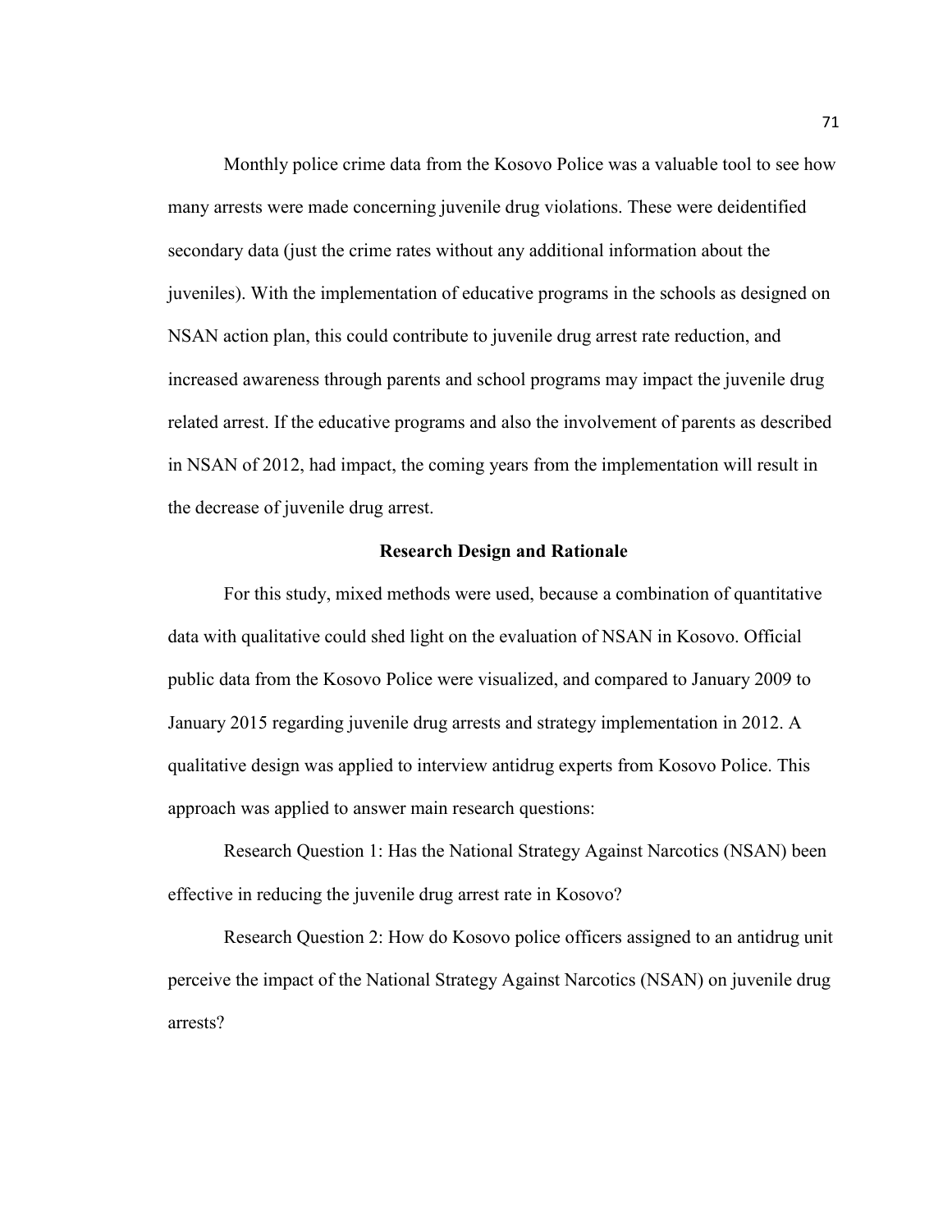Monthly police crime data from the Kosovo Police was a valuable tool to see how many arrests were made concerning juvenile drug violations. These were deidentified secondary data (just the crime rates without any additional information about the juveniles). With the implementation of educative programs in the schools as designed on NSAN action plan, this could contribute to juvenile drug arrest rate reduction, and increased awareness through parents and school programs may impact the juvenile drug related arrest. If the educative programs and also the involvement of parents as described in NSAN of 2012, had impact, the coming years from the implementation will result in the decrease of juvenile drug arrest.

## Research Design and Rationale

For this study, mixed methods were used, because a combination of quantitative data with qualitative could shed light on the evaluation of NSAN in Kosovo. Official public data from the Kosovo Police were visualized, and compared to January 2009 to January 2015 regarding juvenile drug arrests and strategy implementation in 2012. A qualitative design was applied to interview antidrug experts from Kosovo Police. This approach was applied to answer main research questions:

Research Question 1: Has the National Strategy Against Narcotics (NSAN) been effective in reducing the juvenile drug arrest rate in Kosovo?

Research Question 2: How do Kosovo police officers assigned to an antidrug unit perceive the impact of the National Strategy Against Narcotics (NSAN) on juvenile drug arrests?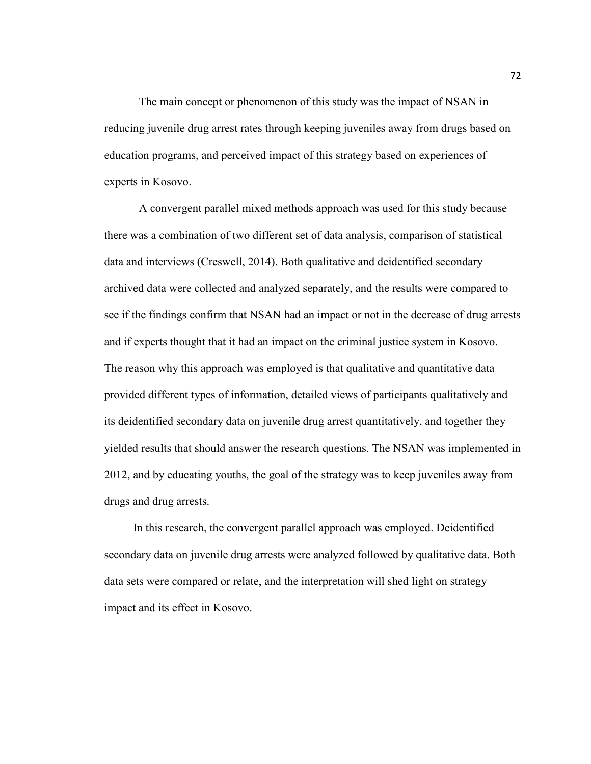The main concept or phenomenon of this study was the impact of NSAN in reducing juvenile drug arrest rates through keeping juveniles away from drugs based on education programs, and perceived impact of this strategy based on experiences of experts in Kosovo.

A convergent parallel mixed methods approach was used for this study because there was a combination of two different set of data analysis, comparison of statistical data and interviews (Creswell, 2014). Both qualitative and deidentified secondary archived data were collected and analyzed separately, and the results were compared to see if the findings confirm that NSAN had an impact or not in the decrease of drug arrests and if experts thought that it had an impact on the criminal justice system in Kosovo. The reason why this approach was employed is that qualitative and quantitative data provided different types of information, detailed views of participants qualitatively and its deidentified secondary data on juvenile drug arrest quantitatively, and together they yielded results that should answer the research questions. The NSAN was implemented in 2012, and by educating youths, the goal of the strategy was to keep juveniles away from drugs and drug arrests.

In this research, the convergent parallel approach was employed. Deidentified secondary data on juvenile drug arrests were analyzed followed by qualitative data. Both data sets were compared or relate, and the interpretation will shed light on strategy impact and its effect in Kosovo.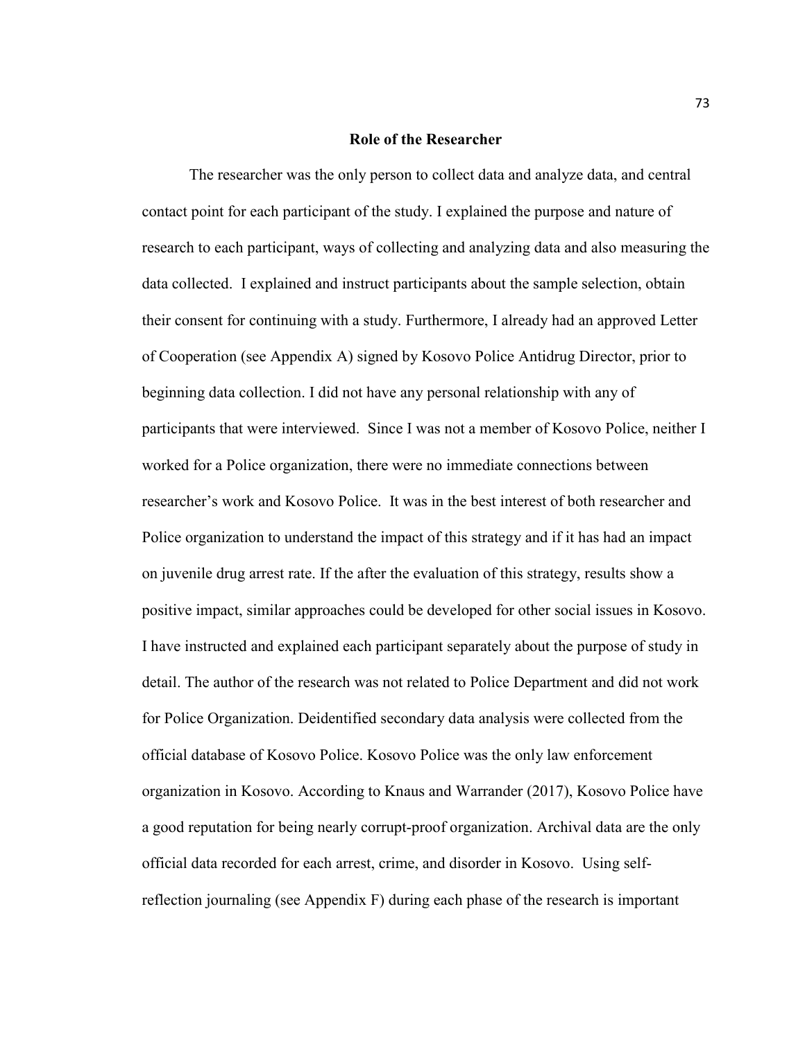## Role of the Researcher

The researcher was the only person to collect data and analyze data, and central contact point for each participant of the study. I explained the purpose and nature of research to each participant, ways of collecting and analyzing data and also measuring the data collected. I explained and instruct participants about the sample selection, obtain their consent for continuing with a study. Furthermore, I already had an approved Letter of Cooperation (see Appendix A) signed by Kosovo Police Antidrug Director, prior to beginning data collection. I did not have any personal relationship with any of participants that were interviewed. Since I was not a member of Kosovo Police, neither I worked for a Police organization, there were no immediate connections between researcher's work and Kosovo Police. It was in the best interest of both researcher and Police organization to understand the impact of this strategy and if it has had an impact on juvenile drug arrest rate. If the after the evaluation of this strategy, results show a positive impact, similar approaches could be developed for other social issues in Kosovo. I have instructed and explained each participant separately about the purpose of study in detail. The author of the research was not related to Police Department and did not work for Police Organization. Deidentified secondary data analysis were collected from the official database of Kosovo Police. Kosovo Police was the only law enforcement organization in Kosovo. According to Knaus and Warrander (2017), Kosovo Police have a good reputation for being nearly corrupt-proof organization. Archival data are the only official data recorded for each arrest, crime, and disorder in Kosovo. Using self-reflection journaling (see Appendix F) during each phase of the research is important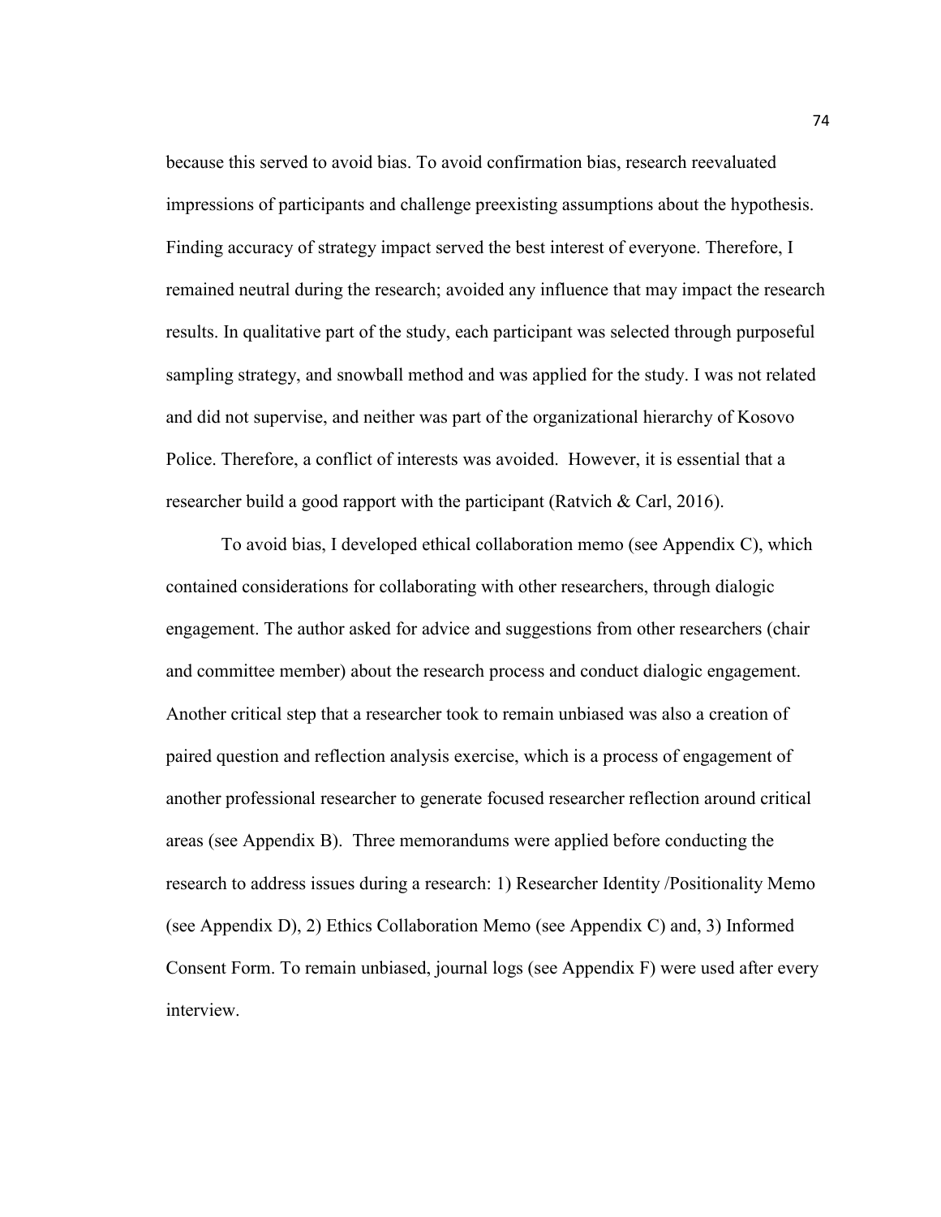because this served to avoid bias. To avoid confirmation bias, research reevaluated impressions of participants and challenge preexisting assumptions about the hypothesis. Finding accuracy of strategy impact served the best interest of everyone. Therefore, I remained neutral during the research; avoided any influence that may impact the research results. In qualitative part of the study, each participant was selected through purposeful sampling strategy, and snowball method and was applied for the study. I was not related and did not supervise, and neither was part of the organizational hierarchy of Kosovo Police. Therefore, a conflict of interests was avoided. However, it is essential that a researcher build a good rapport with the participant (Ratvich & Carl, 2016).

To avoid bias, I developed ethical collaboration memo (see Appendix C), which contained considerations for collaborating with other researchers, through dialogic engagement. The author asked for advice and suggestions from other researchers (chair and committee member) about the research process and conduct dialogic engagement. Another critical step that a researcher took to remain unbiased was also a creation of paired question and reflection analysis exercise, which is a process of engagement of another professional researcher to generate focused researcher reflection around critical areas (see Appendix B). Three memorandums were applied before conducting the research to address issues during a research: 1) Researcher Identity /Positionality Memo (see Appendix D), 2) Ethics Collaboration Memo (see Appendix C) and, 3) Informed Consent Form. To remain unbiased, journal logs (see Appendix F) were used after every interview.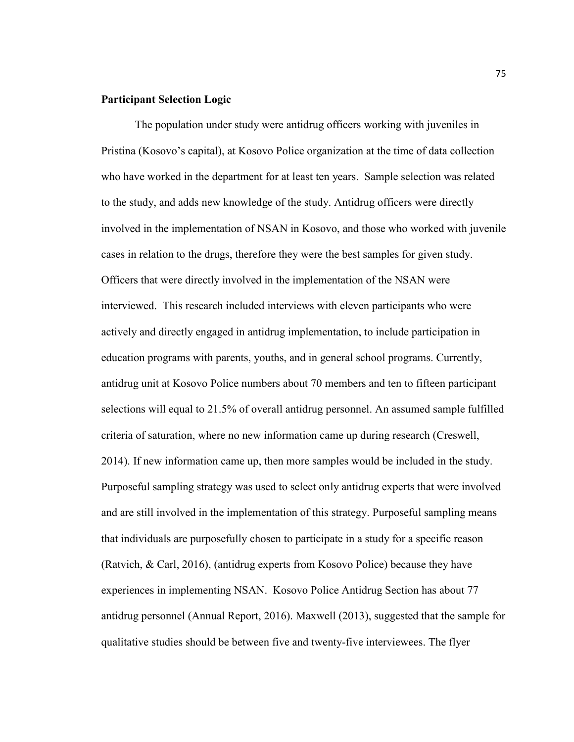**Participant Selection Logic**

The population under study were antidrug officers working with juveniles in Pristina (Kosovo's capital), at Kosovo Police organization at the time of data collection who have worked in the department for at least ten years. Sample selection was related to the study, and adds new knowledge of the study. Antidrug officers were directly involved in the implementation of NSAN in Kosovo, and those who worked with juvenile cases in relation to the drugs, therefore they were the best samples for given study. Officers that were directly involved in the implementation of the NSAN were interviewed. This research included interviews with eleven participants who were actively and directly engaged in antidrug implementation, to include participation in education programs with parents, youths, and in general school programs. Currently, antidrug unit at Kosovo Police numbers about 70 members and ten to fifteen participant selections will equal to 21.5% of overall antidrug personnel. An assumed sample fulfilled criteria of saturation, where no new information came up during research (Creswell, 2014). If new information came up, then more samples would be included in the study. Purposeful sampling strategy was used to select only antidrug experts that were involved and are still involved in the implementation of this strategy. Purposeful sampling means that individuals are purposefully chosen to participate in a study for a specific reason (Ratvich, & Carl, 2016), (antidrug experts from Kosovo Police) because they have experiences in implementing NSAN. Kosovo Police Antidrug Section has about 77 antidrug personnel (Annual Report, 2016). Maxwell (2013), suggested that the sample for qualitative studies should be between five and twenty-five interviewees. The flyer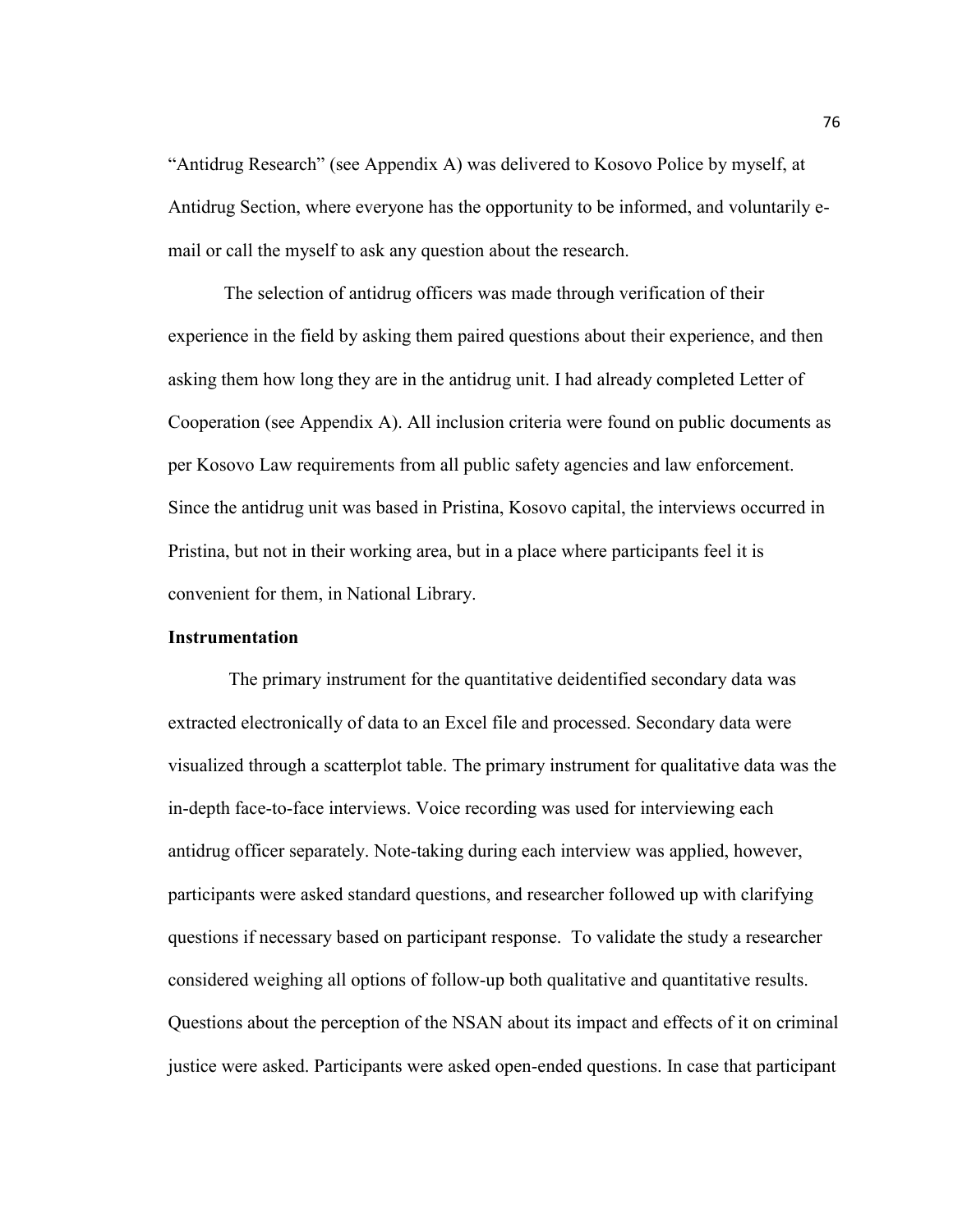"Antidrug Research" (see Appendix A) was delivered to Kosovo Police by myself, at Antidrug Section, where everyone has the opportunity to be informed, and voluntarily e-mail or call the myself to ask any question about the research.

The selection of antidrug officers was made through verification of their experience in the field by asking them paired questions about their experience, and then asking them how long they are in the antidrug unit. I had already completed Letter of Cooperation (see Appendix A). All inclusion criteria were found on public documents as per Kosovo Law requirements from all public safety agencies and law enforcement. Since the antidrug unit was based in Pristina, Kosovo capital, the interviews occurred in Pristina, but not in their working area, but in a place where participants feel it is convenient for them, in National Library.

**Instrumentation**

The primary instrument for the quantitative deidentified secondary data was extracted electronically of data to an Excel file and processed. Secondary data were visualized through a scatterplot table. The primary instrument for qualitative data was the in-depth face-to-face interviews. Voice recording was used for interviewing each antidrug officer separately. Note-taking during each interview was applied, however, participants were asked standard questions, and researcher followed up with clarifying questions if necessary based on participant response. To validate the study a researcher considered weighing all options of follow-up both qualitative and quantitative results. Questions about the perception of the NSAN about its impact and effects of it on criminal justice were asked. Participants were asked open-ended questions. In case that participant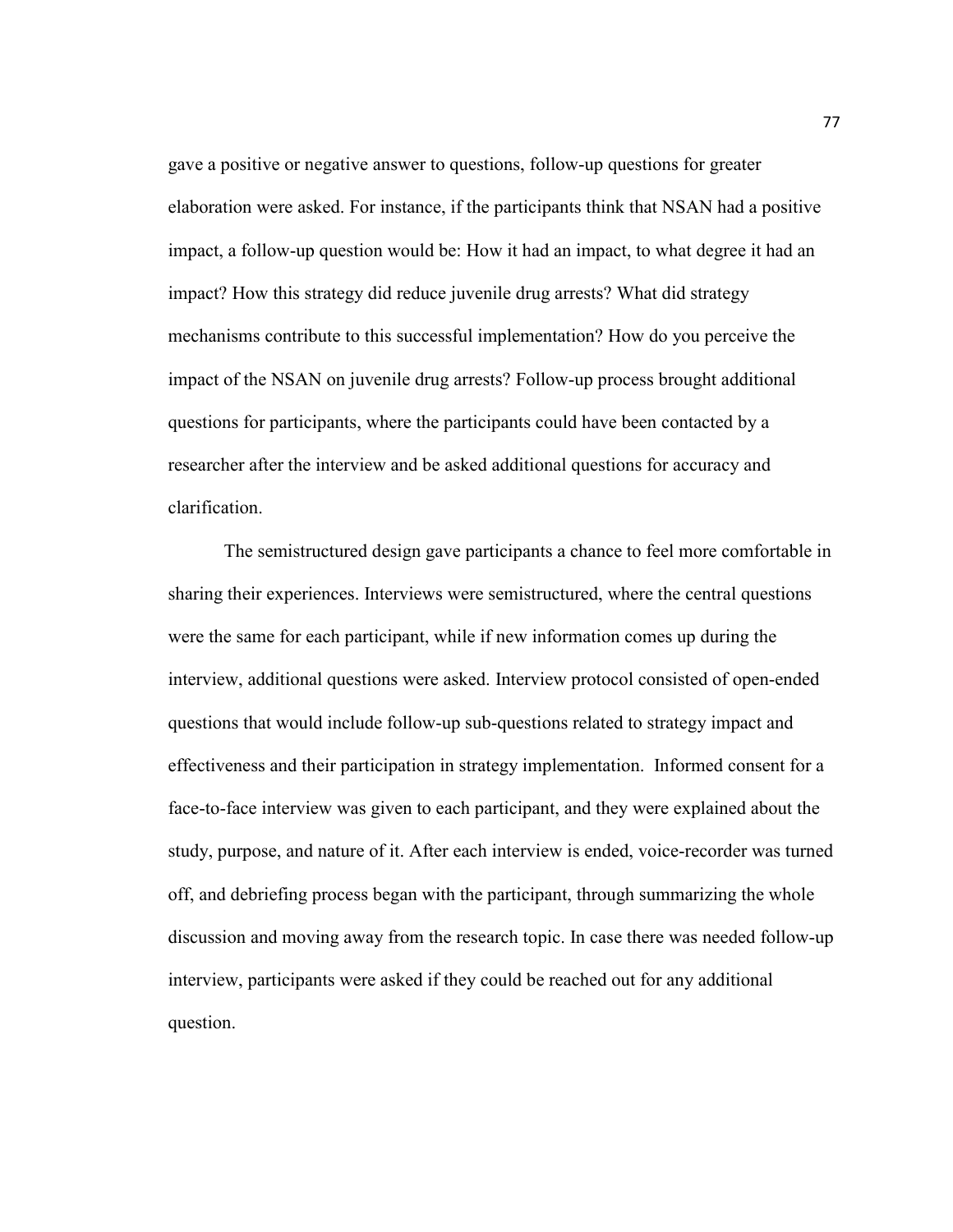gave a positive or negative answer to questions, follow-up questions for greater elaboration were asked. For instance, if the participants think that NSAN had a positive impact, a follow-up question would be: How it had an impact, to what degree it had an impact? How this strategy did reduce juvenile drug arrests? What did strategy mechanisms contribute to this successful implementation? How do you perceive the impact of the NSAN on juvenile drug arrests? Follow-up process brought additional questions for participants, where the participants could have been contacted by a researcher after the interview and be asked additional questions for accuracy and clarification.

The semistructured design gave participants a chance to feel more comfortable in sharing their experiences. Interviews were semistructured, where the central questions were the same for each participant, while if new information comes up during the interview, additional questions were asked. Interview protocol consisted of open-ended questions that would include follow-up sub-questions related to strategy impact and effectiveness and their participation in strategy implementation. Informed consent for a face-to-face interview was given to each participant, and they were explained about the study, purpose, and nature of it. After each interview is ended, voice-recorder was turned off, and debriefing process began with the participant, through summarizing the whole discussion and moving away from the research topic. In case there was needed follow-up interview, participants were asked if they could be reached out for any additional question.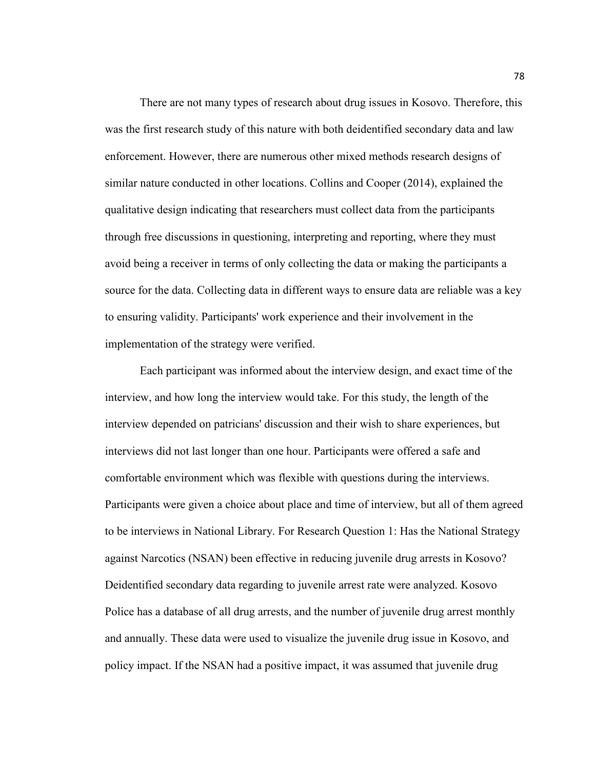There are not many types of research about drug issues in Kosovo. Therefore, this was the first research study of this nature with both deidentified secondary data and law enforcement. However, there are numerous other mixed methods research designs of similar nature conducted in other locations. Collins and Cooper (2014), explained the qualitative design indicating that researchers must collect data from the participants through free discussions in questioning, interpreting and reporting, where they must avoid being a receiver in terms of only collecting the data or making the participants a source for the data. Collecting data in different ways to ensure data are reliable was a key to ensuring validity. Participants' work experience and their involvement in the implementation of the strategy were verified.

Each participant was informed about the interview design, and exact time of the interview, and how long the interview would take. For this study, the length of the interview depended on patricians' discussion and their wish to share experiences, but interviews did not last longer than one hour. Participants were offered a safe and comfortable environment which was flexible with questions during the interviews. Participants were given a choice about place and time of interview, but all of them agreed to be interviews in National Library. For Research Question 1: Has the National Strategy against Narcotics (NSAN) been effective in reducing juvenile drug arrests in Kosovo? Deidentified secondary data regarding to juvenile arrest rate were analyzed. Kosovo Police has a database of all drug arrests, and the number of juvenile drug arrest monthly and annually. These data were used to visualize the juvenile drug issue in Kosovo, and policy impact. If the NSAN had a positive impact, it was assumed that juvenile drug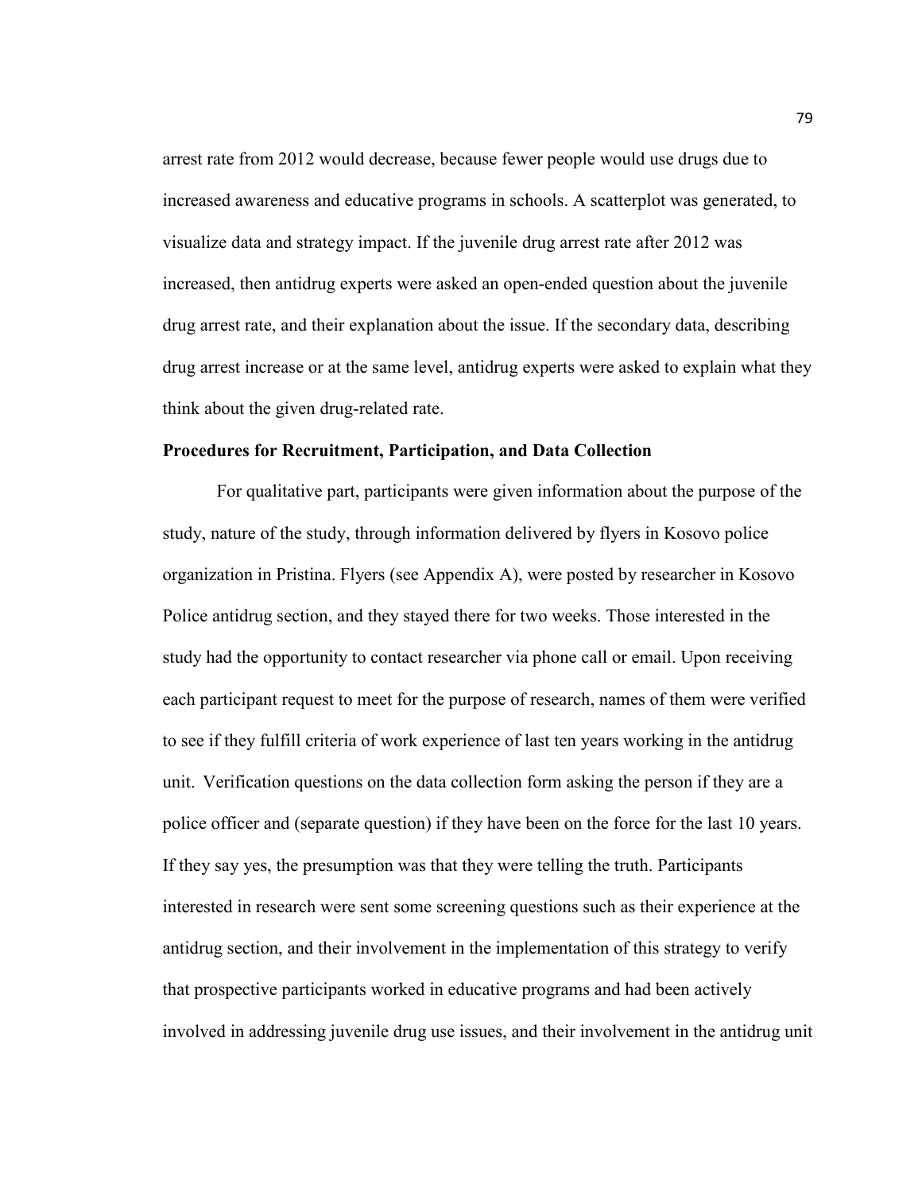arrest rate from 2012 would decrease, because fewer people would use drugs due to increased awareness and educative programs in schools. A scatterplot was generated, to visualize data and strategy impact. If the juvenile drug arrest rate after 2012 was increased, then antidrug experts were asked an open-ended question about the juvenile drug arrest rate, and their explanation about the issue. If the secondary data, describing drug arrest increase or at the same level, antidrug experts were asked to explain what they think about the given drug-related rate.

**Procedures for Recruitment, Participation, and Data Collection**

For qualitative part, participants were given information about the purpose of the study, nature of the study, through information delivered by flyers in Kosovo police organization in Pristina. Flyers (see Appendix A), were posted by researcher in Kosovo Police antidrug section, and they stayed there for two weeks. Those interested in the study had the opportunity to contact researcher via phone call or email. Upon receiving each participant request to meet for the purpose of research, names of them were verified to see if they fulfill criteria of work experience of last ten years working in the antidrug unit. Verification questions on the data collection form asking the person if they are a police officer and (separate question) if they have been on the force for the last 10 years. If they say yes, the presumption was that they were telling the truth. Participants interested in research were sent some screening questions such as their experience at the antidrug section, and their involvement in the implementation of this strategy to verify that prospective participants worked in educative programs and had been actively involved in addressing juvenile drug use issues, and their involvement in the antidrug unit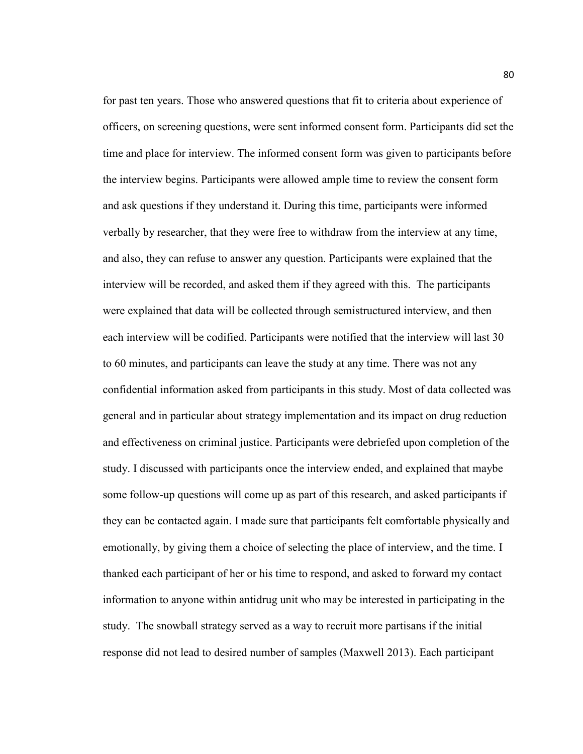for past ten years. Those who answered questions that fit to criteria about experience of officers, on screening questions, were sent informed consent form. Participants did set the time and place for interview. The informed consent form was given to participants before the interview begins. Participants were allowed ample time to review the consent form and ask questions if they understand it. During this time, participants were informed verbally by researcher, that they were free to withdraw from the interview at any time, and also, they can refuse to answer any question. Participants were explained that the interview will be recorded, and asked them if they agreed with this. The participants were explained that data will be collected through semistructured interview, and then each interview will be codified. Participants were notified that the interview will last 30 to 60 minutes, and participants can leave the study at any time. There was not any confidential information asked from participants in this study. Most of data collected was general and in particular about strategy implementation and its impact on drug reduction and effectiveness on criminal justice. Participants were debriefed upon completion of the study. I discussed with participants once the interview ended, and explained that maybe some follow-up questions will come up as part of this research, and asked participants if they can be contacted again. I made sure that participants felt comfortable physically and emotionally, by giving them a choice of selecting the place of interview, and the time. I thanked each participant of her or his time to respond, and asked to forward my contact information to anyone within antidrug unit who may be interested in participating in the study. The snowball strategy served as a way to recruit more partisans if the initial response did not lead to desired number of samples (Maxwell 2013). Each participant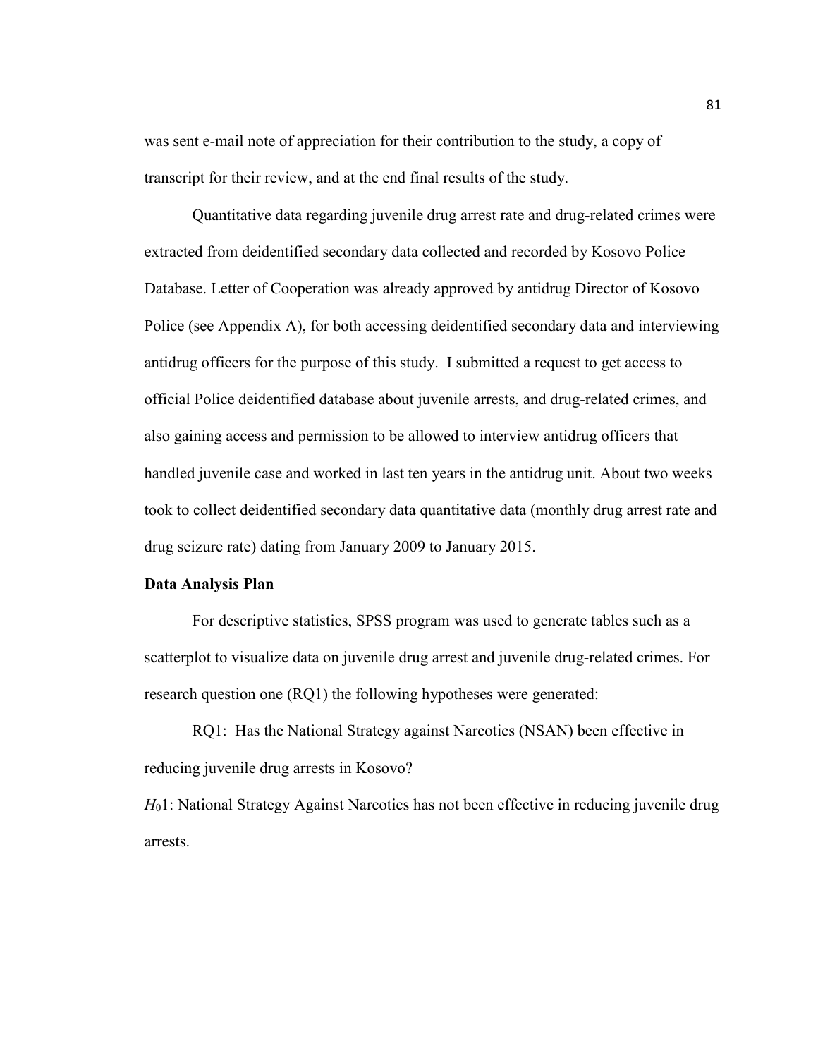was sent e-mail note of appreciation for their contribution to the study, a copy of transcript for their review, and at the end final results of the study.

Quantitative data regarding juvenile drug arrest rate and drug-related crimes were extracted from deidentified secondary data collected and recorded by Kosovo Police Database. Letter of Cooperation was already approved by antidrug Director of Kosovo Police (see Appendix A), for both accessing deidentified secondary data and interviewing antidrug officers for the purpose of this study. I submitted a request to get access to official Police deidentified database about juvenile arrests, and drug-related crimes, and also gaining access and permission to be allowed to interview antidrug officers that handled juvenile case and worked in last ten years in the antidrug unit. About two weeks took to collect deidentified secondary data quantitative data (monthly drug arrest rate and drug seizure rate) dating from January 2009 to January 2015.

**Data Analysis Plan**

For descriptive statistics, SPSS program was used to generate tables such as a scatterplot to visualize data on juvenile drug arrest and juvenile drug-related crimes. For research question one (RQ1) the following hypotheses were generated:

RQ1: Has the National Strategy against Narcotics (NSAN) been effective in reducing juvenile drug arrests in Kosovo?

$H_0 1$: National Strategy Against Narcotics has not been effective in reducing juvenile drug arrests.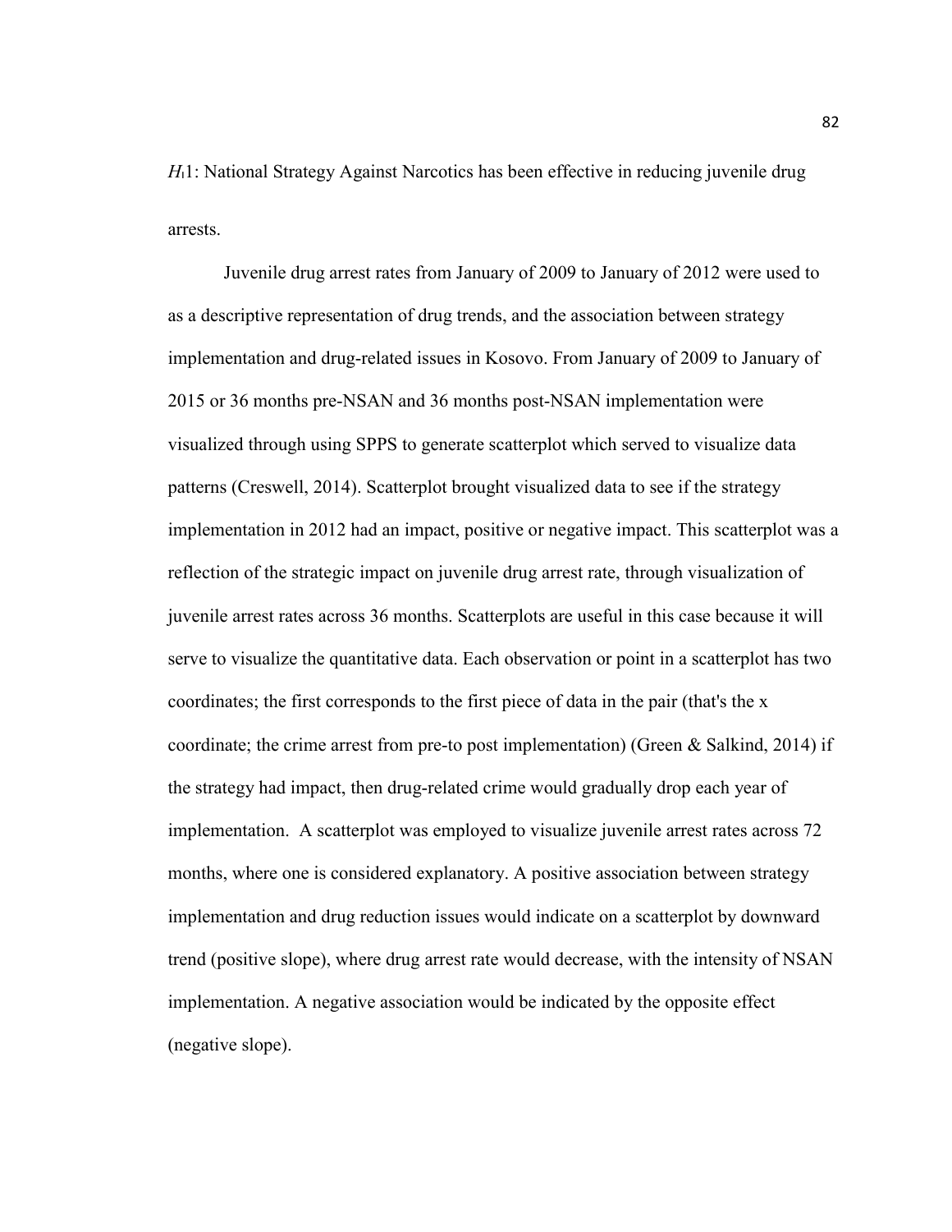$H_1$1: National Strategy Against Narcotics has been effective in reducing juvenile drug arrests.

Juvenile drug arrest rates from January of 2009 to January of 2012 were used to as a descriptive representation of drug trends, and the association between strategy implementation and drug-related issues in Kosovo. From January of 2009 to January of 2015 or 36 months pre-NSAN and 36 months post-NSAN implementation were visualized through using SPPS to generate scatterplot which served to visualize data patterns (Creswell, 2014). Scatterplot brought visualized data to see if the strategy implementation in 2012 had an impact, positive or negative impact. This scatterplot was a reflection of the strategic impact on juvenile drug arrest rate, through visualization of juvenile arrest rates across 36 months. Scatterplots are useful in this case because it will serve to visualize the quantitative data. Each observation or point in a scatterplot has two coordinates; the first corresponds to the first piece of data in the pair (that's the x coordinate; the crime arrest from pre-to post implementation) (Green & Salkind, 2014) if the strategy had impact, then drug-related crime would gradually drop each year of implementation. A scatterplot was employed to visualize juvenile arrest rates across 72 months, where one is considered explanatory. A positive association between strategy implementation and drug reduction issues would indicate on a scatterplot by downward trend (positive slope), where drug arrest rate would decrease, with the intensity of NSAN implementation. A negative association would be indicated by the opposite effect (negative slope).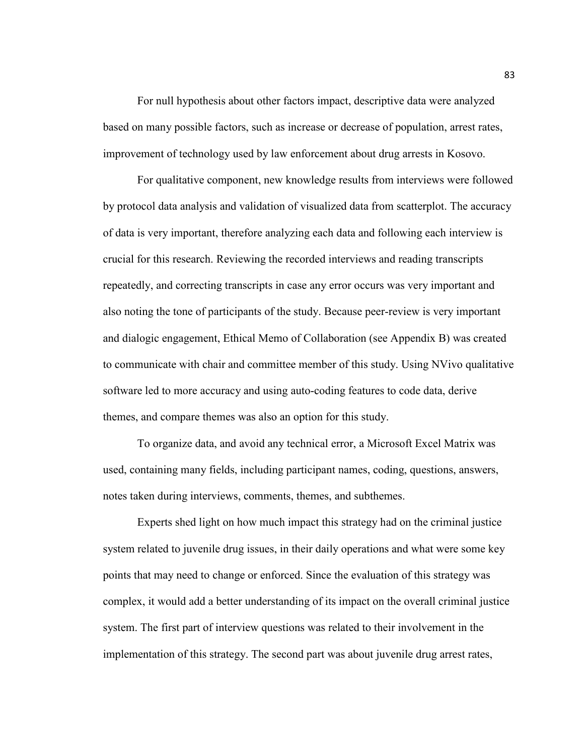For null hypothesis about other factors impact, descriptive data were analyzed based on many possible factors, such as increase or decrease of population, arrest rates, improvement of technology used by law enforcement about drug arrests in Kosovo.

For qualitative component, new knowledge results from interviews were followed by protocol data analysis and validation of visualized data from scatterplot. The accuracy of data is very important, therefore analyzing each data and following each interview is crucial for this research. Reviewing the recorded interviews and reading transcripts repeatedly, and correcting transcripts in case any error occurs was very important and also noting the tone of participants of the study. Because peer-review is very important and dialogic engagement, Ethical Memo of Collaboration (see Appendix B) was created to communicate with chair and committee member of this study. Using NVivo qualitative software led to more accuracy and using auto-coding features to code data, derive themes, and compare themes was also an option for this study.

To organize data, and avoid any technical error, a Microsoft Excel Matrix was used, containing many fields, including participant names, coding, questions, answers, notes taken during interviews, comments, themes, and subthemes.

Experts shed light on how much impact this strategy had on the criminal justice system related to juvenile drug issues, in their daily operations and what were some key points that may need to change or enforced. Since the evaluation of this strategy was complex, it would add a better understanding of its impact on the overall criminal justice system. The first part of interview questions was related to their involvement in the implementation of this strategy. The second part was about juvenile drug arrest rates,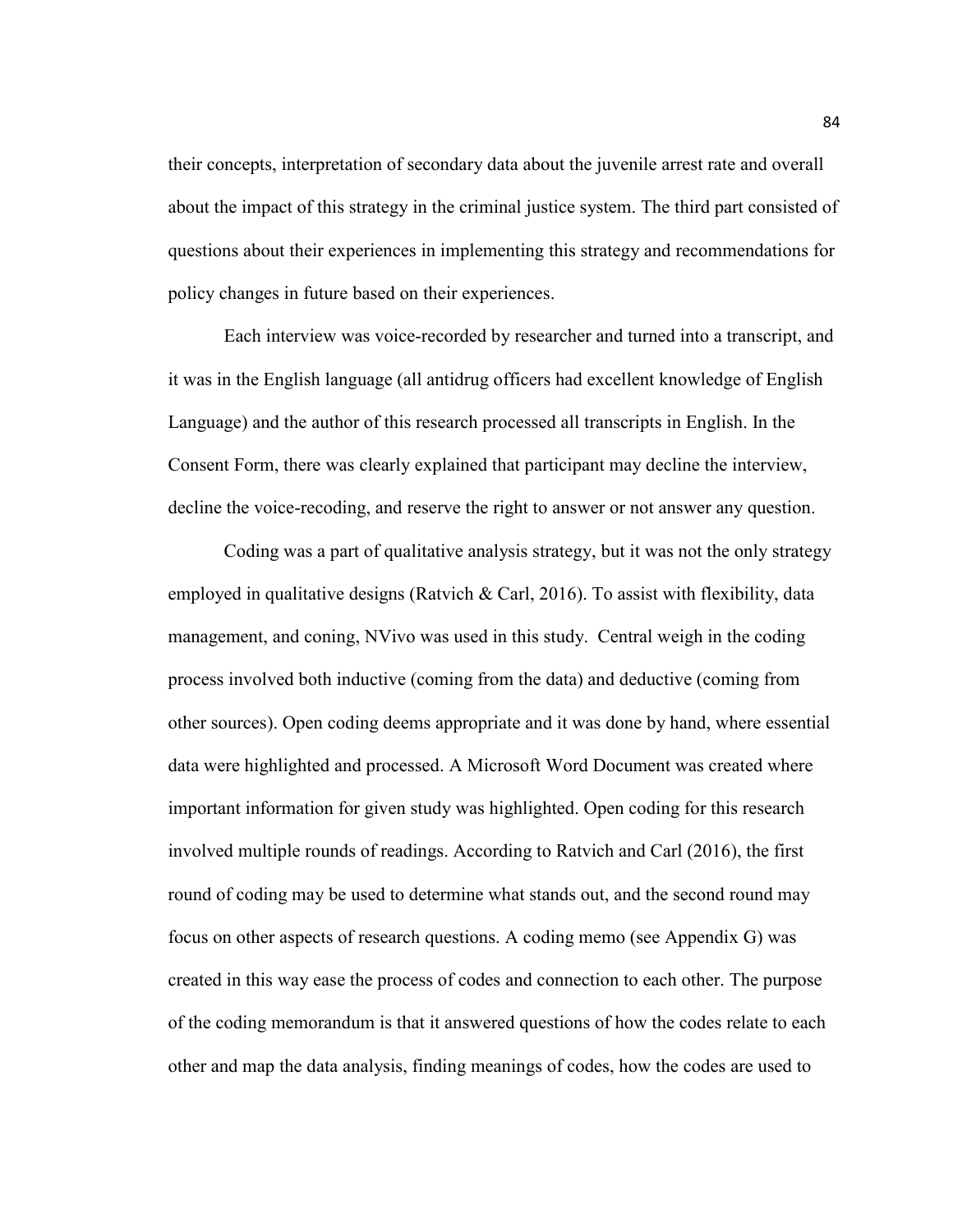their concepts, interpretation of secondary data about the juvenile arrest rate and overall about the impact of this strategy in the criminal justice system. The third part consisted of questions about their experiences in implementing this strategy and recommendations for policy changes in future based on their experiences.

Each interview was voice-recorded by researcher and turned into a transcript, and it was in the English language (all antidrug officers had excellent knowledge of English Language) and the author of this research processed all transcripts in English. In the Consent Form, there was clearly explained that participant may decline the interview, decline the voice-recoding, and reserve the right to answer or not answer any question.

Coding was a part of qualitative analysis strategy, but it was not the only strategy employed in qualitative designs (Ratvich & Carl, 2016). To assist with flexibility, data management, and coning, NVivo was used in this study. Central weigh in the coding process involved both inductive (coming from the data) and deductive (coming from other sources). Open coding deems appropriate and it was done by hand, where essential data were highlighted and processed. A Microsoft Word Document was created where important information for given study was highlighted. Open coding for this research involved multiple rounds of readings. According to Ratvich and Carl (2016), the first round of coding may be used to determine what stands out, and the second round may focus on other aspects of research questions. A coding memo (see Appendix G) was created in this way ease the process of codes and connection to each other. The purpose of the coding memorandum is that it answered questions of how the codes relate to each other and map the data analysis, finding meanings of codes, how the codes are used to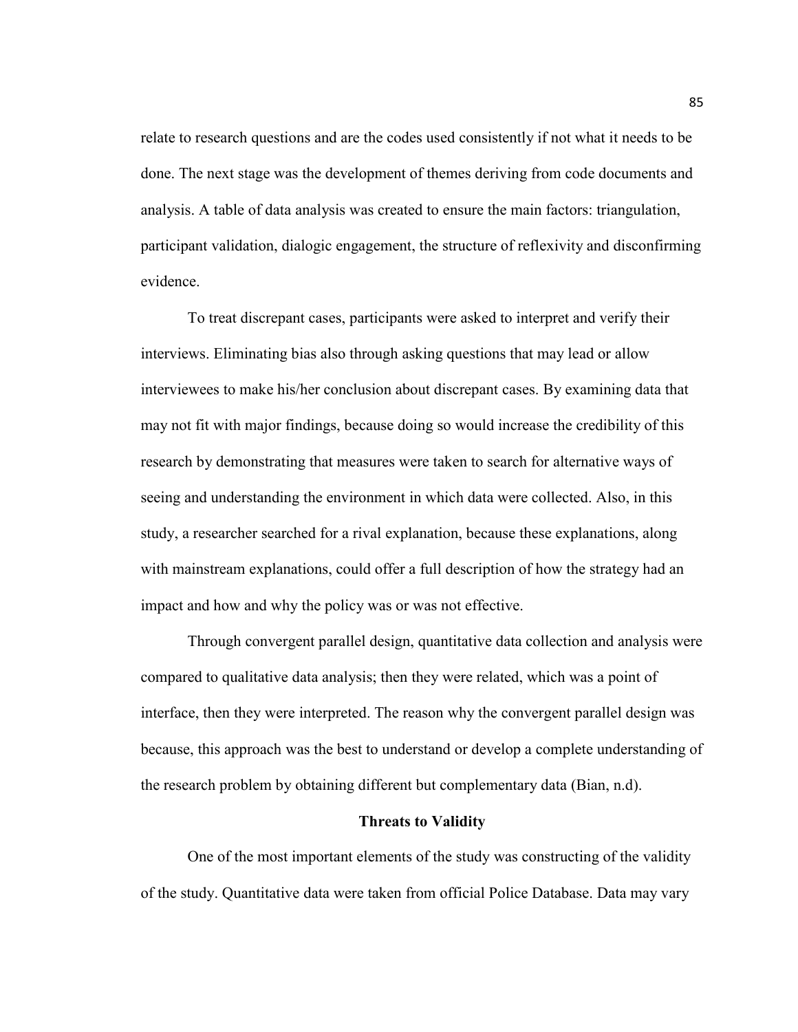relate to research questions and are the codes used consistently if not what it needs to be done. The next stage was the development of themes deriving from code documents and analysis. A table of data analysis was created to ensure the main factors: triangulation, participant validation, dialogic engagement, the structure of reflexivity and disconfirming evidence.

To treat discrepant cases, participants were asked to interpret and verify their interviews. Eliminating bias also through asking questions that may lead or allow interviewees to make his/her conclusion about discrepant cases. By examining data that may not fit with major findings, because doing so would increase the credibility of this research by demonstrating that measures were taken to search for alternative ways of seeing and understanding the environment in which data were collected. Also, in this study, a researcher searched for a rival explanation, because these explanations, along with mainstream explanations, could offer a full description of how the strategy had an impact and how and why the policy was or was not effective.

Through convergent parallel design, quantitative data collection and analysis were compared to qualitative data analysis; then they were related, which was a point of interface, then they were interpreted. The reason why the convergent parallel design was because, this approach was the best to understand or develop a complete understanding of the research problem by obtaining different but complementary data (Bian, n.d).

## Threats to Validity

One of the most important elements of the study was constructing of the validity of the study. Quantitative data were taken from official Police Database. Data may vary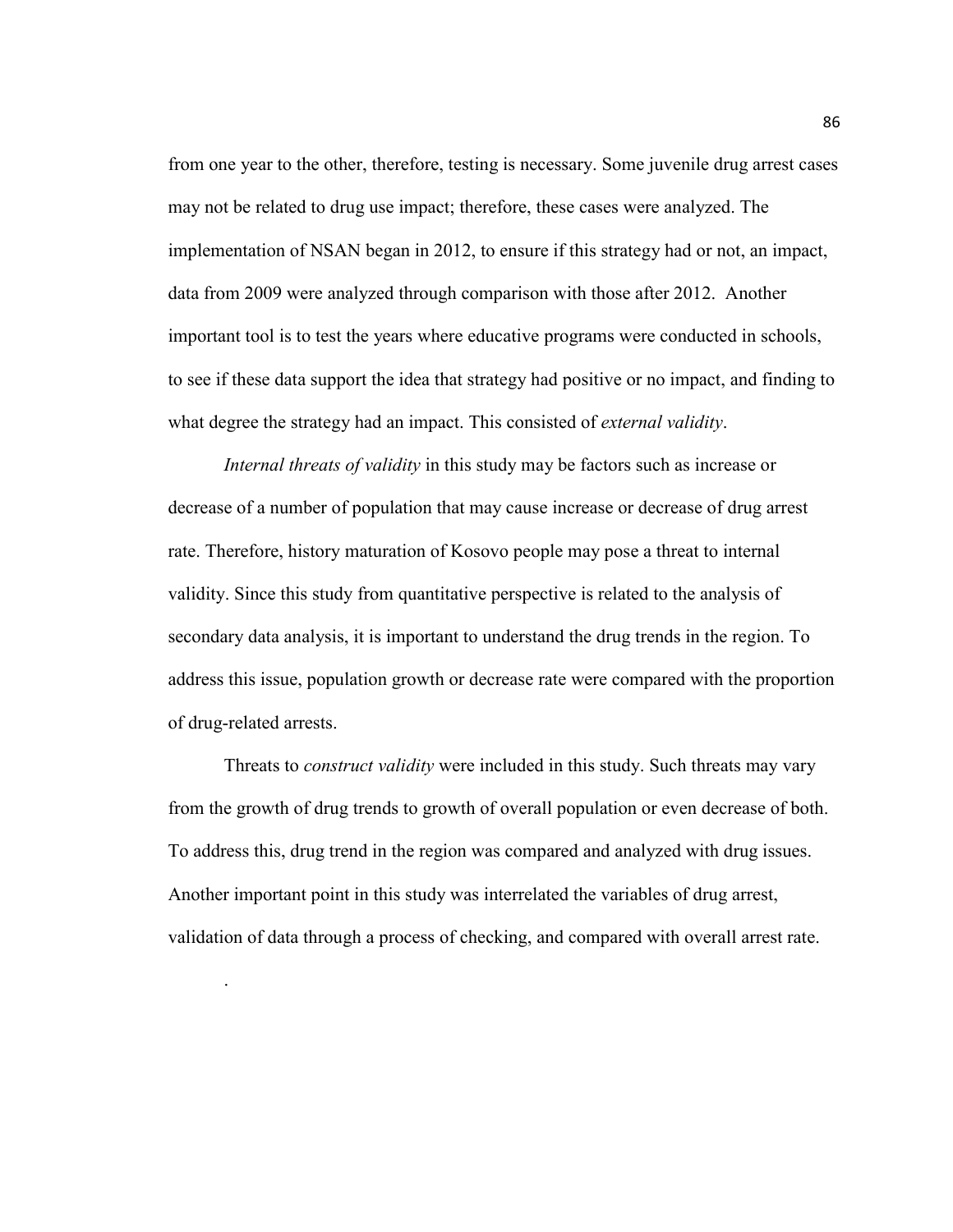from one year to the other, therefore, testing is necessary. Some juvenile drug arrest cases may not be related to drug use impact; therefore, these cases were analyzed. The implementation of NSAN began in 2012, to ensure if this strategy had or not, an impact, data from 2009 were analyzed through comparison with those after 2012. Another important tool is to test the years where educative programs were conducted in schools, to see if these data support the idea that strategy had positive or no impact, and finding to what degree the strategy had an impact. This consisted of *external validity*.

*Internal threats of validity* in this study may be factors such as increase or decrease of a number of population that may cause increase or decrease of drug arrest rate. Therefore, history maturation of Kosovo people may pose a threat to internal validity. Since this study from quantitative perspective is related to the analysis of secondary data analysis, it is important to understand the drug trends in the region. To address this issue, population growth or decrease rate were compared with the proportion of drug-related arrests.

Threats to *construct validity* were included in this study. Such threats may vary from the growth of drug trends to growth of overall population or even decrease of both. To address this, drug trend in the region was compared and analyzed with drug issues. Another important point in this study was interrelated the variables of drug arrest, validation of data through a process of checking, and compared with overall arrest rate.

.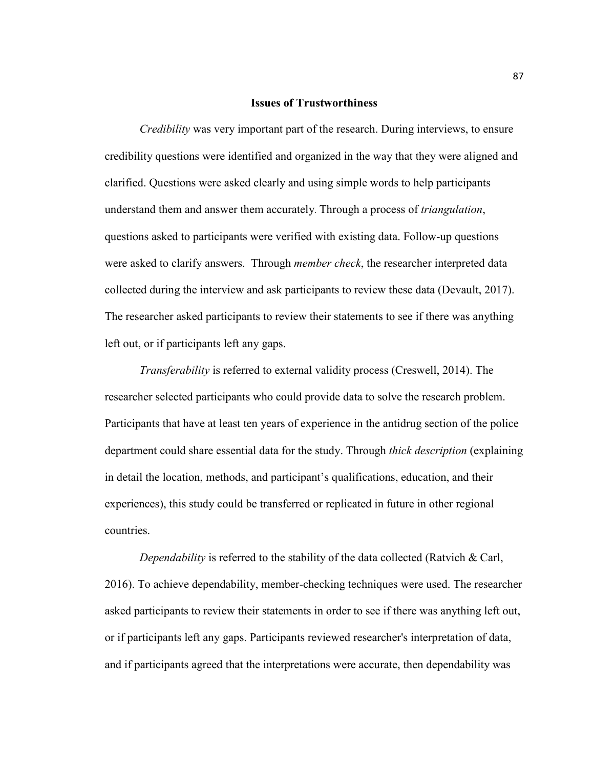## Issues of Trustworthiness

*Credibility* was very important part of the research. During interviews, to ensure credibility questions were identified and organized in the way that they were aligned and clarified. Questions were asked clearly and using simple words to help participants understand them and answer them accurately. Through a process of *triangulation*, questions asked to participants were verified with existing data. Follow-up questions were asked to clarify answers. Through *member check*, the researcher interpreted data collected during the interview and ask participants to review these data (Devault, 2017). The researcher asked participants to review their statements to see if there was anything left out, or if participants left any gaps.

*Transferability* is referred to external validity process (Creswell, 2014). The researcher selected participants who could provide data to solve the research problem. Participants that have at least ten years of experience in the antidrug section of the police department could share essential data for the study. Through *thick description* (explaining in detail the location, methods, and participant's qualifications, education, and their experiences), this study could be transferred or replicated in future in other regional countries.

*Dependability* is referred to the stability of the data collected (Ratvich & Carl, 2016). To achieve dependability, member-checking techniques were used. The researcher asked participants to review their statements in order to see if there was anything left out, or if participants left any gaps. Participants reviewed researcher's interpretation of data, and if participants agreed that the interpretations were accurate, then dependability was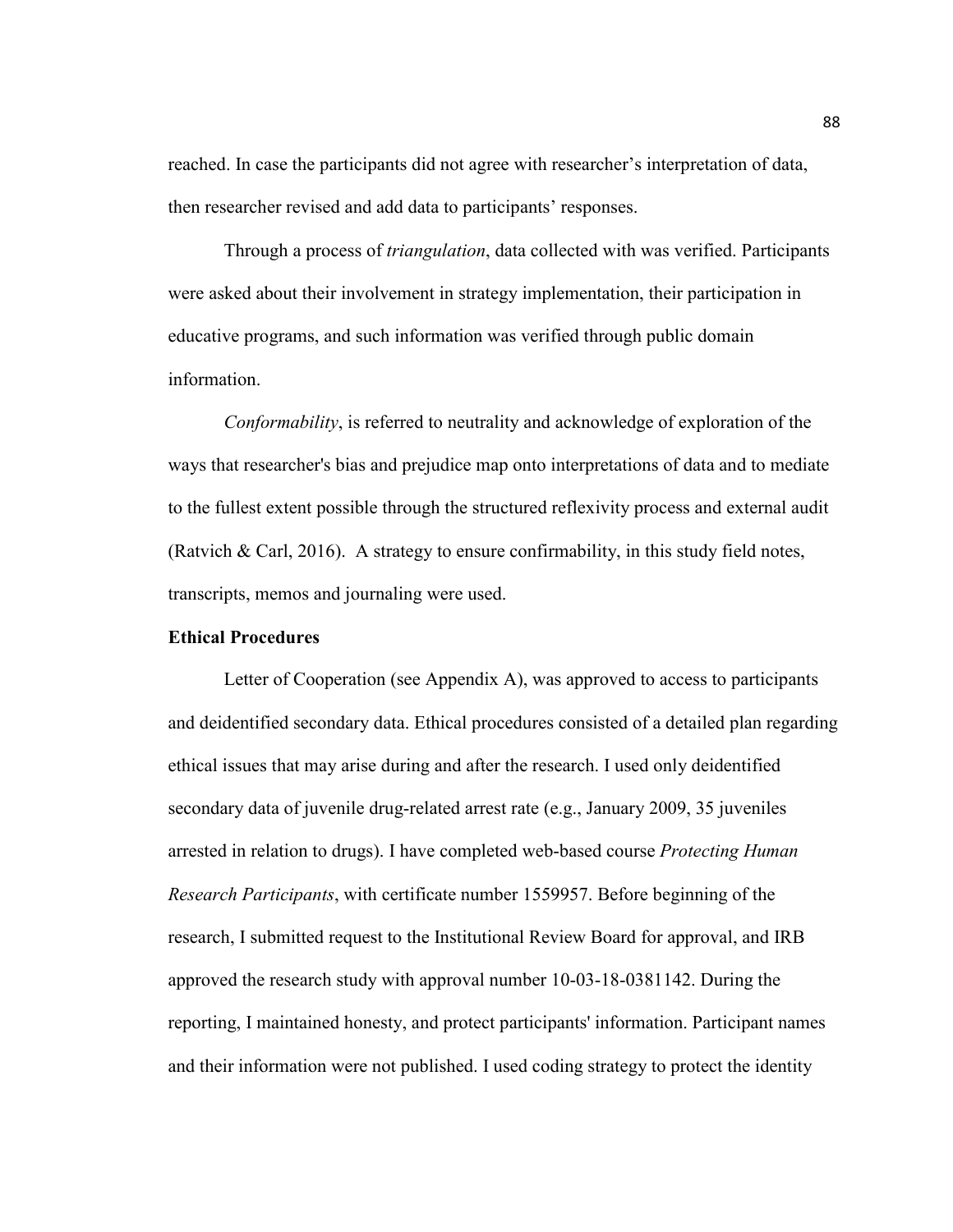reached. In case the participants did not agree with researcher's interpretation of data, then researcher revised and add data to participants' responses.

Through a process of *triangulation*, data collected with was verified. Participants were asked about their involvement in strategy implementation, their participation in educative programs, and such information was verified through public domain information.

*Conformability*, is referred to neutrality and acknowledge of exploration of the ways that researcher's bias and prejudice map onto interpretations of data and to mediate to the fullest extent possible through the structured reflexivity process and external audit (Ratvich & Carl, 2016). A strategy to ensure confirmability, in this study field notes, transcripts, memos and journaling were used.

**Ethical Procedures**

Letter of Cooperation (see Appendix A), was approved to access to participants and deidentified secondary data. Ethical procedures consisted of a detailed plan regarding ethical issues that may arise during and after the research. I used only deidentified secondary data of juvenile drug-related arrest rate (e.g., January 2009, 35 juveniles arrested in relation to drugs). I have completed web-based course *Protecting Human Research Participants*, with certificate number 1559957. Before beginning of the research, I submitted request to the Institutional Review Board for approval, and IRB approved the research study with approval number 10-03-18-0381142. During the reporting, I maintained honesty, and protect participants' information. Participant names and their information were not published. I used coding strategy to protect the identity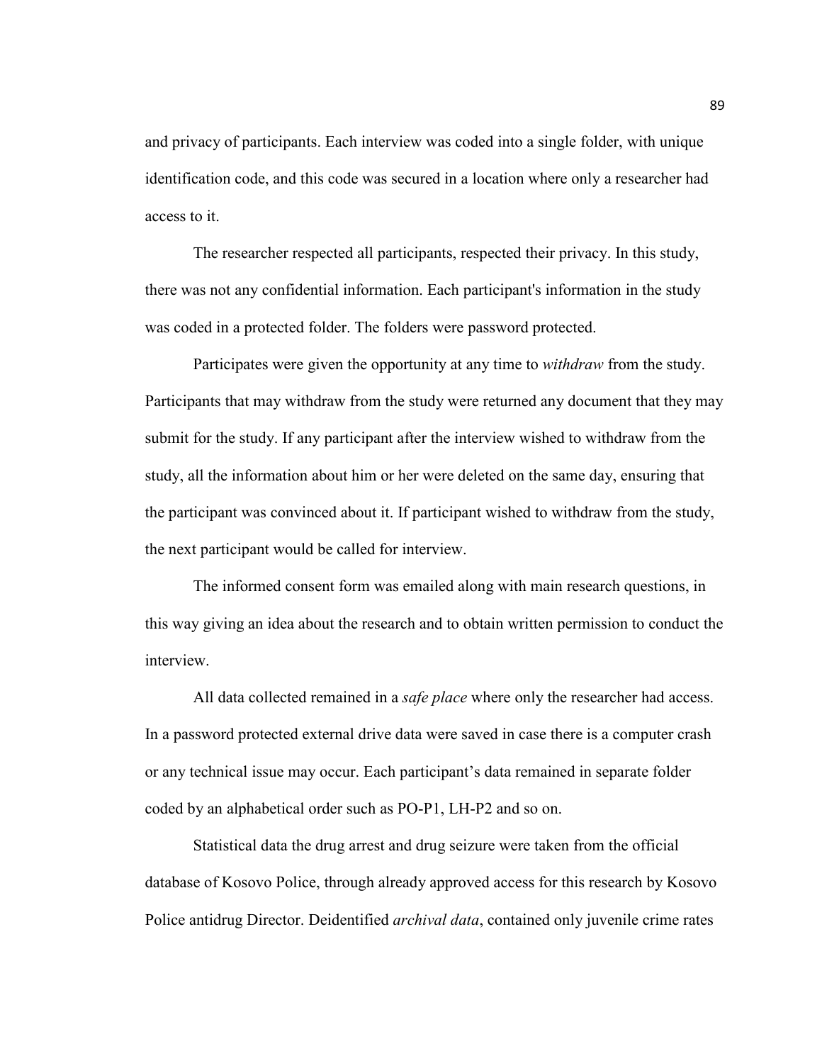and privacy of participants. Each interview was coded into a single folder, with unique identification code, and this code was secured in a location where only a researcher had access to it.

The researcher respected all participants, respected their privacy. In this study, there was not any confidential information. Each participant's information in the study was coded in a protected folder. The folders were password protected.

Participates were given the opportunity at any time to *withdraw* from the study. Participants that may withdraw from the study were returned any document that they may submit for the study. If any participant after the interview wished to withdraw from the study, all the information about him or her were deleted on the same day, ensuring that the participant was convinced about it. If participant wished to withdraw from the study, the next participant would be called for interview.

The informed consent form was emailed along with main research questions, in this way giving an idea about the research and to obtain written permission to conduct the interview.

All data collected remained in a *safe place* where only the researcher had access. In a password protected external drive data were saved in case there is a computer crash or any technical issue may occur. Each participant's data remained in separate folder coded by an alphabetical order such as PO-P1, LH-P2 and so on.

Statistical data the drug arrest and drug seizure were taken from the official database of Kosovo Police, through already approved access for this research by Kosovo Police antidrug Director. Deidentified *archival data*, contained only juvenile crime rates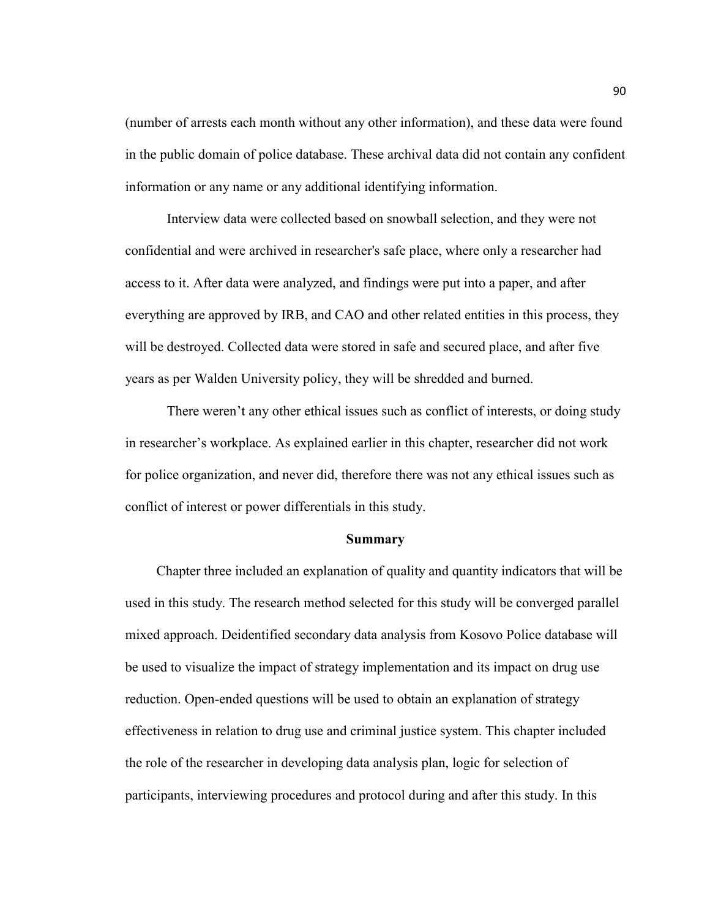(number of arrests each month without any other information), and these data were found in the public domain of police database. These archival data did not contain any confident information or any name or any additional identifying information.

Interview data were collected based on snowball selection, and they were not confidential and were archived in researcher's safe place, where only a researcher had access to it. After data were analyzed, and findings were put into a paper, and after everything are approved by IRB, and CAO and other related entities in this process, they will be destroyed. Collected data were stored in safe and secured place, and after five years as per Walden University policy, they will be shredded and burned.

There weren't any other ethical issues such as conflict of interests, or doing study in researcher's workplace. As explained earlier in this chapter, researcher did not work for police organization, and never did, therefore there was not any ethical issues such as conflict of interest or power differentials in this study.

## Summary

Chapter three included an explanation of quality and quantity indicators that will be used in this study. The research method selected for this study will be converged parallel mixed approach. Deidentified secondary data analysis from Kosovo Police database will be used to visualize the impact of strategy implementation and its impact on drug use reduction. Open-ended questions will be used to obtain an explanation of strategy effectiveness in relation to drug use and criminal justice system. This chapter included the role of the researcher in developing data analysis plan, logic for selection of participants, interviewing procedures and protocol during and after this study. In this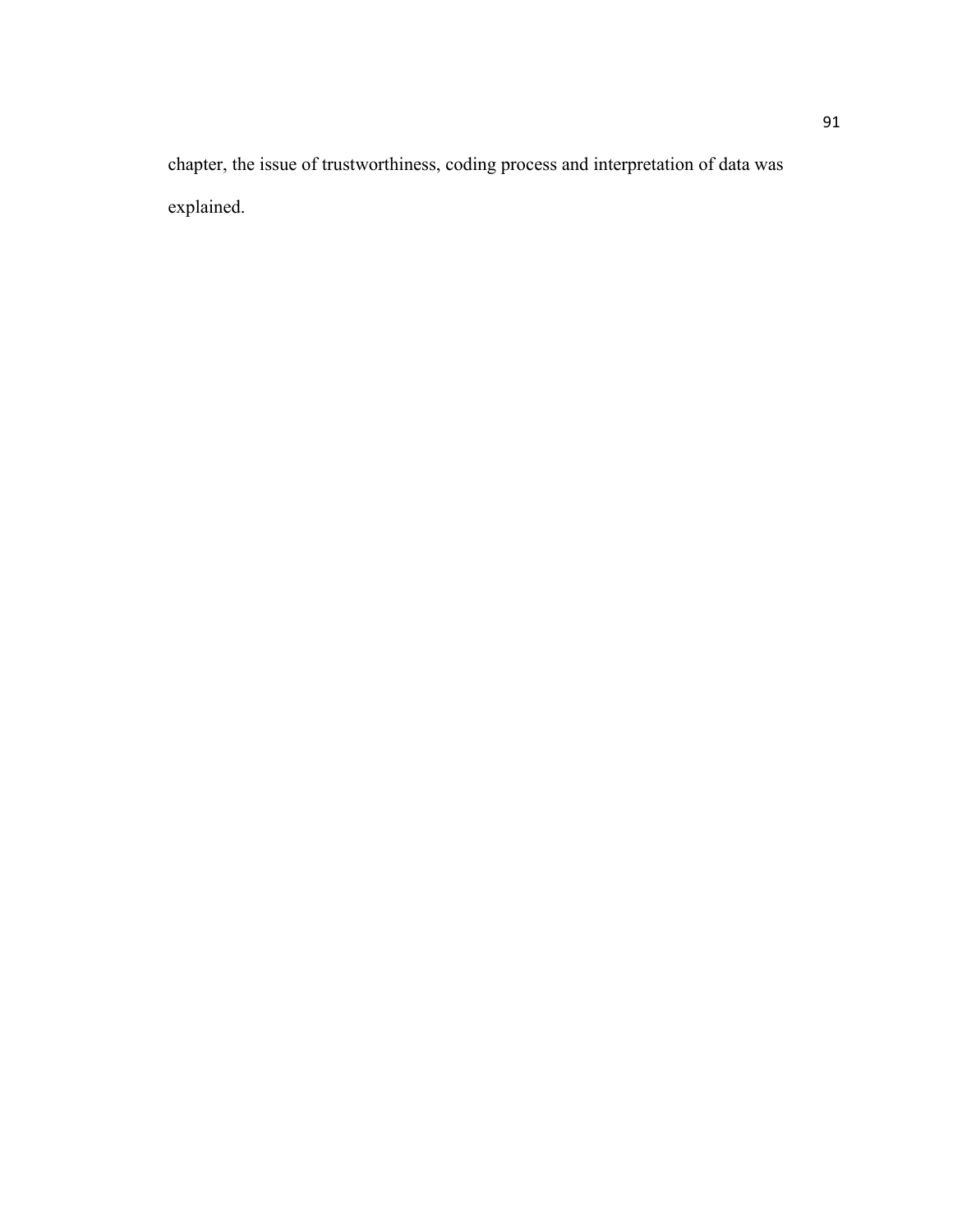chapter, the issue of trustworthiness, coding process and interpretation of data was explained.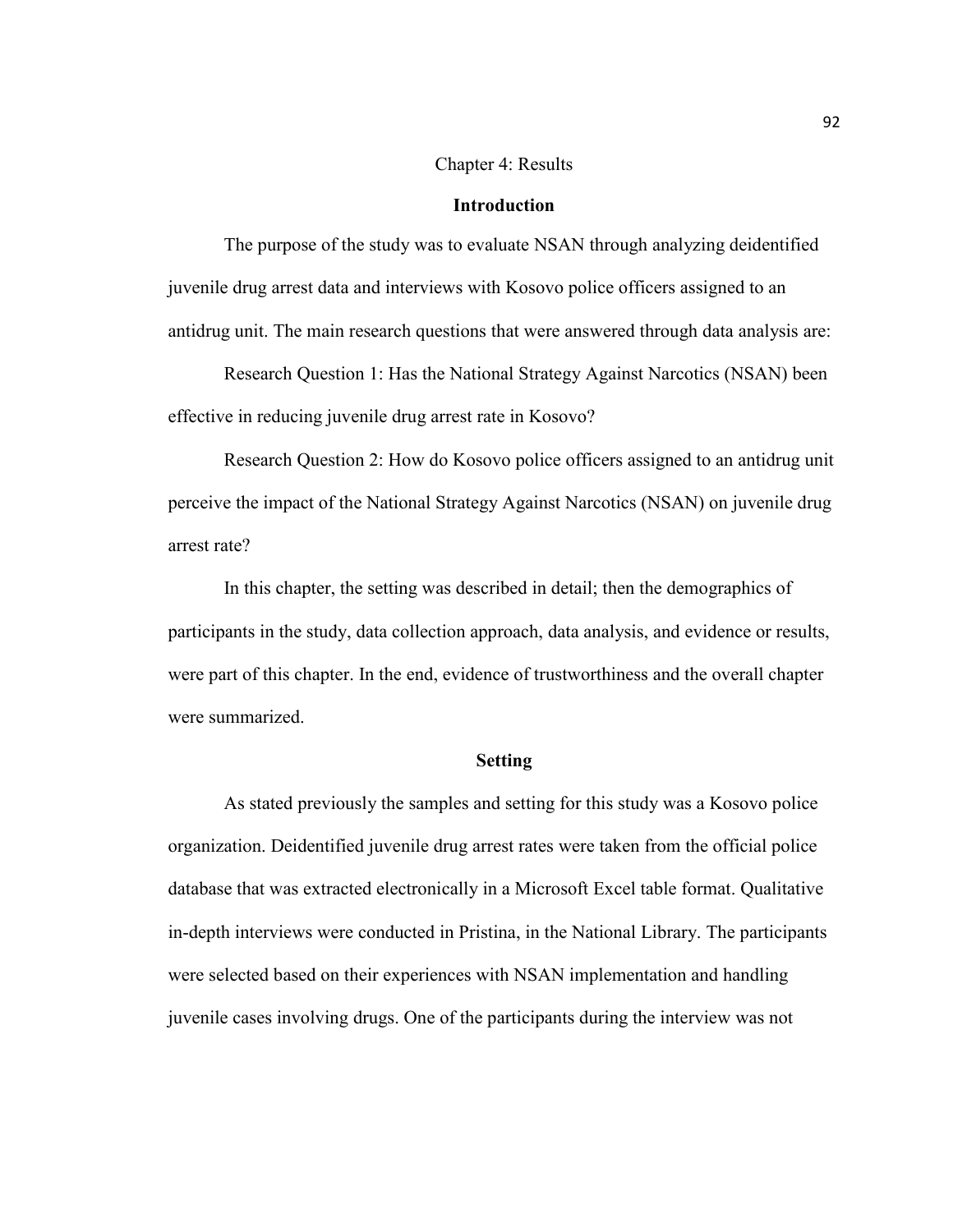# Chapter 4: Results

## Introduction

The purpose of the study was to evaluate NSAN through analyzing deidentified juvenile drug arrest data and interviews with Kosovo police officers assigned to an antidrug unit. The main research questions that were answered through data analysis are:

Research Question 1: Has the National Strategy Against Narcotics (NSAN) been effective in reducing juvenile drug arrest rate in Kosovo?

Research Question 2: How do Kosovo police officers assigned to an antidrug unit perceive the impact of the National Strategy Against Narcotics (NSAN) on juvenile drug arrest rate?

In this chapter, the setting was described in detail; then the demographics of participants in the study, data collection approach, data analysis, and evidence or results, were part of this chapter. In the end, evidence of trustworthiness and the overall chapter were summarized.

## Setting

As stated previously the samples and setting for this study was a Kosovo police organization. Deidentified juvenile drug arrest rates were taken from the official police database that was extracted electronically in a Microsoft Excel table format. Qualitative in-depth interviews were conducted in Pristina, in the National Library. The participants were selected based on their experiences with NSAN implementation and handling juvenile cases involving drugs. One of the participants during the interview was not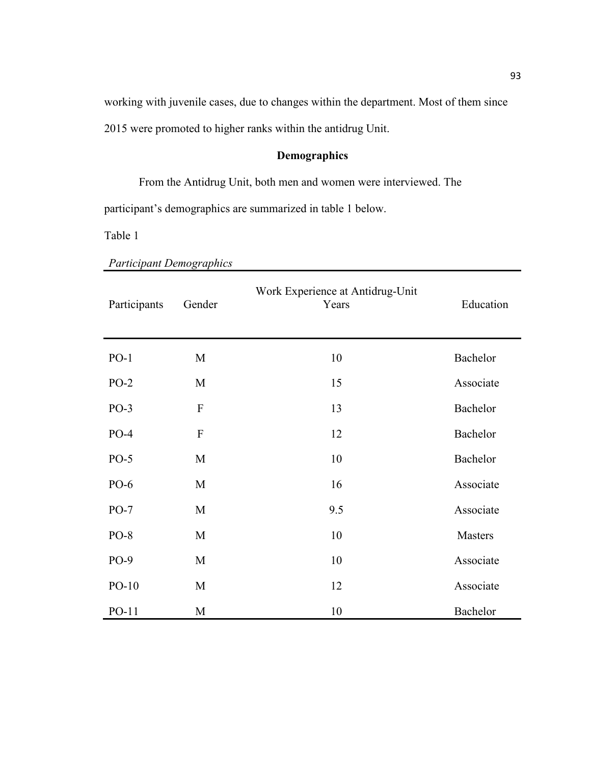working with juvenile cases, due to changes within the department. Most of them since 2015 were promoted to higher ranks within the antidrug Unit.

## Demographics

From the Antidrug Unit, both men and women were interviewed. The participant's demographics are summarized in table 1 below.

Table 1

*Participant Demographics*

| Participants | Gender | Work Experience at Antidrug-Unit Years | Education |
|---|---|---|---|
| PO-1 | M | 10 | Bachelor |
| PO-2 | M | 15 | Associate |
| PO-3 | F | 13 | Bachelor |
| PO-4 | F | 12 | Bachelor |
| PO-5 | M | 10 | Bachelor |
| PO-6 | M | 16 | Associate |
| PO-7 | M | 9.5 | Associate |
| PO-8 | M | 10 | Masters |
| PO-9 | M | 10 | Associate |
| PO-10 | M | 12 | Associate |
| PO-11 | M | 10 | Bachelor |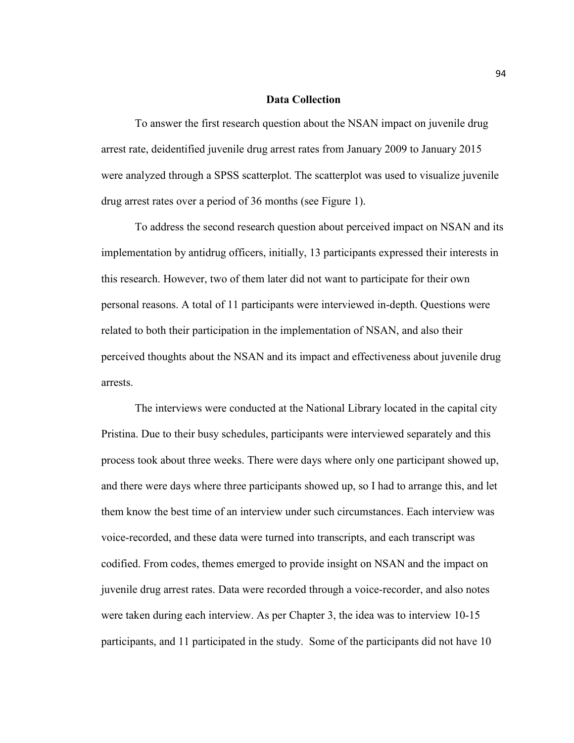## Data Collection

To answer the first research question about the NSAN impact on juvenile drug arrest rate, deidentified juvenile drug arrest rates from January 2009 to January 2015 were analyzed through a SPSS scatterplot. The scatterplot was used to visualize juvenile drug arrest rates over a period of 36 months (see Figure 1).

To address the second research question about perceived impact on NSAN and its implementation by antidrug officers, initially, 13 participants expressed their interests in this research. However, two of them later did not want to participate for their own personal reasons. A total of 11 participants were interviewed in-depth. Questions were related to both their participation in the implementation of NSAN, and also their perceived thoughts about the NSAN and its impact and effectiveness about juvenile drug arrests.

The interviews were conducted at the National Library located in the capital city Pristina. Due to their busy schedules, participants were interviewed separately and this process took about three weeks. There were days where only one participant showed up, and there were days where three participants showed up, so I had to arrange this, and let them know the best time of an interview under such circumstances. Each interview was voice-recorded, and these data were turned into transcripts, and each transcript was codified. From codes, themes emerged to provide insight on NSAN and the impact on juvenile drug arrest rates. Data were recorded through a voice-recorder, and also notes were taken during each interview. As per Chapter 3, the idea was to interview 10-15 participants, and 11 participated in the study. Some of the participants did not have 10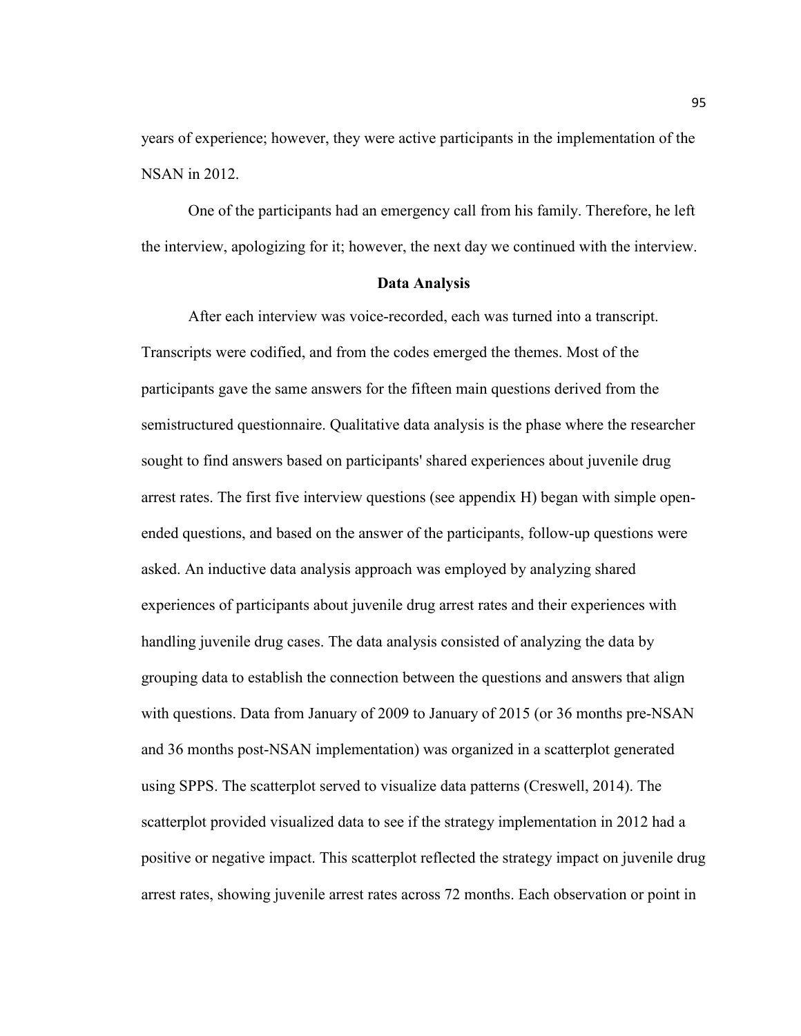years of experience; however, they were active participants in the implementation of the NSAN in 2012.

One of the participants had an emergency call from his family. Therefore, he left the interview, apologizing for it; however, the next day we continued with the interview.

## Data Analysis

After each interview was voice-recorded, each was turned into a transcript. Transcripts were codified, and from the codes emerged the themes. Most of the participants gave the same answers for the fifteen main questions derived from the semistructured questionnaire. Qualitative data analysis is the phase where the researcher sought to find answers based on participants' shared experiences about juvenile drug arrest rates. The first five interview questions (see appendix H) began with simple open-ended questions, and based on the answer of the participants, follow-up questions were asked. An inductive data analysis approach was employed by analyzing shared experiences of participants about juvenile drug arrest rates and their experiences with handling juvenile drug cases. The data analysis consisted of analyzing the data by grouping data to establish the connection between the questions and answers that align with questions. Data from January of 2009 to January of 2015 (or 36 months pre-NSAN and 36 months post-NSAN implementation) was organized in a scatterplot generated using SPPS. The scatterplot served to visualize data patterns (Creswell, 2014). The scatterplot provided visualized data to see if the strategy implementation in 2012 had a positive or negative impact. This scatterplot reflected the strategy impact on juvenile drug arrest rates, showing juvenile arrest rates across 72 months. Each observation or point in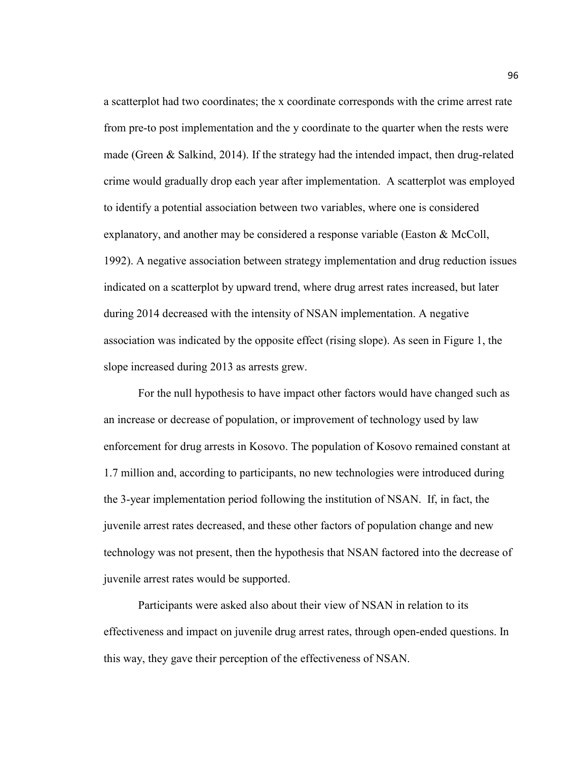a scatterplot had two coordinates; the x coordinate corresponds with the crime arrest rate from pre-to post implementation and the y coordinate to the quarter when the rests were made (Green & Salkind, 2014). If the strategy had the intended impact, then drug-related crime would gradually drop each year after implementation. A scatterplot was employed to identify a potential association between two variables, where one is considered explanatory, and another may be considered a response variable (Easton & McColl, 1992). A negative association between strategy implementation and drug reduction issues indicated on a scatterplot by upward trend, where drug arrest rates increased, but later during 2014 decreased with the intensity of NSAN implementation. A negative association was indicated by the opposite effect (rising slope). As seen in Figure 1, the slope increased during 2013 as arrests grew.

For the null hypothesis to have impact other factors would have changed such as an increase or decrease of population, or improvement of technology used by law enforcement for drug arrests in Kosovo. The population of Kosovo remained constant at 1.7 million and, according to participants, no new technologies were introduced during the 3-year implementation period following the institution of NSAN. If, in fact, the juvenile arrest rates decreased, and these other factors of population change and new technology was not present, then the hypothesis that NSAN factored into the decrease of juvenile arrest rates would be supported.

Participants were asked also about their view of NSAN in relation to its effectiveness and impact on juvenile drug arrest rates, through open-ended questions. In this way, they gave their perception of the effectiveness of NSAN.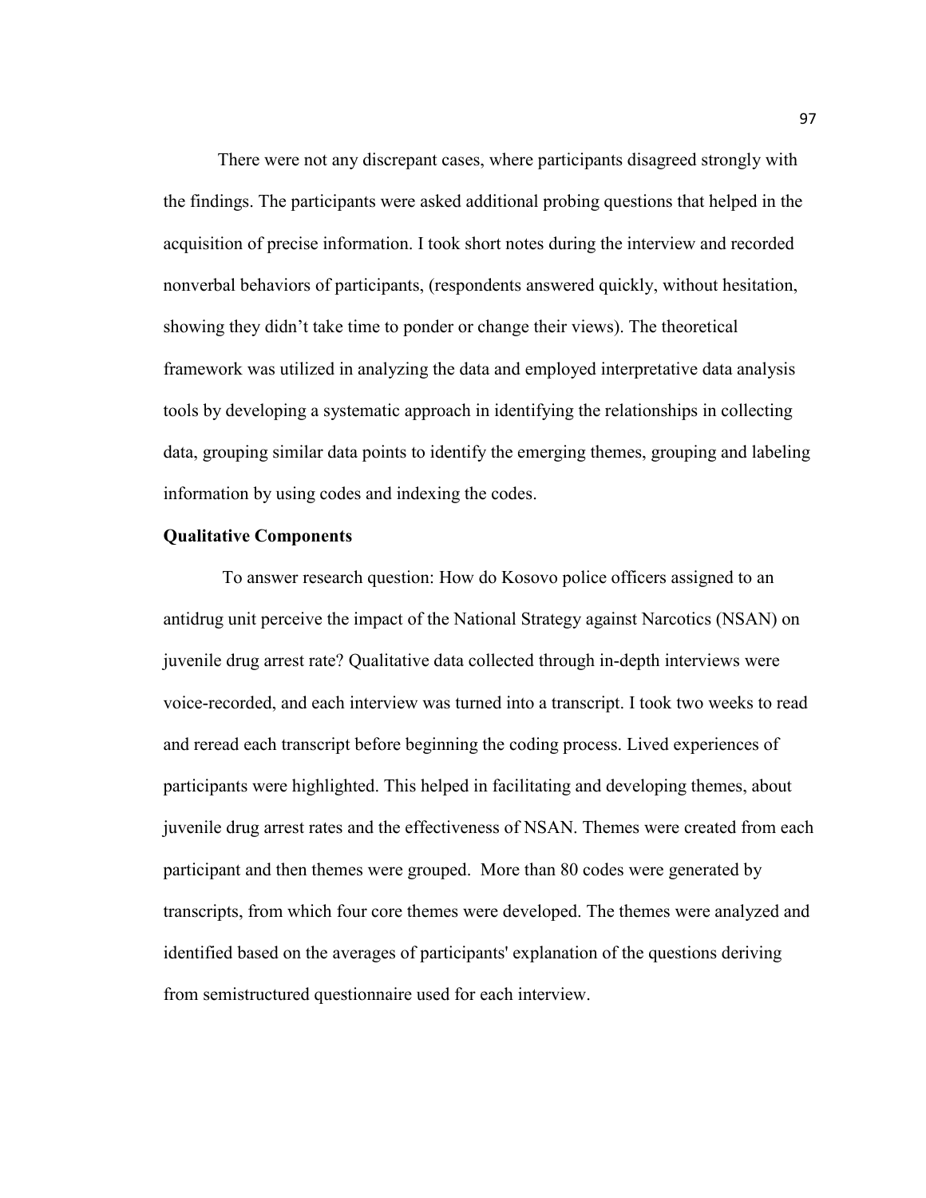There were not any discrepant cases, where participants disagreed strongly with the findings. The participants were asked additional probing questions that helped in the acquisition of precise information. I took short notes during the interview and recorded nonverbal behaviors of participants, (respondents answered quickly, without hesitation, showing they didn't take time to ponder or change their views). The theoretical framework was utilized in analyzing the data and employed interpretative data analysis tools by developing a systematic approach in identifying the relationships in collecting data, grouping similar data points to identify the emerging themes, grouping and labeling information by using codes and indexing the codes.

**Qualitative Components**

To answer research question: How do Kosovo police officers assigned to an antidrug unit perceive the impact of the National Strategy against Narcotics (NSAN) on juvenile drug arrest rate? Qualitative data collected through in-depth interviews were voice-recorded, and each interview was turned into a transcript. I took two weeks to read and reread each transcript before beginning the coding process. Lived experiences of participants were highlighted. This helped in facilitating and developing themes, about juvenile drug arrest rates and the effectiveness of NSAN. Themes were created from each participant and then themes were grouped. More than 80 codes were generated by transcripts, from which four core themes were developed. The themes were analyzed and identified based on the averages of participants' explanation of the questions deriving from semistructured questionnaire used for each interview.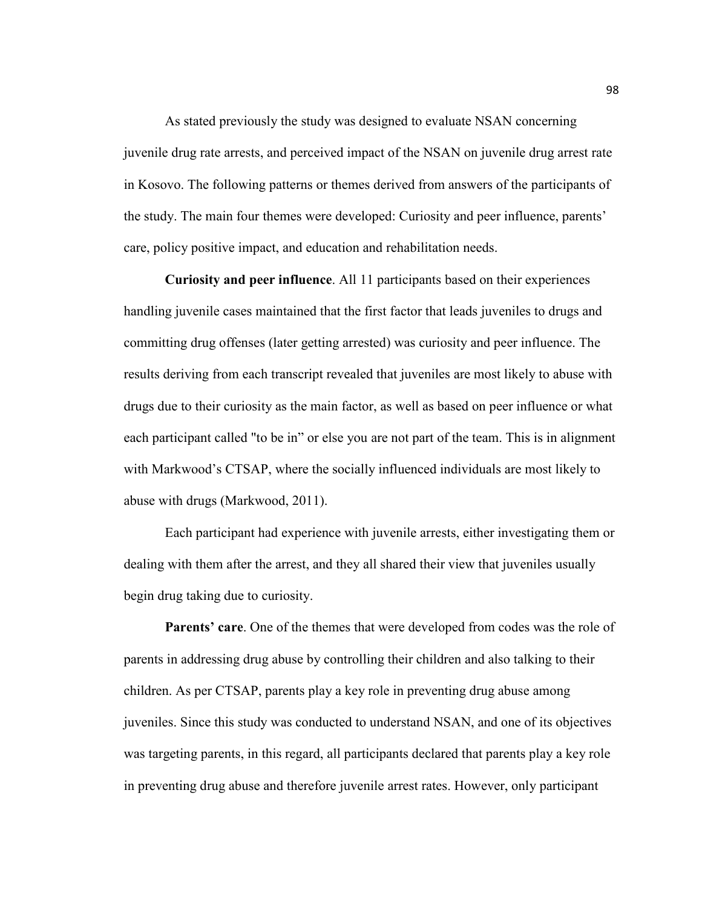As stated previously the study was designed to evaluate NSAN concerning juvenile drug rate arrests, and perceived impact of the NSAN on juvenile drug arrest rate in Kosovo. The following patterns or themes derived from answers of the participants of the study. The main four themes were developed: Curiosity and peer influence, parents' care, policy positive impact, and education and rehabilitation needs.

**Curiosity and peer influence**. All 11 participants based on their experiences handling juvenile cases maintained that the first factor that leads juveniles to drugs and committing drug offenses (later getting arrested) was curiosity and peer influence. The results deriving from each transcript revealed that juveniles are most likely to abuse with drugs due to their curiosity as the main factor, as well as based on peer influence or what each participant called "to be in" or else you are not part of the team. This is in alignment with Markwood's CTSAP, where the socially influenced individuals are most likely to abuse with drugs (Markwood, 2011).

Each participant had experience with juvenile arrests, either investigating them or dealing with them after the arrest, and they all shared their view that juveniles usually begin drug taking due to curiosity.

**Parents' care**. One of the themes that were developed from codes was the role of parents in addressing drug abuse by controlling their children and also talking to their children. As per CTSAP, parents play a key role in preventing drug abuse among juveniles. Since this study was conducted to understand NSAN, and one of its objectives was targeting parents, in this regard, all participants declared that parents play a key role in preventing drug abuse and therefore juvenile arrest rates. However, only participant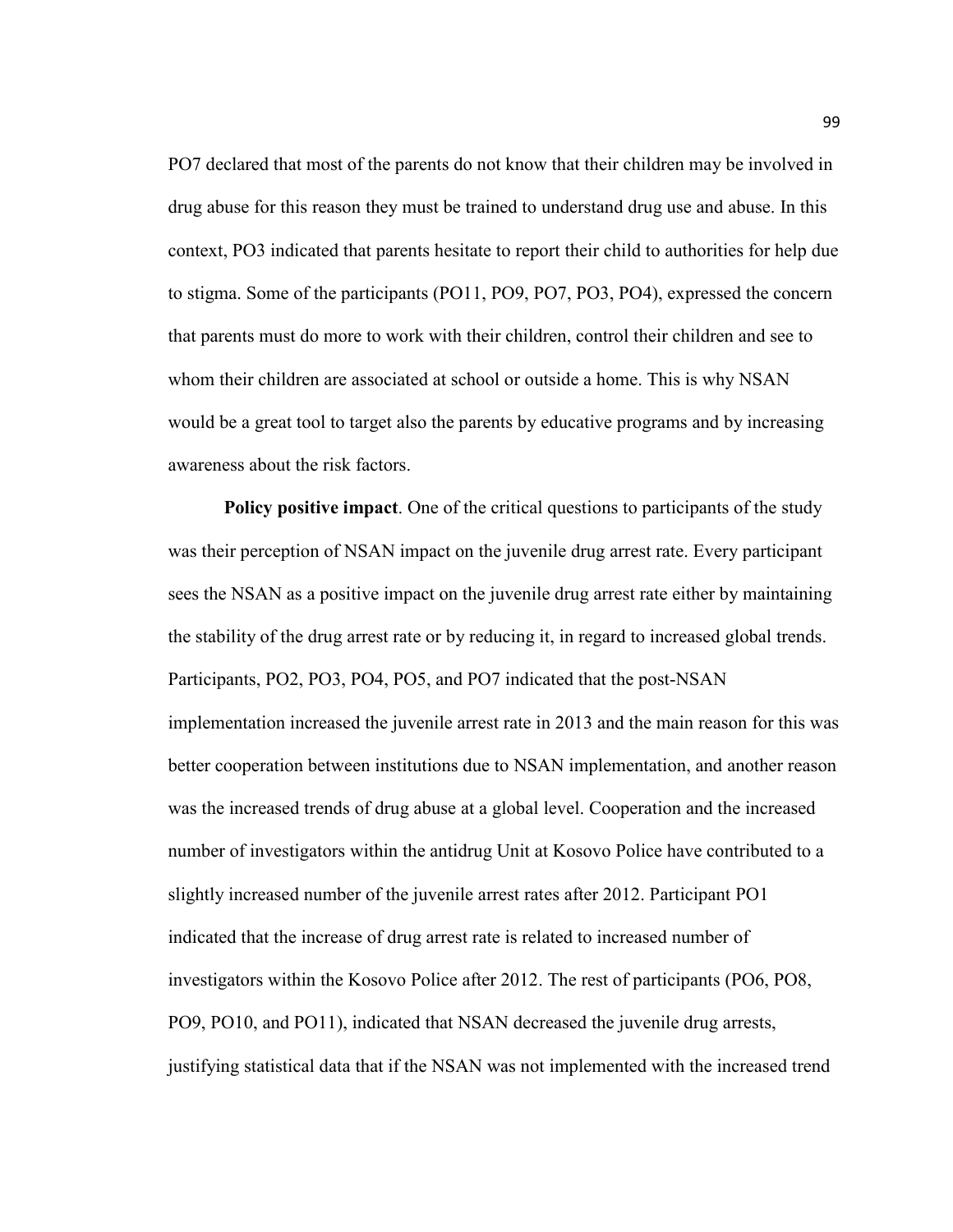PO7 declared that most of the parents do not know that their children may be involved in drug abuse for this reason they must be trained to understand drug use and abuse. In this context, PO3 indicated that parents hesitate to report their child to authorities for help due to stigma. Some of the participants (PO11, PO9, PO7, PO3, PO4), expressed the concern that parents must do more to work with their children, control their children and see to whom their children are associated at school or outside a home. This is why NSAN would be a great tool to target also the parents by educative programs and by increasing awareness about the risk factors.

**Policy positive impact**. One of the critical questions to participants of the study was their perception of NSAN impact on the juvenile drug arrest rate. Every participant sees the NSAN as a positive impact on the juvenile drug arrest rate either by maintaining the stability of the drug arrest rate or by reducing it, in regard to increased global trends. Participants, PO2, PO3, PO4, PO5, and PO7 indicated that the post-NSAN implementation increased the juvenile arrest rate in 2013 and the main reason for this was better cooperation between institutions due to NSAN implementation, and another reason was the increased trends of drug abuse at a global level. Cooperation and the increased number of investigators within the antidrug Unit at Kosovo Police have contributed to a slightly increased number of the juvenile arrest rates after 2012. Participant PO1 indicated that the increase of drug arrest rate is related to increased number of investigators within the Kosovo Police after 2012. The rest of participants (PO6, PO8, PO9, PO10, and PO11), indicated that NSAN decreased the juvenile drug arrests, justifying statistical data that if the NSAN was not implemented with the increased trend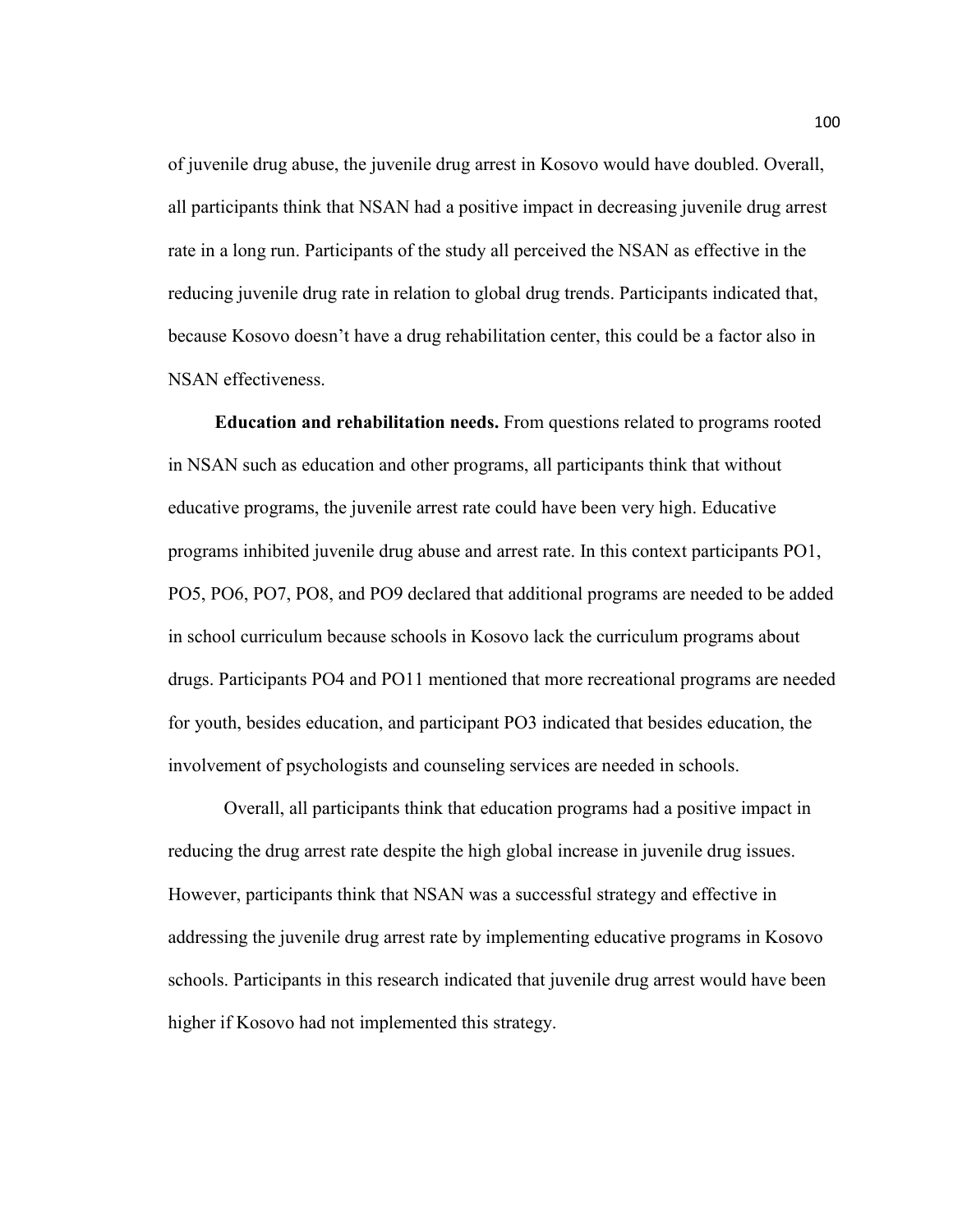of juvenile drug abuse, the juvenile drug arrest in Kosovo would have doubled. Overall, all participants think that NSAN had a positive impact in decreasing juvenile drug arrest rate in a long run. Participants of the study all perceived the NSAN as effective in the reducing juvenile drug rate in relation to global drug trends. Participants indicated that, because Kosovo doesn't have a drug rehabilitation center, this could be a factor also in NSAN effectiveness.

**Education and rehabilitation needs.** From questions related to programs rooted in NSAN such as education and other programs, all participants think that without educative programs, the juvenile arrest rate could have been very high. Educative programs inhibited juvenile drug abuse and arrest rate. In this context participants PO1, PO5, PO6, PO7, PO8, and PO9 declared that additional programs are needed to be added in school curriculum because schools in Kosovo lack the curriculum programs about drugs. Participants PO4 and PO11 mentioned that more recreational programs are needed for youth, besides education, and participant PO3 indicated that besides education, the involvement of psychologists and counseling services are needed in schools.

Overall, all participants think that education programs had a positive impact in reducing the drug arrest rate despite the high global increase in juvenile drug issues. However, participants think that NSAN was a successful strategy and effective in addressing the juvenile drug arrest rate by implementing educative programs in Kosovo schools. Participants in this research indicated that juvenile drug arrest would have been higher if Kosovo had not implemented this strategy.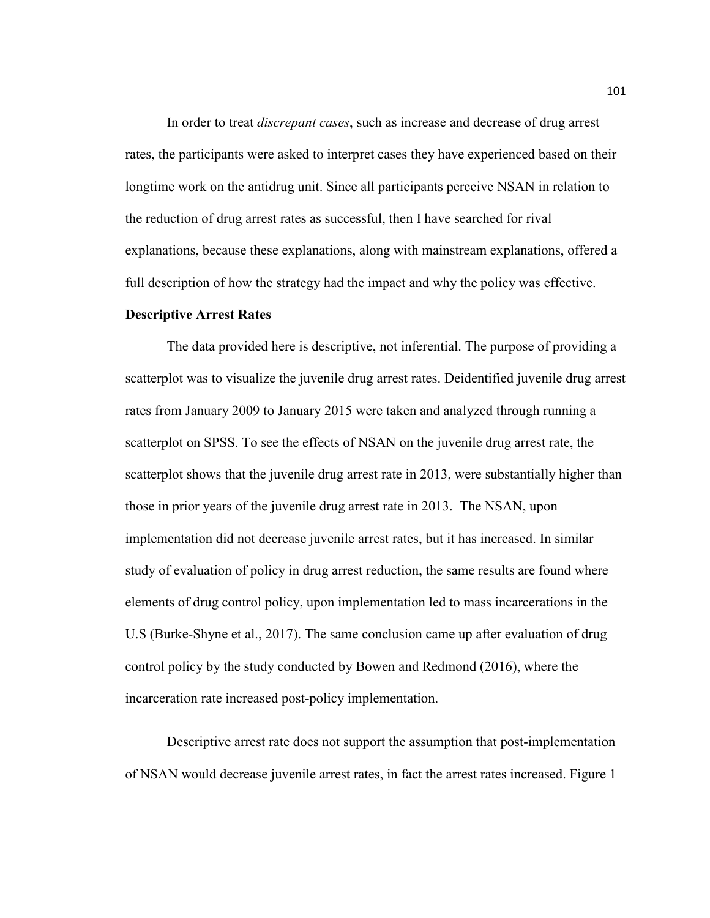In order to treat *discrepant cases*, such as increase and decrease of drug arrest rates, the participants were asked to interpret cases they have experienced based on their longtime work on the antidrug unit. Since all participants perceive NSAN in relation to the reduction of drug arrest rates as successful, then I have searched for rival explanations, because these explanations, along with mainstream explanations, offered a full description of how the strategy had the impact and why the policy was effective.

**Descriptive Arrest Rates**

The data provided here is descriptive, not inferential. The purpose of providing a scatterplot was to visualize the juvenile drug arrest rates. Deidentified juvenile drug arrest rates from January 2009 to January 2015 were taken and analyzed through running a scatterplot on SPSS. To see the effects of NSAN on the juvenile drug arrest rate, the scatterplot shows that the juvenile drug arrest rate in 2013, were substantially higher than those in prior years of the juvenile drug arrest rate in 2013. The NSAN, upon implementation did not decrease juvenile arrest rates, but it has increased. In similar study of evaluation of policy in drug arrest reduction, the same results are found where elements of drug control policy, upon implementation led to mass incarcerations in the U.S (Burke-Shyne et al., 2017). The same conclusion came up after evaluation of drug control policy by the study conducted by Bowen and Redmond (2016), where the incarceration rate increased post-policy implementation.

Descriptive arrest rate does not support the assumption that post-implementation of NSAN would decrease juvenile arrest rates, in fact the arrest rates increased. Figure 1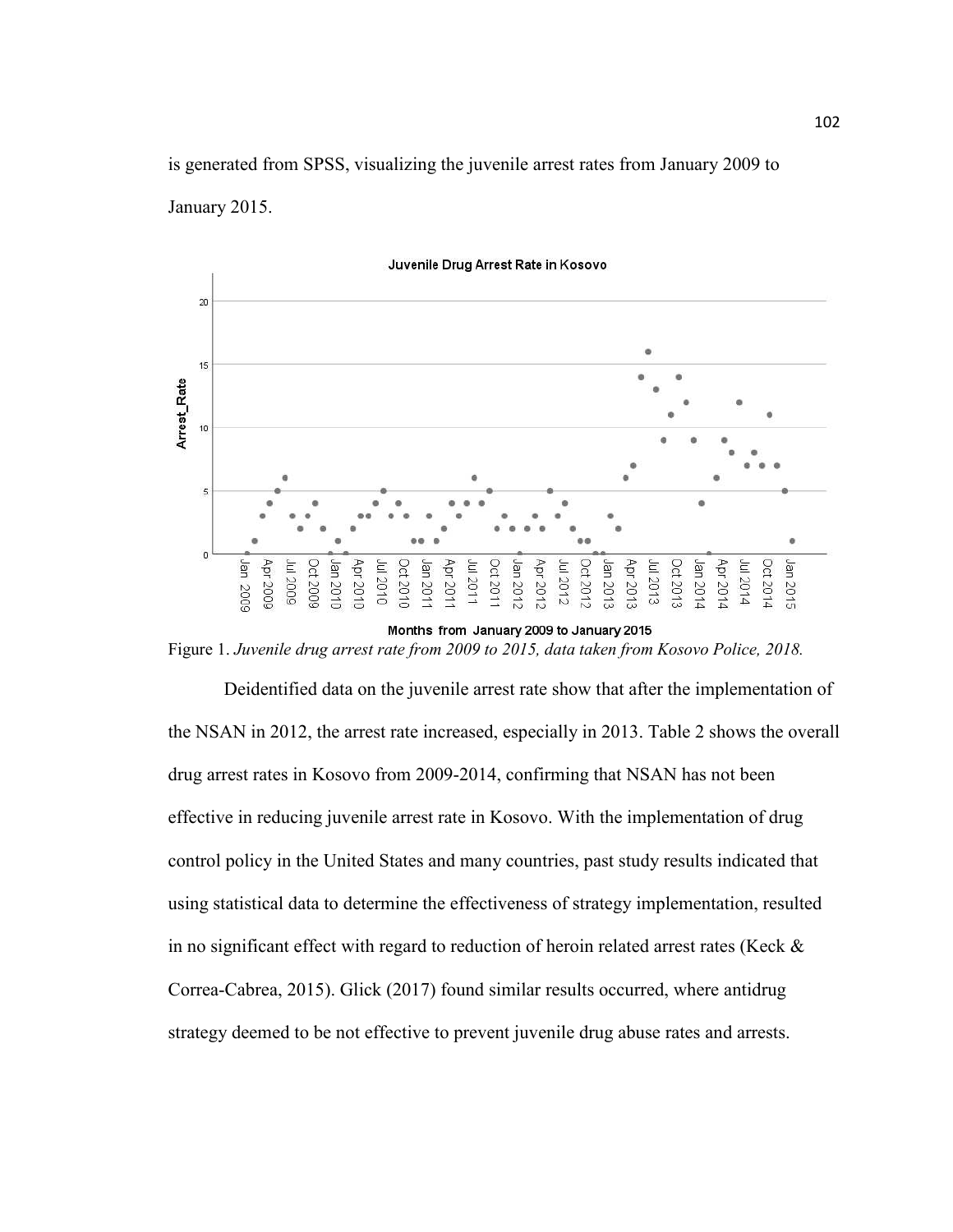is generated from SPSS, visualizing the juvenile arrest rates from January 2009 to January 2015.

Figure 1. *Juvenile drug arrest rate from 2009 to 2015, data taken from Kosovo Police, 2018.*

Deidentified data on the juvenile arrest rate show that after the implementation of the NSAN in 2012, the arrest rate increased, especially in 2013. Table 2 shows the overall drug arrest rates in Kosovo from 2009-2014, confirming that NSAN has not been effective in reducing juvenile arrest rate in Kosovo. With the implementation of drug control policy in the United States and many countries, past study results indicated that using statistical data to determine the effectiveness of strategy implementation, resulted in no significant effect with regard to reduction of heroin related arrest rates (Keck & Correa-Cabrea, 2015). Glick (2017) found similar results occurred, where antidrug strategy deemed to be not effective to prevent juvenile drug abuse rates and arrests.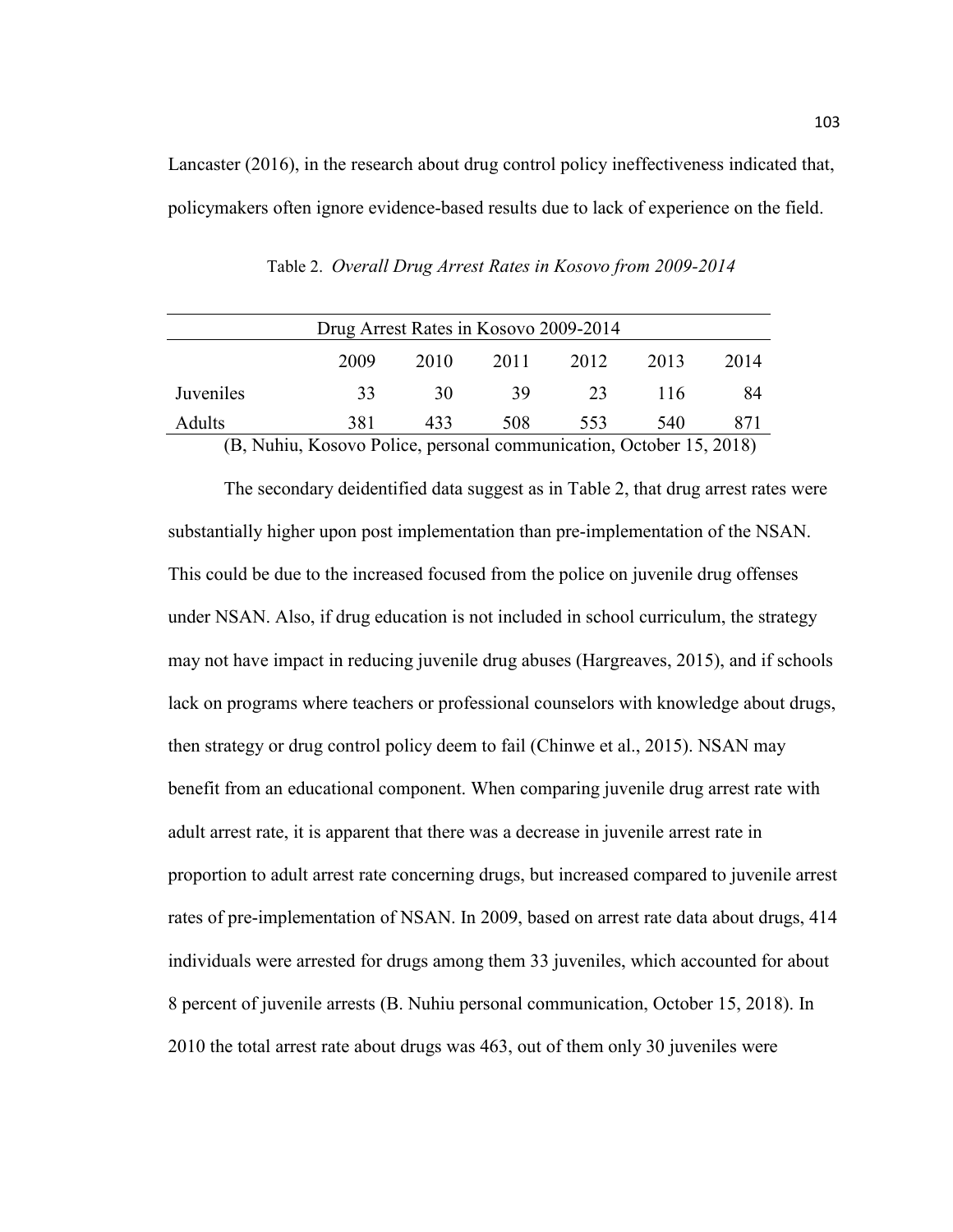Lancaster (2016), in the research about drug control policy ineffectiveness indicated that, policymakers often ignore evidence-based results due to lack of experience on the field.

Table 2. *Overall Drug Arrest Rates in Kosovo from 2009-2014*

| Drug Arrest Rates in Kosovo 2009-2014 | | | | | | |
|---|---|---|---|---|---|---|
| | 2009 | 2010 | 2011 | 2012 | 2013 | 2014 |
| Juveniles | 33 | 30 | 39 | 23 | 116 | 84 |
| Adults | 381 | 433 | 508 | 553 | 540 | 871 |

(B, Nuhiu, Kosovo Police, personal communication, October 15, 2018)

The secondary deidentified data suggest as in Table 2, that drug arrest rates were substantially higher upon post implementation than pre-implementation of the NSAN. This could be due to the increased focused from the police on juvenile drug offenses under NSAN. Also, if drug education is not included in school curriculum, the strategy may not have impact in reducing juvenile drug abuses (Hargreaves, 2015), and if schools lack on programs where teachers or professional counselors with knowledge about drugs, then strategy or drug control policy deem to fail (Chinwe et al., 2015). NSAN may benefit from an educational component. When comparing juvenile drug arrest rate with adult arrest rate, it is apparent that there was a decrease in juvenile arrest rate in proportion to adult arrest rate concerning drugs, but increased compared to juvenile arrest rates of pre-implementation of NSAN. In 2009, based on arrest rate data about drugs, 414 individuals were arrested for drugs among them 33 juveniles, which accounted for about 8 percent of juvenile arrests (B. Nuhiu personal communication, October 15, 2018). In 2010 the total arrest rate about drugs was 463, out of them only 30 juveniles were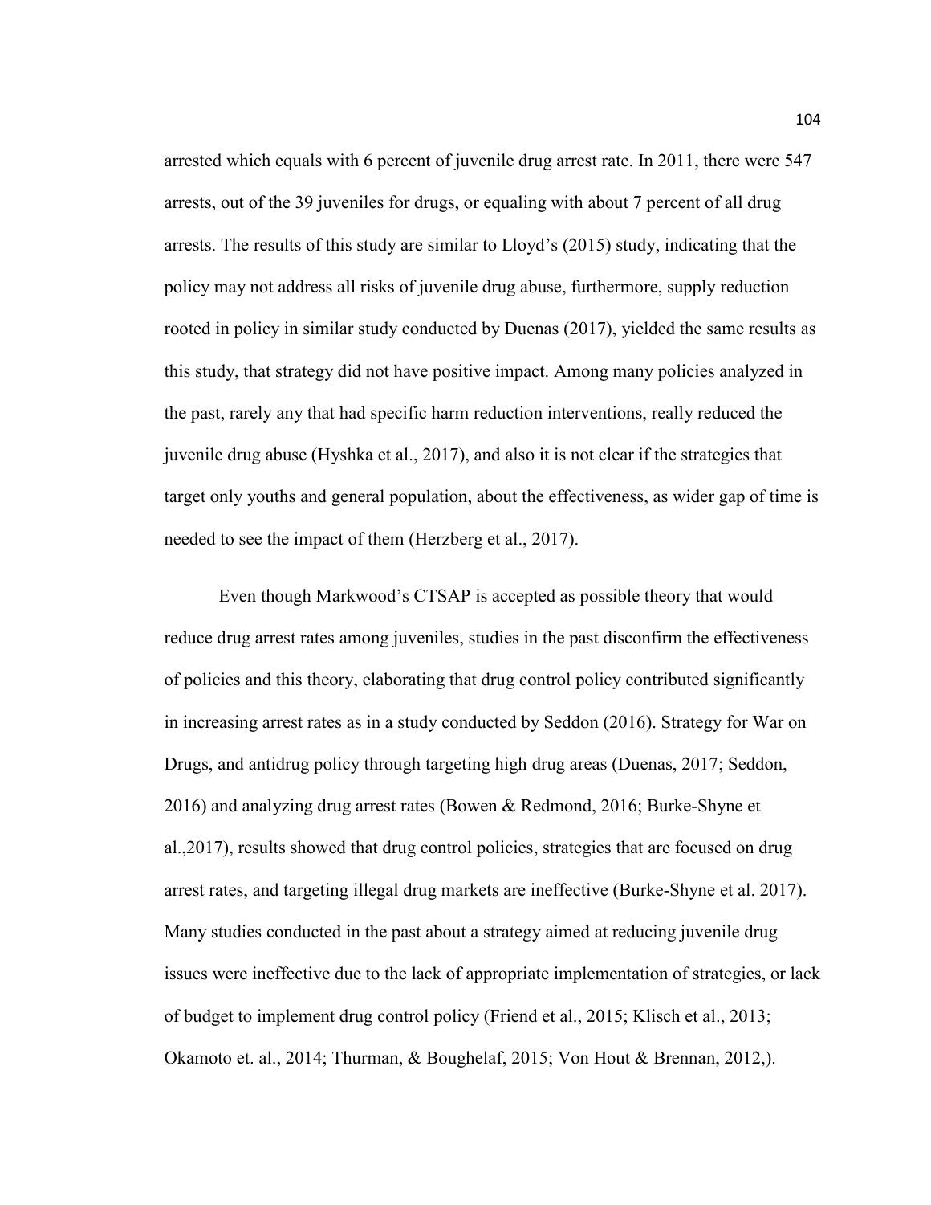arrested which equals with 6 percent of juvenile drug arrest rate. In 2011, there were 547 arrests, out of the 39 juveniles for drugs, or equaling with about 7 percent of all drug arrests. The results of this study are similar to Lloyd's (2015) study, indicating that the policy may not address all risks of juvenile drug abuse, furthermore, supply reduction rooted in policy in similar study conducted by Duenas (2017), yielded the same results as this study, that strategy did not have positive impact. Among many policies analyzed in the past, rarely any that had specific harm reduction interventions, really reduced the juvenile drug abuse (Hyshka et al., 2017), and also it is not clear if the strategies that target only youths and general population, about the effectiveness, as wider gap of time is needed to see the impact of them (Herzberg et al., 2017).

Even though Markwood's CTSAP is accepted as possible theory that would reduce drug arrest rates among juveniles, studies in the past disconfirm the effectiveness of policies and this theory, elaborating that drug control policy contributed significantly in increasing arrest rates as in a study conducted by Seddon (2016). Strategy for War on Drugs, and antidrug policy through targeting high drug areas (Duenas, 2017; Seddon, 2016) and analyzing drug arrest rates (Bowen & Redmond, 2016; Burke-Shyne et al.,2017), results showed that drug control policies, strategies that are focused on drug arrest rates, and targeting illegal drug markets are ineffective (Burke-Shyne et al. 2017). Many studies conducted in the past about a strategy aimed at reducing juvenile drug issues were ineffective due to the lack of appropriate implementation of strategies, or lack of budget to implement drug control policy (Friend et al., 2015; Klisch et al., 2013; Okamoto et. al., 2014; Thurman, & Boughelaf, 2015; Von Hout & Brennan, 2012,).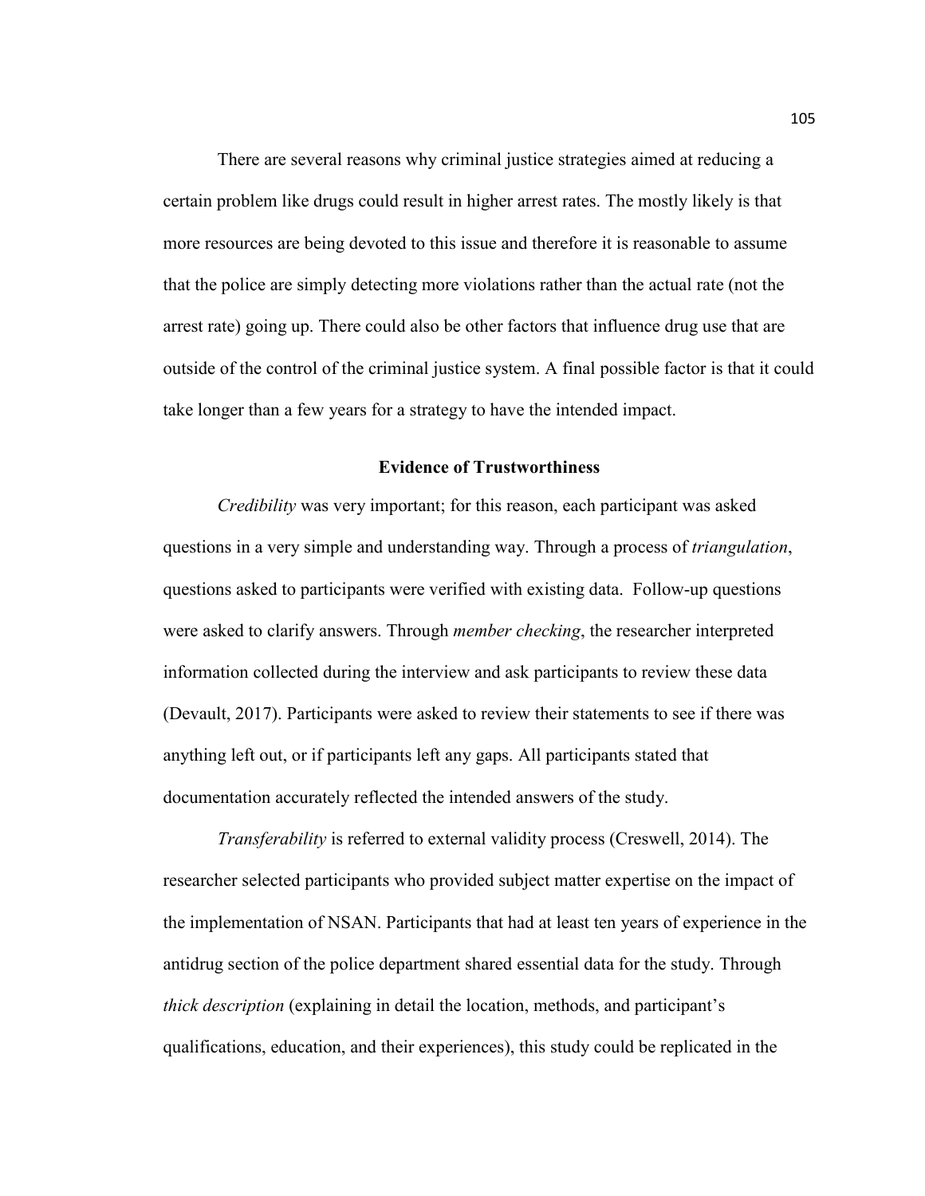There are several reasons why criminal justice strategies aimed at reducing a certain problem like drugs could result in higher arrest rates. The mostly likely is that more resources are being devoted to this issue and therefore it is reasonable to assume that the police are simply detecting more violations rather than the actual rate (not the arrest rate) going up. There could also be other factors that influence drug use that are outside of the control of the criminal justice system. A final possible factor is that it could take longer than a few years for a strategy to have the intended impact.

## Evidence of Trustworthiness

*Credibility* was very important; for this reason, each participant was asked questions in a very simple and understanding way. Through a process of *triangulation*, questions asked to participants were verified with existing data. Follow-up questions were asked to clarify answers. Through *member checking*, the researcher interpreted information collected during the interview and ask participants to review these data (Devault, 2017). Participants were asked to review their statements to see if there was anything left out, or if participants left any gaps. All participants stated that documentation accurately reflected the intended answers of the study.

*Transferability* is referred to external validity process (Creswell, 2014). The researcher selected participants who provided subject matter expertise on the impact of the implementation of NSAN. Participants that had at least ten years of experience in the antidrug section of the police department shared essential data for the study. Through *thick description* (explaining in detail the location, methods, and participant's qualifications, education, and their experiences), this study could be replicated in the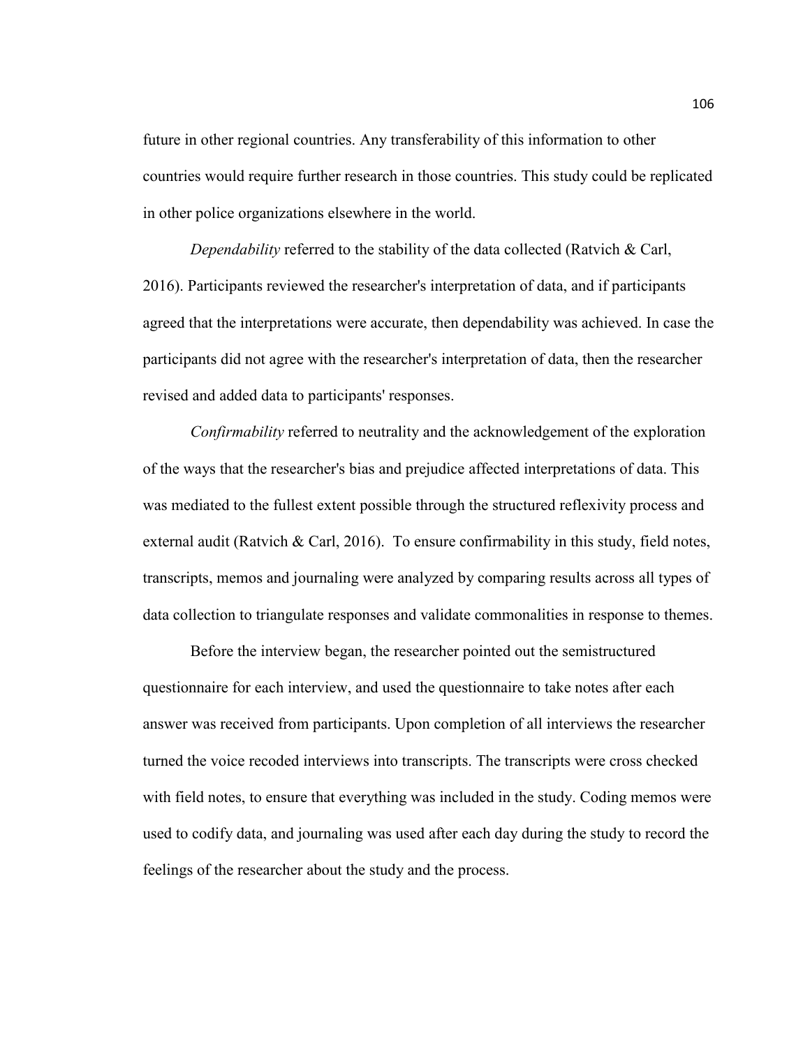future in other regional countries. Any transferability of this information to other countries would require further research in those countries. This study could be replicated in other police organizations elsewhere in the world.

*Dependability* referred to the stability of the data collected (Ratvich & Carl, 2016). Participants reviewed the researcher's interpretation of data, and if participants agreed that the interpretations were accurate, then dependability was achieved. In case the participants did not agree with the researcher's interpretation of data, then the researcher revised and added data to participants' responses.

*Confirmability* referred to neutrality and the acknowledgement of the exploration of the ways that the researcher's bias and prejudice affected interpretations of data. This was mediated to the fullest extent possible through the structured reflexivity process and external audit (Ratvich & Carl, 2016). To ensure confirmability in this study, field notes, transcripts, memos and journaling were analyzed by comparing results across all types of data collection to triangulate responses and validate commonalities in response to themes.

Before the interview began, the researcher pointed out the semistructured questionnaire for each interview, and used the questionnaire to take notes after each answer was received from participants. Upon completion of all interviews the researcher turned the voice recoded interviews into transcripts. The transcripts were cross checked with field notes, to ensure that everything was included in the study. Coding memos were used to codify data, and journaling was used after each day during the study to record the feelings of the researcher about the study and the process.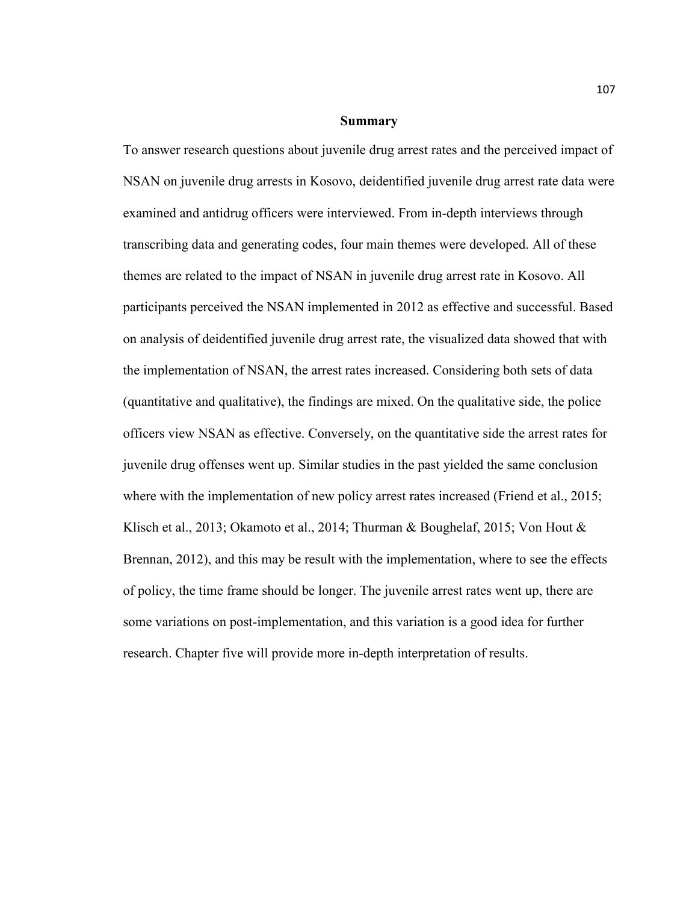## Summary

To answer research questions about juvenile drug arrest rates and the perceived impact of NSAN on juvenile drug arrests in Kosovo, deidentified juvenile drug arrest rate data were examined and antidrug officers were interviewed. From in-depth interviews through transcribing data and generating codes, four main themes were developed. All of these themes are related to the impact of NSAN in juvenile drug arrest rate in Kosovo. All participants perceived the NSAN implemented in 2012 as effective and successful. Based on analysis of deidentified juvenile drug arrest rate, the visualized data showed that with the implementation of NSAN, the arrest rates increased. Considering both sets of data (quantitative and qualitative), the findings are mixed. On the qualitative side, the police officers view NSAN as effective. Conversely, on the quantitative side the arrest rates for juvenile drug offenses went up. Similar studies in the past yielded the same conclusion where with the implementation of new policy arrest rates increased (Friend et al., 2015; Klisch et al., 2013; Okamoto et al., 2014; Thurman & Boughelaf, 2015; Von Hout & Brennan, 2012), and this may be result with the implementation, where to see the effects of policy, the time frame should be longer. The juvenile arrest rates went up, there are some variations on post-implementation, and this variation is a good idea for further research. Chapter five will provide more in-depth interpretation of results.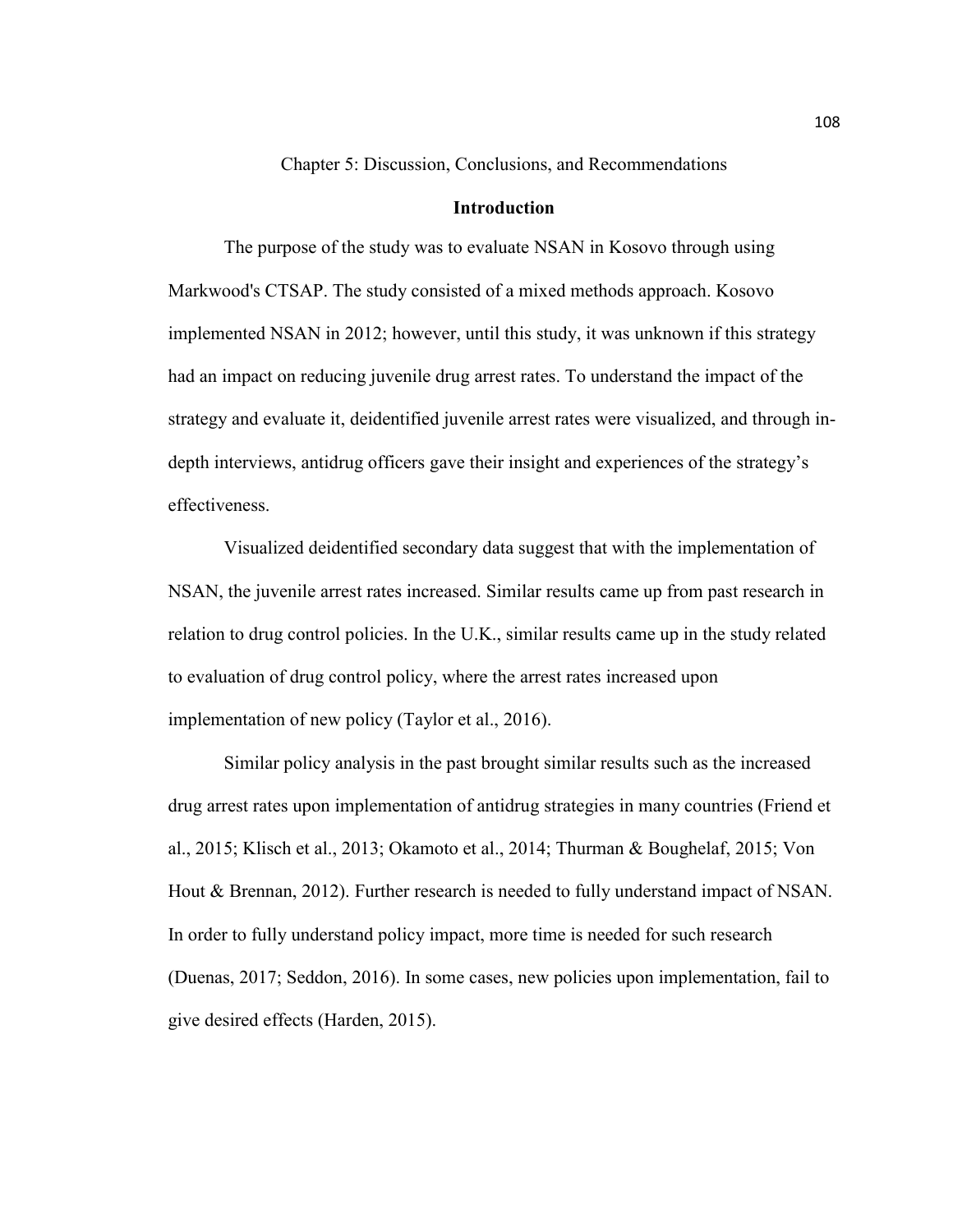# Chapter 5: Discussion, Conclusions, and Recommendations

## Introduction

The purpose of the study was to evaluate NSAN in Kosovo through using Markwood's CTSAP. The study consisted of a mixed methods approach. Kosovo implemented NSAN in 2012; however, until this study, it was unknown if this strategy had an impact on reducing juvenile drug arrest rates. To understand the impact of the strategy and evaluate it, deidentified juvenile arrest rates were visualized, and through in-depth interviews, antidrug officers gave their insight and experiences of the strategy's effectiveness.

Visualized deidentified secondary data suggest that with the implementation of NSAN, the juvenile arrest rates increased. Similar results came up from past research in relation to drug control policies. In the U.K., similar results came up in the study related to evaluation of drug control policy, where the arrest rates increased upon implementation of new policy (Taylor et al., 2016).

Similar policy analysis in the past brought similar results such as the increased drug arrest rates upon implementation of antidrug strategies in many countries (Friend et al., 2015; Klisch et al., 2013; Okamoto et al., 2014; Thurman & Boughelaf, 2015; Von Hout & Brennan, 2012). Further research is needed to fully understand impact of NSAN. In order to fully understand policy impact, more time is needed for such research (Duenas, 2017; Seddon, 2016). In some cases, new policies upon implementation, fail to give desired effects (Harden, 2015).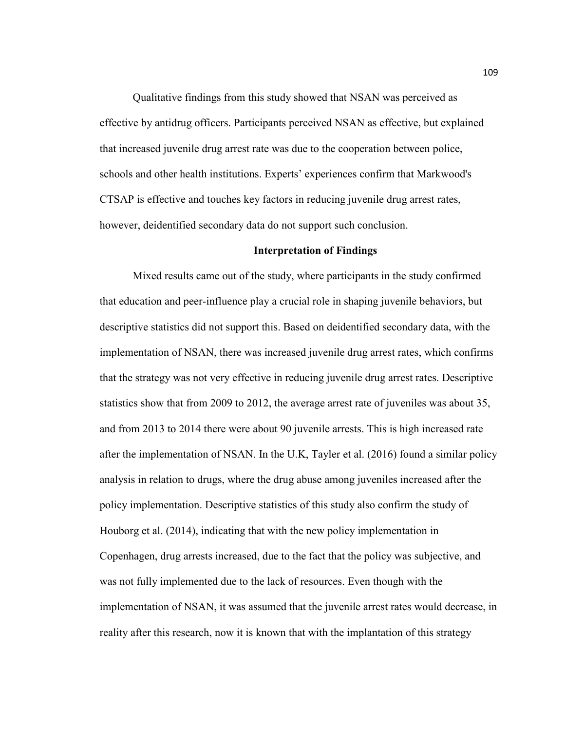Qualitative findings from this study showed that NSAN was perceived as effective by antidrug officers. Participants perceived NSAN as effective, but explained that increased juvenile drug arrest rate was due to the cooperation between police, schools and other health institutions. Experts' experiences confirm that Markwood's CTSAP is effective and touches key factors in reducing juvenile drug arrest rates, however, deidentified secondary data do not support such conclusion.

## Interpretation of Findings

Mixed results came out of the study, where participants in the study confirmed that education and peer-influence play a crucial role in shaping juvenile behaviors, but descriptive statistics did not support this. Based on deidentified secondary data, with the implementation of NSAN, there was increased juvenile drug arrest rates, which confirms that the strategy was not very effective in reducing juvenile drug arrest rates. Descriptive statistics show that from 2009 to 2012, the average arrest rate of juveniles was about 35, and from 2013 to 2014 there were about 90 juvenile arrests. This is high increased rate after the implementation of NSAN. In the U.K, Tayler et al. (2016) found a similar policy analysis in relation to drugs, where the drug abuse among juveniles increased after the policy implementation. Descriptive statistics of this study also confirm the study of Houborg et al. (2014), indicating that with the new policy implementation in Copenhagen, drug arrests increased, due to the fact that the policy was subjective, and was not fully implemented due to the lack of resources. Even though with the implementation of NSAN, it was assumed that the juvenile arrest rates would decrease, in reality after this research, now it is known that with the implantation of this strategy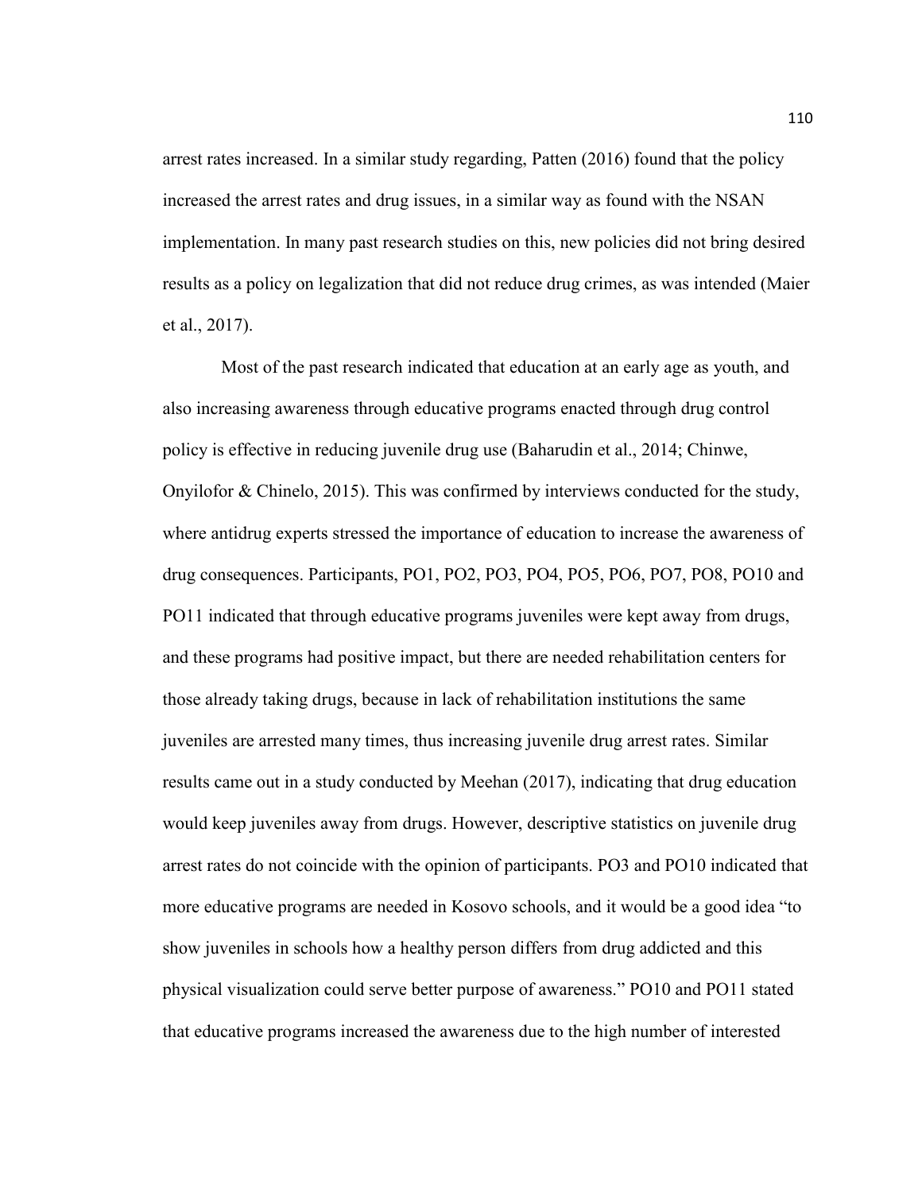arrest rates increased. In a similar study regarding, Patten (2016) found that the policy increased the arrest rates and drug issues, in a similar way as found with the NSAN implementation. In many past research studies on this, new policies did not bring desired results as a policy on legalization that did not reduce drug crimes, as was intended (Maier et al., 2017).

Most of the past research indicated that education at an early age as youth, and also increasing awareness through educative programs enacted through drug control policy is effective in reducing juvenile drug use (Baharudin et al., 2014; Chinwe, Onyilofor & Chinelo, 2015). This was confirmed by interviews conducted for the study, where antidrug experts stressed the importance of education to increase the awareness of drug consequences. Participants, PO1, PO2, PO3, PO4, PO5, PO6, PO7, PO8, PO10 and PO11 indicated that through educative programs juveniles were kept away from drugs, and these programs had positive impact, but there are needed rehabilitation centers for those already taking drugs, because in lack of rehabilitation institutions the same juveniles are arrested many times, thus increasing juvenile drug arrest rates. Similar results came out in a study conducted by Meehan (2017), indicating that drug education would keep juveniles away from drugs. However, descriptive statistics on juvenile drug arrest rates do not coincide with the opinion of participants. PO3 and PO10 indicated that more educative programs are needed in Kosovo schools, and it would be a good idea "to show juveniles in schools how a healthy person differs from drug addicted and this physical visualization could serve better purpose of awareness." PO10 and PO11 stated that educative programs increased the awareness due to the high number of interested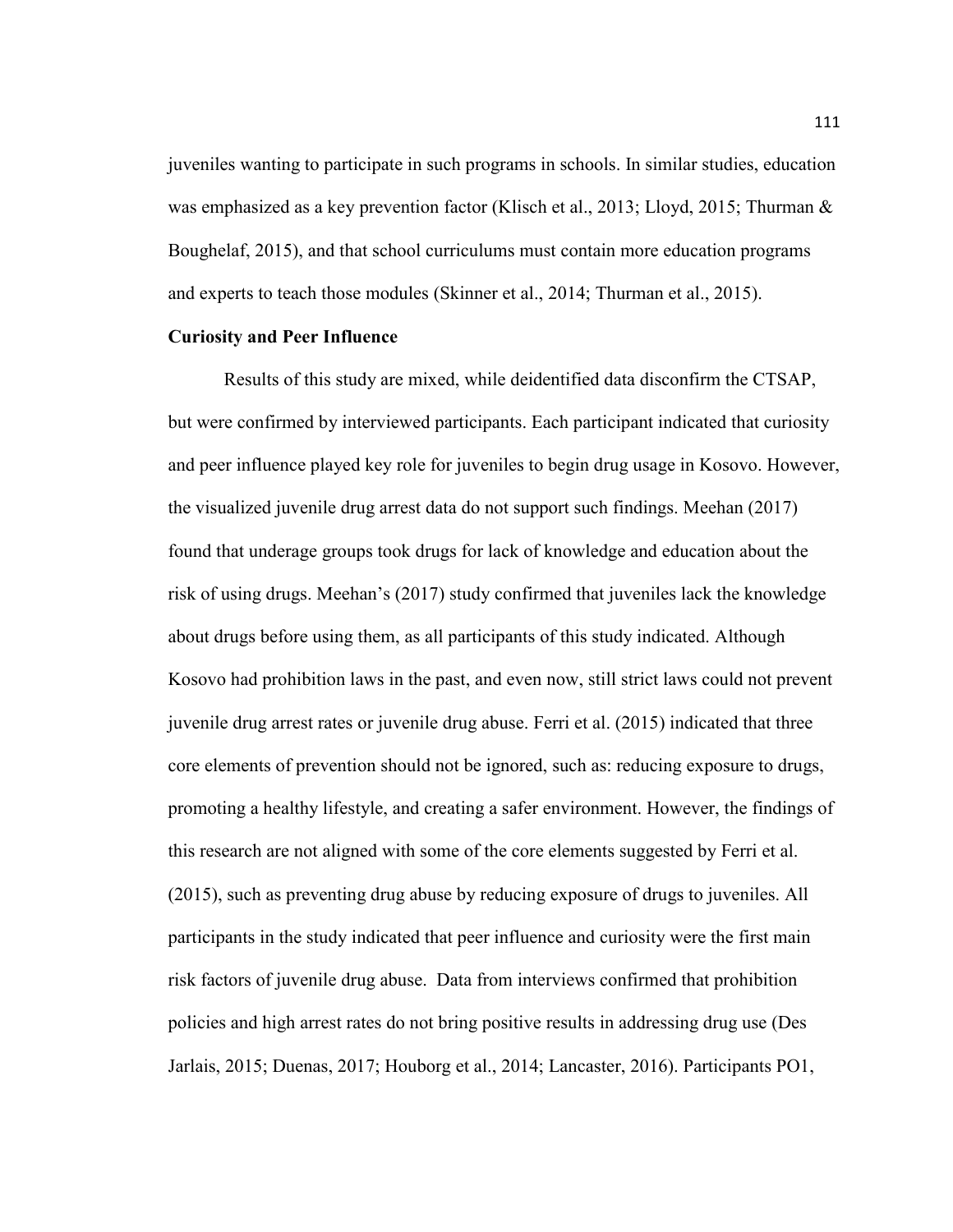juveniles wanting to participate in such programs in schools. In similar studies, education was emphasized as a key prevention factor (Klisch et al., 2013; Lloyd, 2015; Thurman & Boughelaf, 2015), and that school curriculums must contain more education programs and experts to teach those modules (Skinner et al., 2014; Thurman et al., 2015).

**Curiosity and Peer Influence**

Results of this study are mixed, while deidentified data disconfirm the CTSAP, but were confirmed by interviewed participants. Each participant indicated that curiosity and peer influence played key role for juveniles to begin drug usage in Kosovo. However, the visualized juvenile drug arrest data do not support such findings. Meehan (2017) found that underage groups took drugs for lack of knowledge and education about the risk of using drugs. Meehan's (2017) study confirmed that juveniles lack the knowledge about drugs before using them, as all participants of this study indicated. Although Kosovo had prohibition laws in the past, and even now, still strict laws could not prevent juvenile drug arrest rates or juvenile drug abuse. Ferri et al. (2015) indicated that three core elements of prevention should not be ignored, such as: reducing exposure to drugs, promoting a healthy lifestyle, and creating a safer environment. However, the findings of this research are not aligned with some of the core elements suggested by Ferri et al. (2015), such as preventing drug abuse by reducing exposure of drugs to juveniles. All participants in the study indicated that peer influence and curiosity were the first main risk factors of juvenile drug abuse. Data from interviews confirmed that prohibition policies and high arrest rates do not bring positive results in addressing drug use (Des Jarlais, 2015; Duenas, 2017; Houborg et al., 2014; Lancaster, 2016). Participants PO1,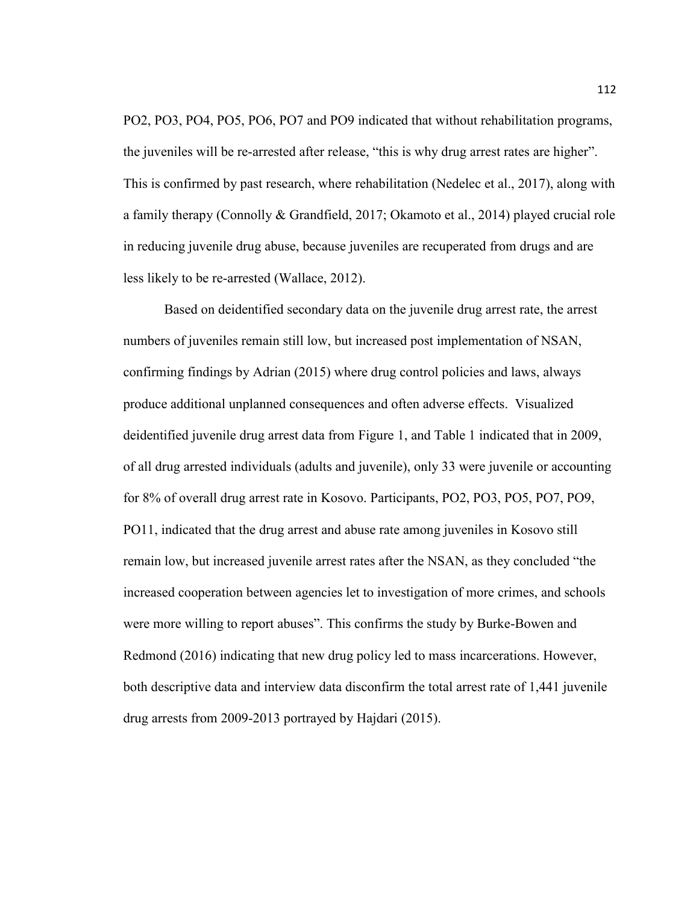PO2, PO3, PO4, PO5, PO6, PO7 and PO9 indicated that without rehabilitation programs, the juveniles will be re-arrested after release, "this is why drug arrest rates are higher". This is confirmed by past research, where rehabilitation (Nedelec et al., 2017), along with a family therapy (Connolly & Grandfield, 2017; Okamoto et al., 2014) played crucial role in reducing juvenile drug abuse, because juveniles are recuperated from drugs and are less likely to be re-arrested (Wallace, 2012).

Based on deidentified secondary data on the juvenile drug arrest rate, the arrest numbers of juveniles remain still low, but increased post implementation of NSAN, confirming findings by Adrian (2015) where drug control policies and laws, always produce additional unplanned consequences and often adverse effects. Visualized deidentified juvenile drug arrest data from Figure 1, and Table 1 indicated that in 2009, of all drug arrested individuals (adults and juvenile), only 33 were juvenile or accounting for 8% of overall drug arrest rate in Kosovo. Participants, PO2, PO3, PO5, PO7, PO9, PO11, indicated that the drug arrest and abuse rate among juveniles in Kosovo still remain low, but increased juvenile arrest rates after the NSAN, as they concluded "the increased cooperation between agencies let to investigation of more crimes, and schools were more willing to report abuses". This confirms the study by Burke-Bowen and Redmond (2016) indicating that new drug policy led to mass incarcerations. However, both descriptive data and interview data disconfirm the total arrest rate of 1,441 juvenile drug arrests from 2009-2013 portrayed by Hajdari (2015).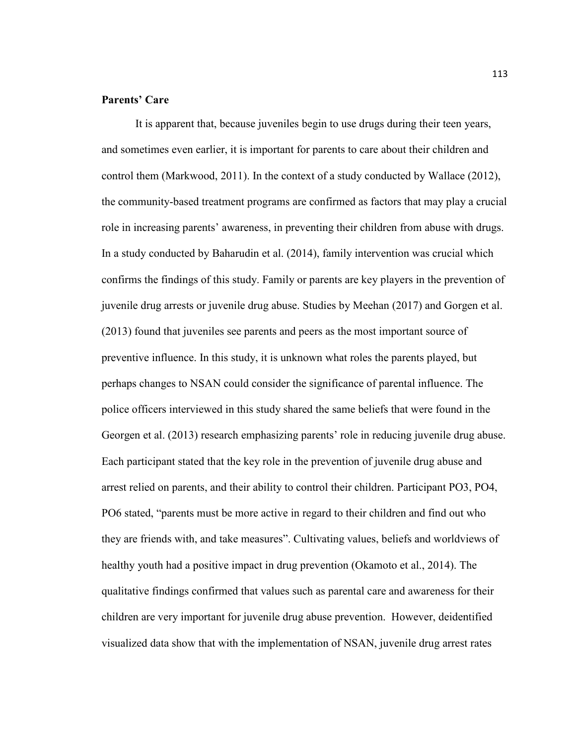**Parents' Care**

It is apparent that, because juveniles begin to use drugs during their teen years, and sometimes even earlier, it is important for parents to care about their children and control them (Markwood, 2011). In the context of a study conducted by Wallace (2012), the community-based treatment programs are confirmed as factors that may play a crucial role in increasing parents' awareness, in preventing their children from abuse with drugs. In a study conducted by Baharudin et al. (2014), family intervention was crucial which confirms the findings of this study. Family or parents are key players in the prevention of juvenile drug arrests or juvenile drug abuse. Studies by Meehan (2017) and Gorgen et al. (2013) found that juveniles see parents and peers as the most important source of preventive influence. In this study, it is unknown what roles the parents played, but perhaps changes to NSAN could consider the significance of parental influence. The police officers interviewed in this study shared the same beliefs that were found in the Georgen et al. (2013) research emphasizing parents' role in reducing juvenile drug abuse. Each participant stated that the key role in the prevention of juvenile drug abuse and arrest relied on parents, and their ability to control their children. Participant PO3, PO4, PO6 stated, "parents must be more active in regard to their children and find out who they are friends with, and take measures". Cultivating values, beliefs and worldviews of healthy youth had a positive impact in drug prevention (Okamoto et al., 2014). The qualitative findings confirmed that values such as parental care and awareness for their children are very important for juvenile drug abuse prevention. However, deidentified visualized data show that with the implementation of NSAN, juvenile drug arrest rates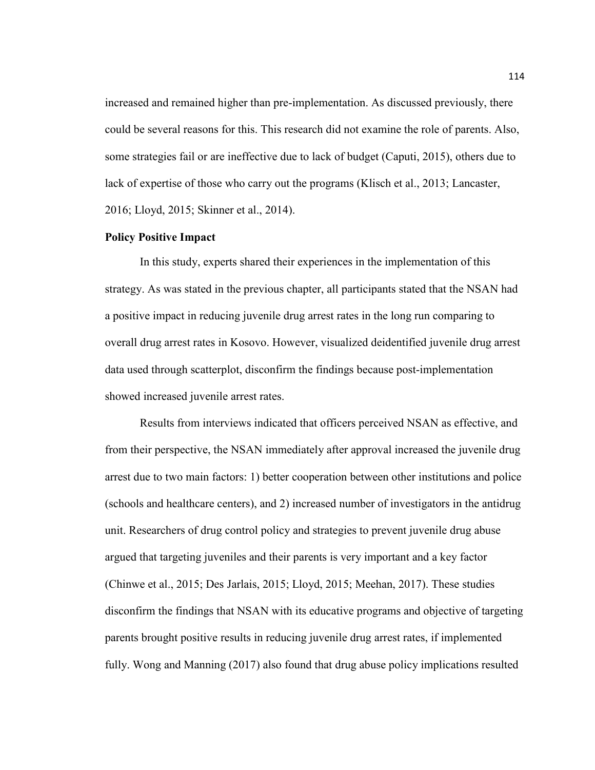increased and remained higher than pre-implementation. As discussed previously, there could be several reasons for this. This research did not examine the role of parents. Also, some strategies fail or are ineffective due to lack of budget (Caputi, 2015), others due to lack of expertise of those who carry out the programs (Klisch et al., 2013; Lancaster, 2016; Lloyd, 2015; Skinner et al., 2014).

**Policy Positive Impact**

In this study, experts shared their experiences in the implementation of this strategy. As was stated in the previous chapter, all participants stated that the NSAN had a positive impact in reducing juvenile drug arrest rates in the long run comparing to overall drug arrest rates in Kosovo. However, visualized deidentified juvenile drug arrest data used through scatterplot, disconfirm the findings because post-implementation showed increased juvenile arrest rates.

Results from interviews indicated that officers perceived NSAN as effective, and from their perspective, the NSAN immediately after approval increased the juvenile drug arrest due to two main factors: 1) better cooperation between other institutions and police (schools and healthcare centers), and 2) increased number of investigators in the antidrug unit. Researchers of drug control policy and strategies to prevent juvenile drug abuse argued that targeting juveniles and their parents is very important and a key factor (Chinwe et al., 2015; Des Jarlais, 2015; Lloyd, 2015; Meehan, 2017). These studies disconfirm the findings that NSAN with its educative programs and objective of targeting parents brought positive results in reducing juvenile drug arrest rates, if implemented fully. Wong and Manning (2017) also found that drug abuse policy implications resulted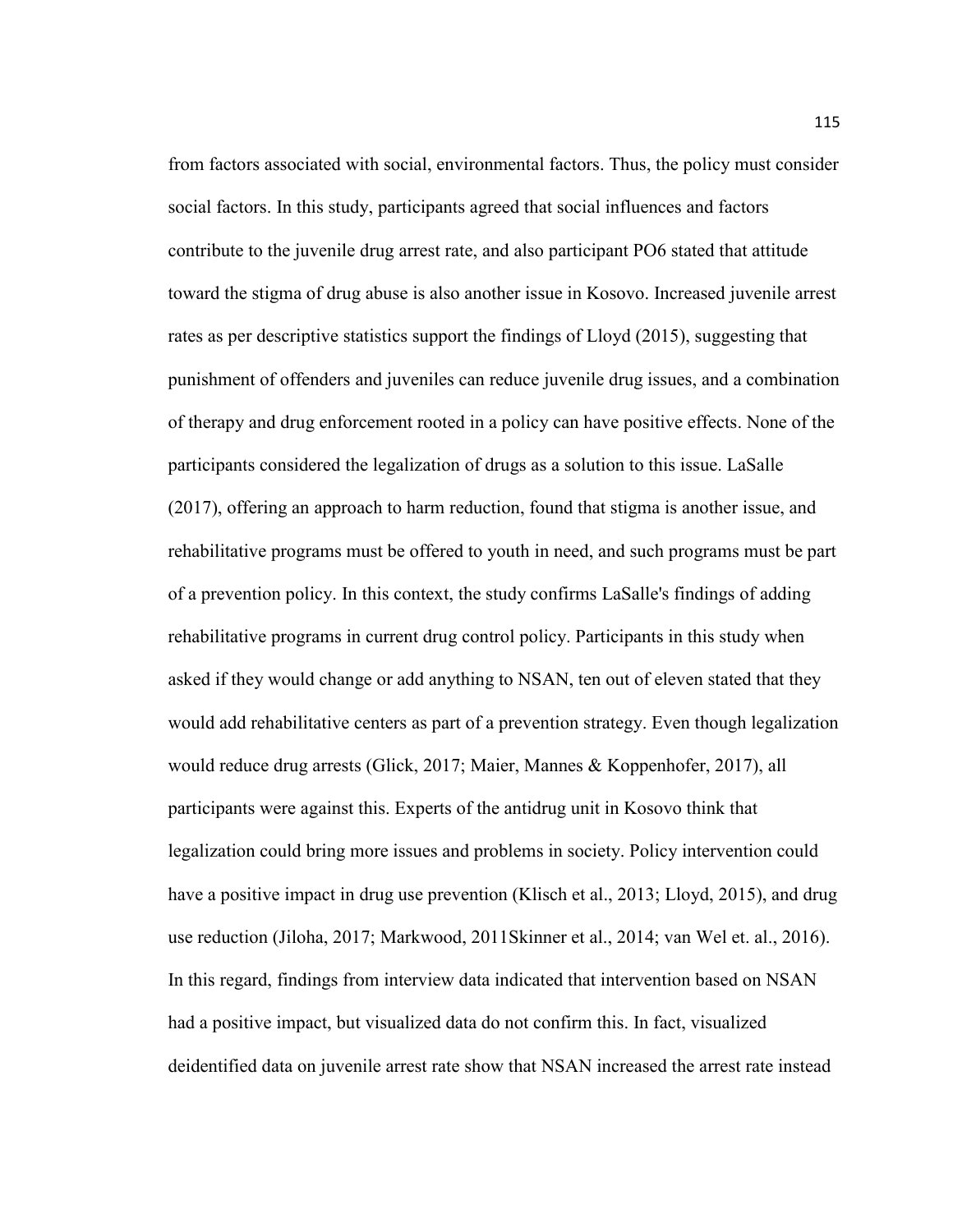from factors associated with social, environmental factors. Thus, the policy must consider social factors. In this study, participants agreed that social influences and factors contribute to the juvenile drug arrest rate, and also participant PO6 stated that attitude toward the stigma of drug abuse is also another issue in Kosovo. Increased juvenile arrest rates as per descriptive statistics support the findings of Lloyd (2015), suggesting that punishment of offenders and juveniles can reduce juvenile drug issues, and a combination of therapy and drug enforcement rooted in a policy can have positive effects. None of the participants considered the legalization of drugs as a solution to this issue. LaSalle (2017), offering an approach to harm reduction, found that stigma is another issue, and rehabilitative programs must be offered to youth in need, and such programs must be part of a prevention policy. In this context, the study confirms LaSalle's findings of adding rehabilitative programs in current drug control policy. Participants in this study when asked if they would change or add anything to NSAN, ten out of eleven stated that they would add rehabilitative centers as part of a prevention strategy. Even though legalization would reduce drug arrests (Glick, 2017; Maier, Mannes & Koppenhofer, 2017), all participants were against this. Experts of the antidrug unit in Kosovo think that legalization could bring more issues and problems in society. Policy intervention could have a positive impact in drug use prevention (Klisch et al., 2013; Lloyd, 2015), and drug use reduction (Jiloha, 2017; Markwood, 2011Skinner et al., 2014; van Wel et. al., 2016). In this regard, findings from interview data indicated that intervention based on NSAN had a positive impact, but visualized data do not confirm this. In fact, visualized deidentified data on juvenile arrest rate show that NSAN increased the arrest rate instead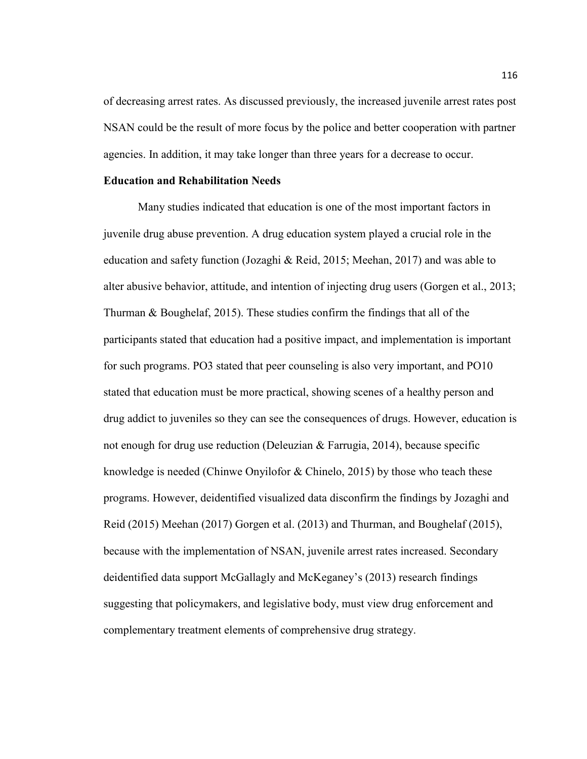of decreasing arrest rates. As discussed previously, the increased juvenile arrest rates post NSAN could be the result of more focus by the police and better cooperation with partner agencies. In addition, it may take longer than three years for a decrease to occur.

**Education and Rehabilitation Needs**

Many studies indicated that education is one of the most important factors in juvenile drug abuse prevention. A drug education system played a crucial role in the education and safety function (Jozaghi & Reid, 2015; Meehan, 2017) and was able to alter abusive behavior, attitude, and intention of injecting drug users (Gorgen et al., 2013; Thurman & Boughelaf, 2015). These studies confirm the findings that all of the participants stated that education had a positive impact, and implementation is important for such programs. PO3 stated that peer counseling is also very important, and PO10 stated that education must be more practical, showing scenes of a healthy person and drug addict to juveniles so they can see the consequences of drugs. However, education is not enough for drug use reduction (Deleuzian & Farrugia, 2014), because specific knowledge is needed (Chinwe Onyilofor & Chinelo, 2015) by those who teach these programs. However, deidentified visualized data disconfirm the findings by Jozaghi and Reid (2015) Meehan (2017) Gorgen et al. (2013) and Thurman, and Boughelaf (2015), because with the implementation of NSAN, juvenile arrest rates increased. Secondary deidentified data support McGallagly and McKeganey's (2013) research findings suggesting that policymakers, and legislative body, must view drug enforcement and complementary treatment elements of comprehensive drug strategy.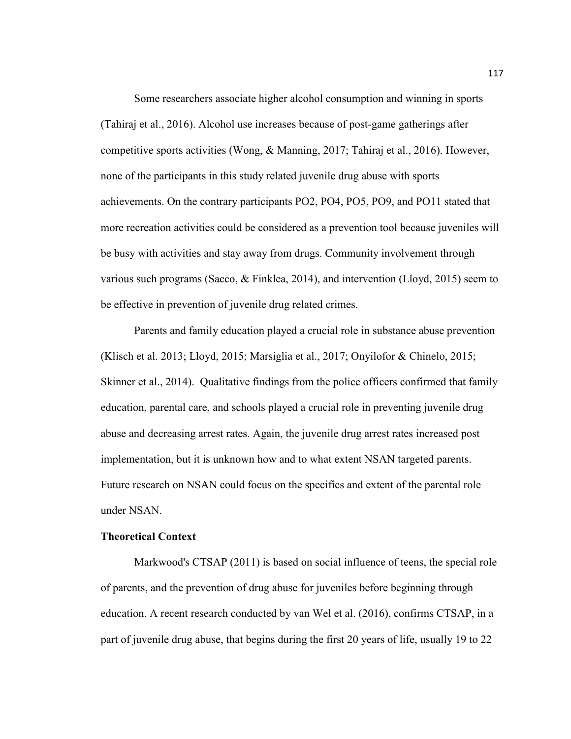Some researchers associate higher alcohol consumption and winning in sports (Tahiraj et al., 2016). Alcohol use increases because of post-game gatherings after competitive sports activities (Wong, & Manning, 2017; Tahiraj et al., 2016). However, none of the participants in this study related juvenile drug abuse with sports achievements. On the contrary participants PO2, PO4, PO5, PO9, and PO11 stated that more recreation activities could be considered as a prevention tool because juveniles will be busy with activities and stay away from drugs. Community involvement through various such programs (Sacco, & Finklea, 2014), and intervention (Lloyd, 2015) seem to be effective in prevention of juvenile drug related crimes.

Parents and family education played a crucial role in substance abuse prevention (Klisch et al. 2013; Lloyd, 2015; Marsiglia et al., 2017; Onyilofor & Chinelo, 2015; Skinner et al., 2014). Qualitative findings from the police officers confirmed that family education, parental care, and schools played a crucial role in preventing juvenile drug abuse and decreasing arrest rates. Again, the juvenile drug arrest rates increased post implementation, but it is unknown how and to what extent NSAN targeted parents. Future research on NSAN could focus on the specifics and extent of the parental role under NSAN.

**Theoretical Context**

Markwood's CTSAP (2011) is based on social influence of teens, the special role of parents, and the prevention of drug abuse for juveniles before beginning through education. A recent research conducted by van Wel et al. (2016), confirms CTSAP, in a part of juvenile drug abuse, that begins during the first 20 years of life, usually 19 to 22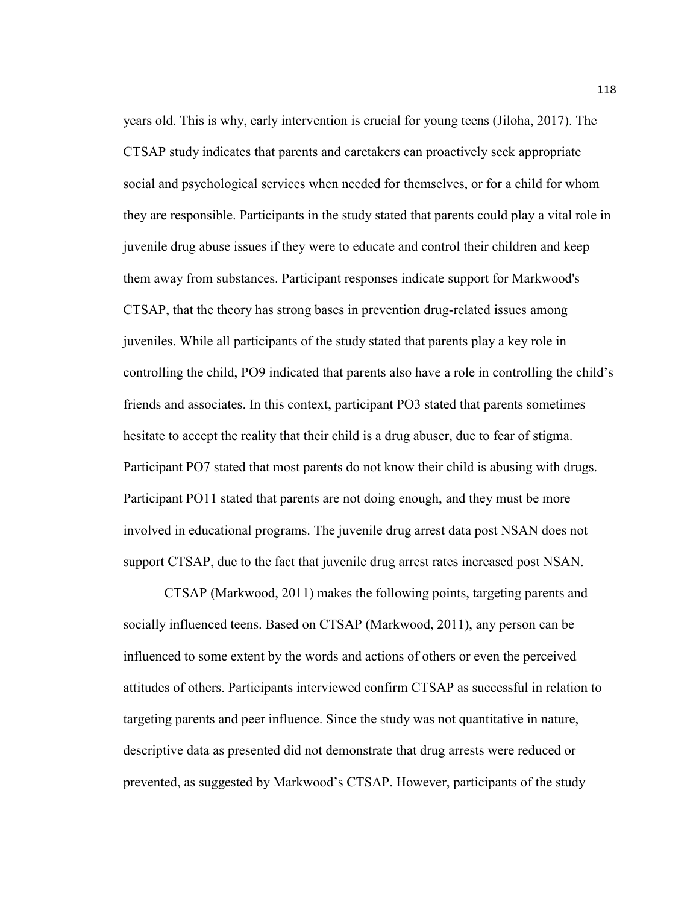years old. This is why, early intervention is crucial for young teens (Jiloha, 2017). The CTSAP study indicates that parents and caretakers can proactively seek appropriate social and psychological services when needed for themselves, or for a child for whom they are responsible. Participants in the study stated that parents could play a vital role in juvenile drug abuse issues if they were to educate and control their children and keep them away from substances. Participant responses indicate support for Markwood's CTSAP, that the theory has strong bases in prevention drug-related issues among juveniles. While all participants of the study stated that parents play a key role in controlling the child, PO9 indicated that parents also have a role in controlling the child's friends and associates. In this context, participant PO3 stated that parents sometimes hesitate to accept the reality that their child is a drug abuser, due to fear of stigma. Participant PO7 stated that most parents do not know their child is abusing with drugs. Participant PO11 stated that parents are not doing enough, and they must be more involved in educational programs. The juvenile drug arrest data post NSAN does not support CTSAP, due to the fact that juvenile drug arrest rates increased post NSAN.

CTSAP (Markwood, 2011) makes the following points, targeting parents and socially influenced teens. Based on CTSAP (Markwood, 2011), any person can be influenced to some extent by the words and actions of others or even the perceived attitudes of others. Participants interviewed confirm CTSAP as successful in relation to targeting parents and peer influence. Since the study was not quantitative in nature, descriptive data as presented did not demonstrate that drug arrests were reduced or prevented, as suggested by Markwood's CTSAP. However, participants of the study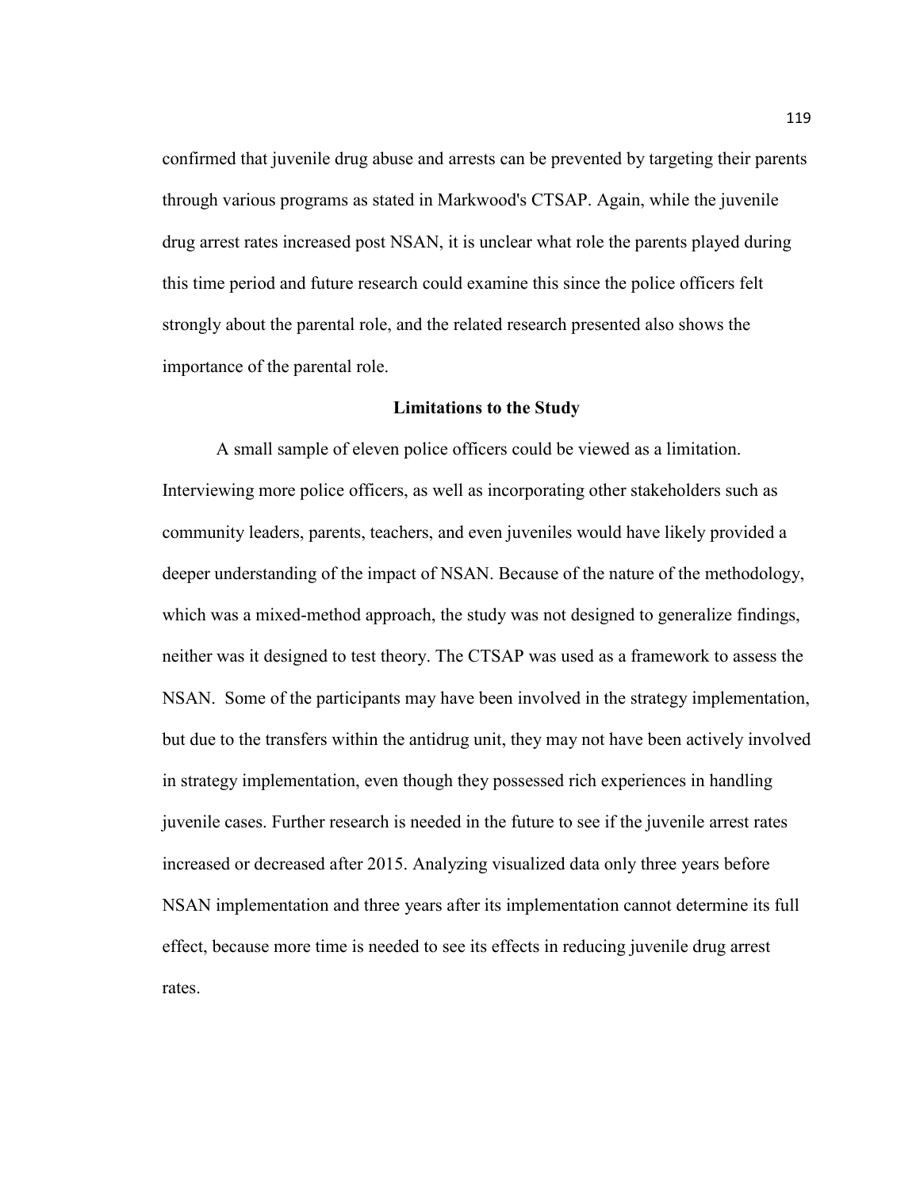confirmed that juvenile drug abuse and arrests can be prevented by targeting their parents through various programs as stated in Markwood's CTSAP. Again, while the juvenile drug arrest rates increased post NSAN, it is unclear what role the parents played during this time period and future research could examine this since the police officers felt strongly about the parental role, and the related research presented also shows the importance of the parental role.

## Limitations to the Study

A small sample of eleven police officers could be viewed as a limitation. Interviewing more police officers, as well as incorporating other stakeholders such as community leaders, parents, teachers, and even juveniles would have likely provided a deeper understanding of the impact of NSAN. Because of the nature of the methodology, which was a mixed-method approach, the study was not designed to generalize findings, neither was it designed to test theory. The CTSAP was used as a framework to assess the NSAN. Some of the participants may have been involved in the strategy implementation, but due to the transfers within the antidrug unit, they may not have been actively involved in strategy implementation, even though they possessed rich experiences in handling juvenile cases. Further research is needed in the future to see if the juvenile arrest rates increased or decreased after 2015. Analyzing visualized data only three years before NSAN implementation and three years after its implementation cannot determine its full effect, because more time is needed to see its effects in reducing juvenile drug arrest rates.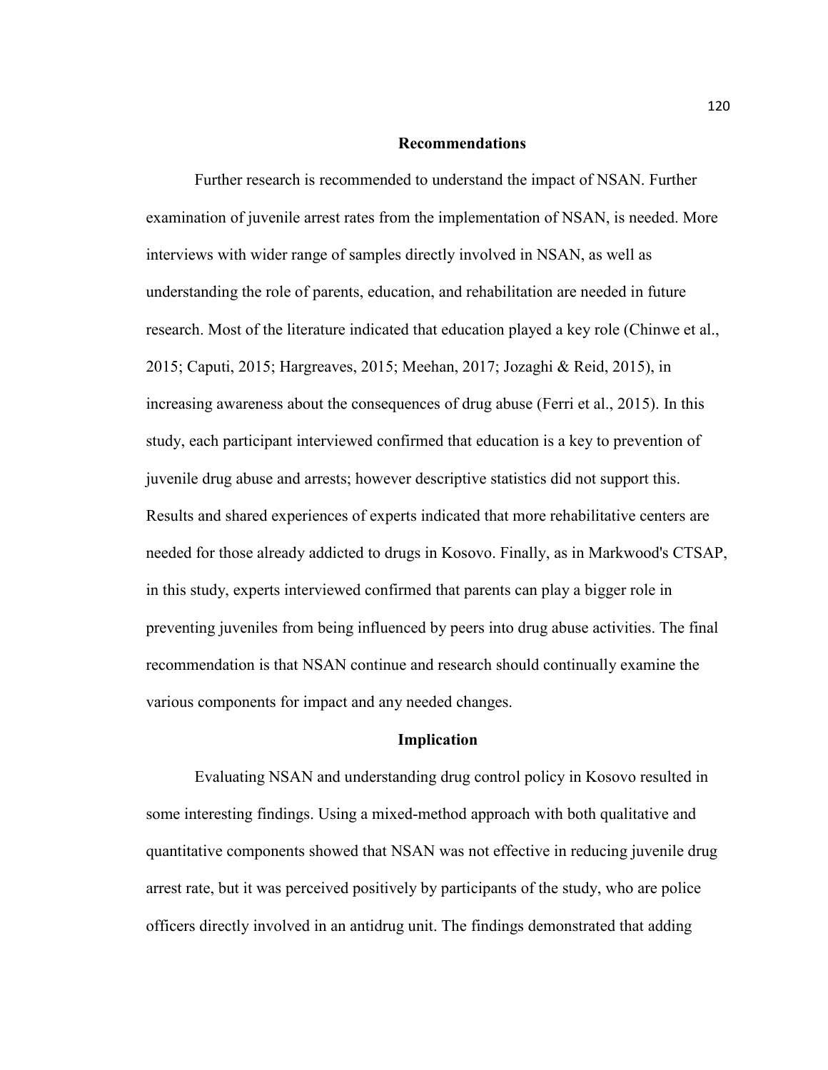## Recommendations

Further research is recommended to understand the impact of NSAN. Further examination of juvenile arrest rates from the implementation of NSAN, is needed. More interviews with wider range of samples directly involved in NSAN, as well as understanding the role of parents, education, and rehabilitation are needed in future research. Most of the literature indicated that education played a key role (Chinwe et al., 2015; Caputi, 2015; Hargreaves, 2015; Meehan, 2017; Jozaghi & Reid, 2015), in increasing awareness about the consequences of drug abuse (Ferri et al., 2015). In this study, each participant interviewed confirmed that education is a key to prevention of juvenile drug abuse and arrests; however descriptive statistics did not support this. Results and shared experiences of experts indicated that more rehabilitative centers are needed for those already addicted to drugs in Kosovo. Finally, as in Markwood's CTSAP, in this study, experts interviewed confirmed that parents can play a bigger role in preventing juveniles from being influenced by peers into drug abuse activities. The final recommendation is that NSAN continue and research should continually examine the various components for impact and any needed changes.

## Implication

Evaluating NSAN and understanding drug control policy in Kosovo resulted in some interesting findings. Using a mixed-method approach with both qualitative and quantitative components showed that NSAN was not effective in reducing juvenile drug arrest rate, but it was perceived positively by participants of the study, who are police officers directly involved in an antidrug unit. The findings demonstrated that adding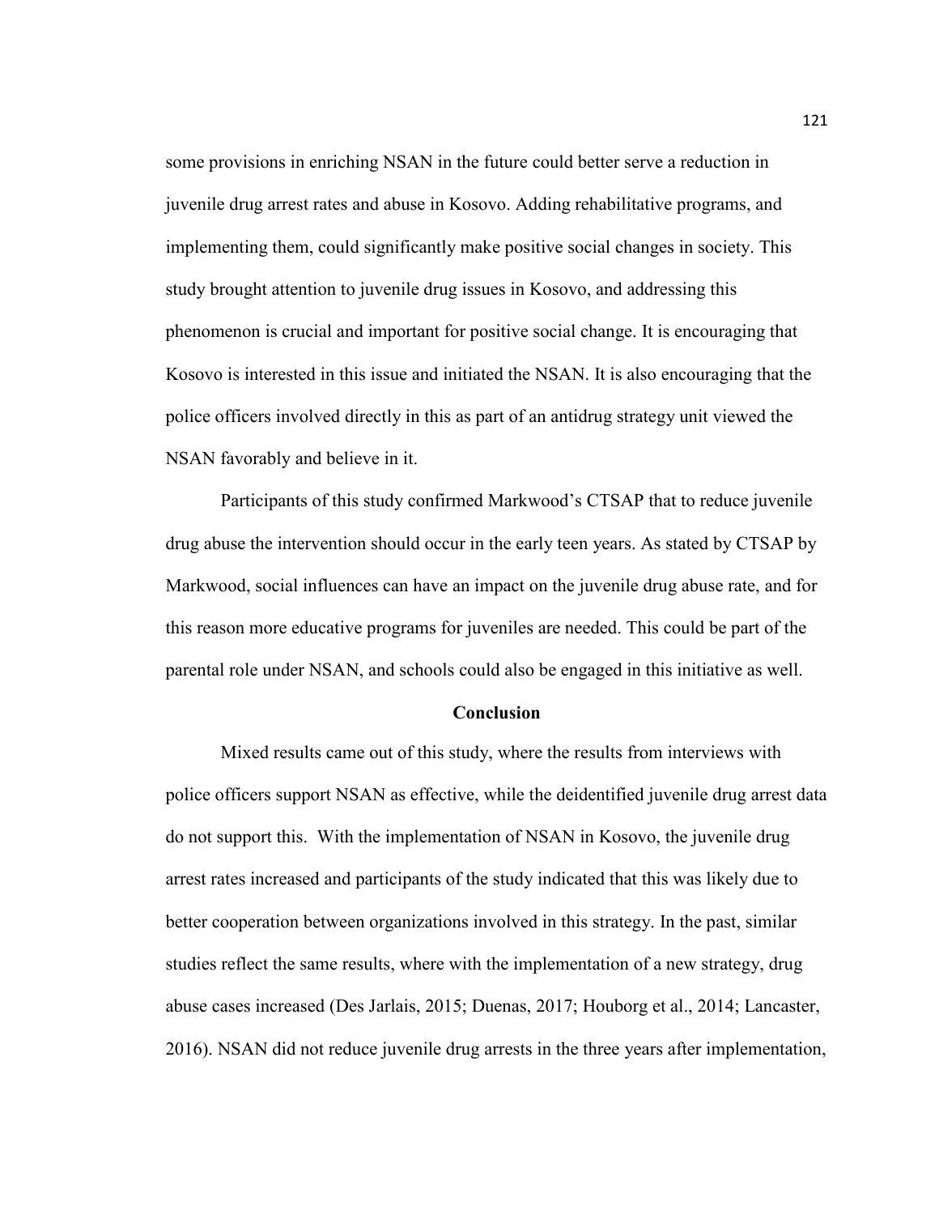some provisions in enriching NSAN in the future could better serve a reduction in juvenile drug arrest rates and abuse in Kosovo. Adding rehabilitative programs, and implementing them, could significantly make positive social changes in society. This study brought attention to juvenile drug issues in Kosovo, and addressing this phenomenon is crucial and important for positive social change. It is encouraging that Kosovo is interested in this issue and initiated the NSAN. It is also encouraging that the police officers involved directly in this as part of an antidrug strategy unit viewed the NSAN favorably and believe in it.

Participants of this study confirmed Markwood's CTSAP that to reduce juvenile drug abuse the intervention should occur in the early teen years. As stated by CTSAP by Markwood, social influences can have an impact on the juvenile drug abuse rate, and for this reason more educative programs for juveniles are needed. This could be part of the parental role under NSAN, and schools could also be engaged in this initiative as well.

## Conclusion

Mixed results came out of this study, where the results from interviews with police officers support NSAN as effective, while the deidentified juvenile drug arrest data do not support this. With the implementation of NSAN in Kosovo, the juvenile drug arrest rates increased and participants of the study indicated that this was likely due to better cooperation between organizations involved in this strategy. In the past, similar studies reflect the same results, where with the implementation of a new strategy, drug abuse cases increased (Des Jarlais, 2015; Duenas, 2017; Houborg et al., 2014; Lancaster, 2016). NSAN did not reduce juvenile drug arrests in the three years after implementation,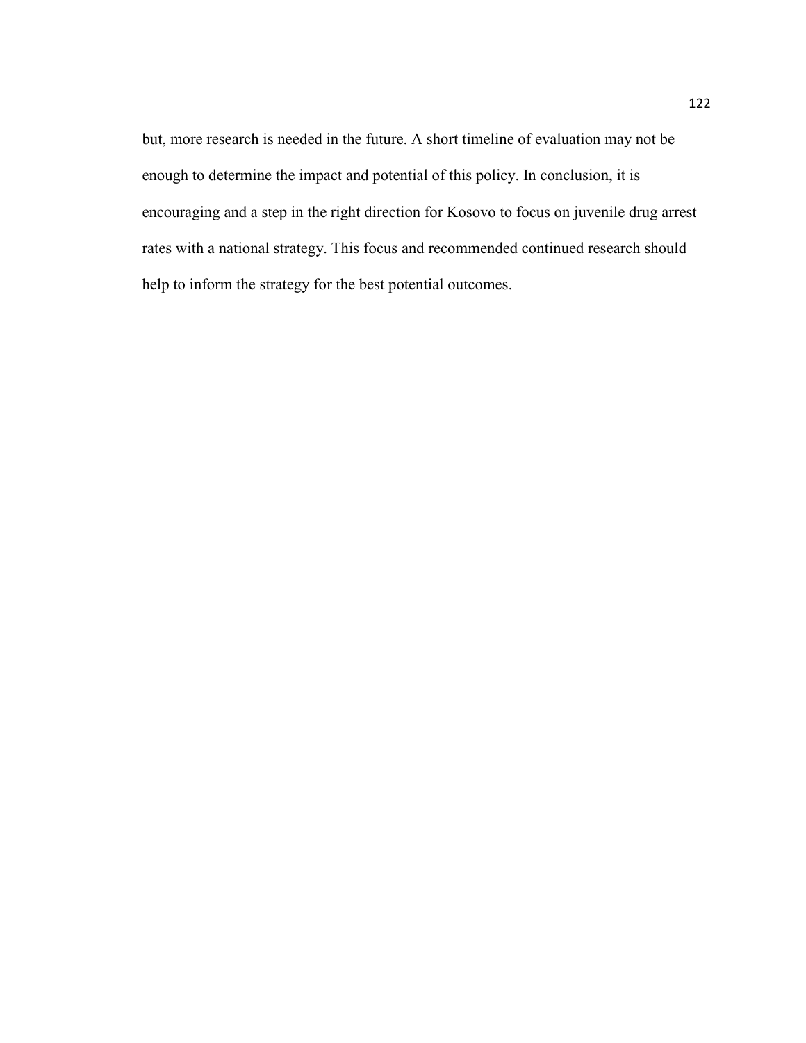but, more research is needed in the future. A short timeline of evaluation may not be enough to determine the impact and potential of this policy. In conclusion, it is encouraging and a step in the right direction for Kosovo to focus on juvenile drug arrest rates with a national strategy. This focus and recommended continued research should help to inform the strategy for the best potential outcomes.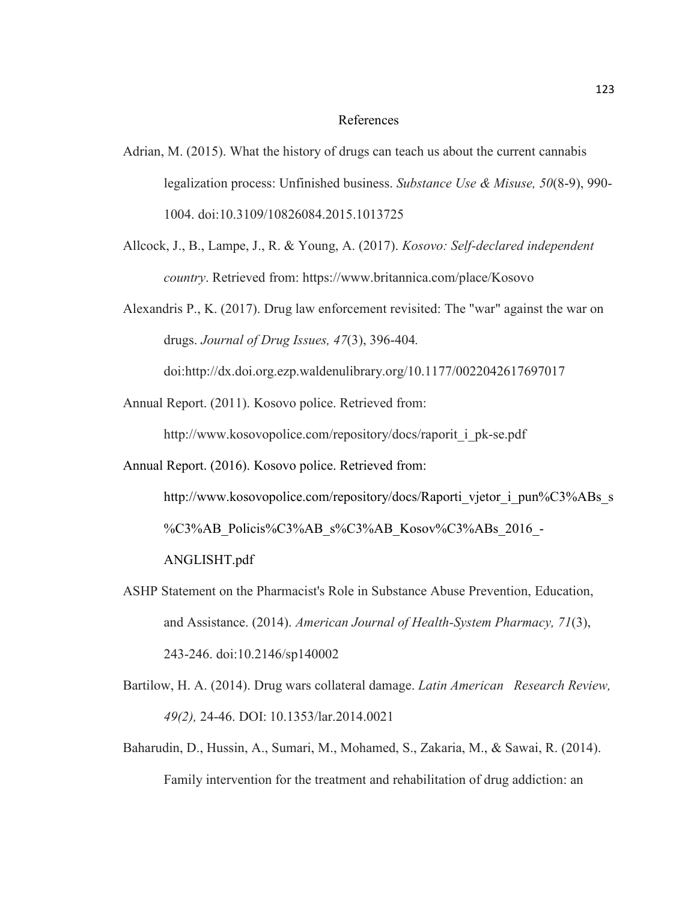# References

Adrian, M. (2015). What the history of drugs can teach us about the current cannabis legalization process: Unfinished business. *Substance Use & Misuse, 50*(8-9), 990-1004. doi:10.3109/10826084.2015.1013725

Allcock, J., B., Lampe, J., R. & Young, A. (2017). *Kosovo: Self-declared independent country*. Retrieved from: https://www.britannica.com/place/Kosovo

Alexandris P., K. (2017). Drug law enforcement revisited: The "war" against the war on drugs. *Journal of Drug Issues, 47*(3), 396-404. doi:http://dx.doi.org.ezp.waldenulibrary.org/10.1177/0022042617697017

Annual Report. (2011). Kosovo police. Retrieved from: http://www.kosovopolice.com/repository/docs/raporit_i_pk-se.pdf

Annual Report. (2016). Kosovo police. Retrieved from: http://www.kosovopolice.com/repository/docs/Raporti_vjetor_i_pun%C3%ABs_s%C3%AB_Policis%C3%AB_s%C3%AB_Kosov%C3%ABs_2016_-ANGLISHT.pdf

ASHP Statement on the Pharmacist's Role in Substance Abuse Prevention, Education, and Assistance. (2014). *American Journal of Health-System Pharmacy, 71*(3), 243-246. doi:10.2146/sp140002

Bartilow, H. A. (2014). Drug wars collateral damage. *Latin American Research Review, 49(2),* 24-46. DOI: 10.1353/lar.2014.0021

Baharudin, D., Hussin, A., Sumari, M., Mohamed, S., Zakaria, M., & Sawai, R. (2014). Family intervention for the treatment and rehabilitation of drug addiction: an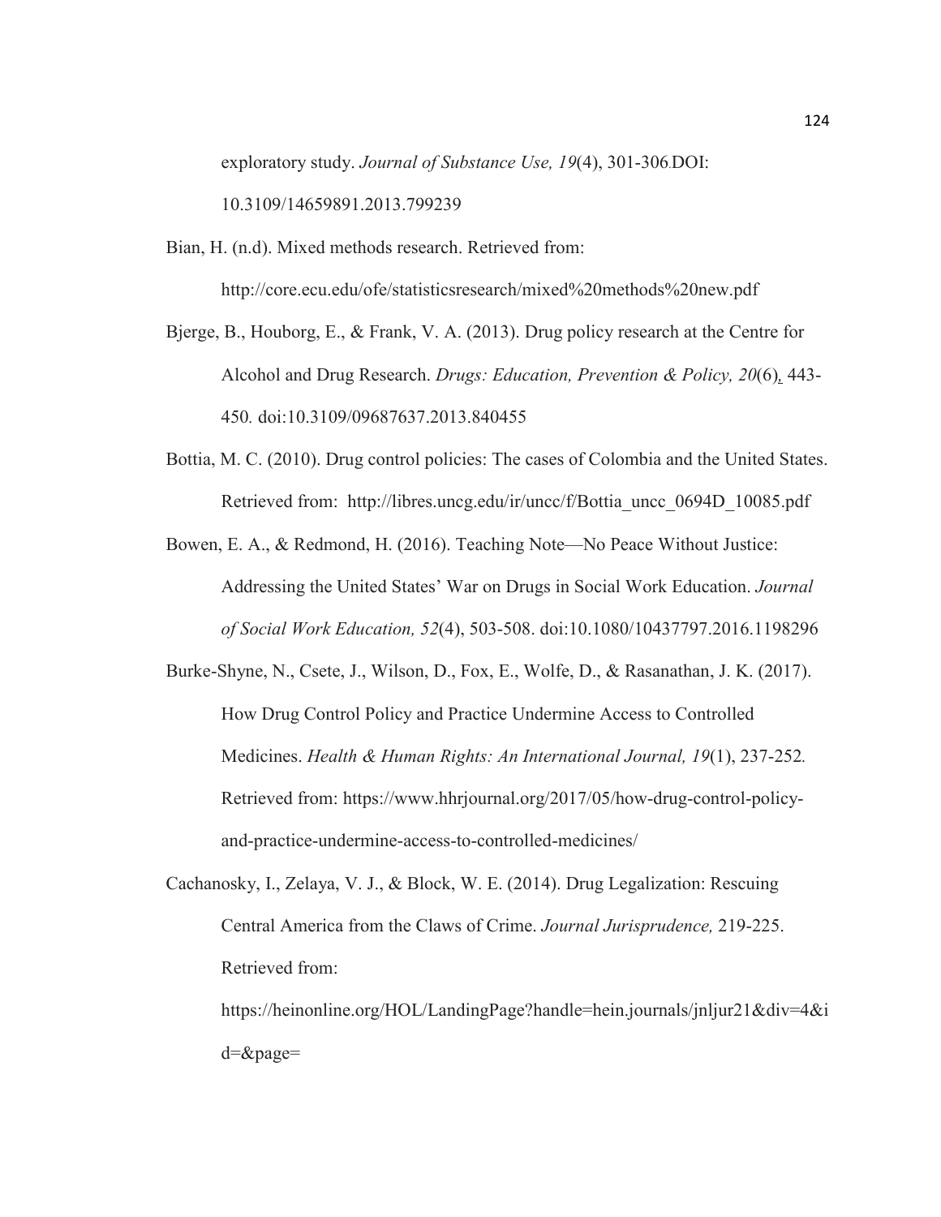exploratory study. *Journal of Substance Use, 19*(4), 301-306.DOI: 10.3109/14659891.2013.799239

Bian, H. (n.d). Mixed methods research. Retrieved from: http://core.ecu.edu/ofe/statisticsresearch/mixed%20methods%20new.pdf

Bjerge, B., Houborg, E., & Frank, V. A. (2013). Drug policy research at the Centre for Alcohol and Drug Research. *Drugs: Education, Prevention & Policy, 20*(6), 443-450. doi:10.3109/09687637.2013.840455

Bottia, M. C. (2010). Drug control policies: The cases of Colombia and the United States. Retrieved from: http://libres.uncg.edu/ir/uncc/f/Bottia_uncc_0694D_10085.pdf

Bowen, E. A., & Redmond, H. (2016). Teaching Note—No Peace Without Justice: Addressing the United States' War on Drugs in Social Work Education. *Journal of Social Work Education, 52*(4), 503-508. doi:10.1080/10437797.2016.1198296

Burke-Shyne, N., Csete, J., Wilson, D., Fox, E., Wolfe, D., & Rasanathan, J. K. (2017). How Drug Control Policy and Practice Undermine Access to Controlled Medicines. *Health & Human Rights: An International Journal, 19*(1), 237-252. Retrieved from: https://www.hhrjournal.org/2017/05/how-drug-control-policy-and-practice-undermine-access-to-controlled-medicines/

Cachanosky, I., Zelaya, V. J., & Block, W. E. (2014). Drug Legalization: Rescuing Central America from the Claws of Crime. *Journal Jurisprudence,* 219-225. Retrieved from: https://heinonline.org/HOL/LandingPage?handle=hein.journals/jnljur21&div=4&id=&page=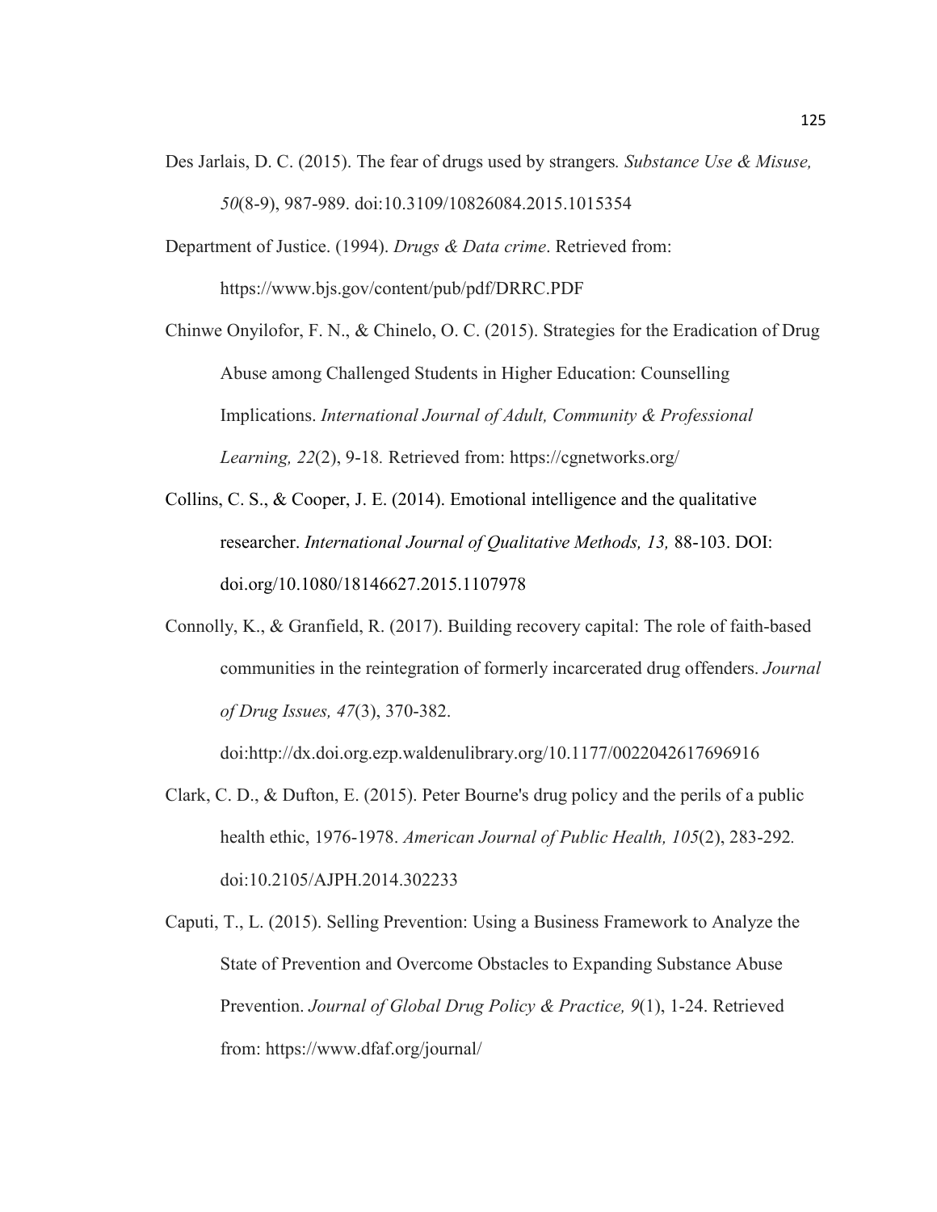Des Jarlais, D. C. (2015). The fear of drugs used by strangers*. Substance Use & Misuse, 50*(8-9), 987-989. doi:10.3109/10826084.2015.1015354

Department of Justice. (1994). *Drugs & Data crime*. Retrieved from: https://www.bjs.gov/content/pub/pdf/DRRC.PDF

Chinwe Onyilofor, F. N., & Chinelo, O. C. (2015). Strategies for the Eradication of Drug Abuse among Challenged Students in Higher Education: Counselling Implications. *International Journal of Adult, Community & Professional Learning, 22*(2), 9-18*.* Retrieved from: https://cgnetworks.org/

Collins, C. S., & Cooper, J. E. (2014). Emotional intelligence and the qualitative researcher. *International Journal of Qualitative Methods, 13,* 88-103. DOI: doi.org/10.1080/18146627.2015.1107978

Connolly, K., & Granfield, R. (2017). Building recovery capital: The role of faith-based communities in the reintegration of formerly incarcerated drug offenders. *Journal of Drug Issues, 47*(3), 370-382. doi:http://dx.doi.org.ezp.waldenulibrary.org/10.1177/0022042617696916

Clark, C. D., & Dufton, E. (2015). Peter Bourne's drug policy and the perils of a public health ethic, 1976-1978. *American Journal of Public Health, 105*(2), 283-292*.* doi:10.2105/AJPH.2014.302233

Caputi, T., L. (2015). Selling Prevention: Using a Business Framework to Analyze the State of Prevention and Overcome Obstacles to Expanding Substance Abuse Prevention. *Journal of Global Drug Policy & Practice, 9*(1), 1-24. Retrieved from: https://www.dfaf.org/journal/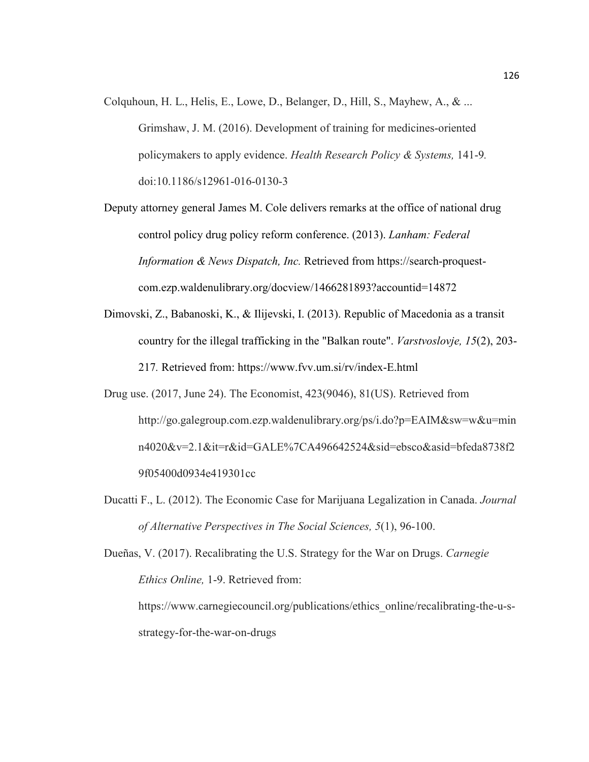Colquhoun, H. L., Helis, E., Lowe, D., Belanger, D., Hill, S., Mayhew, A., & ... Grimshaw, J. M. (2016). Development of training for medicines-oriented policymakers to apply evidence. *Health Research Policy & Systems,* 141-9*.* doi:10.1186/s12961-016-0130-3

Deputy attorney general James M. Cole delivers remarks at the office of national drug control policy drug policy reform conference. (2013). *Lanham: Federal Information & News Dispatch, Inc.* Retrieved from https://search-proquest-com.ezp.waldenulibrary.org/docview/1466281893?accountid=14872

Dimovski, Z., Babanoski, K., & Ilijevski, I. (2013). Republic of Macedonia as a transit country for the illegal trafficking in the "Balkan route". *Varstvoslovje, 15*(2), 203-217*.* Retrieved from: https://www.fvv.um.si/rv/index-E.html

Drug use. (2017, June 24). The Economist, 423(9046), 81(US). Retrieved from http://go.galegroup.com.ezp.waldenulibrary.org/ps/i.do?p=EAIM&sw=w&u=minn4020&v=2.1&it=r&id=GALE%7CA496642524&sid=ebsco&asid=bfeda8738f29f05400d0934e419301cc

Ducatti F., L. (2012). The Economic Case for Marijuana Legalization in Canada. *Journal of Alternative Perspectives in The Social Sciences, 5*(1), 96-100.

Dueñas, V. (2017). Recalibrating the U.S. Strategy for the War on Drugs. *Carnegie Ethics Online,* 1-9. Retrieved from: https://www.carnegiecouncil.org/publications/ethics_online/recalibrating-the-u-s-strategy-for-the-war-on-drugs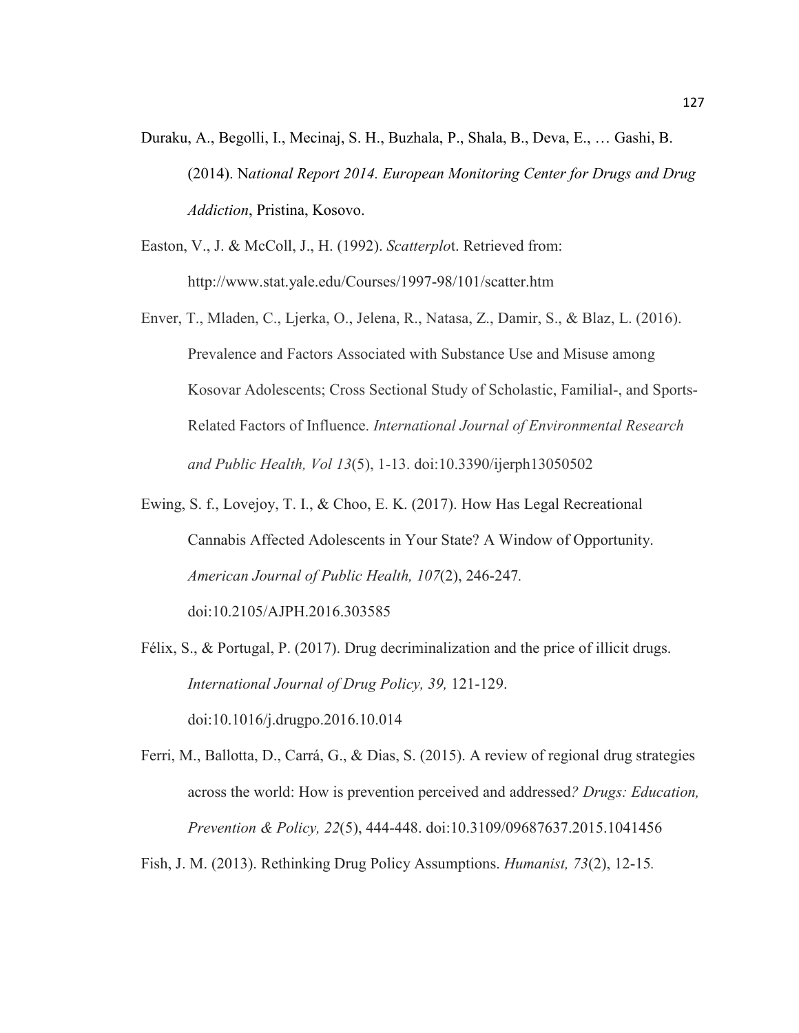Duraku, A., Begolli, I., Mecinaj, S. H., Buzhala, P., Shala, B., Deva, E., … Gashi, B. (2014). N*ational Report 2014. European Monitoring Center for Drugs and Drug Addiction*, Pristina, Kosovo.

Easton, V., J. & McColl, J., H. (1992). *Scatterplo*t. Retrieved from: http://www.stat.yale.edu/Courses/1997-98/101/scatter.htm

Enver, T., Mladen, C., Ljerka, O., Jelena, R., Natasa, Z., Damir, S., & Blaz, L. (2016). Prevalence and Factors Associated with Substance Use and Misuse among Kosovar Adolescents; Cross Sectional Study of Scholastic, Familial-, and Sports-Related Factors of Influence. *International Journal of Environmental Research and Public Health, Vol 13*(5), 1-13. doi:10.3390/ijerph13050502

Ewing, S. f., Lovejoy, T. I., & Choo, E. K. (2017). How Has Legal Recreational Cannabis Affected Adolescents in Your State? A Window of Opportunity. *American Journal of Public Health, 107*(2), 246-247. doi:10.2105/AJPH.2016.303585

Félix, S., & Portugal, P. (2017). Drug decriminalization and the price of illicit drugs. *International Journal of Drug Policy, 39,* 121-129. doi:10.1016/j.drugpo.2016.10.014

Ferri, M., Ballotta, D., Carrá, G., & Dias, S. (2015). A review of regional drug strategies across the world: How is prevention perceived and addressed*? Drugs: Education, Prevention & Policy, 22*(5), 444-448. doi:10.3109/09687637.2015.1041456

Fish, J. M. (2013). Rethinking Drug Policy Assumptions. *Humanist, 73*(2), 12-15*.*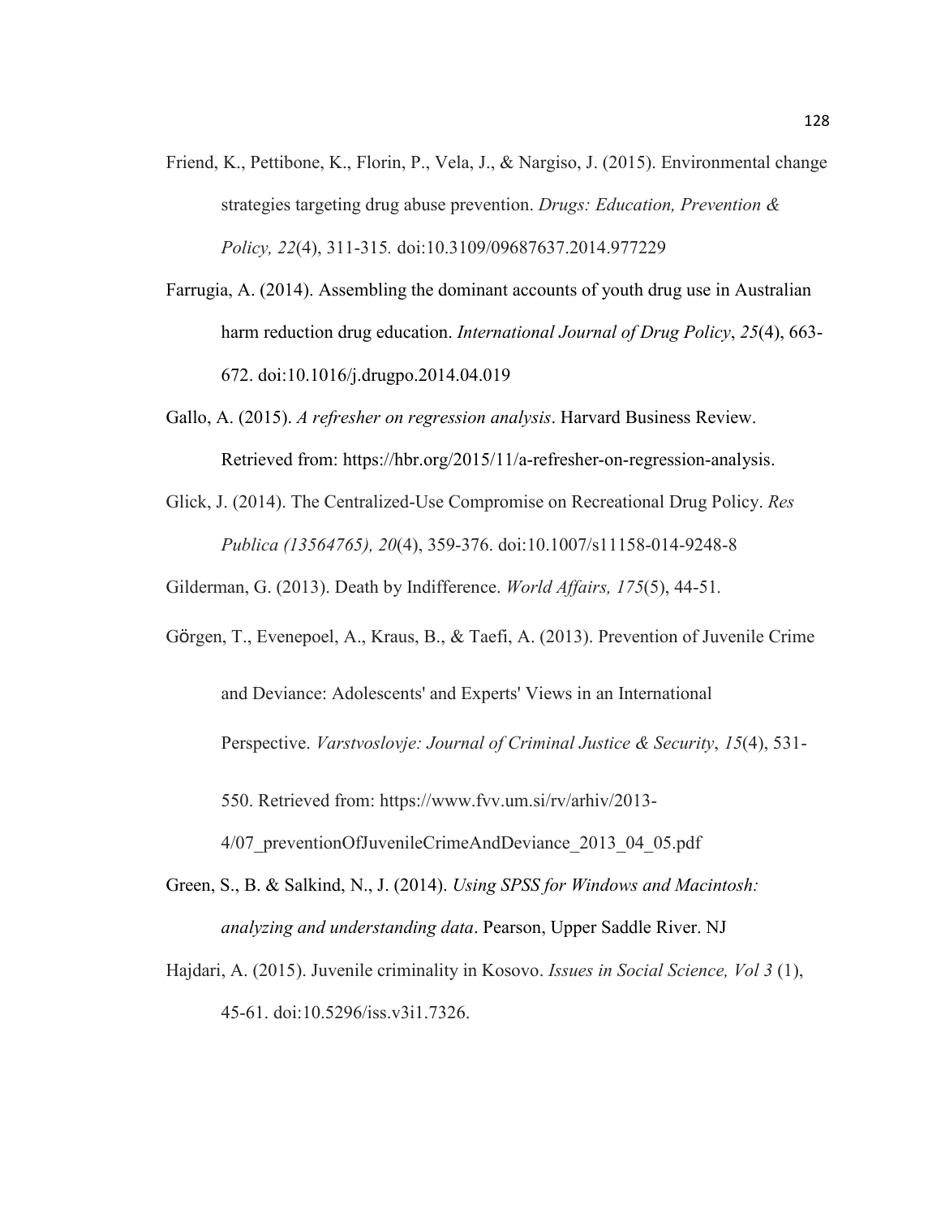Friend, K., Pettibone, K., Florin, P., Vela, J., & Nargiso, J. (2015). Environmental change strategies targeting drug abuse prevention. *Drugs: Education, Prevention & Policy, 22*(4), 311-315. doi:10.3109/09687637.2014.977229

Farrugia, A. (2014). Assembling the dominant accounts of youth drug use in Australian harm reduction drug education. *International Journal of Drug Policy*, *25*(4), 663-672. doi:10.1016/j.drugpo.2014.04.019

Gallo, A. (2015). *A refresher on regression analysis*. Harvard Business Review. Retrieved from: https://hbr.org/2015/11/a-refresher-on-regression-analysis.

Glick, J. (2014). The Centralized-Use Compromise on Recreational Drug Policy. *Res Publica (13564765), 20*(4), 359-376. doi:10.1007/s11158-014-9248-8

Gilderman, G. (2013). Death by Indifference. *World Affairs, 175*(5), 44-51.

Görgen, T., Evenepoel, A., Kraus, B., & Taefi, A. (2013). Prevention of Juvenile Crime and Deviance: Adolescents' and Experts' Views in an International Perspective. *Varstvoslovje: Journal of Criminal Justice & Security*, *15*(4), 531-550. Retrieved from: https://www.fvv.um.si/rv/arhiv/2013-4/07_preventionOfJuvenileCrimeAndDeviance_2013_04_05.pdf

Green, S., B. & Salkind, N., J. (2014). *Using SPSS for Windows and Macintosh: analyzing and understanding data*. Pearson, Upper Saddle River. NJ

Hajdari, A. (2015). Juvenile criminality in Kosovo. *Issues in Social Science, Vol 3* (1), 45-61. doi:10.5296/iss.v3i1.7326.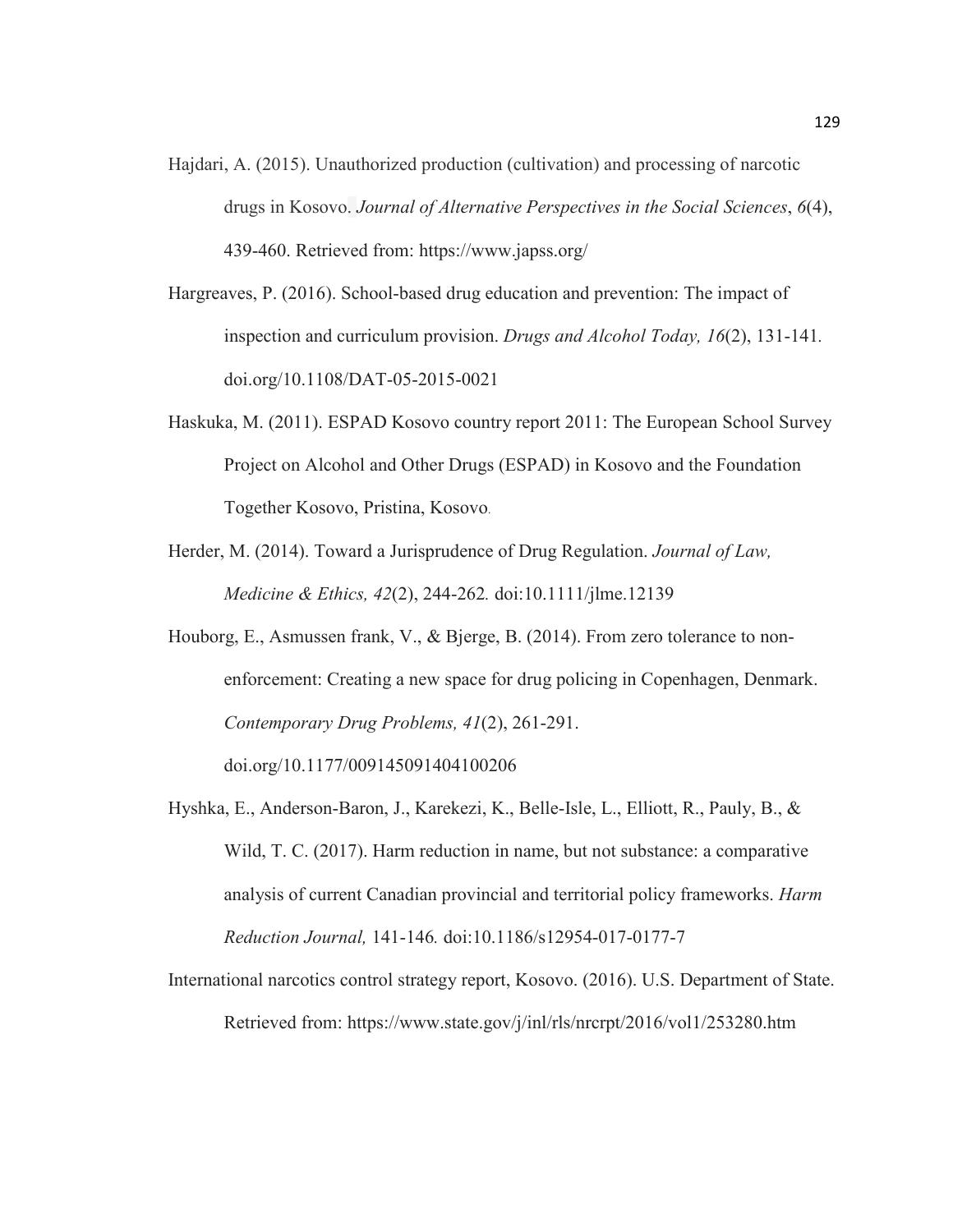Hajdari, A. (2015). Unauthorized production (cultivation) and processing of narcotic drugs in Kosovo. *Journal of Alternative Perspectives in the Social Sciences*, *6*(4), 439-460. Retrieved from: https://www.japss.org/

Hargreaves, P. (2016). School-based drug education and prevention: The impact of inspection and curriculum provision. *Drugs and Alcohol Today, 16*(2), 131-141. doi.org/10.1108/DAT-05-2015-0021

Haskuka, M. (2011). ESPAD Kosovo country report 2011: The European School Survey Project on Alcohol and Other Drugs (ESPAD) in Kosovo and the Foundation Together Kosovo, Pristina, Kosovo.

Herder, M. (2014). Toward a Jurisprudence of Drug Regulation. *Journal of Law, Medicine & Ethics, 42*(2), 244-262*.* doi:10.1111/jlme.12139

Houborg, E., Asmussen frank, V., & Bjerge, B. (2014). From zero tolerance to non-enforcement: Creating a new space for drug policing in Copenhagen, Denmark. *Contemporary Drug Problems, 41*(2), 261-291. doi.org/10.1177/009145091404100206

Hyshka, E., Anderson-Baron, J., Karekezi, K., Belle-Isle, L., Elliott, R., Pauly, B., & Wild, T. C. (2017). Harm reduction in name, but not substance: a comparative analysis of current Canadian provincial and territorial policy frameworks. *Harm Reduction Journal,* 141-146*.* doi:10.1186/s12954-017-0177-7

International narcotics control strategy report, Kosovo. (2016). U.S. Department of State. Retrieved from: https://www.state.gov/j/inl/rls/nrcrpt/2016/vol1/253280.htm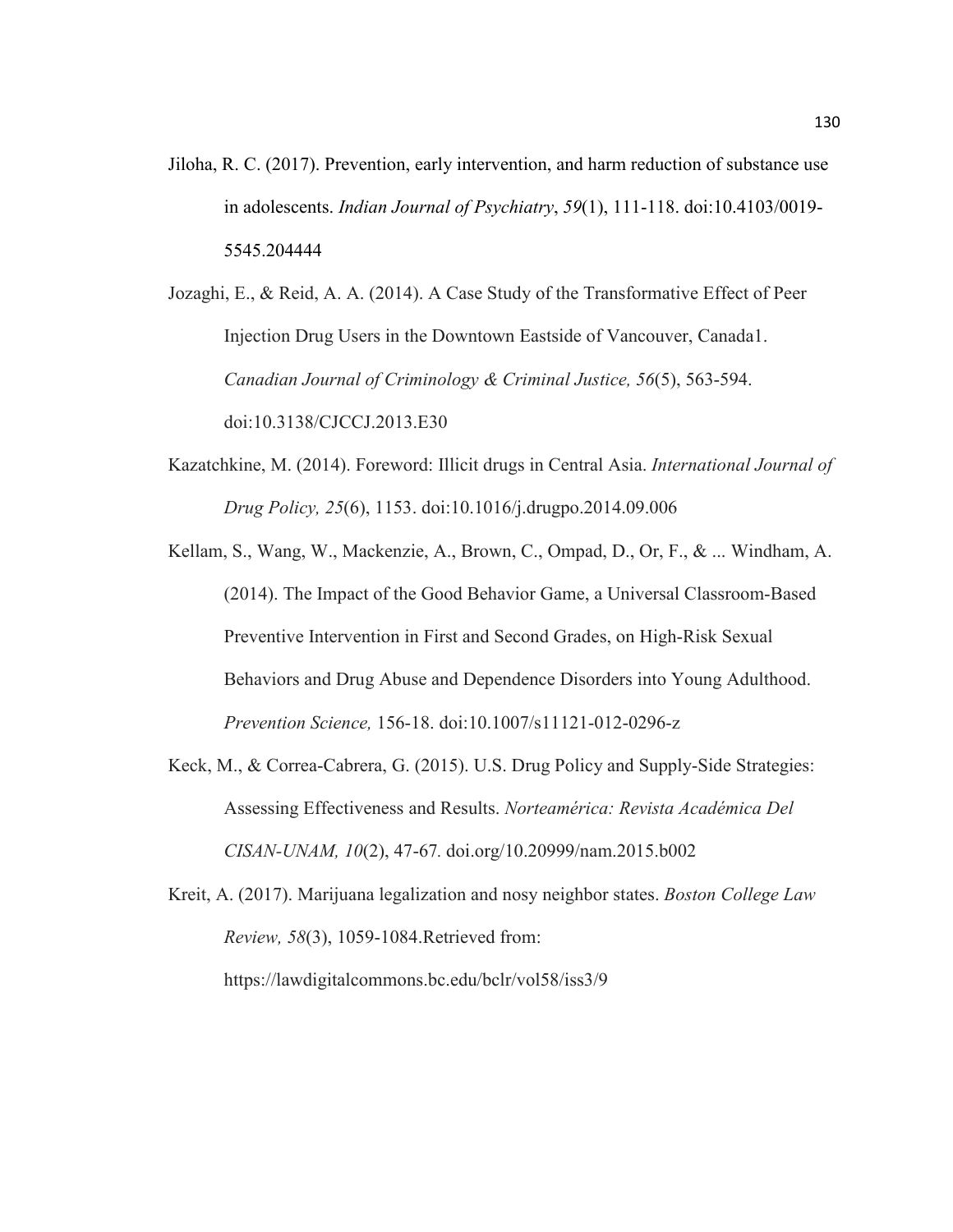Jiloha, R. C. (2017). Prevention, early intervention, and harm reduction of substance use in adolescents. *Indian Journal of Psychiatry*, *59*(1), 111-118. doi:10.4103/0019-5545.204444

Jozaghi, E., & Reid, A. A. (2014). A Case Study of the Transformative Effect of Peer Injection Drug Users in the Downtown Eastside of Vancouver, Canada1. *Canadian Journal of Criminology & Criminal Justice, 56*(5), 563-594. doi:10.3138/CJCCJ.2013.E30

Kazatchkine, M. (2014). Foreword: Illicit drugs in Central Asia. *International Journal of Drug Policy, 25*(6), 1153. doi:10.1016/j.drugpo.2014.09.006

Kellam, S., Wang, W., Mackenzie, A., Brown, C., Ompad, D., Or, F., & ... Windham, A. (2014). The Impact of the Good Behavior Game, a Universal Classroom-Based Preventive Intervention in First and Second Grades, on High-Risk Sexual Behaviors and Drug Abuse and Dependence Disorders into Young Adulthood. *Prevention Science,* 156-18. doi:10.1007/s11121-012-0296-z

Keck, M., & Correa-Cabrera, G. (2015). U.S. Drug Policy and Supply-Side Strategies: Assessing Effectiveness and Results. *Norteamérica: Revista Académica Del CISAN-UNAM, 10*(2), 47-67. doi.org/10.20999/nam.2015.b002

Kreit, A. (2017). Marijuana legalization and nosy neighbor states. *Boston College Law Review, 58*(3), 1059-1084.Retrieved from: https://lawdigitalcommons.bc.edu/bclr/vol58/iss3/9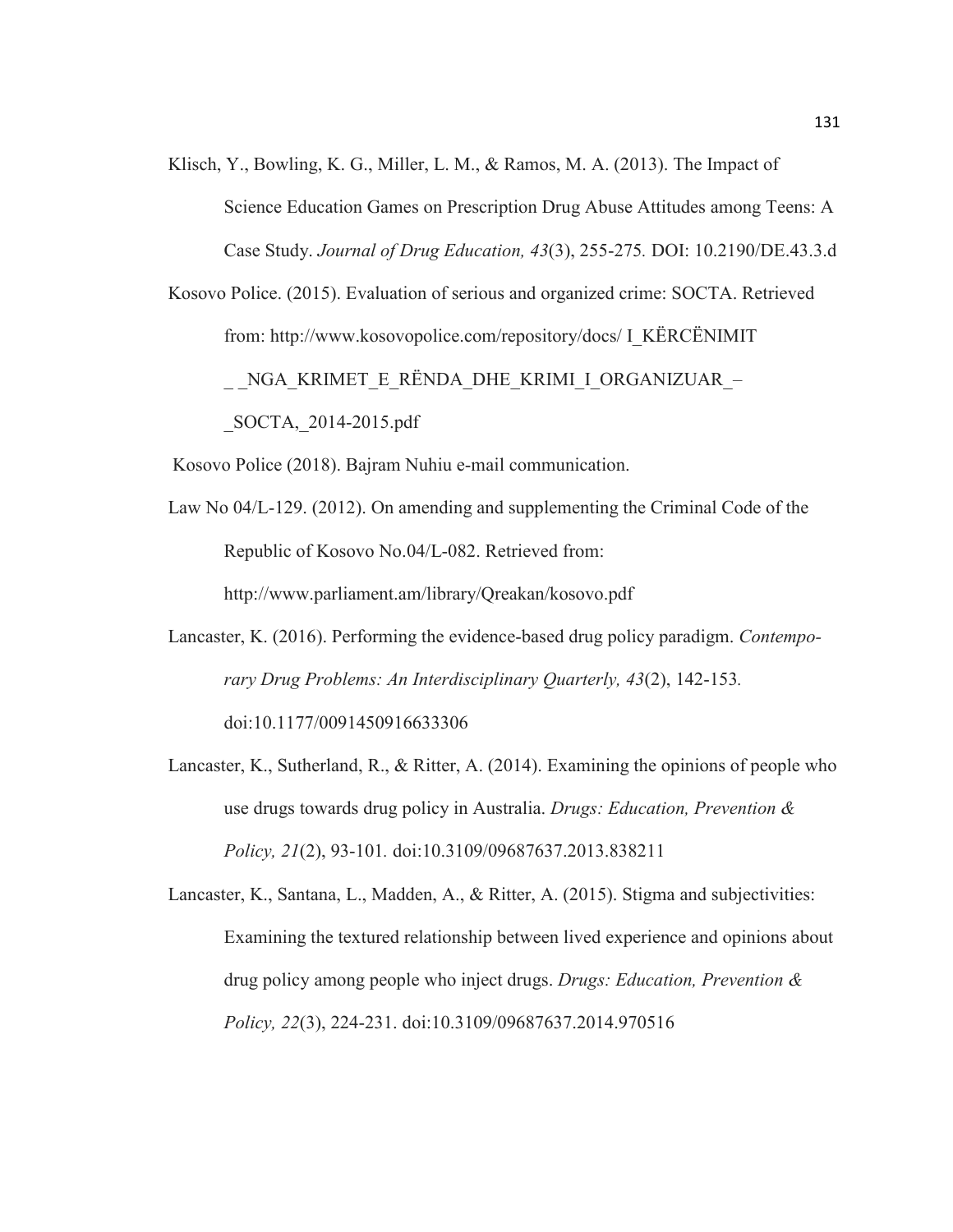Klisch, Y., Bowling, K. G., Miller, L. M., & Ramos, M. A. (2013). The Impact of Science Education Games on Prescription Drug Abuse Attitudes among Teens: A Case Study. *Journal of Drug Education, 43*(3), 255-275. DOI: 10.2190/DE.43.3.d

Kosovo Police. (2015). Evaluation of serious and organized crime: SOCTA. Retrieved from: http://www.kosovopolice.com/repository/docs/ I_KËRCËNIMIT _ _NGA_KRIMET_E_RËNDA_DHE_KRIMI_I_ORGANIZUAR_– _SOCTA,_2014-2015.pdf

Kosovo Police (2018). Bajram Nuhiu e-mail communication.

Law No 04/L-129. (2012). On amending and supplementing the Criminal Code of the Republic of Kosovo No.04/L-082. Retrieved from: http://www.parliament.am/library/Qreakan/kosovo.pdf

Lancaster, K. (2016). Performing the evidence-based drug policy paradigm. *Contemporary Drug Problems: An Interdisciplinary Quarterly, 43*(2), 142-153. doi:10.1177/0091450916633306

Lancaster, K., Sutherland, R., & Ritter, A. (2014). Examining the opinions of people who use drugs towards drug policy in Australia. *Drugs: Education, Prevention & Policy, 21*(2), 93-101. doi:10.3109/09687637.2013.838211

Lancaster, K., Santana, L., Madden, A., & Ritter, A. (2015). Stigma and subjectivities: Examining the textured relationship between lived experience and opinions about drug policy among people who inject drugs. *Drugs: Education, Prevention & Policy, 22*(3), 224-231. doi:10.3109/09687637.2014.970516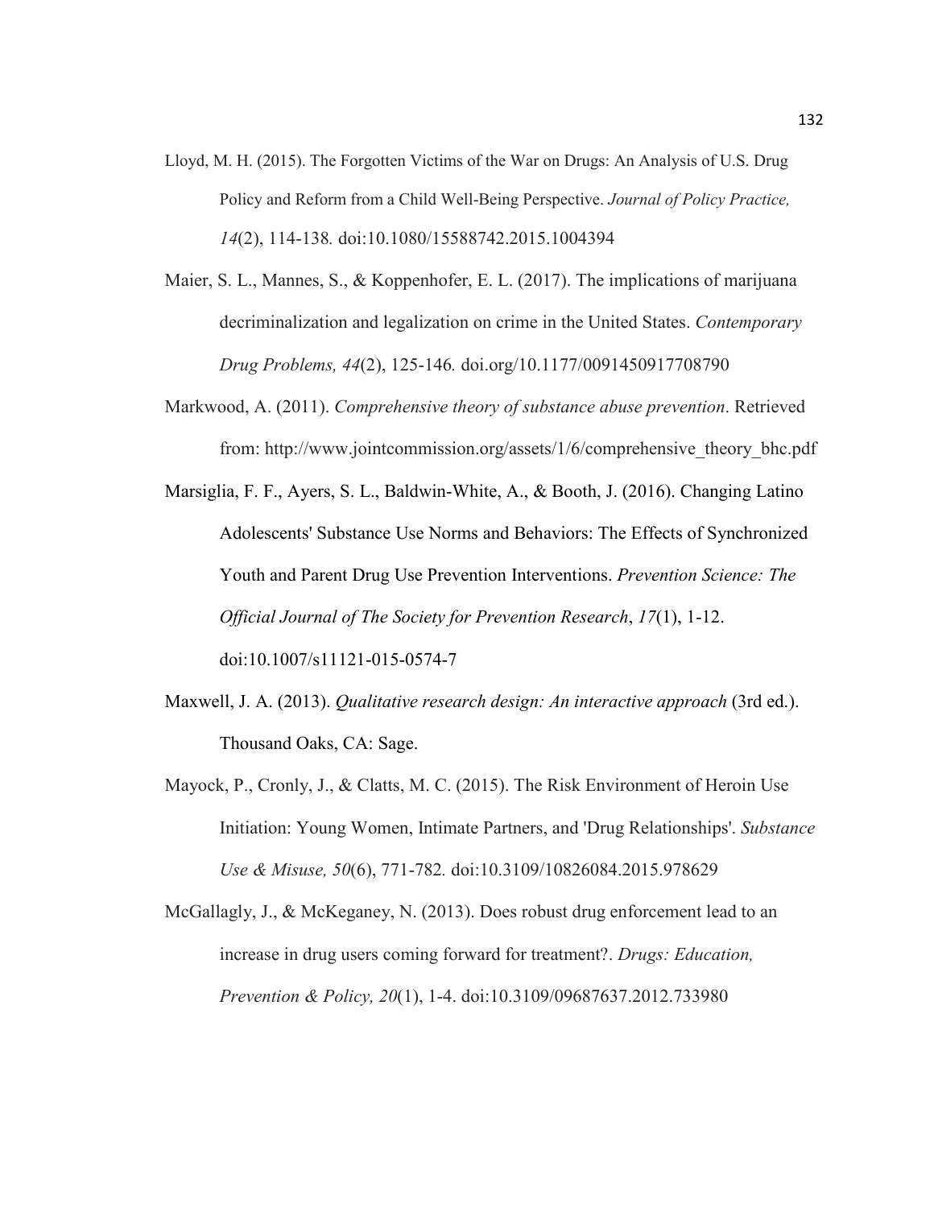Lloyd, M. H. (2015). The Forgotten Victims of the War on Drugs: An Analysis of U.S. Drug Policy and Reform from a Child Well-Being Perspective. *Journal of Policy Practice, 14*(2), 114-138. doi:10.1080/15588742.2015.1004394

Maier, S. L., Mannes, S., & Koppenhofer, E. L. (2017). The implications of marijuana decriminalization and legalization on crime in the United States. *Contemporary Drug Problems, 44*(2), 125-146. doi.org/10.1177/0091450917708790

Markwood, A. (2011). *Comprehensive theory of substance abuse prevention*. Retrieved from: http://www.jointcommission.org/assets/1/6/comprehensive_theory_bhc.pdf

Marsiglia, F. F., Ayers, S. L., Baldwin-White, A., & Booth, J. (2016). Changing Latino Adolescents' Substance Use Norms and Behaviors: The Effects of Synchronized Youth and Parent Drug Use Prevention Interventions. *Prevention Science: The Official Journal of The Society for Prevention Research*, *17*(1), 1-12. doi:10.1007/s11121-015-0574-7

Maxwell, J. A. (2013). *Qualitative research design: An interactive approach* (3rd ed.). Thousand Oaks, CA: Sage.

Mayock, P., Cronly, J., & Clatts, M. C. (2015). The Risk Environment of Heroin Use Initiation: Young Women, Intimate Partners, and 'Drug Relationships'. *Substance Use & Misuse, 50*(6), 771-782. doi:10.3109/10826084.2015.978629

McGallagly, J., & McKeganey, N. (2013). Does robust drug enforcement lead to an increase in drug users coming forward for treatment?. *Drugs: Education, Prevention & Policy, 20*(1), 1-4. doi:10.3109/09687637.2012.733980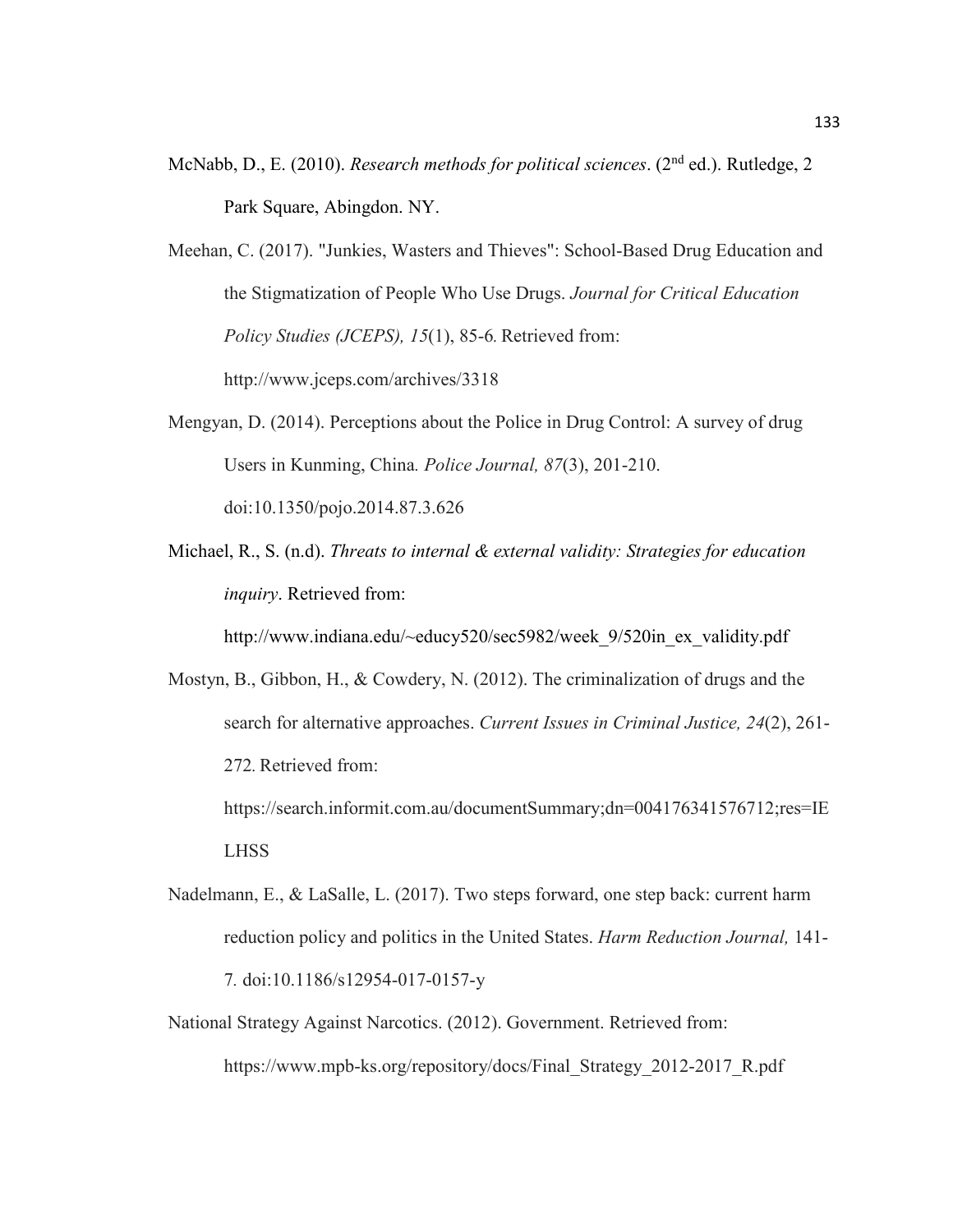McNabb, D., E. (2010). *Research methods for political sciences*. (2nd ed.). Rutledge, 2 Park Square, Abingdon. NY.

Meehan, C. (2017). "Junkies, Wasters and Thieves": School-Based Drug Education and the Stigmatization of People Who Use Drugs. *Journal for Critical Education Policy Studies (JCEPS), 15*(1), 85-6. Retrieved from: http://www.jceps.com/archives/3318

Mengyan, D. (2014). Perceptions about the Police in Drug Control: A survey of drug Users in Kunming, China. *Police Journal, 87*(3), 201-210. doi:10.1350/pojo.2014.87.3.626

Michael, R., S. (n.d). *Threats to internal & external validity: Strategies for education inquiry*. Retrieved from: http://www.indiana.edu/~educy520/sec5982/week_9/520in_ex_validity.pdf

Mostyn, B., Gibbon, H., & Cowdery, N. (2012). The criminalization of drugs and the search for alternative approaches. *Current Issues in Criminal Justice, 24*(2), 261-272. Retrieved from: https://search.informit.com.au/documentSummary;dn=004176341576712;res=IELHSS

Nadelmann, E., & LaSalle, L. (2017). Two steps forward, one step back: current harm reduction policy and politics in the United States. *Harm Reduction Journal,* 141-7. doi:10.1186/s12954-017-0157-y

National Strategy Against Narcotics. (2012). Government. Retrieved from: https://www.mpb-ks.org/repository/docs/Final_Strategy_2012-2017_R.pdf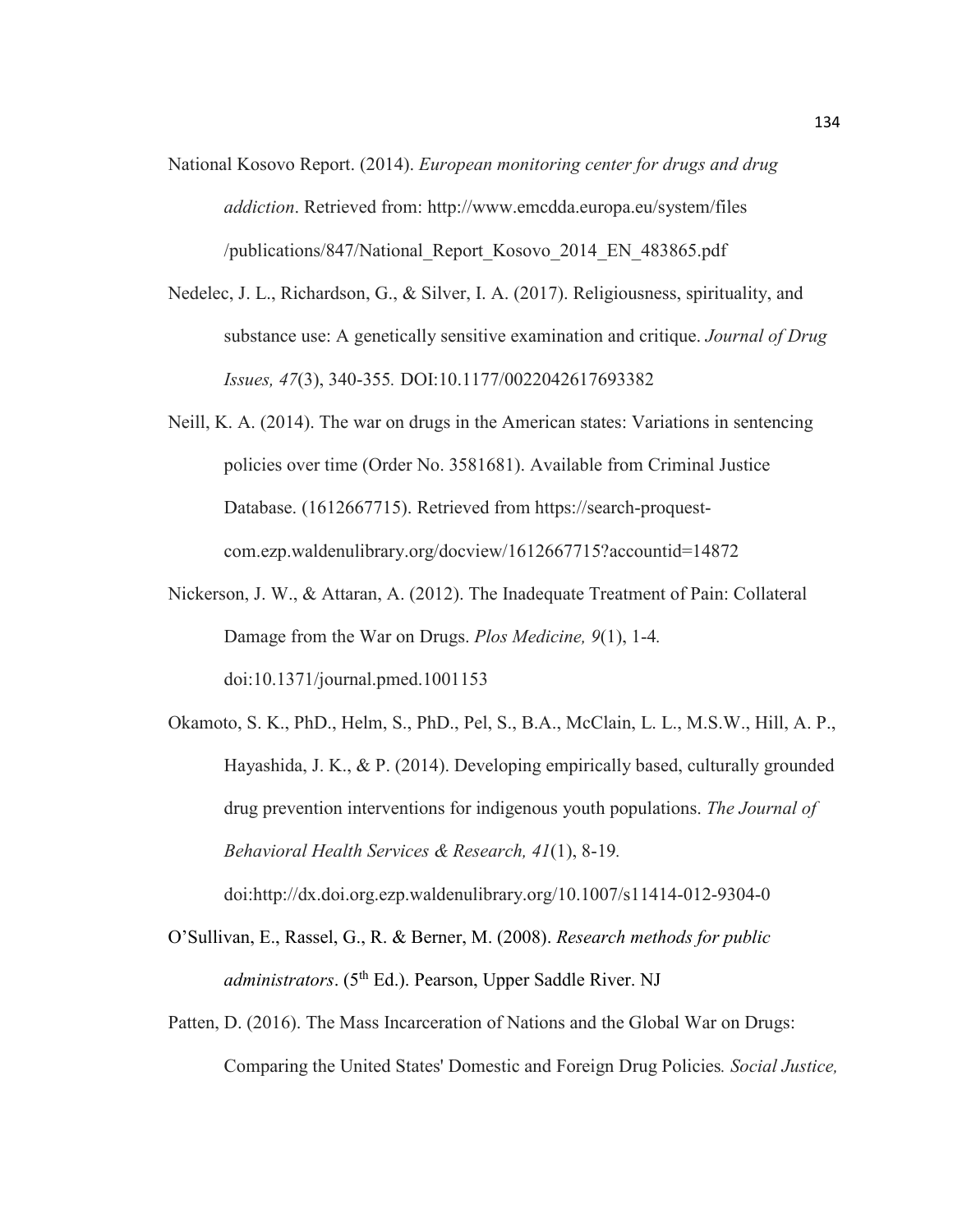National Kosovo Report. (2014). *European monitoring center for drugs and drug addiction*. Retrieved from: http://www.emcdda.europa.eu/system/files /publications/847/National_Report_Kosovo_2014_EN_483865.pdf

Nedelec, J. L., Richardson, G., & Silver, I. A. (2017). Religiousness, spirituality, and substance use: A genetically sensitive examination and critique. *Journal of Drug Issues, 47*(3), 340-355. DOI:10.1177/0022042617693382

Neill, K. A. (2014). The war on drugs in the American states: Variations in sentencing policies over time (Order No. 3581681). Available from Criminal Justice Database. (1612667715). Retrieved from https://search-proquest-com.ezp.waldenulibrary.org/docview/1612667715?accountid=14872

Nickerson, J. W., & Attaran, A. (2012). The Inadequate Treatment of Pain: Collateral Damage from the War on Drugs. *Plos Medicine, 9*(1), 1-4. doi:10.1371/journal.pmed.1001153

Okamoto, S. K., PhD., Helm, S., PhD., Pel, S., B.A., McClain, L. L., M.S.W., Hill, A. P., Hayashida, J. K., & P. (2014). Developing empirically based, culturally grounded drug prevention interventions for indigenous youth populations. *The Journal of Behavioral Health Services & Research, 41*(1), 8-19. doi:http://dx.doi.org.ezp.waldenulibrary.org/10.1007/s11414-012-9304-0

O'Sullivan, E., Rassel, G., R. & Berner, M. (2008). *Research methods for public administrators*. (5th Ed.). Pearson, Upper Saddle River. NJ

Patten, D. (2016). The Mass Incarceration of Nations and the Global War on Drugs: Comparing the United States' Domestic and Foreign Drug Policies*. Social Justice,*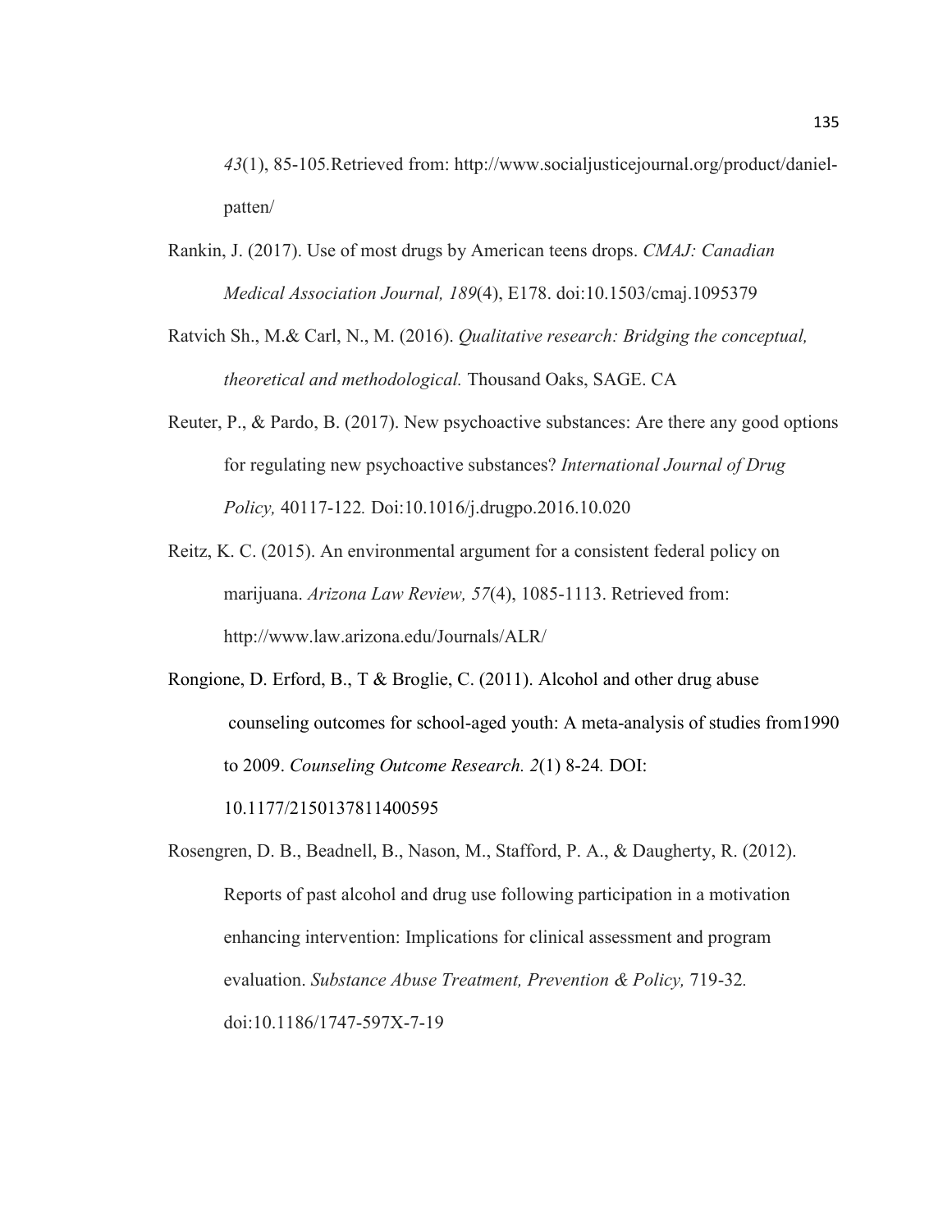*43*(1), 85-105.Retrieved from: http://www.socialjusticejournal.org/product/daniel-patten/

Rankin, J. (2017). Use of most drugs by American teens drops. *CMAJ: Canadian Medical Association Journal, 189*(4), E178. doi:10.1503/cmaj.1095379

Ratvich Sh., M.& Carl, N., M. (2016). *Qualitative research: Bridging the conceptual, theoretical and methodological.* Thousand Oaks, SAGE. CA

Reuter, P., & Pardo, B. (2017). New psychoactive substances: Are there any good options for regulating new psychoactive substances? *International Journal of Drug Policy,* 40117-122*.* Doi:10.1016/j.drugpo.2016.10.020

Reitz, K. C. (2015). An environmental argument for a consistent federal policy on marijuana. *Arizona Law Review, 57*(4), 1085-1113. Retrieved from: http://www.law.arizona.edu/Journals/ALR/

Rongione, D. Erford, B., T & Broglie, C. (2011). Alcohol and other drug abuse counseling outcomes for school-aged youth: A meta-analysis of studies from1990 to 2009. *Counseling Outcome Research. 2*(1) 8-24*.* DOI: 10.1177/2150137811400595

Rosengren, D. B., Beadnell, B., Nason, M., Stafford, P. A., & Daugherty, R. (2012). Reports of past alcohol and drug use following participation in a motivation enhancing intervention: Implications for clinical assessment and program evaluation. *Substance Abuse Treatment, Prevention & Policy,* 719-32*.* doi:10.1186/1747-597X-7-19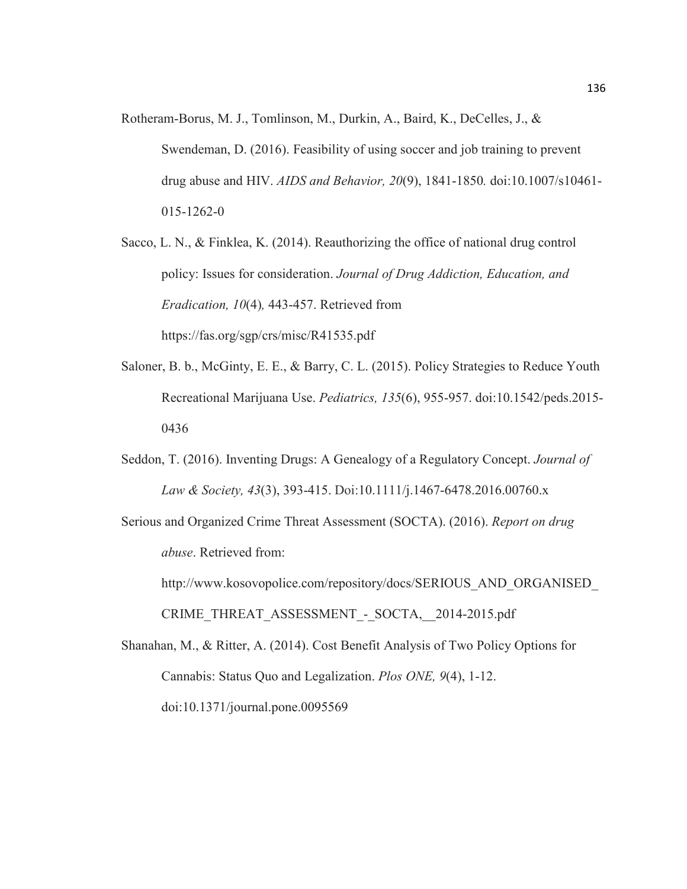Rotheram-Borus, M. J., Tomlinson, M., Durkin, A., Baird, K., DeCelles, J., & Swendeman, D. (2016). Feasibility of using soccer and job training to prevent drug abuse and HIV. *AIDS and Behavior, 20*(9), 1841-1850*.* doi:10.1007/s10461-015-1262-0

Sacco, L. N., & Finklea, K. (2014). Reauthorizing the office of national drug control policy: Issues for consideration. *Journal of Drug Addiction, Education, and Eradication, 10*(4)*,* 443-457. Retrieved from https://fas.org/sgp/crs/misc/R41535.pdf

Saloner, B. b., McGinty, E. E., & Barry, C. L. (2015). Policy Strategies to Reduce Youth Recreational Marijuana Use. *Pediatrics, 135*(6), 955-957. doi:10.1542/peds.2015-0436

Seddon, T. (2016). Inventing Drugs: A Genealogy of a Regulatory Concept. *Journal of Law & Society, 43*(3), 393-415. Doi:10.1111/j.1467-6478.2016.00760.x

Serious and Organized Crime Threat Assessment (SOCTA). (2016). *Report on drug abuse*. Retrieved from: http://www.kosovopolice.com/repository/docs/SERIOUS_AND_ORGANISED_CRIME_THREAT_ASSESSMENT_-_SOCTA,__2014-2015.pdf

Shanahan, M., & Ritter, A. (2014). Cost Benefit Analysis of Two Policy Options for Cannabis: Status Quo and Legalization. *Plos ONE, 9*(4), 1-12. doi:10.1371/journal.pone.0095569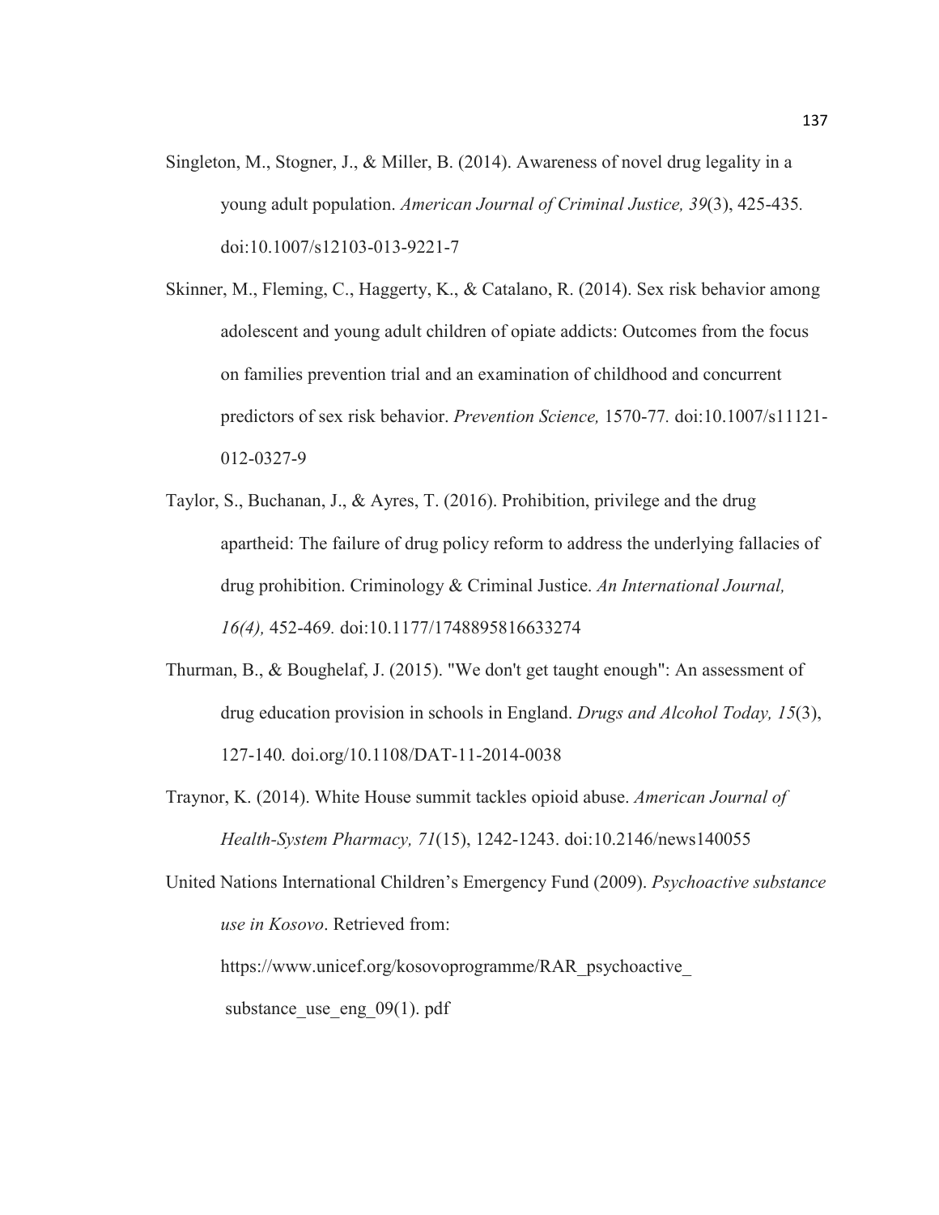Singleton, M., Stogner, J., & Miller, B. (2014). Awareness of novel drug legality in a young adult population. *American Journal of Criminal Justice, 39*(3), 425-435. doi:10.1007/s12103-013-9221-7

Skinner, M., Fleming, C., Haggerty, K., & Catalano, R. (2014). Sex risk behavior among adolescent and young adult children of opiate addicts: Outcomes from the focus on families prevention trial and an examination of childhood and concurrent predictors of sex risk behavior. *Prevention Science,* 1570-77. doi:10.1007/s11121-012-0327-9

Taylor, S., Buchanan, J., & Ayres, T. (2016). Prohibition, privilege and the drug apartheid: The failure of drug policy reform to address the underlying fallacies of drug prohibition. Criminology & Criminal Justice. *An International Journal, 16(4),* 452-469. doi:10.1177/1748895816633274

Thurman, B., & Boughelaf, J. (2015). "We don't get taught enough": An assessment of drug education provision in schools in England. *Drugs and Alcohol Today, 15*(3), 127-140. doi.org/10.1108/DAT-11-2014-0038

Traynor, K. (2014). White House summit tackles opioid abuse. *American Journal of Health-System Pharmacy, 71*(15), 1242-1243. doi:10.2146/news140055

United Nations International Children's Emergency Fund (2009). *Psychoactive substance use in Kosovo*. Retrieved from: https://www.unicef.org/kosovoprogramme/RAR_psychoactive_ substance_use_eng_09(1). pdf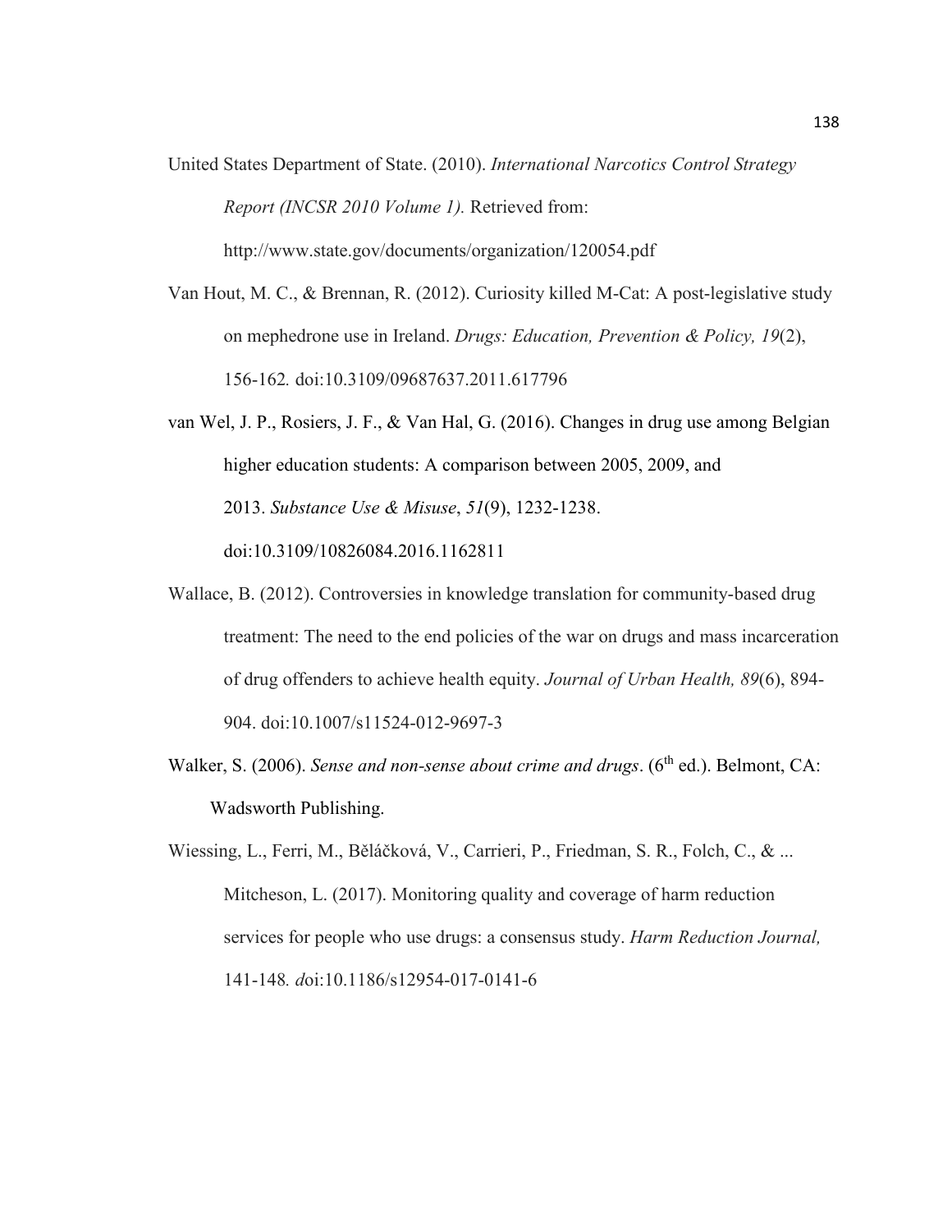United States Department of State. (2010). *International Narcotics Control Strategy Report (INCSR 2010 Volume 1).* Retrieved from: http://www.state.gov/documents/organization/120054.pdf

Van Hout, M. C., & Brennan, R. (2012). Curiosity killed M-Cat: A post-legislative study on mephedrone use in Ireland. *Drugs: Education, Prevention & Policy, 19*(2), 156-162. doi:10.3109/09687637.2011.617796

van Wel, J. P., Rosiers, J. F., & Van Hal, G. (2016). Changes in drug use among Belgian higher education students: A comparison between 2005, 2009, and 2013. *Substance Use & Misuse*, *51*(9), 1232-1238. doi:10.3109/10826084.2016.1162811

Wallace, B. (2012). Controversies in knowledge translation for community-based drug treatment: The need to the end policies of the war on drugs and mass incarceration of drug offenders to achieve health equity. *Journal of Urban Health, 89*(6), 894-904. doi:10.1007/s11524-012-9697-3

Walker, S. (2006). *Sense and non-sense about crime and drugs*. (6th ed.). Belmont, CA: Wadsworth Publishing.

Wiessing, L., Ferri, M., Běláčková, V., Carrieri, P., Friedman, S. R., Folch, C., & ... Mitcheson, L. (2017). Monitoring quality and coverage of harm reduction services for people who use drugs: a consensus study. *Harm Reduction Journal,* 141-148. doi:10.1186/s12954-017-0141-6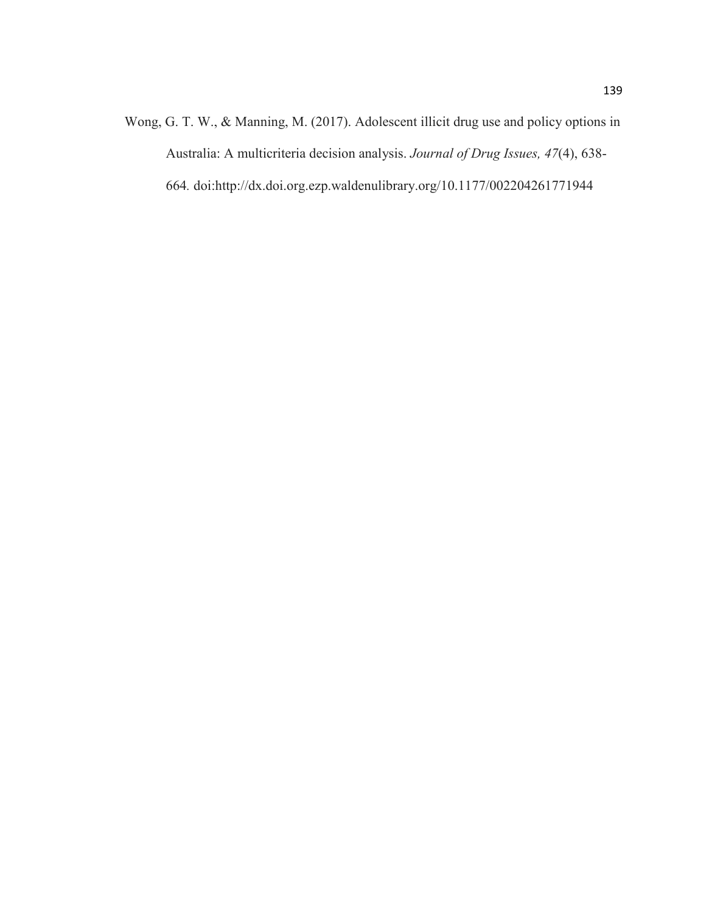Wong, G. T. W., & Manning, M. (2017). Adolescent illicit drug use and policy options in Australia: A multicriteria decision analysis. *Journal of Drug Issues, 47*(4), 638-664. doi:http://dx.doi.org.ezp.waldenulibrary.org/10.1177/002204261771944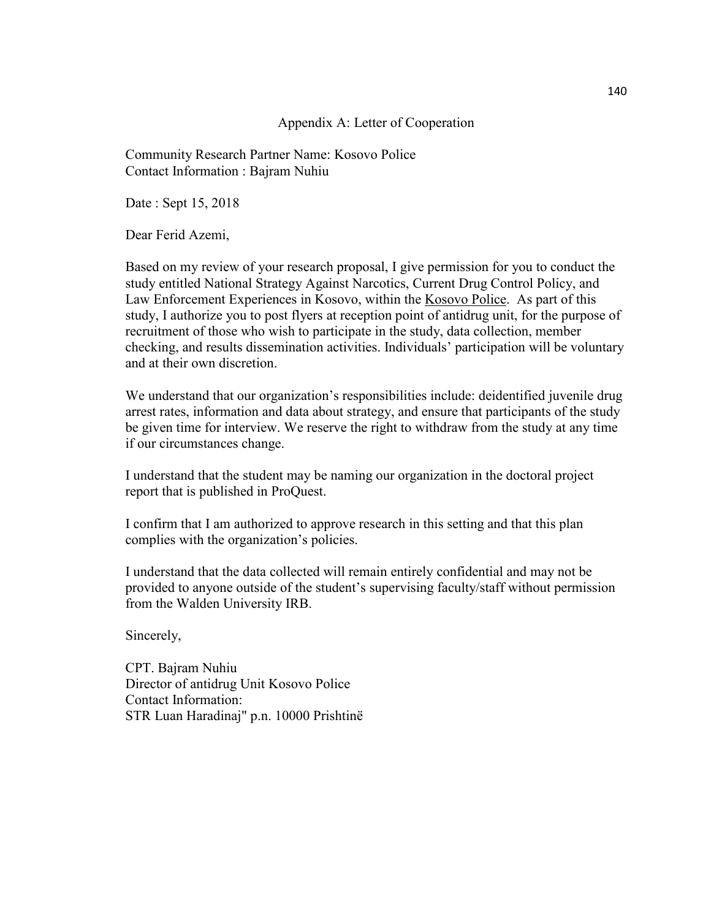## Appendix A: Letter of Cooperation

Community Research Partner Name: Kosovo Police
Contact Information : Bajram Nuhiu

Date : Sept 15, 2018

Dear Ferid Azemi,

Based on my review of your research proposal, I give permission for you to conduct the study entitled National Strategy Against Narcotics, Current Drug Control Policy, and Law Enforcement Experiences in Kosovo, within the Kosovo Police. As part of this study, I authorize you to post flyers at reception point of antidrug unit, for the purpose of recruitment of those who wish to participate in the study, data collection, member checking, and results dissemination activities. Individuals' participation will be voluntary and at their own discretion.

We understand that our organization's responsibilities include: deidentified juvenile drug arrest rates, information and data about strategy, and ensure that participants of the study be given time for interview. We reserve the right to withdraw from the study at any time if our circumstances change.

I understand that the student may be naming our organization in the doctoral project report that is published in ProQuest.

I confirm that I am authorized to approve research in this setting and that this plan complies with the organization's policies.

I understand that the data collected will remain entirely confidential and may not be provided to anyone outside of the student's supervising faculty/staff without permission from the Walden University IRB.

Sincerely,

CPT. Bajram Nuhiu
Director of antidrug Unit Kosovo Police
Contact Information:
STR Luan Haradinaj" p.n. 10000 Prishtinë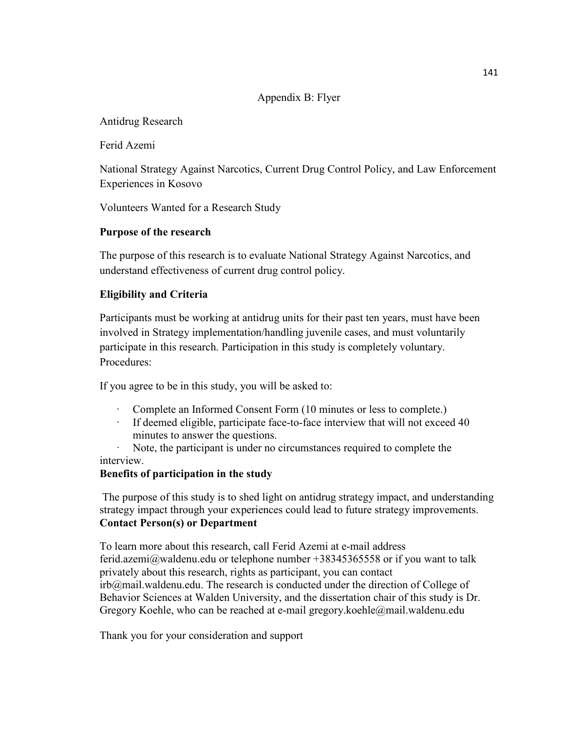Appendix B: Flyer

Antidrug Research

Ferid Azemi

National Strategy Against Narcotics, Current Drug Control Policy, and Law Enforcement Experiences in Kosovo

Volunteers Wanted for a Research Study

**Purpose of the research**

The purpose of this research is to evaluate National Strategy Against Narcotics, and understand effectiveness of current drug control policy.

**Eligibility and Criteria**

Participants must be working at antidrug units for their past ten years, must have been involved in Strategy implementation/handling juvenile cases, and must voluntarily participate in this research. Participation in this study is completely voluntary.
Procedures:

If you agree to be in this study, you will be asked to:

- Complete an Informed Consent Form (10 minutes or less to complete.)
- If deemed eligible, participate face-to-face interview that will not exceed 40 minutes to answer the questions.
- Note, the participant is under no circumstances required to complete the interview.

**Benefits of participation in the study**

The purpose of this study is to shed light on antidrug strategy impact, and understanding strategy impact through your experiences could lead to future strategy improvements.

**Contact Person(s) or Department**

To learn more about this research, call Ferid Azemi at e-mail address ferid.azemi@waldenu.edu or telephone number +38345365558 or if you want to talk privately about this research, rights as participant, you can contact irb@mail.waldenu.edu. The research is conducted under the direction of College of Behavior Sciences at Walden University, and the dissertation chair of this study is Dr. Gregory Koehle, who can be reached at e-mail gregory.koehle@mail.waldenu.edu

Thank you for your consideration and support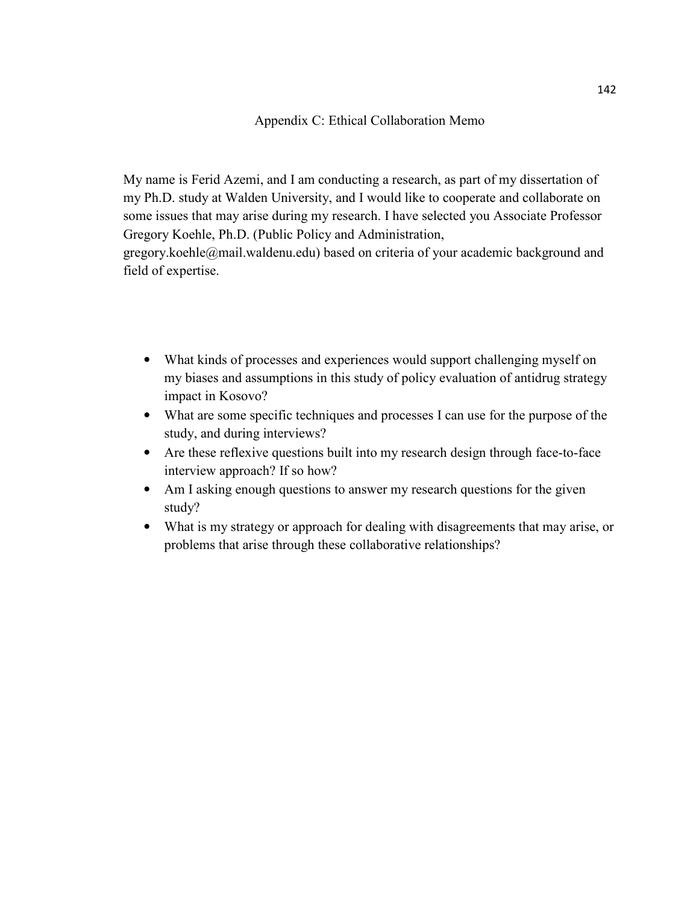# Appendix C: Ethical Collaboration Memo

My name is Ferid Azemi, and I am conducting a research, as part of my dissertation of my Ph.D. study at Walden University, and I would like to cooperate and collaborate on some issues that may arise during my research. I have selected you Associate Professor Gregory Koehle, Ph.D. (Public Policy and Administration, gregory.koehle@mail.waldenu.edu) based on criteria of your academic background and field of expertise.

- What kinds of processes and experiences would support challenging myself on my biases and assumptions in this study of policy evaluation of antidrug strategy impact in Kosovo?
- What are some specific techniques and processes I can use for the purpose of the study, and during interviews?
- Are these reflexive questions built into my research design through face-to-face interview approach? If so how?
- Am I asking enough questions to answer my research questions for the given study?
- What is my strategy or approach for dealing with disagreements that may arise, or problems that arise through these collaborative relationships?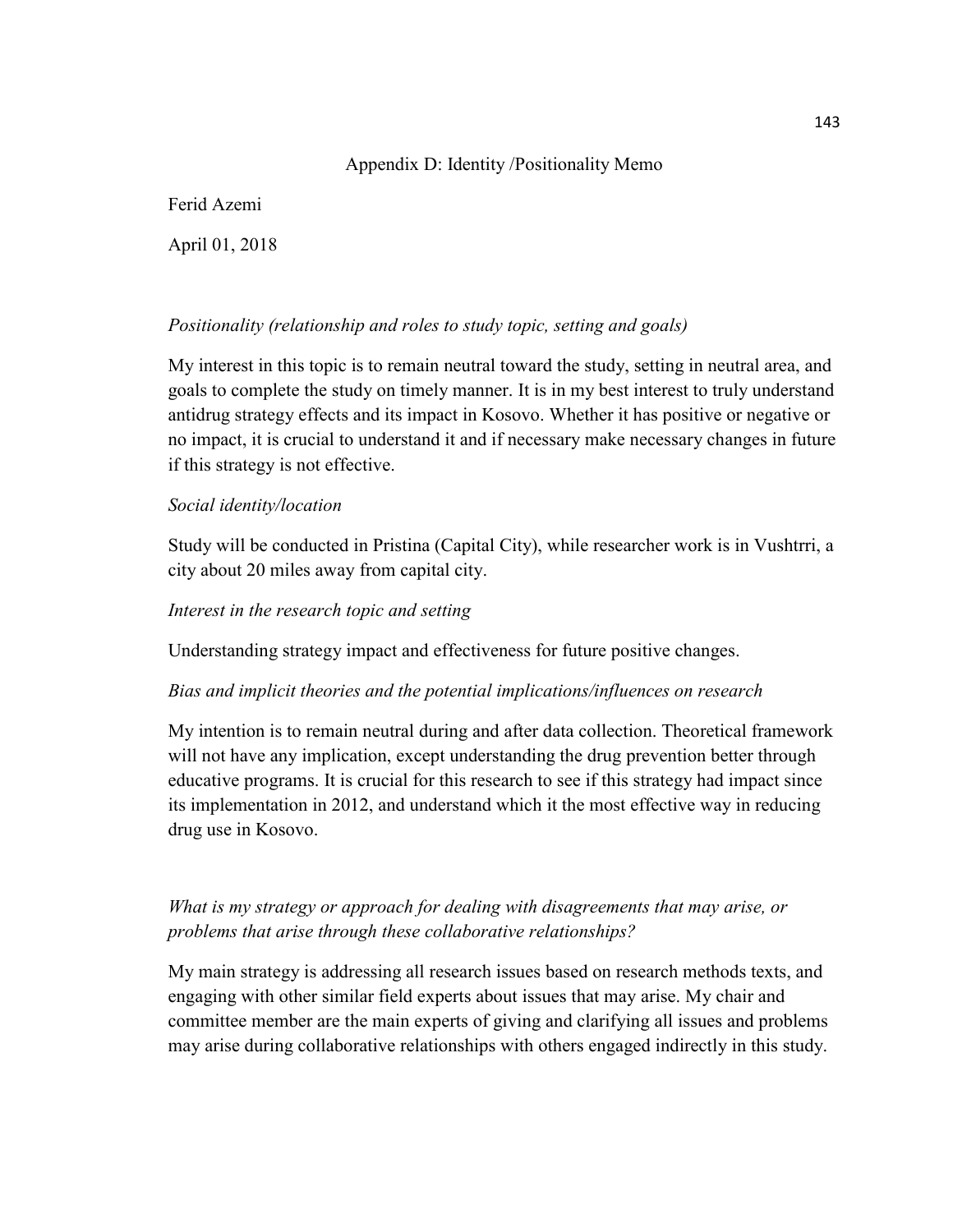## Appendix D: Identity /Positionality Memo

Ferid Azemi

April 01, 2018

*Positionality (relationship and roles to study topic, setting and goals)*

My interest in this topic is to remain neutral toward the study, setting in neutral area, and goals to complete the study on timely manner. It is in my best interest to truly understand antidrug strategy effects and its impact in Kosovo. Whether it has positive or negative or no impact, it is crucial to understand it and if necessary make necessary changes in future if this strategy is not effective.

*Social identity/location*

Study will be conducted in Pristina (Capital City), while researcher work is in Vushtrri, a city about 20 miles away from capital city.

*Interest in the research topic and setting*

Understanding strategy impact and effectiveness for future positive changes.

*Bias and implicit theories and the potential implications/influences on research*

My intention is to remain neutral during and after data collection. Theoretical framework will not have any implication, except understanding the drug prevention better through educative programs. It is crucial for this research to see if this strategy had impact since its implementation in 2012, and understand which it the most effective way in reducing drug use in Kosovo.

*What is my strategy or approach for dealing with disagreements that may arise, or problems that arise through these collaborative relationships?*

My main strategy is addressing all research issues based on research methods texts, and engaging with other similar field experts about issues that may arise. My chair and committee member are the main experts of giving and clarifying all issues and problems may arise during collaborative relationships with others engaged indirectly in this study.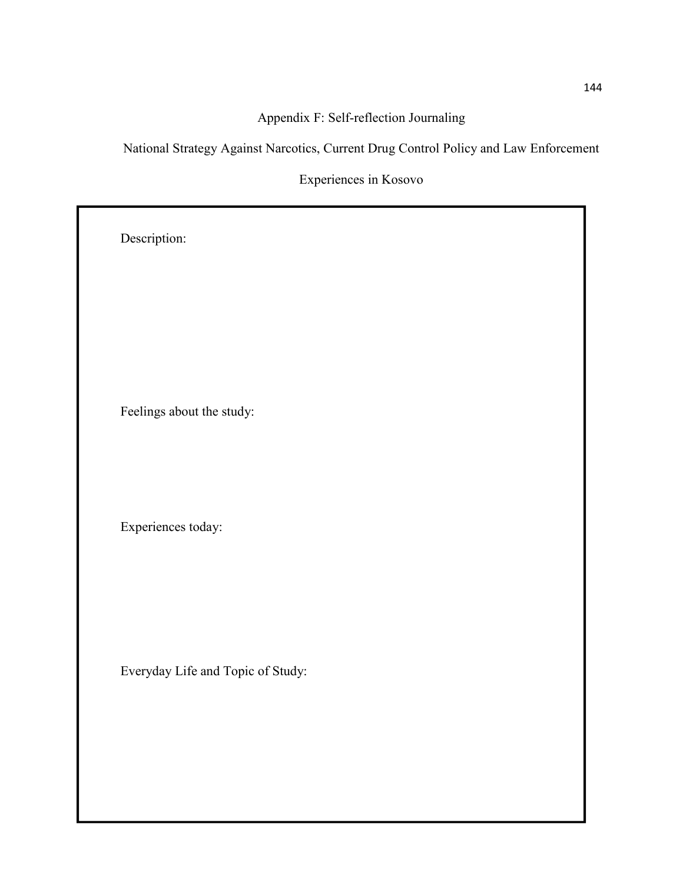# Appendix F: Self-reflection Journaling

## National Strategy Against Narcotics, Current Drug Control Policy and Law Enforcement Experiences in Kosovo

Description:

Feelings about the study:

Experiences today:

Everyday Life and Topic of Study: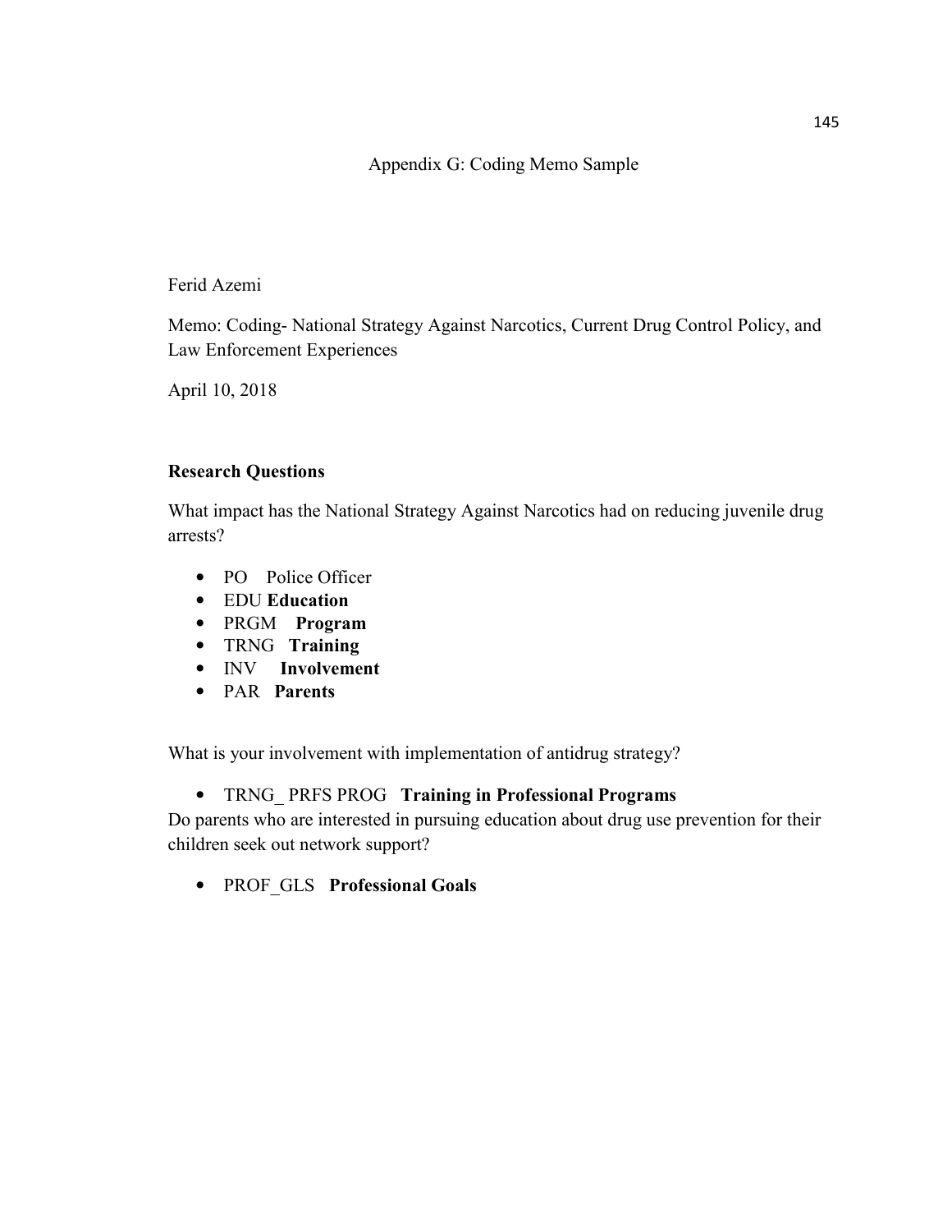# Appendix G: Coding Memo Sample

Ferid Azemi

Memo: Coding- National Strategy Against Narcotics, Current Drug Control Policy, and Law Enforcement Experiences

April 10, 2018

**Research Questions**

What impact has the National Strategy Against Narcotics had on reducing juvenile drug arrests?

- PO Police Officer
- EDU **Education**
- PRGM **Program**
- TRNG **Training**
- INV **Involvement**
- PAR **Parents**

What is your involvement with implementation of antidrug strategy?

- TRNG_ PRFS PROG **Training in Professional Programs**

Do parents who are interested in pursuing education about drug use prevention for their children seek out network support?

- PROF_GLS **Professional Goals**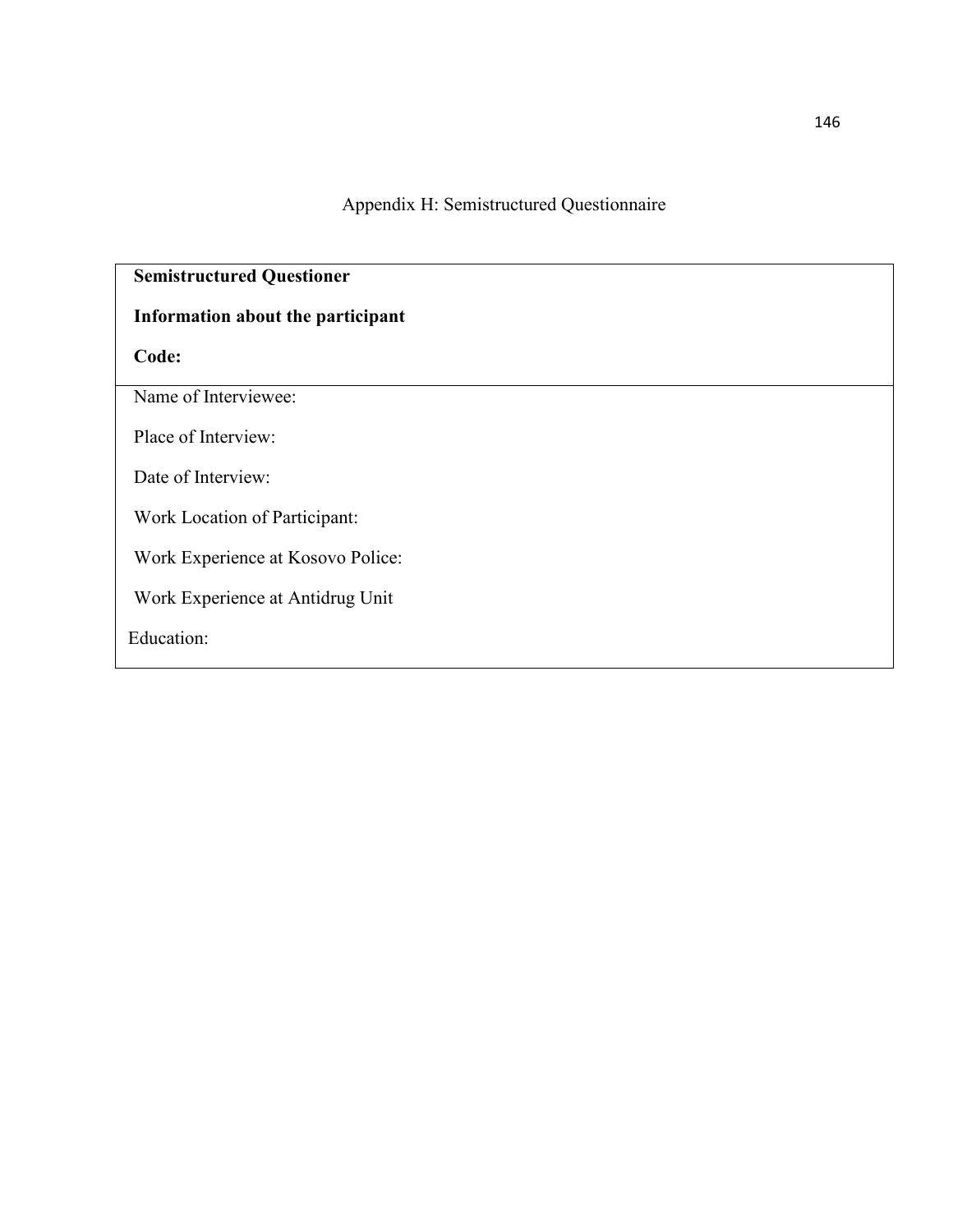# Appendix H: Semistructured Questionnaire

| **Semistructured Questioner**<br><br>**Information about the participant**<br><br>**Code:** |
|---|
| Name of Interviewee:<br><br>Place of Interview:<br><br>Date of Interview:<br><br>Work Location of Participant:<br><br>Work Experience at Kosovo Police:<br><br>Work Experience at Antidrug Unit<br><br>Education: |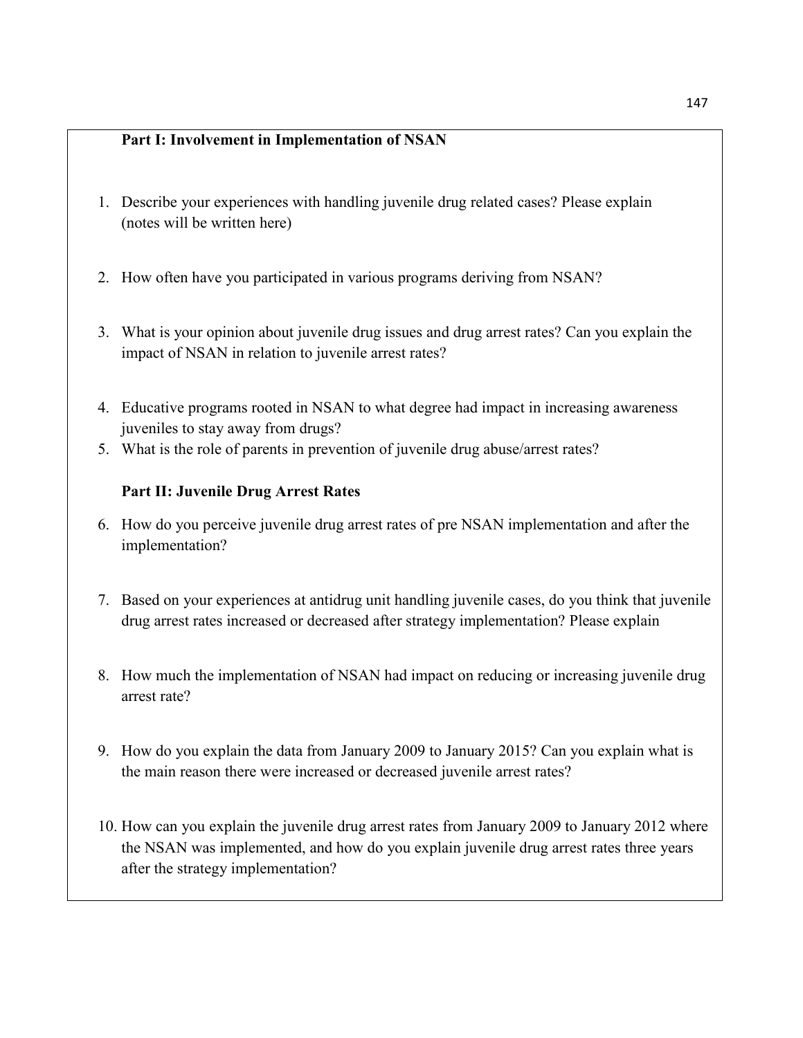**Part I: Involvement in Implementation of NSAN**

1. Describe your experiences with handling juvenile drug related cases? Please explain (notes will be written here)

2. How often have you participated in various programs deriving from NSAN?

3. What is your opinion about juvenile drug issues and drug arrest rates? Can you explain the impact of NSAN in relation to juvenile arrest rates?

4. Educative programs rooted in NSAN to what degree had impact in increasing awareness juveniles to stay away from drugs?
5. What is the role of parents in prevention of juvenile drug abuse/arrest rates?

**Part II: Juvenile Drug Arrest Rates**

6. How do you perceive juvenile drug arrest rates of pre NSAN implementation and after the implementation?

7. Based on your experiences at antidrug unit handling juvenile cases, do you think that juvenile drug arrest rates increased or decreased after strategy implementation? Please explain

8. How much the implementation of NSAN had impact on reducing or increasing juvenile drug arrest rate?

9. How do you explain the data from January 2009 to January 2015? Can you explain what is the main reason there were increased or decreased juvenile arrest rates?

10. How can you explain the juvenile drug arrest rates from January 2009 to January 2012 where the NSAN was implemented, and how do you explain juvenile drug arrest rates three years after the strategy implementation?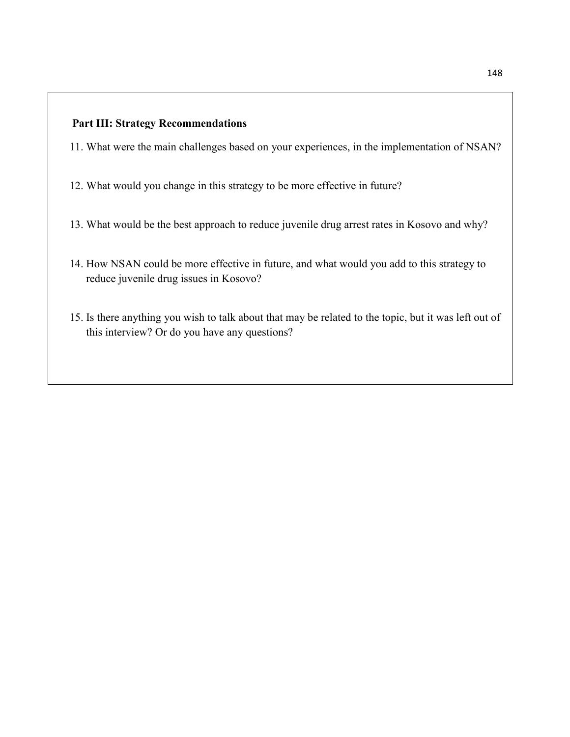**Part III: Strategy Recommendations**

11. What were the main challenges based on your experiences, in the implementation of NSAN?

12. What would you change in this strategy to be more effective in future?

13. What would be the best approach to reduce juvenile drug arrest rates in Kosovo and why?

14. How NSAN could be more effective in future, and what would you add to this strategy to reduce juvenile drug issues in Kosovo?

15. Is there anything you wish to talk about that may be related to the topic, but it was left out of this interview? Or do you have any questions?